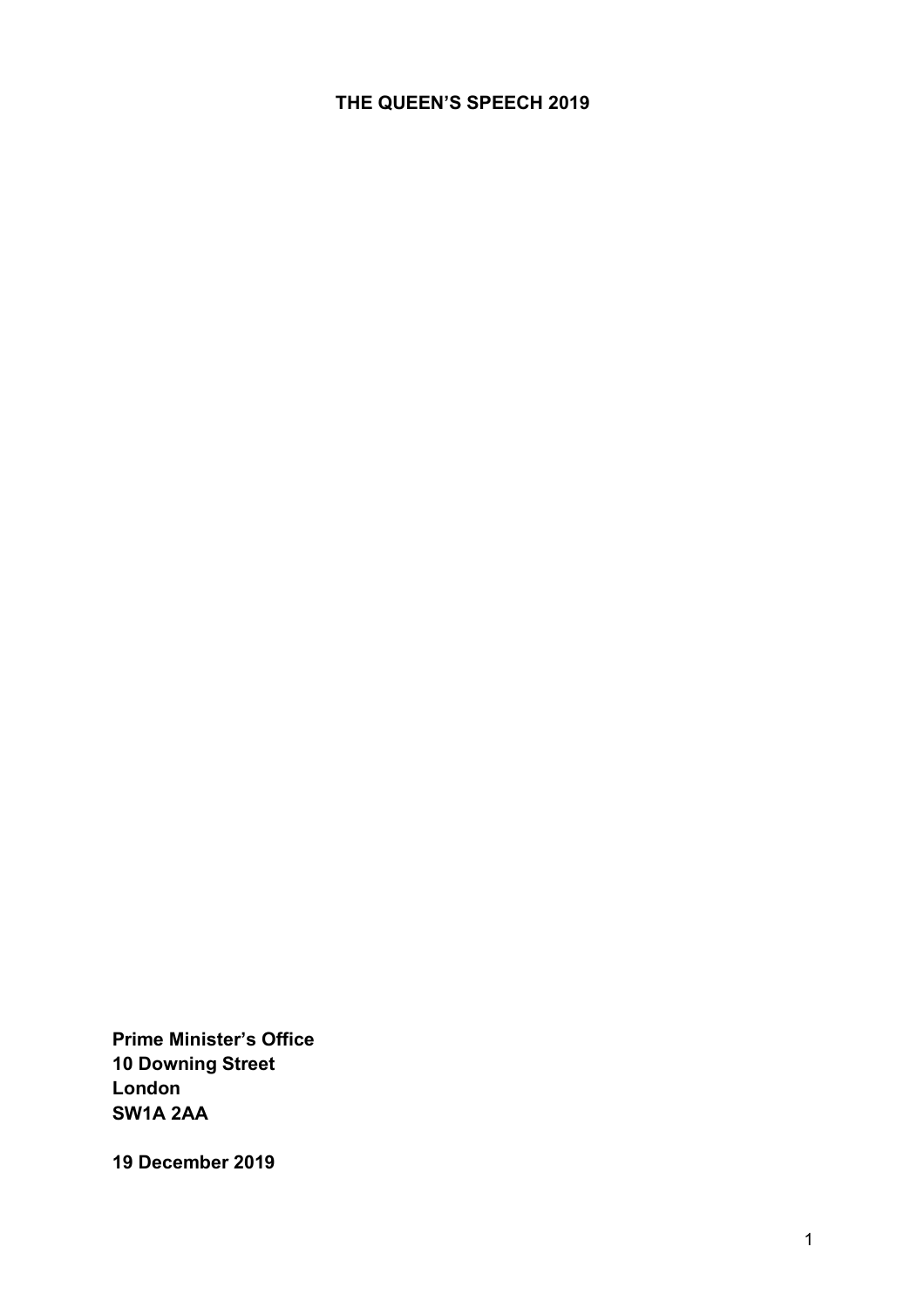# THE QUEEN'S SPEECH 2019

**Prime Minister's Office**
**10 Downing Street**
**London**
**SW1A 2AA**

**19 December 2019**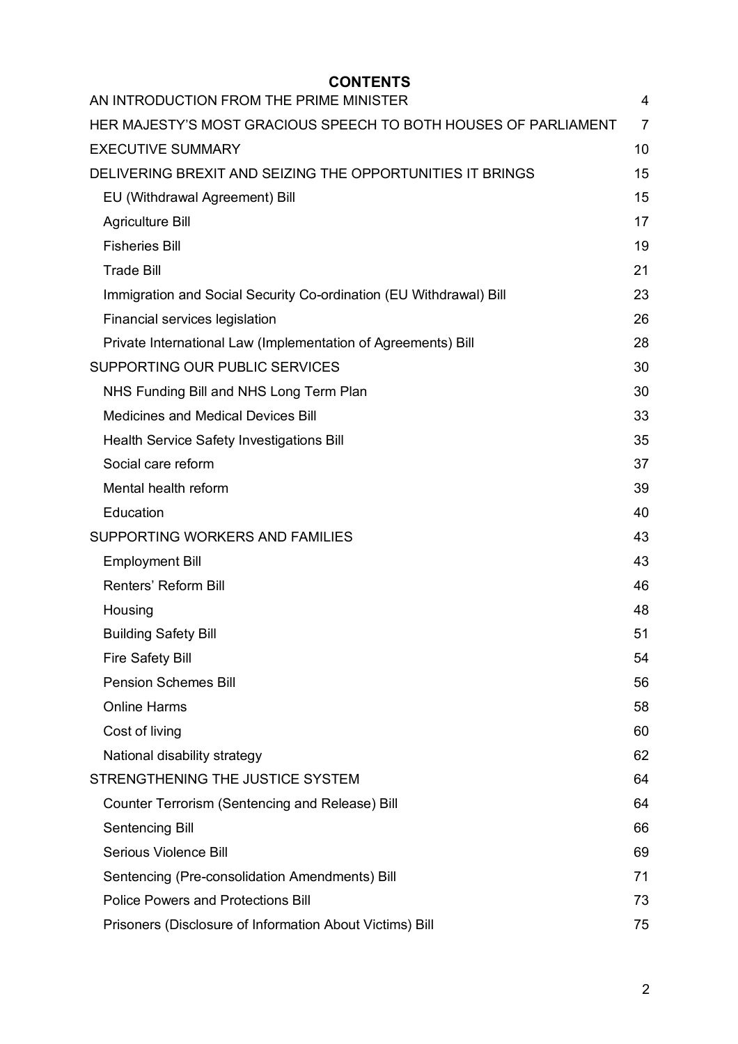# CONTENTS

| | |
|---|---|
| AN INTRODUCTION FROM THE PRIME MINISTER | 4 |
| HER MAJESTY'S MOST GRACIOUS SPEECH TO BOTH HOUSES OF PARLIAMENT | 7 |
| EXECUTIVE SUMMARY | 10 |
| DELIVERING BREXIT AND SEIZING THE OPPORTUNITIES IT BRINGS | 15 |
| EU (Withdrawal Agreement) Bill | 15 |
| Agriculture Bill | 17 |
| Fisheries Bill | 19 |
| Trade Bill | 21 |
| Immigration and Social Security Co-ordination (EU Withdrawal) Bill | 23 |
| Financial services legislation | 26 |
| Private International Law (Implementation of Agreements) Bill | 28 |
| SUPPORTING OUR PUBLIC SERVICES | 30 |
| NHS Funding Bill and NHS Long Term Plan | 30 |
| Medicines and Medical Devices Bill | 33 |
| Health Service Safety Investigations Bill | 35 |
| Social care reform | 37 |
| Mental health reform | 39 |
| Education | 40 |
| SUPPORTING WORKERS AND FAMILIES | 43 |
| Employment Bill | 43 |
| Renters' Reform Bill | 46 |
| Housing | 48 |
| Building Safety Bill | 51 |
| Fire Safety Bill | 54 |
| Pension Schemes Bill | 56 |
| Online Harms | 58 |
| Cost of living | 60 |
| National disability strategy | 62 |
| STRENGTHENING THE JUSTICE SYSTEM | 64 |
| Counter Terrorism (Sentencing and Release) Bill | 64 |
| Sentencing Bill | 66 |
| Serious Violence Bill | 69 |
| Sentencing (Pre-consolidation Amendments) Bill | 71 |
| Police Powers and Protections Bill | 73 |
| Prisoners (Disclosure of Information About Victims) Bill | 75 |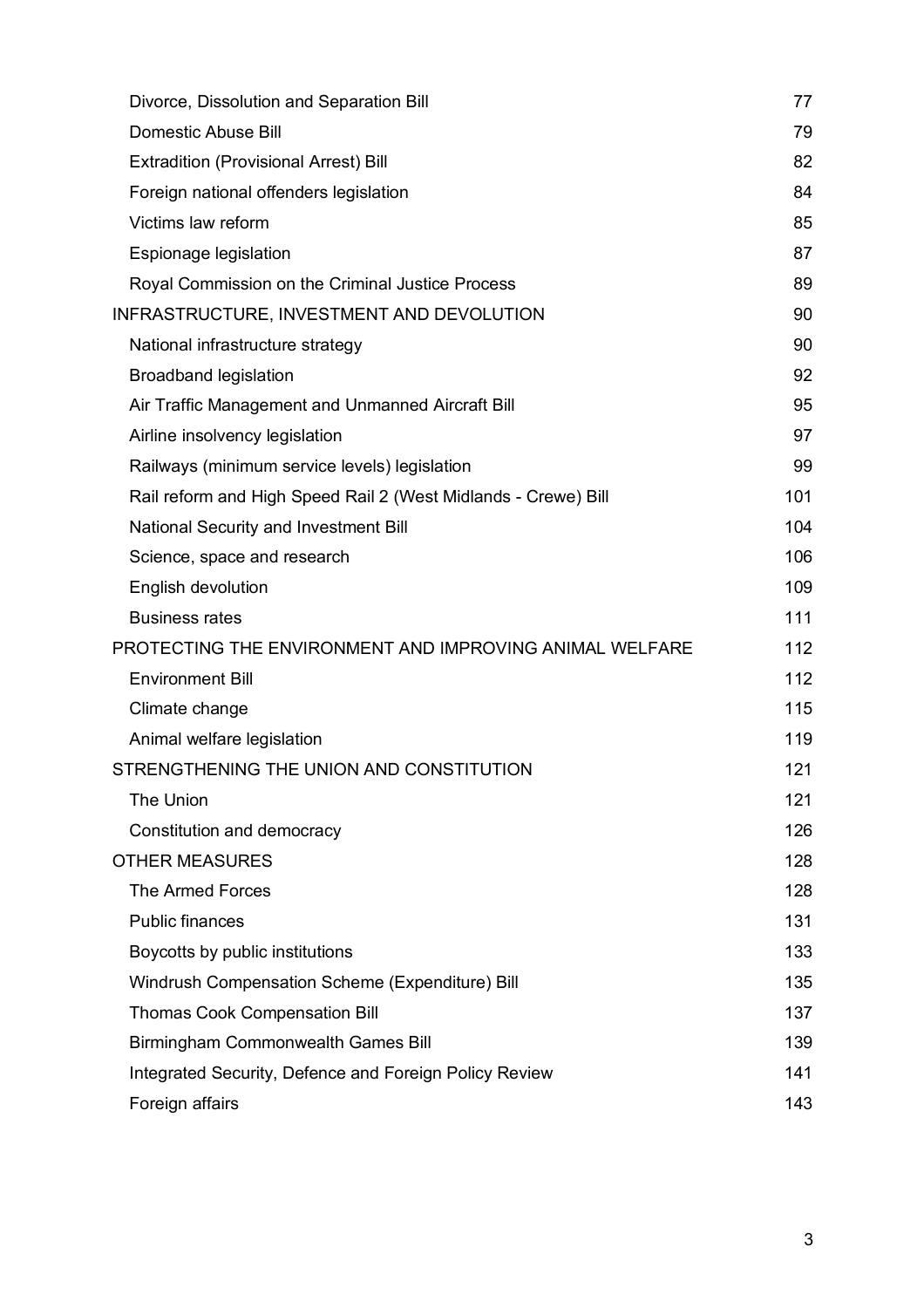| | |
|---|---|
| Divorce, Dissolution and Separation Bill | 77 |
| Domestic Abuse Bill | 79 |
| Extradition (Provisional Arrest) Bill | 82 |
| Foreign national offenders legislation | 84 |
| Victims law reform | 85 |
| Espionage legislation | 87 |
| Royal Commission on the Criminal Justice Process | 89 |
| INFRASTRUCTURE, INVESTMENT AND DEVOLUTION | 90 |
| National infrastructure strategy | 90 |
| Broadband legislation | 92 |
| Air Traffic Management and Unmanned Aircraft Bill | 95 |
| Airline insolvency legislation | 97 |
| Railways (minimum service levels) legislation | 99 |
| Rail reform and High Speed Rail 2 (West Midlands - Crewe) Bill | 101 |
| National Security and Investment Bill | 104 |
| Science, space and research | 106 |
| English devolution | 109 |
| Business rates | 111 |
| PROTECTING THE ENVIRONMENT AND IMPROVING ANIMAL WELFARE | 112 |
| Environment Bill | 112 |
| Climate change | 115 |
| Animal welfare legislation | 119 |
| STRENGTHENING THE UNION AND CONSTITUTION | 121 |
| The Union | 121 |
| Constitution and democracy | 126 |
| OTHER MEASURES | 128 |
| The Armed Forces | 128 |
| Public finances | 131 |
| Boycotts by public institutions | 133 |
| Windrush Compensation Scheme (Expenditure) Bill | 135 |
| Thomas Cook Compensation Bill | 137 |
| Birmingham Commonwealth Games Bill | 139 |
| Integrated Security, Defence and Foreign Policy Review | 141 |
| Foreign affairs | 143 |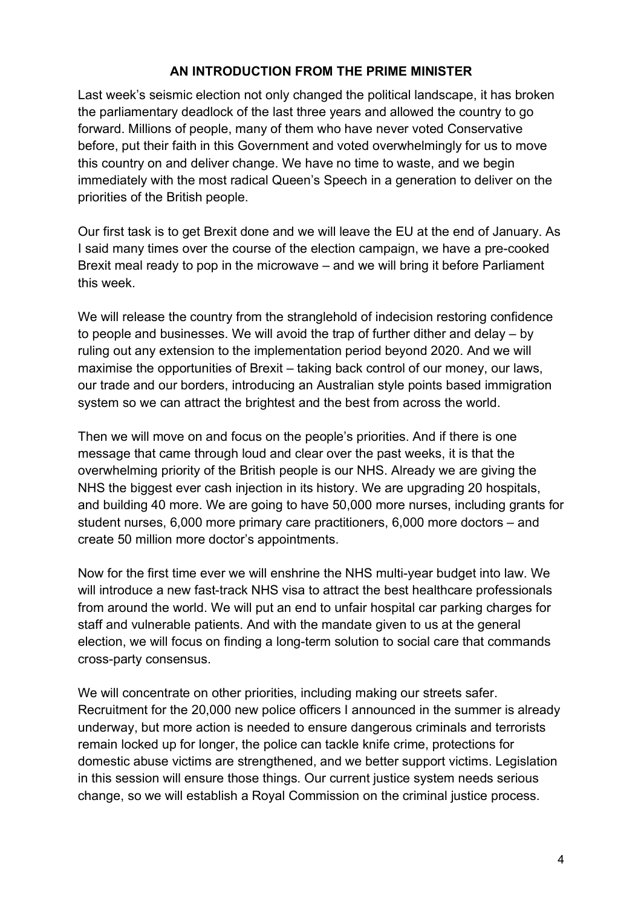## AN INTRODUCTION FROM THE PRIME MINISTER

Last week's seismic election not only changed the political landscape, it has broken the parliamentary deadlock of the last three years and allowed the country to go forward. Millions of people, many of them who have never voted Conservative before, put their faith in this Government and voted overwhelmingly for us to move this country on and deliver change. We have no time to waste, and we begin immediately with the most radical Queen's Speech in a generation to deliver on the priorities of the British people.

Our first task is to get Brexit done and we will leave the EU at the end of January. As I said many times over the course of the election campaign, we have a pre-cooked Brexit meal ready to pop in the microwave – and we will bring it before Parliament this week.

We will release the country from the stranglehold of indecision restoring confidence to people and businesses. We will avoid the trap of further dither and delay – by ruling out any extension to the implementation period beyond 2020. And we will maximise the opportunities of Brexit – taking back control of our money, our laws, our trade and our borders, introducing an Australian style points based immigration system so we can attract the brightest and the best from across the world.

Then we will move on and focus on the people's priorities. And if there is one message that came through loud and clear over the past weeks, it is that the overwhelming priority of the British people is our NHS. Already we are giving the NHS the biggest ever cash injection in its history. We are upgrading 20 hospitals, and building 40 more. We are going to have 50,000 more nurses, including grants for student nurses, 6,000 more primary care practitioners, 6,000 more doctors – and create 50 million more doctor's appointments.

Now for the first time ever we will enshrine the NHS multi-year budget into law. We will introduce a new fast-track NHS visa to attract the best healthcare professionals from around the world. We will put an end to unfair hospital car parking charges for staff and vulnerable patients. And with the mandate given to us at the general election, we will focus on finding a long-term solution to social care that commands cross-party consensus.

We will concentrate on other priorities, including making our streets safer. Recruitment for the 20,000 new police officers I announced in the summer is already underway, but more action is needed to ensure dangerous criminals and terrorists remain locked up for longer, the police can tackle knife crime, protections for domestic abuse victims are strengthened, and we better support victims. Legislation in this session will ensure those things. Our current justice system needs serious change, so we will establish a Royal Commission on the criminal justice process.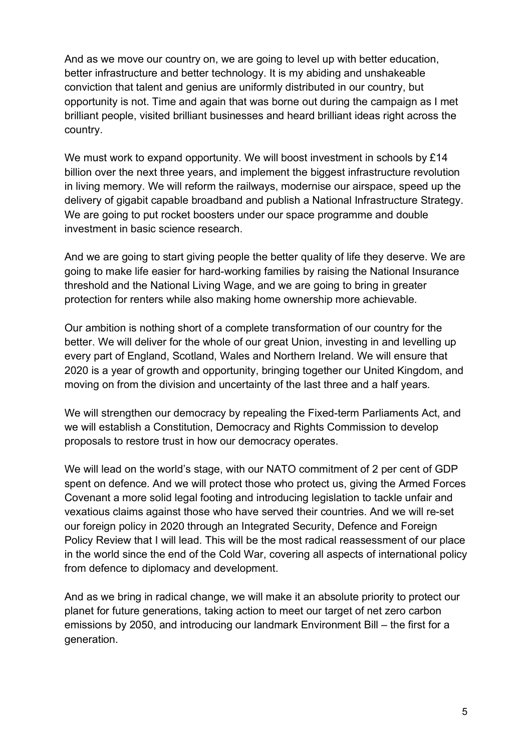And as we move our country on, we are going to level up with better education, better infrastructure and better technology. It is my abiding and unshakeable conviction that talent and genius are uniformly distributed in our country, but opportunity is not. Time and again that was borne out during the campaign as I met brilliant people, visited brilliant businesses and heard brilliant ideas right across the country.

We must work to expand opportunity. We will boost investment in schools by £14 billion over the next three years, and implement the biggest infrastructure revolution in living memory. We will reform the railways, modernise our airspace, speed up the delivery of gigabit capable broadband and publish a National Infrastructure Strategy. We are going to put rocket boosters under our space programme and double investment in basic science research.

And we are going to start giving people the better quality of life they deserve. We are going to make life easier for hard-working families by raising the National Insurance threshold and the National Living Wage, and we are going to bring in greater protection for renters while also making home ownership more achievable.

Our ambition is nothing short of a complete transformation of our country for the better. We will deliver for the whole of our great Union, investing in and levelling up every part of England, Scotland, Wales and Northern Ireland. We will ensure that 2020 is a year of growth and opportunity, bringing together our United Kingdom, and moving on from the division and uncertainty of the last three and a half years.

We will strengthen our democracy by repealing the Fixed-term Parliaments Act, and we will establish a Constitution, Democracy and Rights Commission to develop proposals to restore trust in how our democracy operates.

We will lead on the world's stage, with our NATO commitment of 2 per cent of GDP spent on defence. And we will protect those who protect us, giving the Armed Forces Covenant a more solid legal footing and introducing legislation to tackle unfair and vexatious claims against those who have served their countries. And we will re-set our foreign policy in 2020 through an Integrated Security, Defence and Foreign Policy Review that I will lead. This will be the most radical reassessment of our place in the world since the end of the Cold War, covering all aspects of international policy from defence to diplomacy and development.

And as we bring in radical change, we will make it an absolute priority to protect our planet for future generations, taking action to meet our target of net zero carbon emissions by 2050, and introducing our landmark Environment Bill – the first for a generation.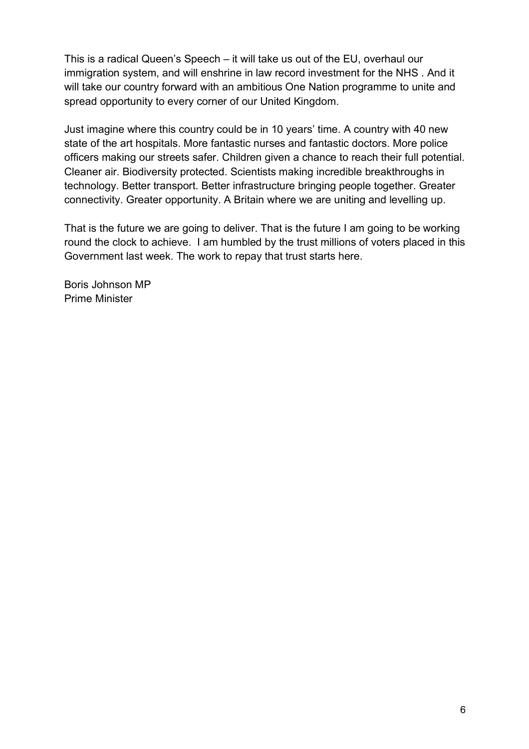This is a radical Queen's Speech – it will take us out of the EU, overhaul our immigration system, and will enshrine in law record investment for the NHS . And it will take our country forward with an ambitious One Nation programme to unite and spread opportunity to every corner of our United Kingdom.

Just imagine where this country could be in 10 years' time. A country with 40 new state of the art hospitals. More fantastic nurses and fantastic doctors. More police officers making our streets safer. Children given a chance to reach their full potential. Cleaner air. Biodiversity protected. Scientists making incredible breakthroughs in technology. Better transport. Better infrastructure bringing people together. Greater connectivity. Greater opportunity. A Britain where we are uniting and levelling up.

That is the future we are going to deliver. That is the future I am going to be working round the clock to achieve. I am humbled by the trust millions of voters placed in this Government last week. The work to repay that trust starts here.

Boris Johnson MP
Prime Minister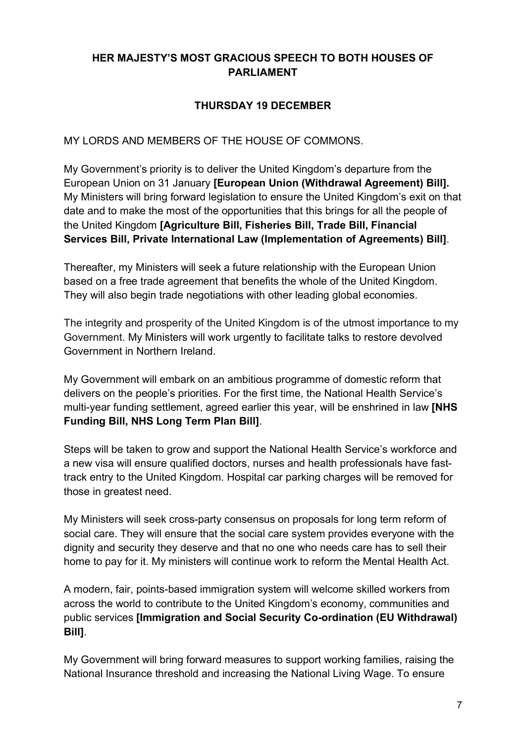## HER MAJESTY'S MOST GRACIOUS SPEECH TO BOTH HOUSES OF PARLIAMENT

### THURSDAY 19 DECEMBER

MY LORDS AND MEMBERS OF THE HOUSE OF COMMONS.

My Government's priority is to deliver the United Kingdom's departure from the European Union on 31 January **[European Union (Withdrawal Agreement) Bill].** My Ministers will bring forward legislation to ensure the United Kingdom's exit on that date and to make the most of the opportunities that this brings for all the people of the United Kingdom **[Agriculture Bill, Fisheries Bill, Trade Bill, Financial Services Bill, Private International Law (Implementation of Agreements) Bill]**.

Thereafter, my Ministers will seek a future relationship with the European Union based on a free trade agreement that benefits the whole of the United Kingdom. They will also begin trade negotiations with other leading global economies.

The integrity and prosperity of the United Kingdom is of the utmost importance to my Government. My Ministers will work urgently to facilitate talks to restore devolved Government in Northern Ireland.

My Government will embark on an ambitious programme of domestic reform that delivers on the people's priorities. For the first time, the National Health Service's multi-year funding settlement, agreed earlier this year, will be enshrined in law **[NHS Funding Bill, NHS Long Term Plan Bill]**.

Steps will be taken to grow and support the National Health Service's workforce and a new visa will ensure qualified doctors, nurses and health professionals have fast-track entry to the United Kingdom. Hospital car parking charges will be removed for those in greatest need.

My Ministers will seek cross-party consensus on proposals for long term reform of social care. They will ensure that the social care system provides everyone with the dignity and security they deserve and that no one who needs care has to sell their home to pay for it. My ministers will continue work to reform the Mental Health Act.

A modern, fair, points-based immigration system will welcome skilled workers from across the world to contribute to the United Kingdom's economy, communities and public services **[Immigration and Social Security Co-ordination (EU Withdrawal) Bill]**.

My Government will bring forward measures to support working families, raising the National Insurance threshold and increasing the National Living Wage. To ensure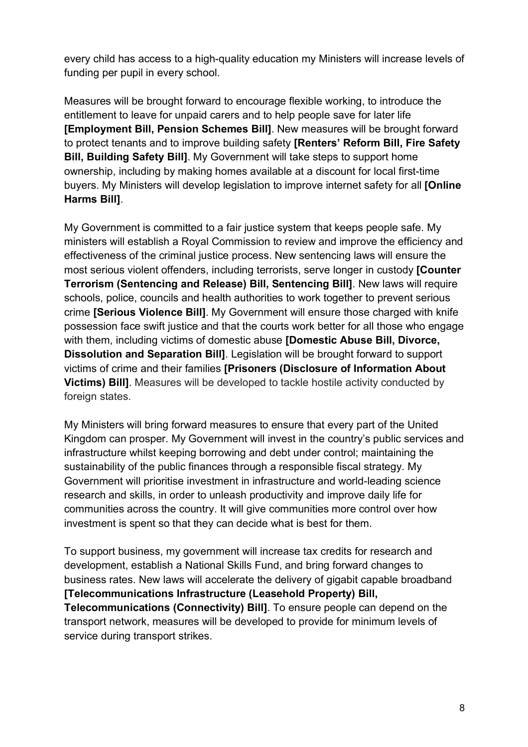every child has access to a high-quality education my Ministers will increase levels of funding per pupil in every school.

Measures will be brought forward to encourage flexible working, to introduce the entitlement to leave for unpaid carers and to help people save for later life **[Employment Bill, Pension Schemes Bill]**. New measures will be brought forward to protect tenants and to improve building safety **[Renters' Reform Bill, Fire Safety Bill, Building Safety Bill]**. My Government will take steps to support home ownership, including by making homes available at a discount for local first-time buyers. My Ministers will develop legislation to improve internet safety for all **[Online Harms Bill]**.

My Government is committed to a fair justice system that keeps people safe. My ministers will establish a Royal Commission to review and improve the efficiency and effectiveness of the criminal justice process. New sentencing laws will ensure the most serious violent offenders, including terrorists, serve longer in custody **[Counter Terrorism (Sentencing and Release) Bill, Sentencing Bill]**. New laws will require schools, police, councils and health authorities to work together to prevent serious crime **[Serious Violence Bill]**. My Government will ensure those charged with knife possession face swift justice and that the courts work better for all those who engage with them, including victims of domestic abuse **[Domestic Abuse Bill, Divorce, Dissolution and Separation Bill]**. Legislation will be brought forward to support victims of crime and their families **[Prisoners (Disclosure of Information About Victims) Bill]**. Measures will be developed to tackle hostile activity conducted by foreign states.

My Ministers will bring forward measures to ensure that every part of the United Kingdom can prosper. My Government will invest in the country's public services and infrastructure whilst keeping borrowing and debt under control; maintaining the sustainability of the public finances through a responsible fiscal strategy. My Government will prioritise investment in infrastructure and world-leading science research and skills, in order to unleash productivity and improve daily life for communities across the country. It will give communities more control over how investment is spent so that they can decide what is best for them.

To support business, my government will increase tax credits for research and development, establish a National Skills Fund, and bring forward changes to business rates. New laws will accelerate the delivery of gigabit capable broadband **[Telecommunications Infrastructure (Leasehold Property) Bill, Telecommunications (Connectivity) Bill]**. To ensure people can depend on the transport network, measures will be developed to provide for minimum levels of service during transport strikes.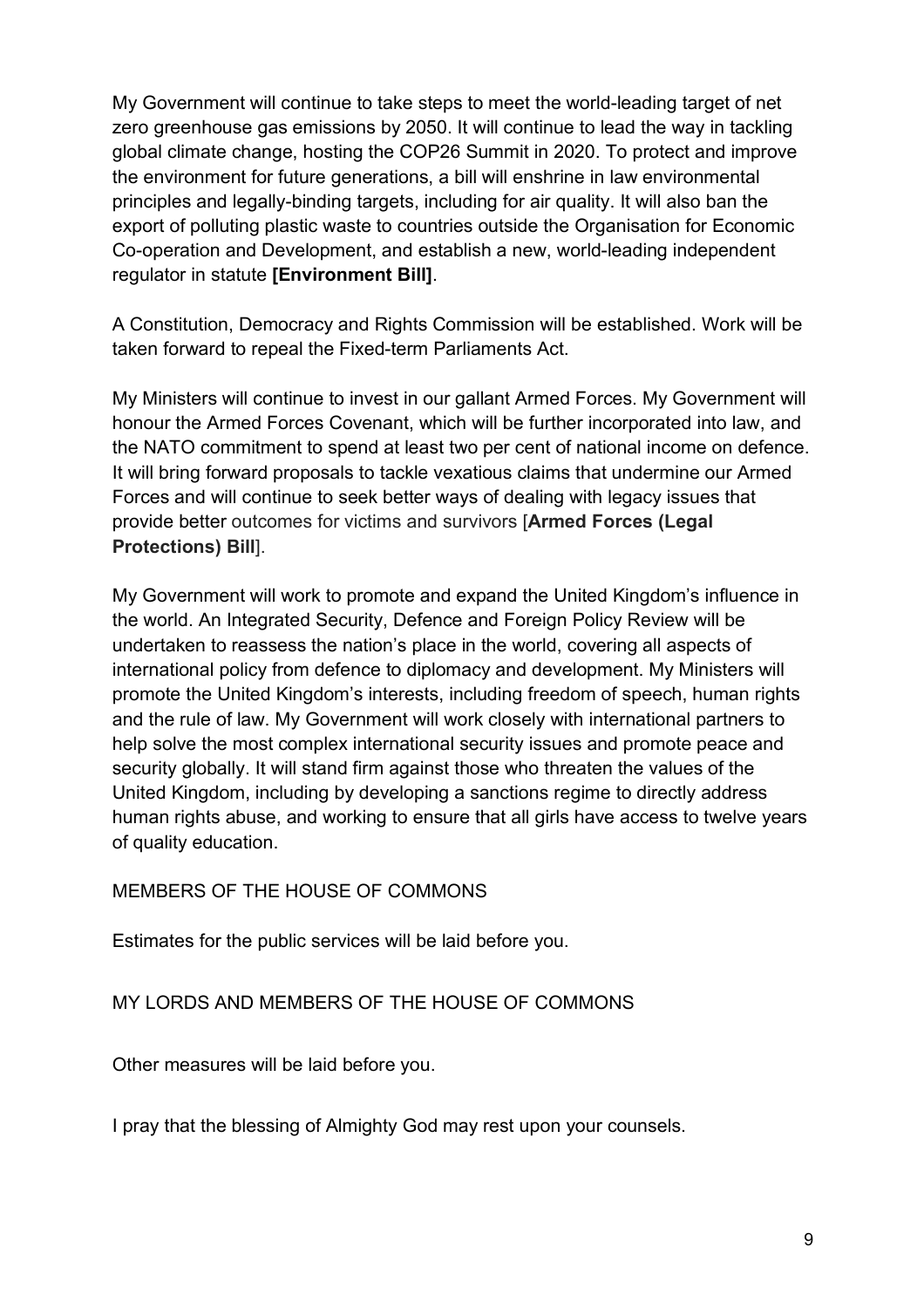My Government will continue to take steps to meet the world-leading target of net zero greenhouse gas emissions by 2050. It will continue to lead the way in tackling global climate change, hosting the COP26 Summit in 2020. To protect and improve the environment for future generations, a bill will enshrine in law environmental principles and legally-binding targets, including for air quality. It will also ban the export of polluting plastic waste to countries outside the Organisation for Economic Co-operation and Development, and establish a new, world-leading independent regulator in statute **[Environment Bill]**.

A Constitution, Democracy and Rights Commission will be established. Work will be taken forward to repeal the Fixed-term Parliaments Act.

My Ministers will continue to invest in our gallant Armed Forces. My Government will honour the Armed Forces Covenant, which will be further incorporated into law, and the NATO commitment to spend at least two per cent of national income on defence. It will bring forward proposals to tackle vexatious claims that undermine our Armed Forces and will continue to seek better ways of dealing with legacy issues that provide better outcomes for victims and survivors [**Armed Forces (Legal Protections) Bill**].

My Government will work to promote and expand the United Kingdom's influence in the world. An Integrated Security, Defence and Foreign Policy Review will be undertaken to reassess the nation's place in the world, covering all aspects of international policy from defence to diplomacy and development. My Ministers will promote the United Kingdom's interests, including freedom of speech, human rights and the rule of law. My Government will work closely with international partners to help solve the most complex international security issues and promote peace and security globally. It will stand firm against those who threaten the values of the United Kingdom, including by developing a sanctions regime to directly address human rights abuse, and working to ensure that all girls have access to twelve years of quality education.

MEMBERS OF THE HOUSE OF COMMONS

Estimates for the public services will be laid before you.

MY LORDS AND MEMBERS OF THE HOUSE OF COMMONS

Other measures will be laid before you.

I pray that the blessing of Almighty God may rest upon your counsels.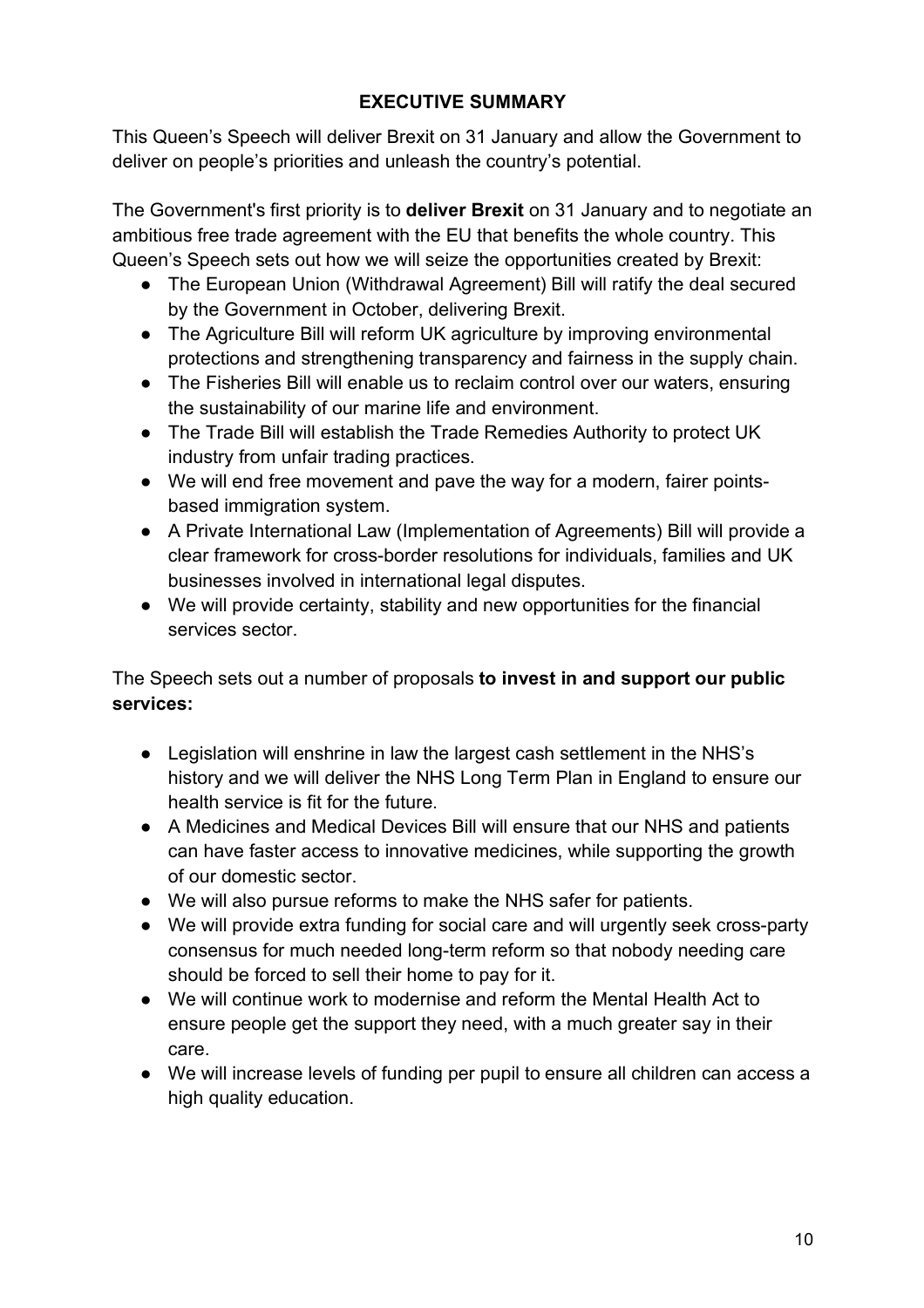## EXECUTIVE SUMMARY

This Queen's Speech will deliver Brexit on 31 January and allow the Government to deliver on people's priorities and unleash the country's potential.

The Government's first priority is to **deliver Brexit** on 31 January and to negotiate an ambitious free trade agreement with the EU that benefits the whole country. This Queen's Speech sets out how we will seize the opportunities created by Brexit:

- The European Union (Withdrawal Agreement) Bill will ratify the deal secured by the Government in October, delivering Brexit.
- The Agriculture Bill will reform UK agriculture by improving environmental protections and strengthening transparency and fairness in the supply chain.
- The Fisheries Bill will enable us to reclaim control over our waters, ensuring the sustainability of our marine life and environment.
- The Trade Bill will establish the Trade Remedies Authority to protect UK industry from unfair trading practices.
- We will end free movement and pave the way for a modern, fairer points-based immigration system.
- A Private International Law (Implementation of Agreements) Bill will provide a clear framework for cross-border resolutions for individuals, families and UK businesses involved in international legal disputes.
- We will provide certainty, stability and new opportunities for the financial services sector.

The Speech sets out a number of proposals **to invest in and support our public services:**

- Legislation will enshrine in law the largest cash settlement in the NHS's history and we will deliver the NHS Long Term Plan in England to ensure our health service is fit for the future.
- A Medicines and Medical Devices Bill will ensure that our NHS and patients can have faster access to innovative medicines, while supporting the growth of our domestic sector.
- We will also pursue reforms to make the NHS safer for patients.
- We will provide extra funding for social care and will urgently seek cross-party consensus for much needed long-term reform so that nobody needing care should be forced to sell their home to pay for it.
- We will continue work to modernise and reform the Mental Health Act to ensure people get the support they need, with a much greater say in their care.
- We will increase levels of funding per pupil to ensure all children can access a high quality education.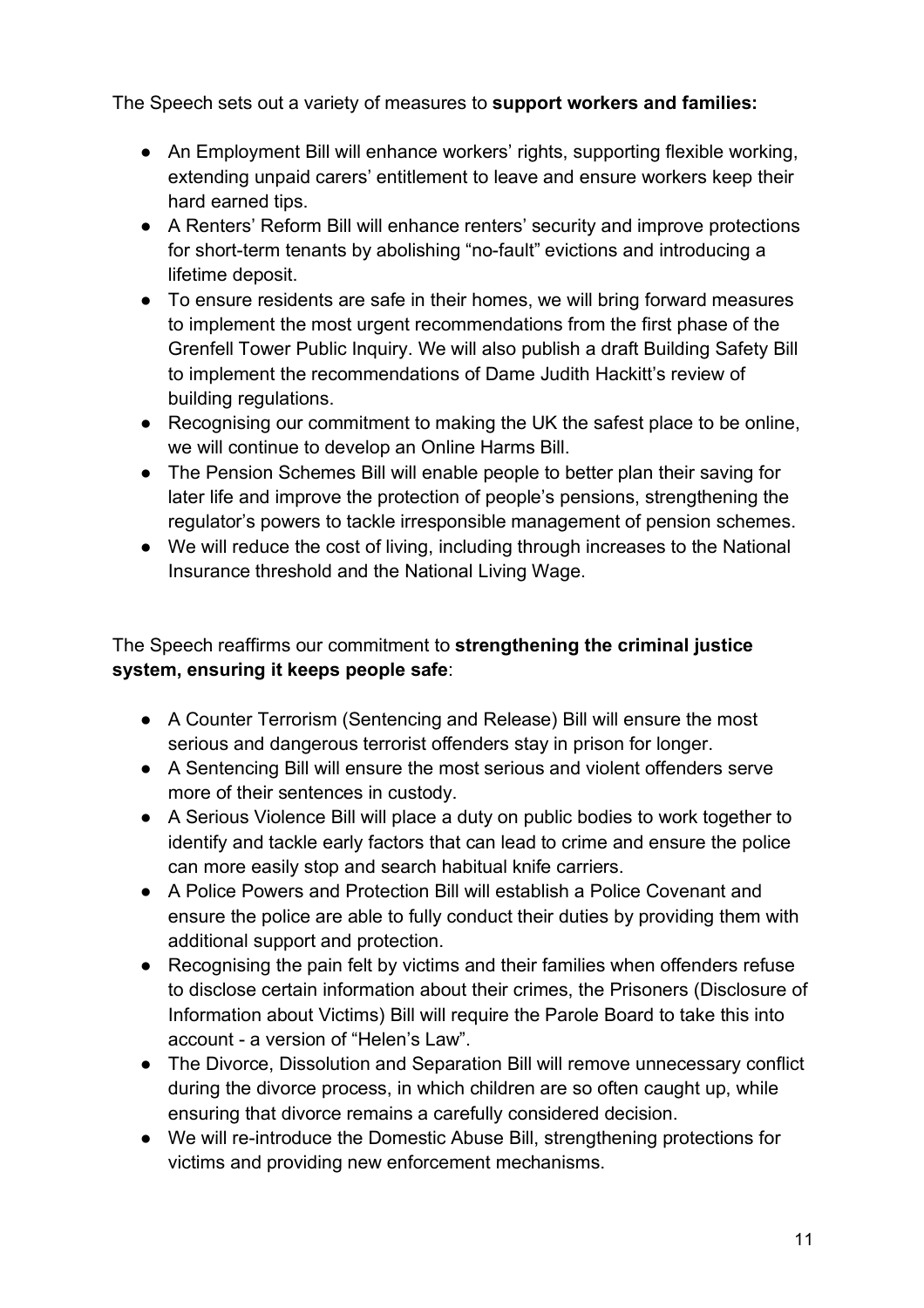The Speech sets out a variety of measures to **support workers and families:**

- An Employment Bill will enhance workers' rights, supporting flexible working, extending unpaid carers' entitlement to leave and ensure workers keep their hard earned tips.
- A Renters' Reform Bill will enhance renters' security and improve protections for short-term tenants by abolishing "no-fault" evictions and introducing a lifetime deposit.
- To ensure residents are safe in their homes, we will bring forward measures to implement the most urgent recommendations from the first phase of the Grenfell Tower Public Inquiry. We will also publish a draft Building Safety Bill to implement the recommendations of Dame Judith Hackitt's review of building regulations.
- Recognising our commitment to making the UK the safest place to be online, we will continue to develop an Online Harms Bill.
- The Pension Schemes Bill will enable people to better plan their saving for later life and improve the protection of people's pensions, strengthening the regulator's powers to tackle irresponsible management of pension schemes.
- We will reduce the cost of living, including through increases to the National Insurance threshold and the National Living Wage.

The Speech reaffirms our commitment to **strengthening the criminal justice system, ensuring it keeps people safe**:

- A Counter Terrorism (Sentencing and Release) Bill will ensure the most serious and dangerous terrorist offenders stay in prison for longer.
- A Sentencing Bill will ensure the most serious and violent offenders serve more of their sentences in custody.
- A Serious Violence Bill will place a duty on public bodies to work together to identify and tackle early factors that can lead to crime and ensure the police can more easily stop and search habitual knife carriers.
- A Police Powers and Protection Bill will establish a Police Covenant and ensure the police are able to fully conduct their duties by providing them with additional support and protection.
- Recognising the pain felt by victims and their families when offenders refuse to disclose certain information about their crimes, the Prisoners (Disclosure of Information about Victims) Bill will require the Parole Board to take this into account - a version of "Helen's Law".
- The Divorce, Dissolution and Separation Bill will remove unnecessary conflict during the divorce process, in which children are so often caught up, while ensuring that divorce remains a carefully considered decision.
- We will re-introduce the Domestic Abuse Bill, strengthening protections for victims and providing new enforcement mechanisms.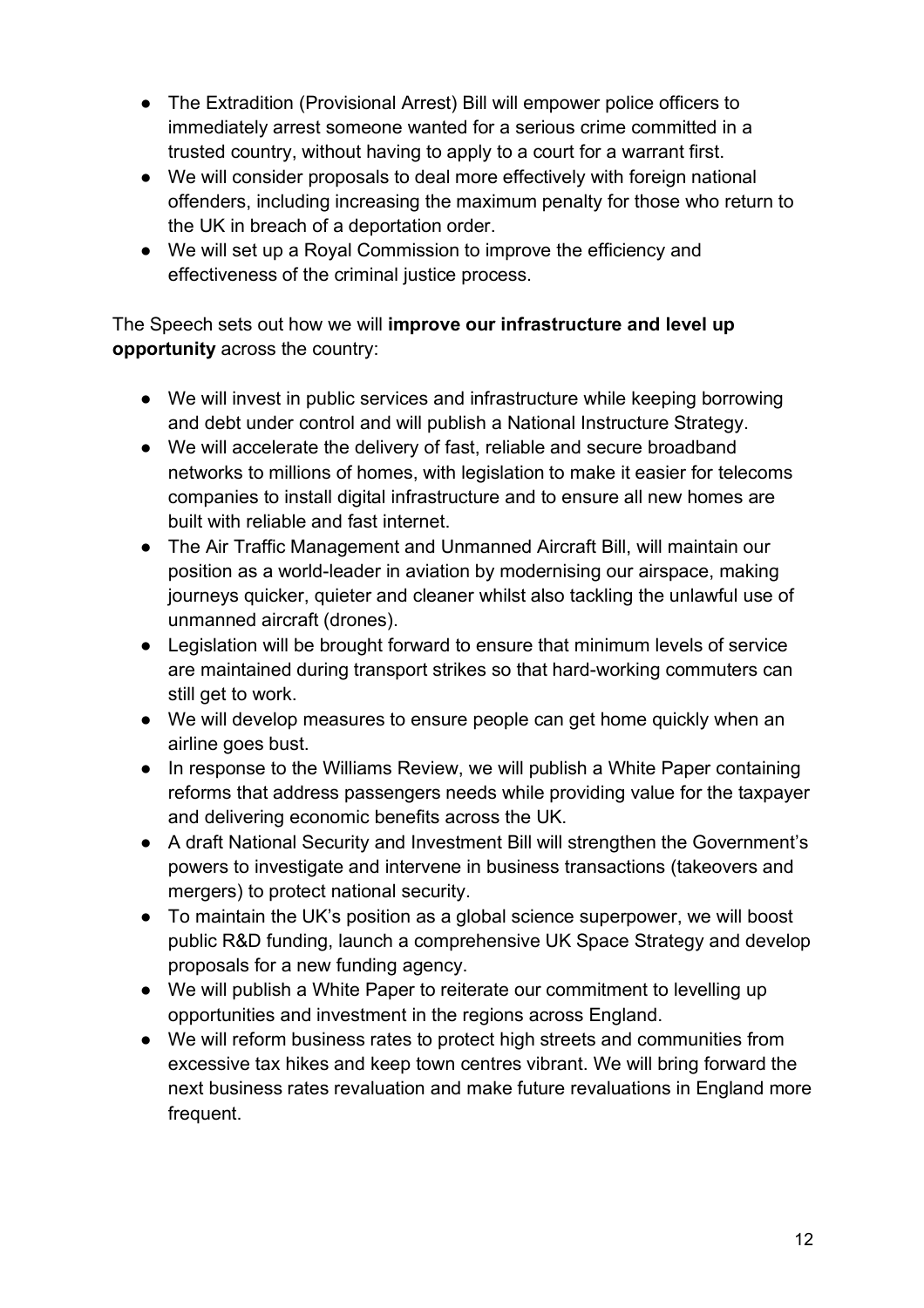- The Extradition (Provisional Arrest) Bill will empower police officers to immediately arrest someone wanted for a serious crime committed in a trusted country, without having to apply to a court for a warrant first.
- We will consider proposals to deal more effectively with foreign national offenders, including increasing the maximum penalty for those who return to the UK in breach of a deportation order.
- We will set up a Royal Commission to improve the efficiency and effectiveness of the criminal justice process.

The Speech sets out how we will **improve our infrastructure and level up opportunity** across the country:

- We will invest in public services and infrastructure while keeping borrowing and debt under control and will publish a National Instructure Strategy.
- We will accelerate the delivery of fast, reliable and secure broadband networks to millions of homes, with legislation to make it easier for telecoms companies to install digital infrastructure and to ensure all new homes are built with reliable and fast internet.
- The Air Traffic Management and Unmanned Aircraft Bill, will maintain our position as a world-leader in aviation by modernising our airspace, making journeys quicker, quieter and cleaner whilst also tackling the unlawful use of unmanned aircraft (drones).
- Legislation will be brought forward to ensure that minimum levels of service are maintained during transport strikes so that hard-working commuters can still get to work.
- We will develop measures to ensure people can get home quickly when an airline goes bust.
- In response to the Williams Review, we will publish a White Paper containing reforms that address passengers needs while providing value for the taxpayer and delivering economic benefits across the UK.
- A draft National Security and Investment Bill will strengthen the Government's powers to investigate and intervene in business transactions (takeovers and mergers) to protect national security.
- To maintain the UK's position as a global science superpower, we will boost public R&D funding, launch a comprehensive UK Space Strategy and develop proposals for a new funding agency.
- We will publish a White Paper to reiterate our commitment to levelling up opportunities and investment in the regions across England.
- We will reform business rates to protect high streets and communities from excessive tax hikes and keep town centres vibrant. We will bring forward the next business rates revaluation and make future revaluations in England more frequent.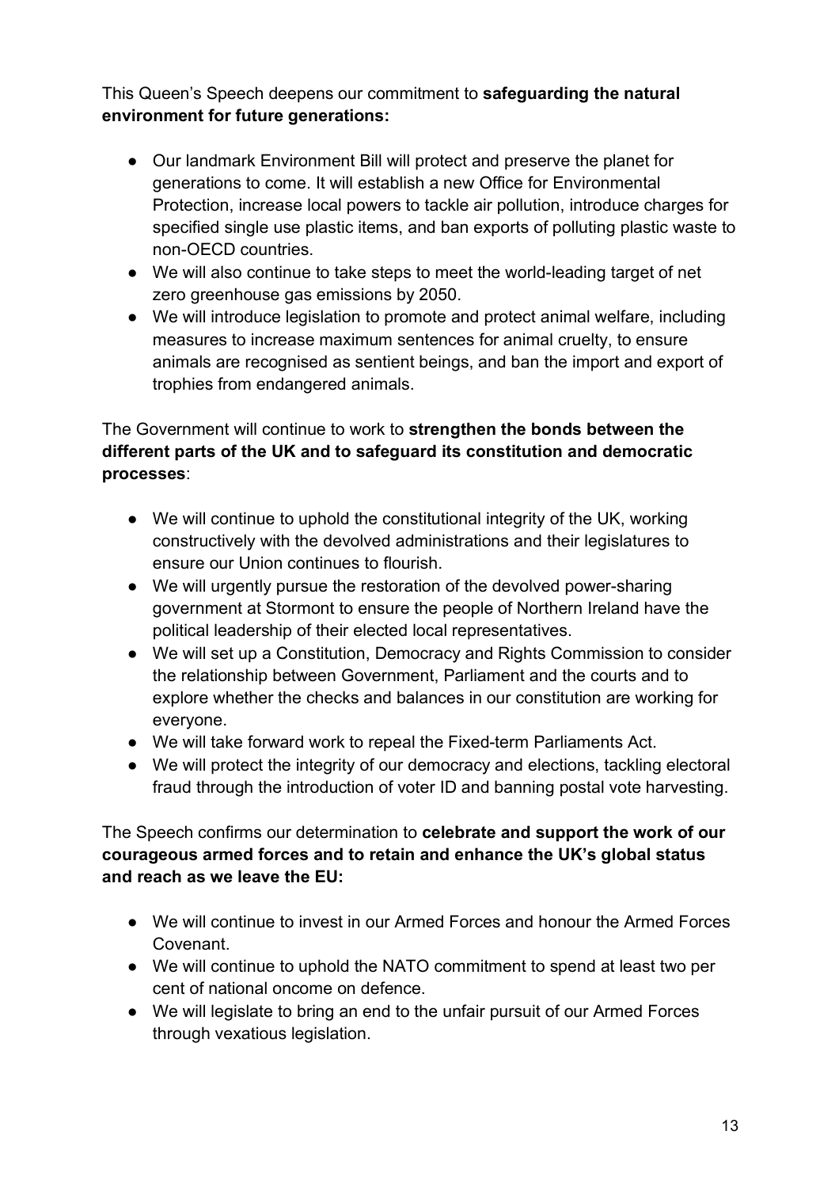This Queen's Speech deepens our commitment to **safeguarding the natural environment for future generations:**

- Our landmark Environment Bill will protect and preserve the planet for generations to come. It will establish a new Office for Environmental Protection, increase local powers to tackle air pollution, introduce charges for specified single use plastic items, and ban exports of polluting plastic waste to non-OECD countries.
- We will also continue to take steps to meet the world-leading target of net zero greenhouse gas emissions by 2050.
- We will introduce legislation to promote and protect animal welfare, including measures to increase maximum sentences for animal cruelty, to ensure animals are recognised as sentient beings, and ban the import and export of trophies from endangered animals.

The Government will continue to work to **strengthen the bonds between the different parts of the UK and to safeguard its constitution and democratic processes**:

- We will continue to uphold the constitutional integrity of the UK, working constructively with the devolved administrations and their legislatures to ensure our Union continues to flourish.
- We will urgently pursue the restoration of the devolved power-sharing government at Stormont to ensure the people of Northern Ireland have the political leadership of their elected local representatives.
- We will set up a Constitution, Democracy and Rights Commission to consider the relationship between Government, Parliament and the courts and to explore whether the checks and balances in our constitution are working for everyone.
- We will take forward work to repeal the Fixed-term Parliaments Act.
- We will protect the integrity of our democracy and elections, tackling electoral fraud through the introduction of voter ID and banning postal vote harvesting.

The Speech confirms our determination to **celebrate and support the work of our courageous armed forces and to retain and enhance the UK's global status and reach as we leave the EU:**

- We will continue to invest in our Armed Forces and honour the Armed Forces Covenant.
- We will continue to uphold the NATO commitment to spend at least two per cent of national oncome on defence.
- We will legislate to bring an end to the unfair pursuit of our Armed Forces through vexatious legislation.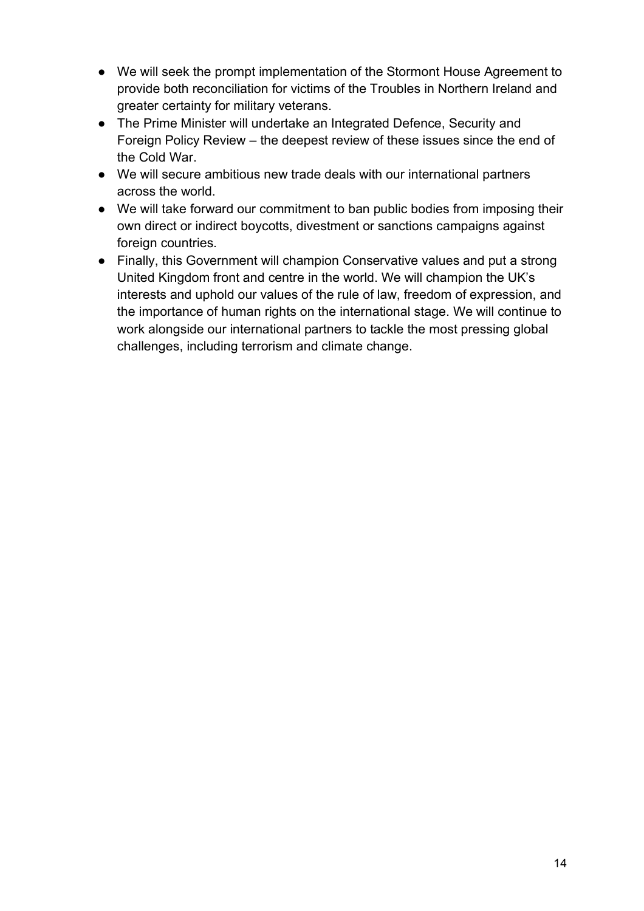- We will seek the prompt implementation of the Stormont House Agreement to provide both reconciliation for victims of the Troubles in Northern Ireland and greater certainty for military veterans.
- The Prime Minister will undertake an Integrated Defence, Security and Foreign Policy Review – the deepest review of these issues since the end of the Cold War.
- We will secure ambitious new trade deals with our international partners across the world.
- We will take forward our commitment to ban public bodies from imposing their own direct or indirect boycotts, divestment or sanctions campaigns against foreign countries.
- Finally, this Government will champion Conservative values and put a strong United Kingdom front and centre in the world. We will champion the UK's interests and uphold our values of the rule of law, freedom of expression, and the importance of human rights on the international stage. We will continue to work alongside our international partners to tackle the most pressing global challenges, including terrorism and climate change.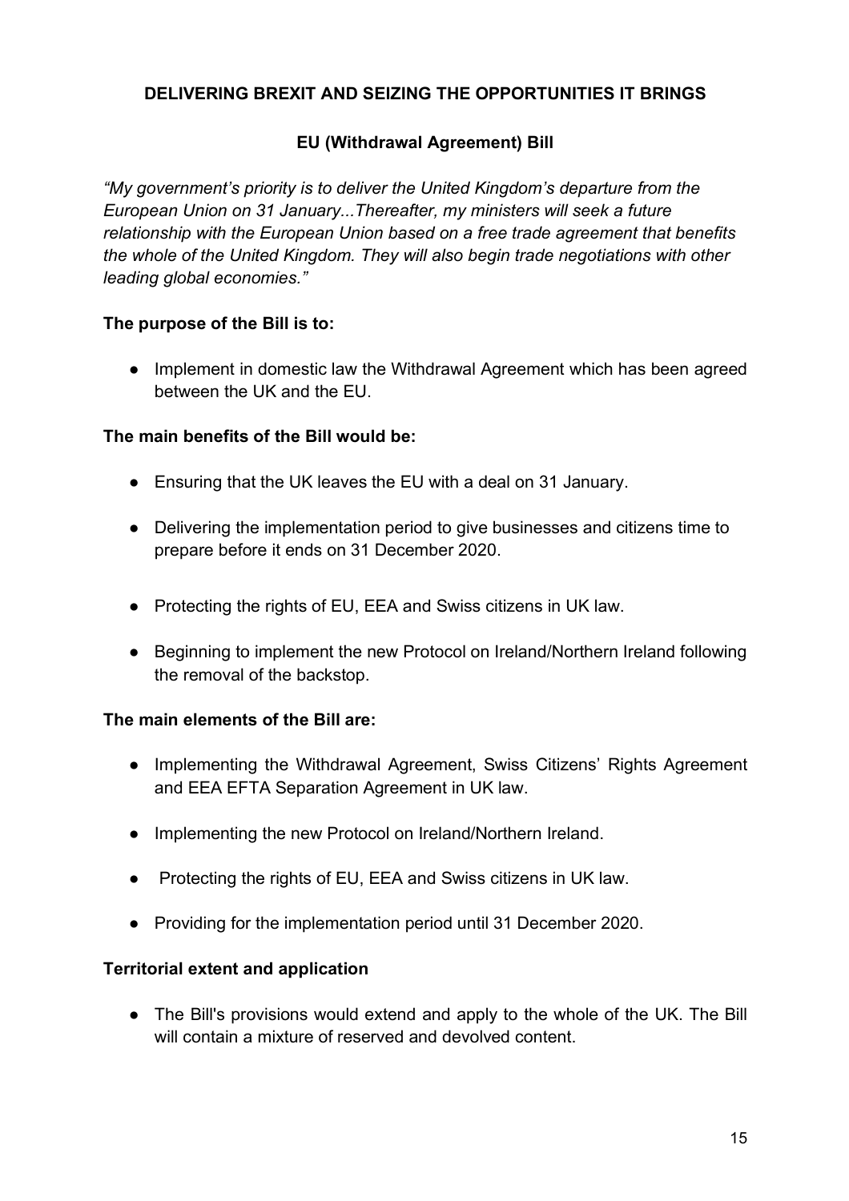## DELIVERING BREXIT AND SEIZING THE OPPORTUNITIES IT BRINGS

### EU (Withdrawal Agreement) Bill

*"My government's priority is to deliver the United Kingdom's departure from the European Union on 31 January...Thereafter, my ministers will seek a future relationship with the European Union based on a free trade agreement that benefits the whole of the United Kingdom. They will also begin trade negotiations with other leading global economies."*

**The purpose of the Bill is to:**

- Implement in domestic law the Withdrawal Agreement which has been agreed between the UK and the EU.

**The main benefits of the Bill would be:**

- Ensuring that the UK leaves the EU with a deal on 31 January.
- Delivering the implementation period to give businesses and citizens time to prepare before it ends on 31 December 2020.
- Protecting the rights of EU, EEA and Swiss citizens in UK law.
- Beginning to implement the new Protocol on Ireland/Northern Ireland following the removal of the backstop.

**The main elements of the Bill are:**

- Implementing the Withdrawal Agreement, Swiss Citizens' Rights Agreement and EEA EFTA Separation Agreement in UK law.
- Implementing the new Protocol on Ireland/Northern Ireland.
- Protecting the rights of EU, EEA and Swiss citizens in UK law.
- Providing for the implementation period until 31 December 2020.

**Territorial extent and application**

- The Bill's provisions would extend and apply to the whole of the UK. The Bill will contain a mixture of reserved and devolved content.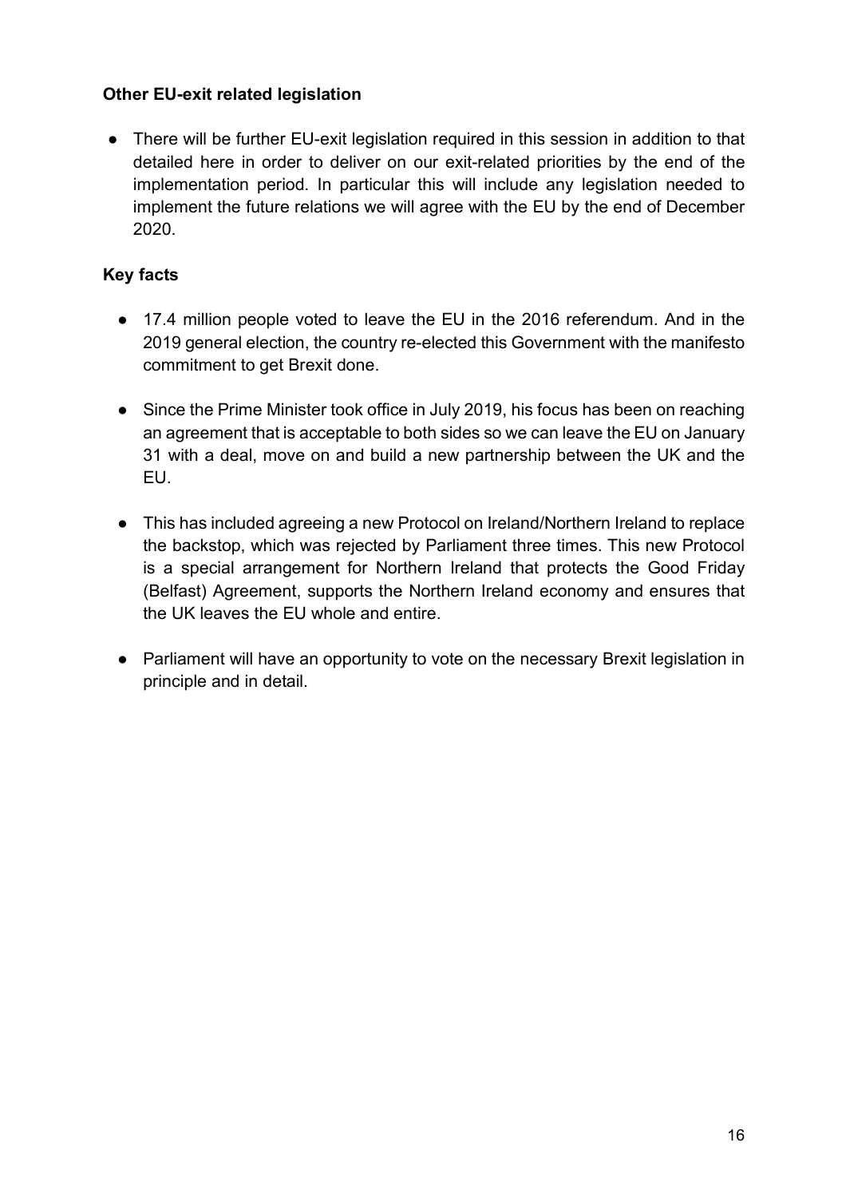**Other EU-exit related legislation**

- There will be further EU-exit legislation required in this session in addition to that detailed here in order to deliver on our exit-related priorities by the end of the implementation period. In particular this will include any legislation needed to implement the future relations we will agree with the EU by the end of December 2020.

**Key facts**

- 17.4 million people voted to leave the EU in the 2016 referendum. And in the 2019 general election, the country re-elected this Government with the manifesto commitment to get Brexit done.

- Since the Prime Minister took office in July 2019, his focus has been on reaching an agreement that is acceptable to both sides so we can leave the EU on January 31 with a deal, move on and build a new partnership between the UK and the EU.

- This has included agreeing a new Protocol on Ireland/Northern Ireland to replace the backstop, which was rejected by Parliament three times. This new Protocol is a special arrangement for Northern Ireland that protects the Good Friday (Belfast) Agreement, supports the Northern Ireland economy and ensures that the UK leaves the EU whole and entire.

- Parliament will have an opportunity to vote on the necessary Brexit legislation in principle and in detail.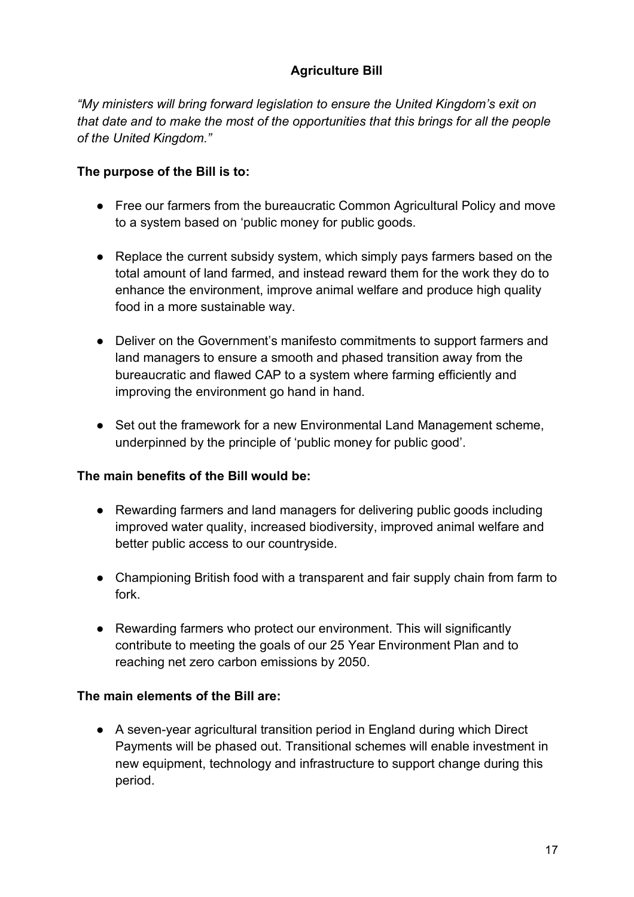## Agriculture Bill

*"My ministers will bring forward legislation to ensure the United Kingdom's exit on that date and to make the most of the opportunities that this brings for all the people of the United Kingdom."*

**The purpose of the Bill is to:**

- Free our farmers from the bureaucratic Common Agricultural Policy and move to a system based on 'public money for public goods.
- Replace the current subsidy system, which simply pays farmers based on the total amount of land farmed, and instead reward them for the work they do to enhance the environment, improve animal welfare and produce high quality food in a more sustainable way.
- Deliver on the Government's manifesto commitments to support farmers and land managers to ensure a smooth and phased transition away from the bureaucratic and flawed CAP to a system where farming efficiently and improving the environment go hand in hand.
- Set out the framework for a new Environmental Land Management scheme, underpinned by the principle of 'public money for public good'.

**The main benefits of the Bill would be:**

- Rewarding farmers and land managers for delivering public goods including improved water quality, increased biodiversity, improved animal welfare and better public access to our countryside.
- Championing British food with a transparent and fair supply chain from farm to fork.
- Rewarding farmers who protect our environment. This will significantly contribute to meeting the goals of our 25 Year Environment Plan and to reaching net zero carbon emissions by 2050.

**The main elements of the Bill are:**

- A seven-year agricultural transition period in England during which Direct Payments will be phased out. Transitional schemes will enable investment in new equipment, technology and infrastructure to support change during this period.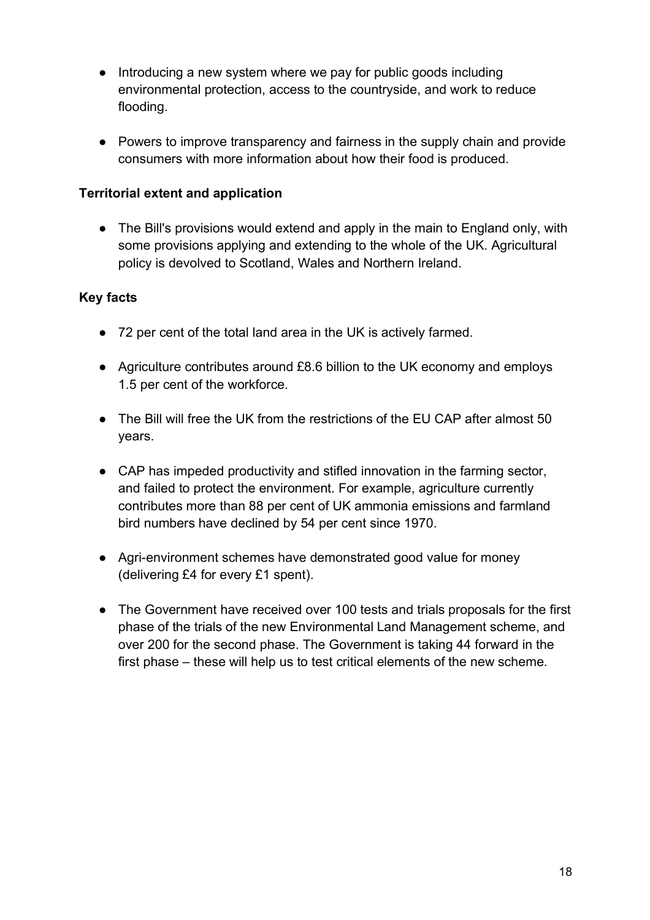- Introducing a new system where we pay for public goods including environmental protection, access to the countryside, and work to reduce flooding.

- Powers to improve transparency and fairness in the supply chain and provide consumers with more information about how their food is produced.

**Territorial extent and application**

- The Bill's provisions would extend and apply in the main to England only, with some provisions applying and extending to the whole of the UK. Agricultural policy is devolved to Scotland, Wales and Northern Ireland.

**Key facts**

- 72 per cent of the total land area in the UK is actively farmed.

- Agriculture contributes around £8.6 billion to the UK economy and employs 1.5 per cent of the workforce.

- The Bill will free the UK from the restrictions of the EU CAP after almost 50 years.

- CAP has impeded productivity and stifled innovation in the farming sector, and failed to protect the environment. For example, agriculture currently contributes more than 88 per cent of UK ammonia emissions and farmland bird numbers have declined by 54 per cent since 1970.

- Agri-environment schemes have demonstrated good value for money (delivering £4 for every £1 spent).

- The Government have received over 100 tests and trials proposals for the first phase of the trials of the new Environmental Land Management scheme, and over 200 for the second phase. The Government is taking 44 forward in the first phase – these will help us to test critical elements of the new scheme.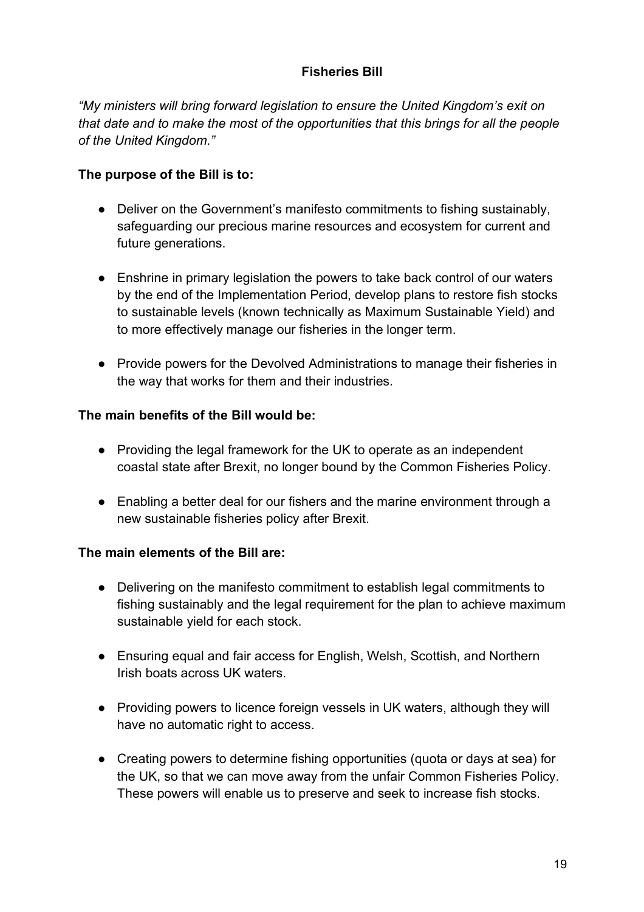**Fisheries Bill**

*"My ministers will bring forward legislation to ensure the United Kingdom's exit on that date and to make the most of the opportunities that this brings for all the people of the United Kingdom."*

**The purpose of the Bill is to:**

- Deliver on the Government's manifesto commitments to fishing sustainably, safeguarding our precious marine resources and ecosystem for current and future generations.
- Enshrine in primary legislation the powers to take back control of our waters by the end of the Implementation Period, develop plans to restore fish stocks to sustainable levels (known technically as Maximum Sustainable Yield) and to more effectively manage our fisheries in the longer term.
- Provide powers for the Devolved Administrations to manage their fisheries in the way that works for them and their industries.

**The main benefits of the Bill would be:**

- Providing the legal framework for the UK to operate as an independent coastal state after Brexit, no longer bound by the Common Fisheries Policy.
- Enabling a better deal for our fishers and the marine environment through a new sustainable fisheries policy after Brexit.

**The main elements of the Bill are:**

- Delivering on the manifesto commitment to establish legal commitments to fishing sustainably and the legal requirement for the plan to achieve maximum sustainable yield for each stock.
- Ensuring equal and fair access for English, Welsh, Scottish, and Northern Irish boats across UK waters.
- Providing powers to licence foreign vessels in UK waters, although they will have no automatic right to access.
- Creating powers to determine fishing opportunities (quota or days at sea) for the UK, so that we can move away from the unfair Common Fisheries Policy. These powers will enable us to preserve and seek to increase fish stocks.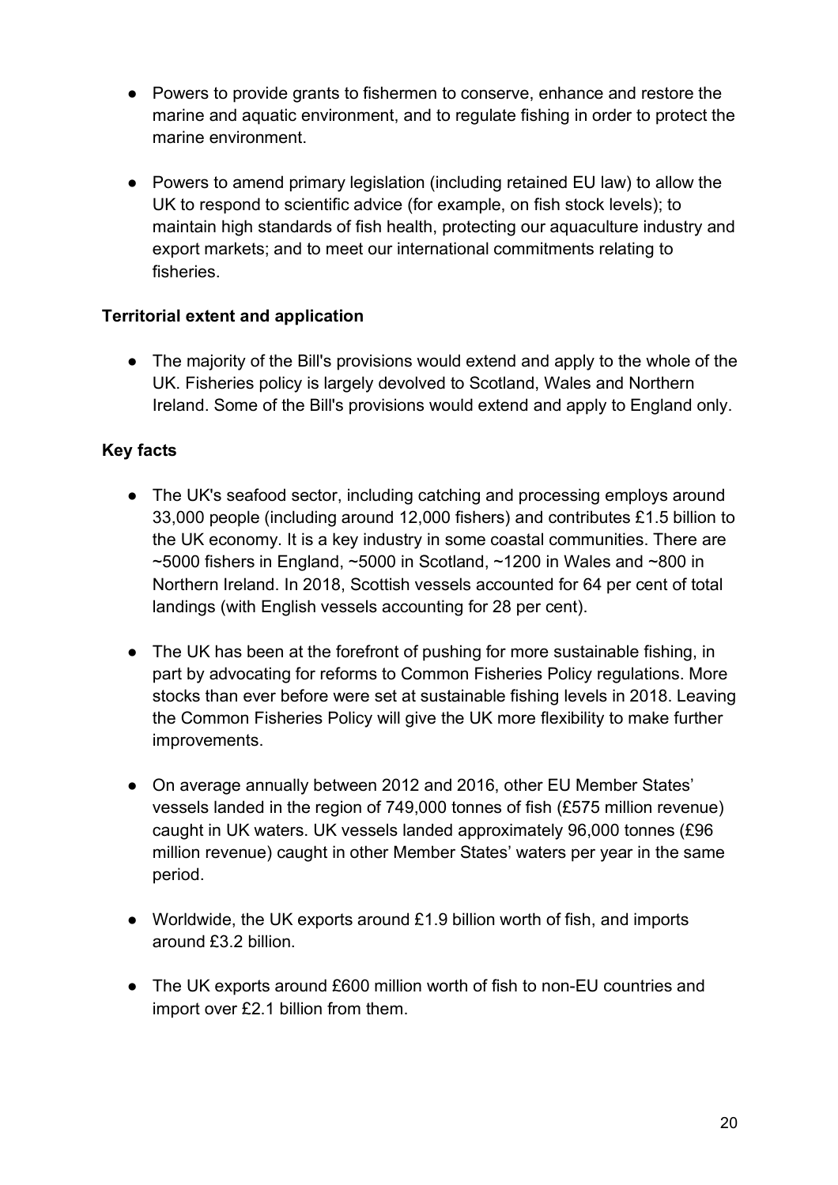- Powers to provide grants to fishermen to conserve, enhance and restore the marine and aquatic environment, and to regulate fishing in order to protect the marine environment.

- Powers to amend primary legislation (including retained EU law) to allow the UK to respond to scientific advice (for example, on fish stock levels); to maintain high standards of fish health, protecting our aquaculture industry and export markets; and to meet our international commitments relating to fisheries.

**Territorial extent and application**

- The majority of the Bill's provisions would extend and apply to the whole of the UK. Fisheries policy is largely devolved to Scotland, Wales and Northern Ireland. Some of the Bill's provisions would extend and apply to England only.

**Key facts**

- The UK's seafood sector, including catching and processing employs around 33,000 people (including around 12,000 fishers) and contributes £1.5 billion to the UK economy. It is a key industry in some coastal communities. There are ~5000 fishers in England, ~5000 in Scotland, ~1200 in Wales and ~800 in Northern Ireland. In 2018, Scottish vessels accounted for 64 per cent of total landings (with English vessels accounting for 28 per cent).

- The UK has been at the forefront of pushing for more sustainable fishing, in part by advocating for reforms to Common Fisheries Policy regulations. More stocks than ever before were set at sustainable fishing levels in 2018. Leaving the Common Fisheries Policy will give the UK more flexibility to make further improvements.

- On average annually between 2012 and 2016, other EU Member States' vessels landed in the region of 749,000 tonnes of fish (£575 million revenue) caught in UK waters. UK vessels landed approximately 96,000 tonnes (£96 million revenue) caught in other Member States' waters per year in the same period.

- Worldwide, the UK exports around £1.9 billion worth of fish, and imports around £3.2 billion.

- The UK exports around £600 million worth of fish to non-EU countries and import over £2.1 billion from them.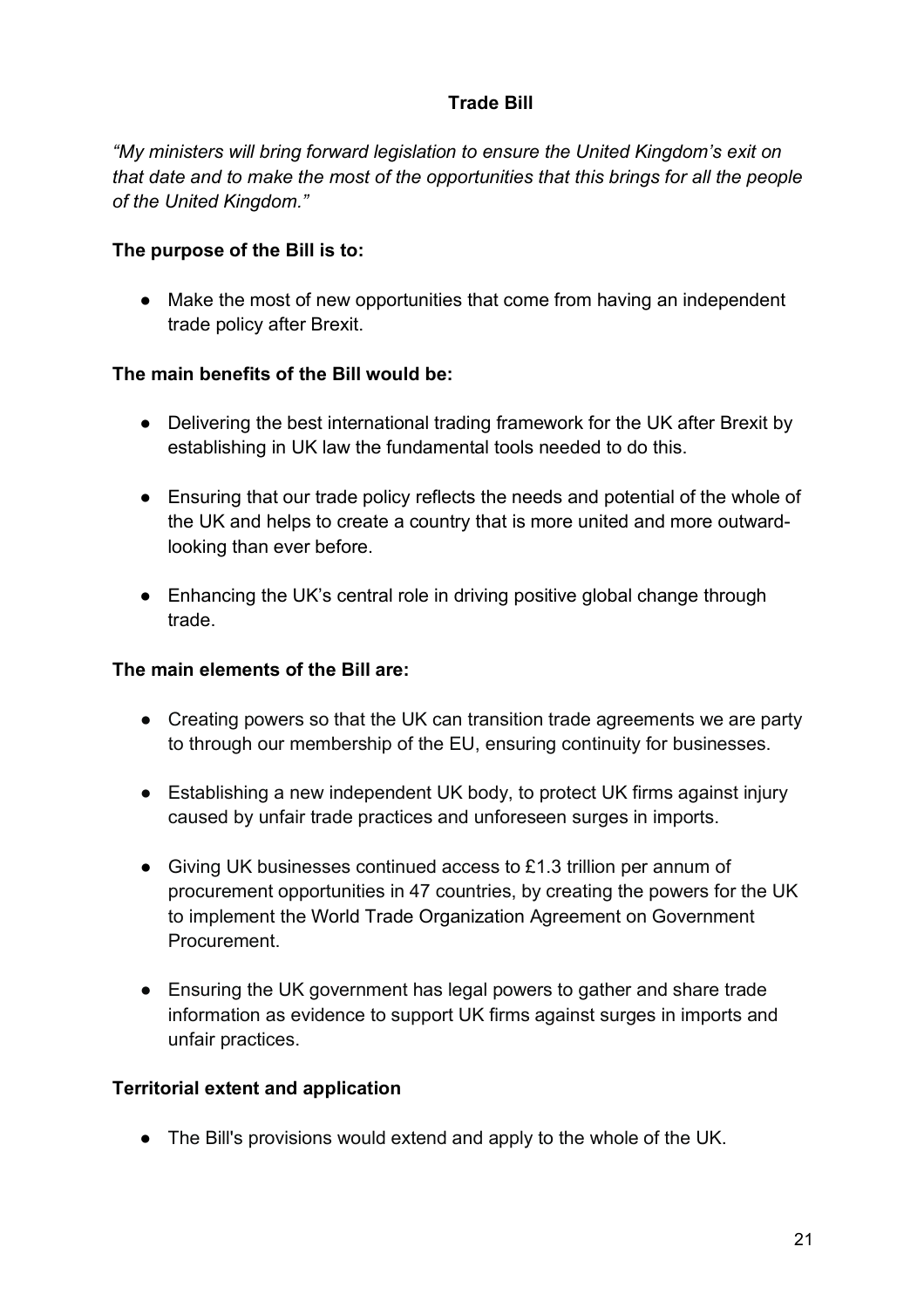## Trade Bill

*"My ministers will bring forward legislation to ensure the United Kingdom's exit on that date and to make the most of the opportunities that this brings for all the people of the United Kingdom."*

**The purpose of the Bill is to:**

- Make the most of new opportunities that come from having an independent trade policy after Brexit.

**The main benefits of the Bill would be:**

- Delivering the best international trading framework for the UK after Brexit by establishing in UK law the fundamental tools needed to do this.
- Ensuring that our trade policy reflects the needs and potential of the whole of the UK and helps to create a country that is more united and more outward-looking than ever before.
- Enhancing the UK's central role in driving positive global change through trade.

**The main elements of the Bill are:**

- Creating powers so that the UK can transition trade agreements we are party to through our membership of the EU, ensuring continuity for businesses.
- Establishing a new independent UK body, to protect UK firms against injury caused by unfair trade practices and unforeseen surges in imports.
- Giving UK businesses continued access to £1.3 trillion per annum of procurement opportunities in 47 countries, by creating the powers for the UK to implement the World Trade Organization Agreement on Government Procurement.
- Ensuring the UK government has legal powers to gather and share trade information as evidence to support UK firms against surges in imports and unfair practices.

**Territorial extent and application**

- The Bill's provisions would extend and apply to the whole of the UK.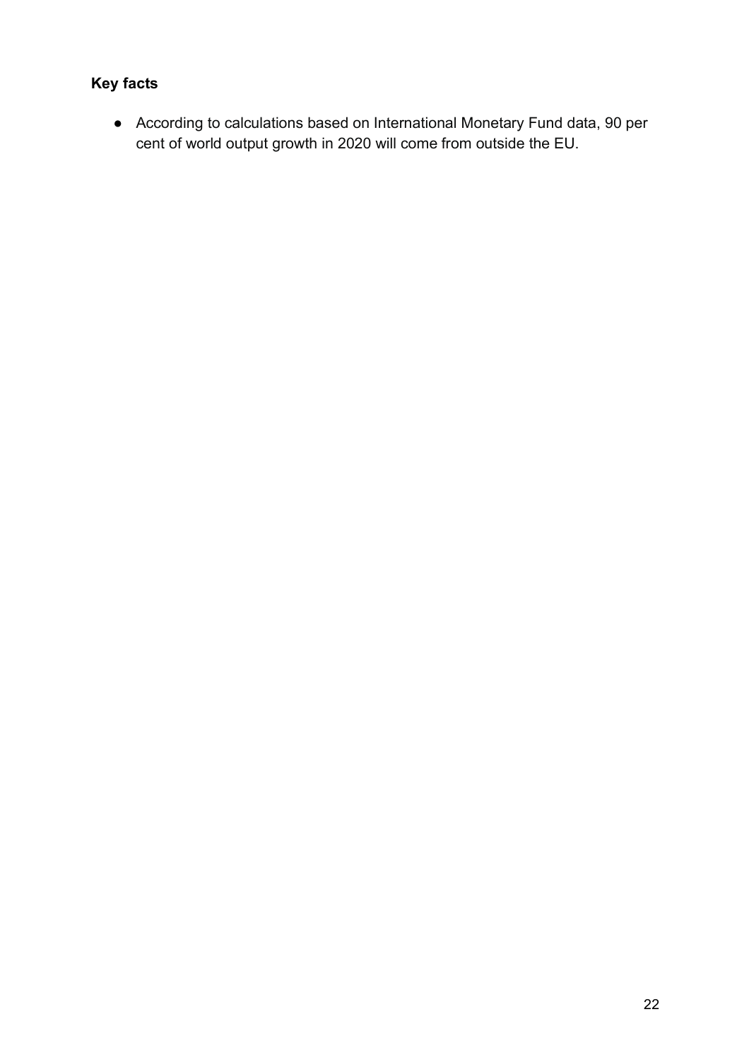**Key facts**

- According to calculations based on International Monetary Fund data, 90 per cent of world output growth in 2020 will come from outside the EU.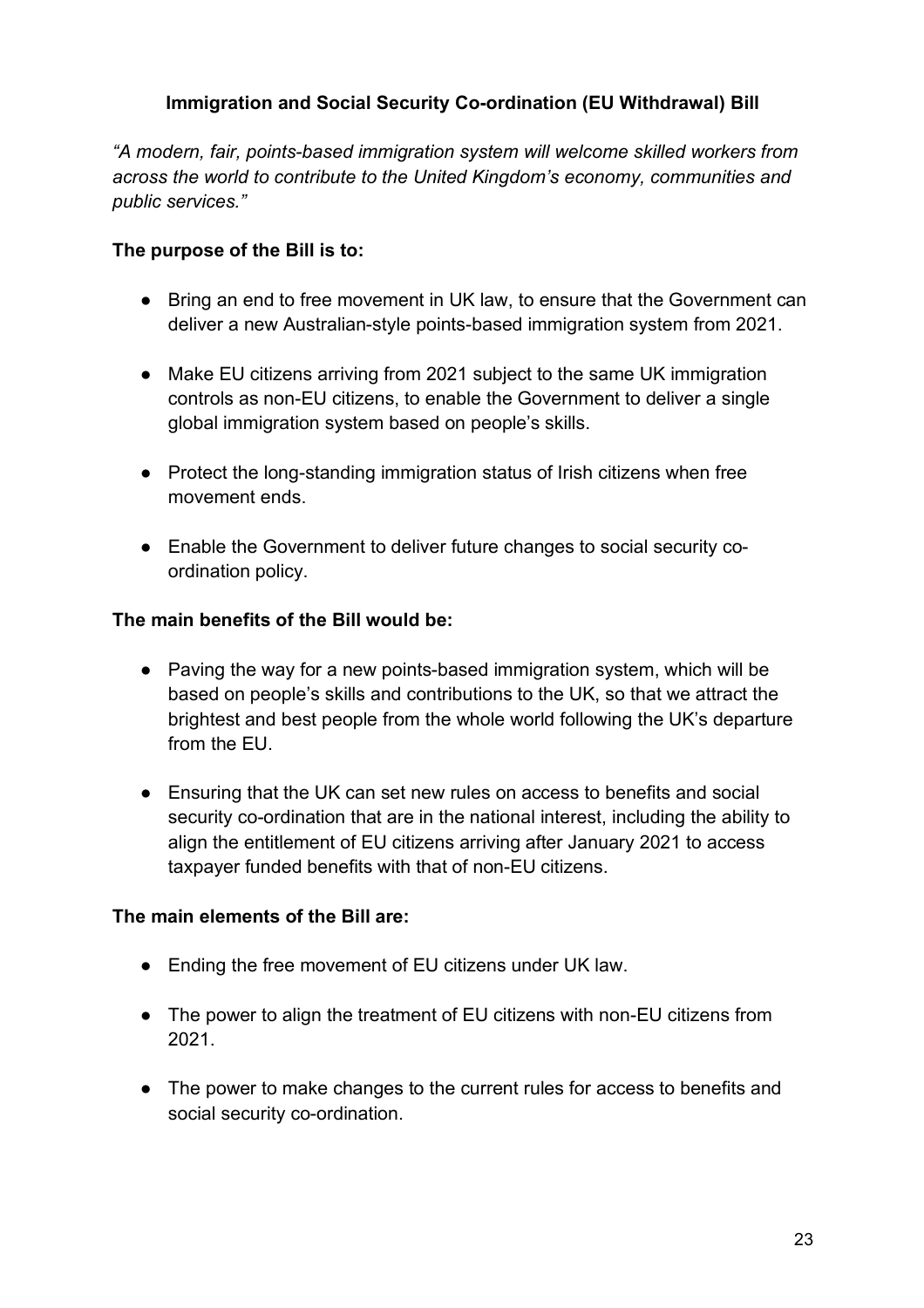## Immigration and Social Security Co-ordination (EU Withdrawal) Bill

*"A modern, fair, points-based immigration system will welcome skilled workers from across the world to contribute to the United Kingdom's economy, communities and public services."*

**The purpose of the Bill is to:**

- Bring an end to free movement in UK law, to ensure that the Government can deliver a new Australian-style points-based immigration system from 2021.
- Make EU citizens arriving from 2021 subject to the same UK immigration controls as non-EU citizens, to enable the Government to deliver a single global immigration system based on people's skills.
- Protect the long-standing immigration status of Irish citizens when free movement ends.
- Enable the Government to deliver future changes to social security co-ordination policy.

**The main benefits of the Bill would be:**

- Paving the way for a new points-based immigration system, which will be based on people's skills and contributions to the UK, so that we attract the brightest and best people from the whole world following the UK's departure from the EU.
- Ensuring that the UK can set new rules on access to benefits and social security co-ordination that are in the national interest, including the ability to align the entitlement of EU citizens arriving after January 2021 to access taxpayer funded benefits with that of non-EU citizens.

**The main elements of the Bill are:**

- Ending the free movement of EU citizens under UK law.
- The power to align the treatment of EU citizens with non-EU citizens from 2021.
- The power to make changes to the current rules for access to benefits and social security co-ordination.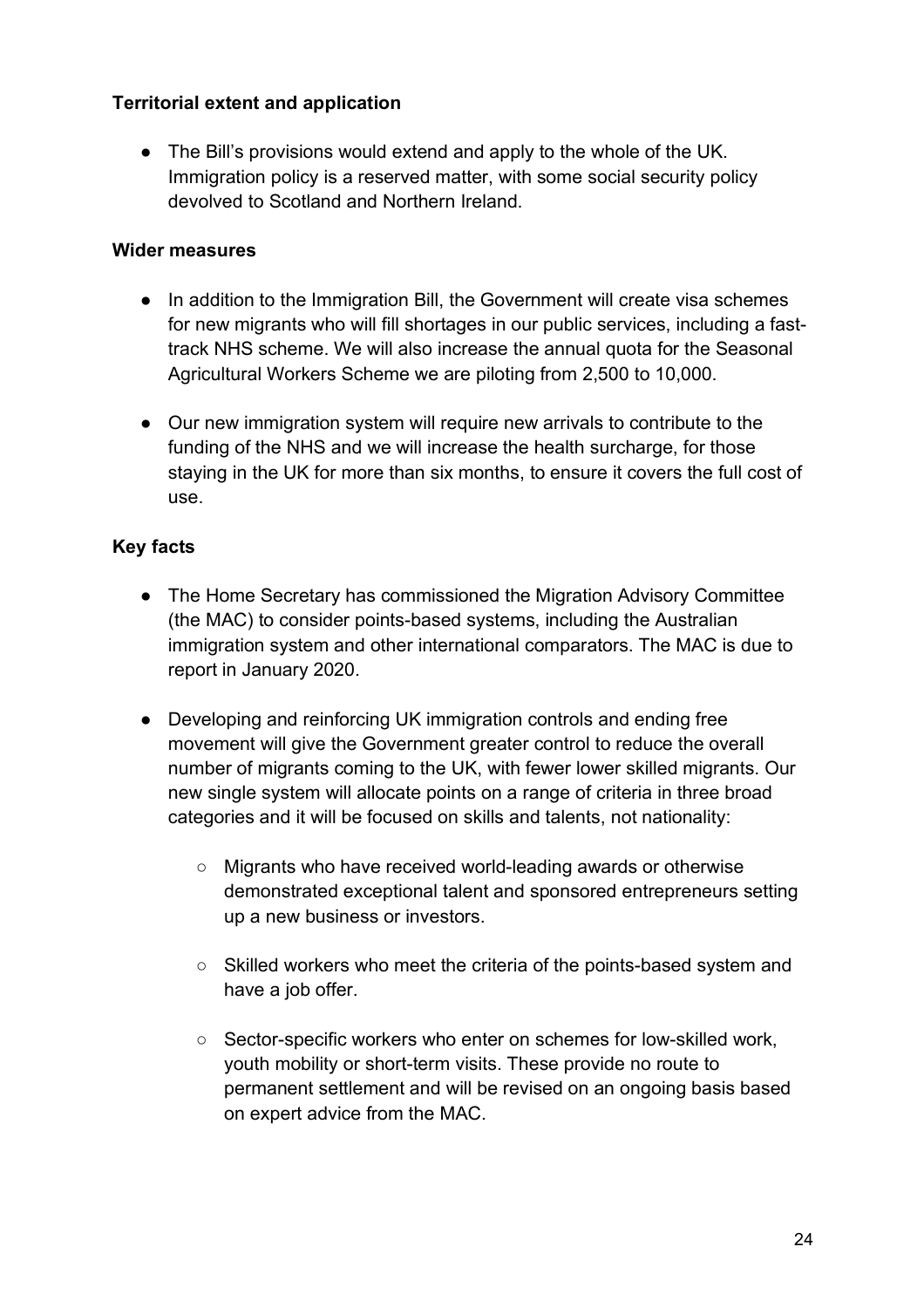**Territorial extent and application**

- The Bill's provisions would extend and apply to the whole of the UK. Immigration policy is a reserved matter, with some social security policy devolved to Scotland and Northern Ireland.

**Wider measures**

- In addition to the Immigration Bill, the Government will create visa schemes for new migrants who will fill shortages in our public services, including a fast-track NHS scheme. We will also increase the annual quota for the Seasonal Agricultural Workers Scheme we are piloting from 2,500 to 10,000.

- Our new immigration system will require new arrivals to contribute to the funding of the NHS and we will increase the health surcharge, for those staying in the UK for more than six months, to ensure it covers the full cost of use.

**Key facts**

- The Home Secretary has commissioned the Migration Advisory Committee (the MAC) to consider points-based systems, including the Australian immigration system and other international comparators. The MAC is due to report in January 2020.

- Developing and reinforcing UK immigration controls and ending free movement will give the Government greater control to reduce the overall number of migrants coming to the UK, with fewer lower skilled migrants. Our new single system will allocate points on a range of criteria in three broad categories and it will be focused on skills and talents, not nationality:

    - Migrants who have received world-leading awards or otherwise demonstrated exceptional talent and sponsored entrepreneurs setting up a new business or investors.

    - Skilled workers who meet the criteria of the points-based system and have a job offer.

    - Sector-specific workers who enter on schemes for low-skilled work, youth mobility or short-term visits. These provide no route to permanent settlement and will be revised on an ongoing basis based on expert advice from the MAC.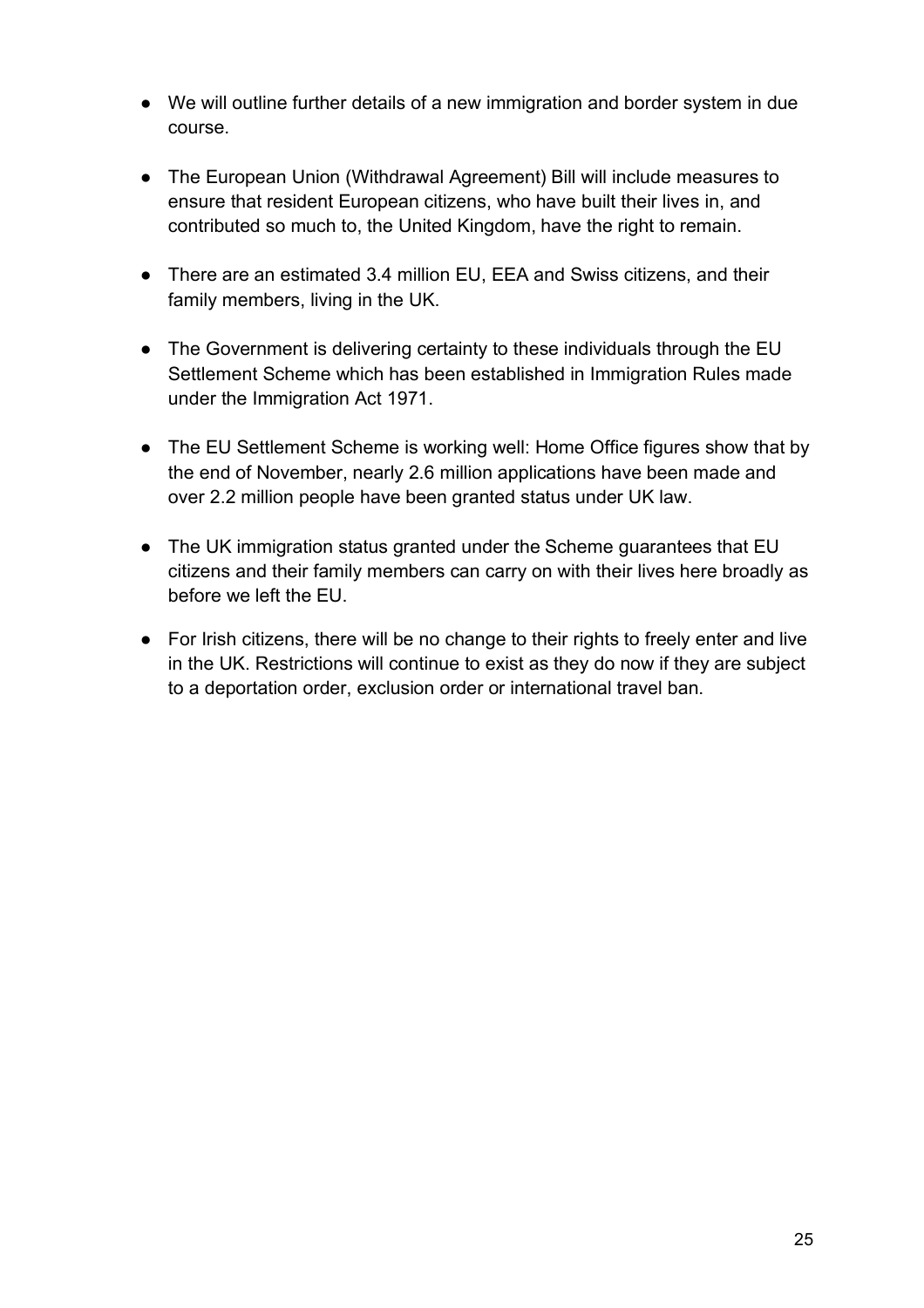- We will outline further details of a new immigration and border system in due course.

- The European Union (Withdrawal Agreement) Bill will include measures to ensure that resident European citizens, who have built their lives in, and contributed so much to, the United Kingdom, have the right to remain.

- There are an estimated 3.4 million EU, EEA and Swiss citizens, and their family members, living in the UK.

- The Government is delivering certainty to these individuals through the EU Settlement Scheme which has been established in Immigration Rules made under the Immigration Act 1971.

- The EU Settlement Scheme is working well: Home Office figures show that by the end of November, nearly 2.6 million applications have been made and over 2.2 million people have been granted status under UK law.

- The UK immigration status granted under the Scheme guarantees that EU citizens and their family members can carry on with their lives here broadly as before we left the EU.

- For Irish citizens, there will be no change to their rights to freely enter and live in the UK. Restrictions will continue to exist as they do now if they are subject to a deportation order, exclusion order or international travel ban.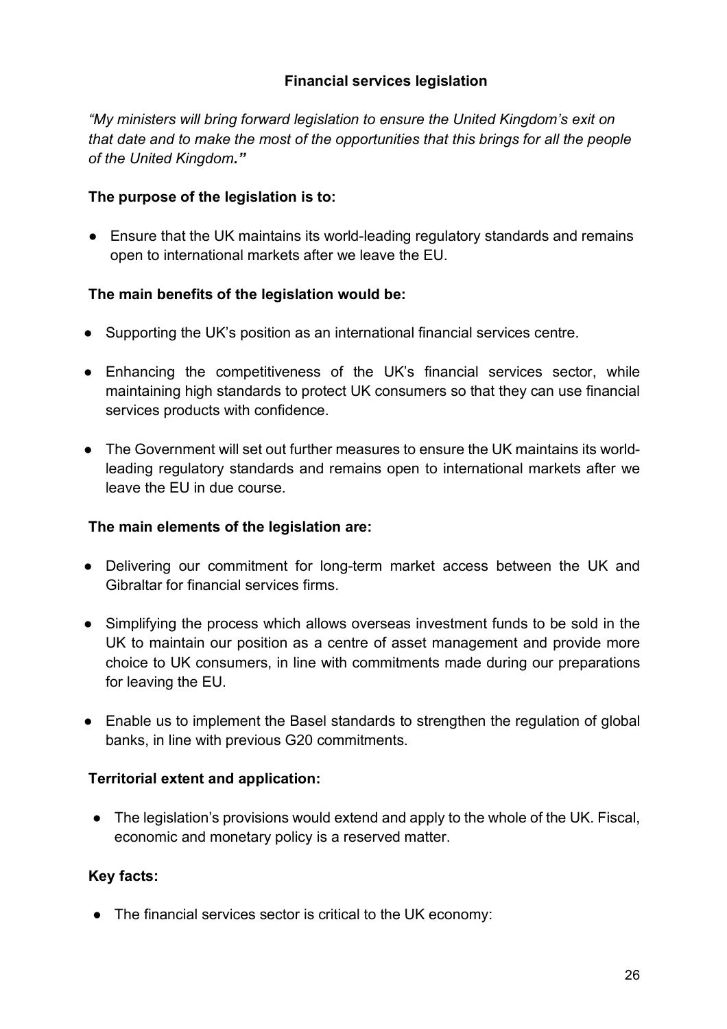## Financial services legislation

*"My ministers will bring forward legislation to ensure the United Kingdom's exit on that date and to make the most of the opportunities that this brings for all the people of the United Kingdom."*

**The purpose of the legislation is to:**

- Ensure that the UK maintains its world-leading regulatory standards and remains open to international markets after we leave the EU.

**The main benefits of the legislation would be:**

- Supporting the UK's position as an international financial services centre.
- Enhancing the competitiveness of the UK's financial services sector, while maintaining high standards to protect UK consumers so that they can use financial services products with confidence.
- The Government will set out further measures to ensure the UK maintains its world-leading regulatory standards and remains open to international markets after we leave the EU in due course.

**The main elements of the legislation are:**

- Delivering our commitment for long-term market access between the UK and Gibraltar for financial services firms.
- Simplifying the process which allows overseas investment funds to be sold in the UK to maintain our position as a centre of asset management and provide more choice to UK consumers, in line with commitments made during our preparations for leaving the EU.
- Enable us to implement the Basel standards to strengthen the regulation of global banks, in line with previous G20 commitments.

**Territorial extent and application:**

- The legislation's provisions would extend and apply to the whole of the UK. Fiscal, economic and monetary policy is a reserved matter.

**Key facts:**

- The financial services sector is critical to the UK economy: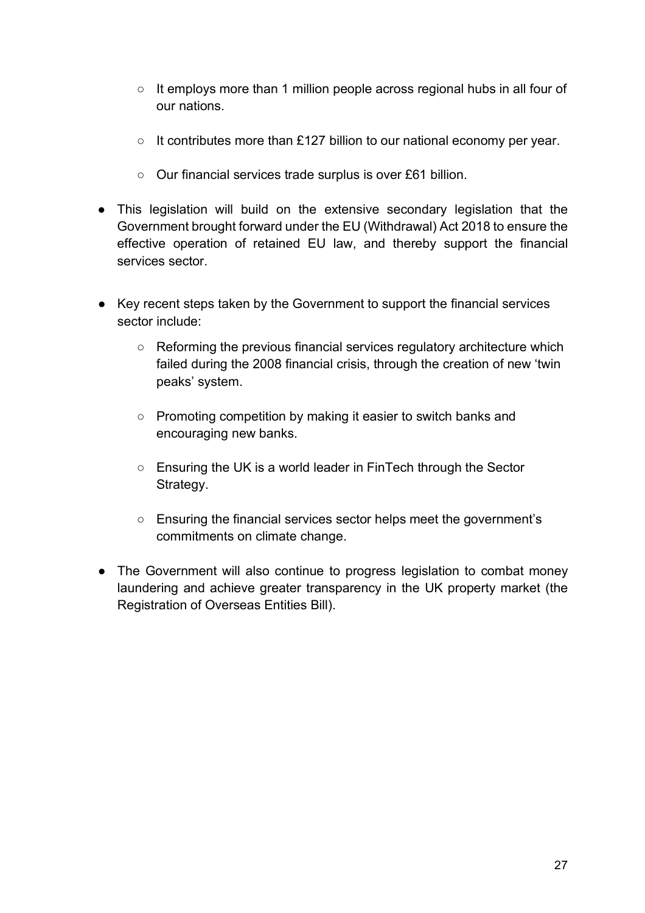- It employs more than 1 million people across regional hubs in all four of our nations.
  - It contributes more than £127 billion to our national economy per year.
  - Our financial services trade surplus is over £61 billion.

- This legislation will build on the extensive secondary legislation that the Government brought forward under the EU (Withdrawal) Act 2018 to ensure the effective operation of retained EU law, and thereby support the financial services sector.

- Key recent steps taken by the Government to support the financial services sector include:
  - Reforming the previous financial services regulatory architecture which failed during the 2008 financial crisis, through the creation of new 'twin peaks' system.
  - Promoting competition by making it easier to switch banks and encouraging new banks.
  - Ensuring the UK is a world leader in FinTech through the Sector Strategy.
  - Ensuring the financial services sector helps meet the government's commitments on climate change.

- The Government will also continue to progress legislation to combat money laundering and achieve greater transparency in the UK property market (the Registration of Overseas Entities Bill).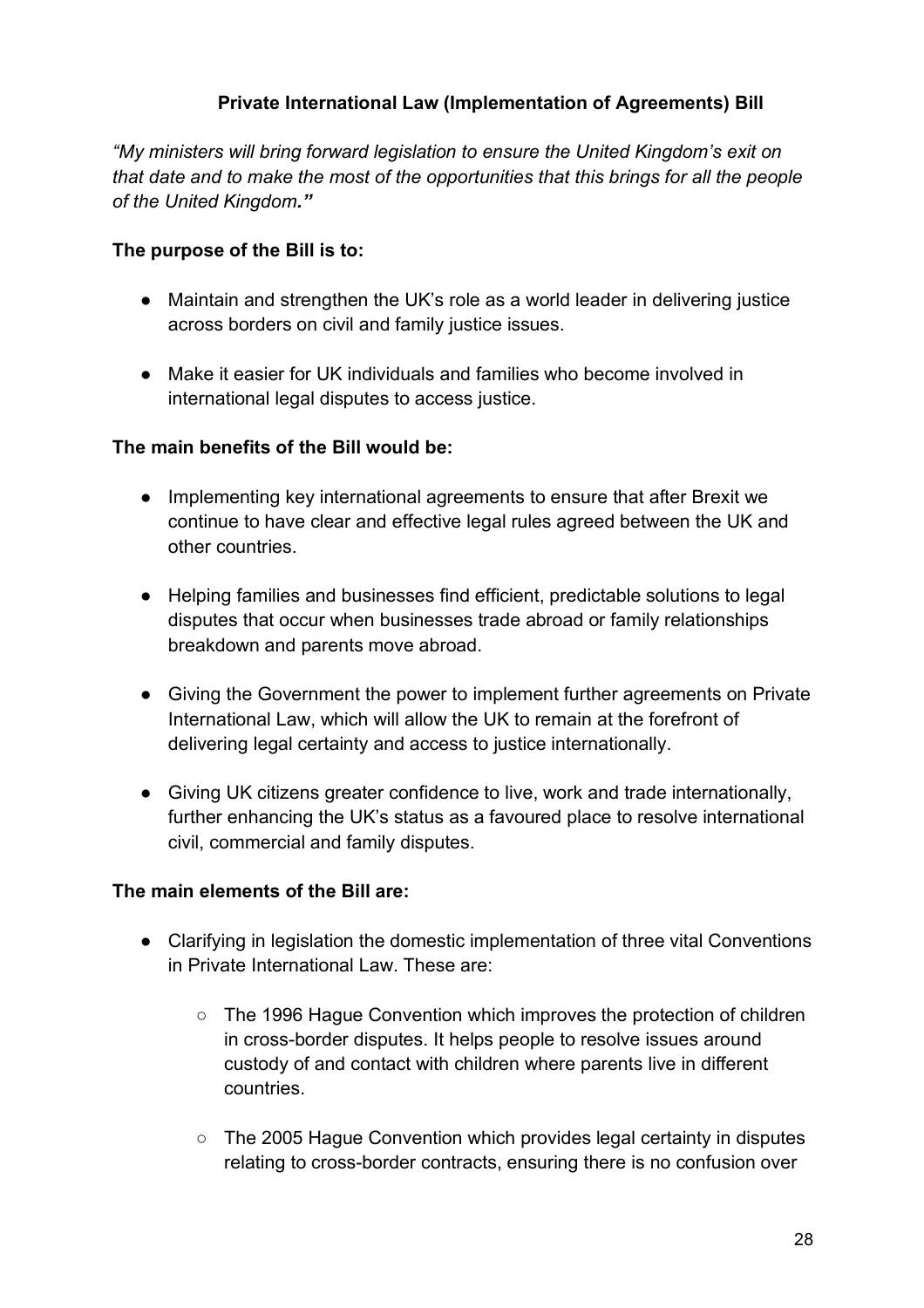## Private International Law (Implementation of Agreements) Bill

*"My ministers will bring forward legislation to ensure the United Kingdom's exit on that date and to make the most of the opportunities that this brings for all the people of the United Kingdom."*

**The purpose of the Bill is to:**

- Maintain and strengthen the UK's role as a world leader in delivering justice across borders on civil and family justice issues.
- Make it easier for UK individuals and families who become involved in international legal disputes to access justice.

**The main benefits of the Bill would be:**

- Implementing key international agreements to ensure that after Brexit we continue to have clear and effective legal rules agreed between the UK and other countries.
- Helping families and businesses find efficient, predictable solutions to legal disputes that occur when businesses trade abroad or family relationships breakdown and parents move abroad.
- Giving the Government the power to implement further agreements on Private International Law, which will allow the UK to remain at the forefront of delivering legal certainty and access to justice internationally.
- Giving UK citizens greater confidence to live, work and trade internationally, further enhancing the UK's status as a favoured place to resolve international civil, commercial and family disputes.

**The main elements of the Bill are:**

- Clarifying in legislation the domestic implementation of three vital Conventions in Private International Law. These are:
  - The 1996 Hague Convention which improves the protection of children in cross-border disputes. It helps people to resolve issues around custody of and contact with children where parents live in different countries.
  - The 2005 Hague Convention which provides legal certainty in disputes relating to cross-border contracts, ensuring there is no confusion over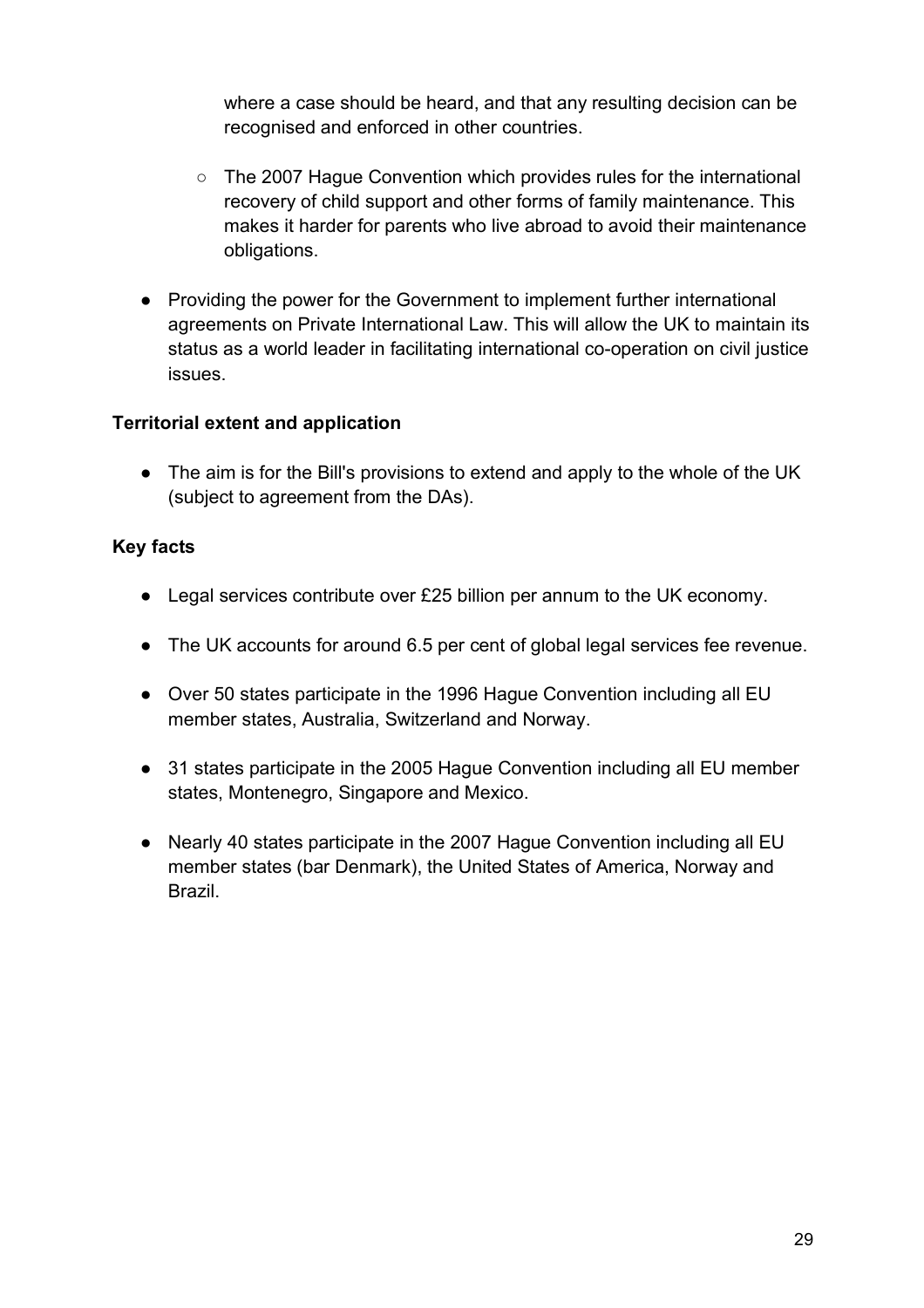where a case should be heard, and that any resulting decision can be recognised and enforced in other countries.

    - The 2007 Hague Convention which provides rules for the international recovery of child support and other forms of family maintenance. This makes it harder for parents who live abroad to avoid their maintenance obligations.

- Providing the power for the Government to implement further international agreements on Private International Law. This will allow the UK to maintain its status as a world leader in facilitating international co-operation on civil justice issues.

**Territorial extent and application**

- The aim is for the Bill's provisions to extend and apply to the whole of the UK (subject to agreement from the DAs).

**Key facts**

- Legal services contribute over £25 billion per annum to the UK economy.
- The UK accounts for around 6.5 per cent of global legal services fee revenue.
- Over 50 states participate in the 1996 Hague Convention including all EU member states, Australia, Switzerland and Norway.
- 31 states participate in the 2005 Hague Convention including all EU member states, Montenegro, Singapore and Mexico.
- Nearly 40 states participate in the 2007 Hague Convention including all EU member states (bar Denmark), the United States of America, Norway and Brazil.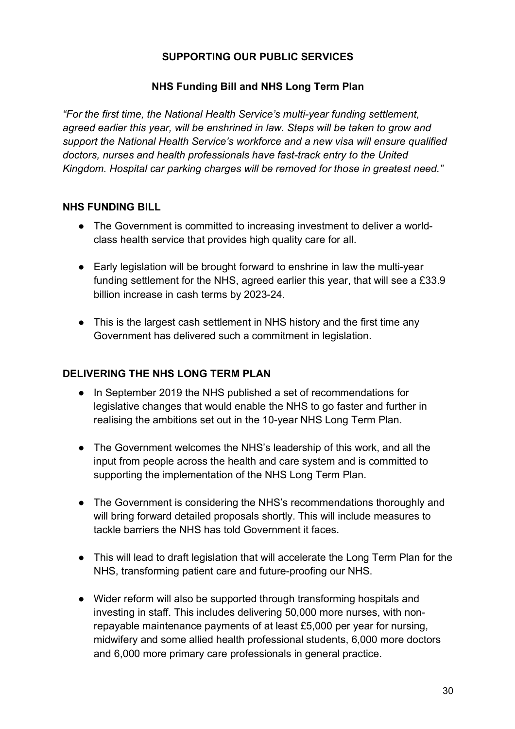## SUPPORTING OUR PUBLIC SERVICES

### NHS Funding Bill and NHS Long Term Plan

*"For the first time, the National Health Service's multi-year funding settlement, agreed earlier this year, will be enshrined in law. Steps will be taken to grow and support the National Health Service's workforce and a new visa will ensure qualified doctors, nurses and health professionals have fast-track entry to the United Kingdom. Hospital car parking charges will be removed for those in greatest need."*

### NHS FUNDING BILL

- The Government is committed to increasing investment to deliver a world-class health service that provides high quality care for all.
- Early legislation will be brought forward to enshrine in law the multi-year funding settlement for the NHS, agreed earlier this year, that will see a £33.9 billion increase in cash terms by 2023-24.
- This is the largest cash settlement in NHS history and the first time any Government has delivered such a commitment in legislation.

### DELIVERING THE NHS LONG TERM PLAN

- In September 2019 the NHS published a set of recommendations for legislative changes that would enable the NHS to go faster and further in realising the ambitions set out in the 10-year NHS Long Term Plan.
- The Government welcomes the NHS's leadership of this work, and all the input from people across the health and care system and is committed to supporting the implementation of the NHS Long Term Plan.
- The Government is considering the NHS's recommendations thoroughly and will bring forward detailed proposals shortly. This will include measures to tackle barriers the NHS has told Government it faces.
- This will lead to draft legislation that will accelerate the Long Term Plan for the NHS, transforming patient care and future-proofing our NHS.
- Wider reform will also be supported through transforming hospitals and investing in staff. This includes delivering 50,000 more nurses, with non-repayable maintenance payments of at least £5,000 per year for nursing, midwifery and some allied health professional students, 6,000 more doctors and 6,000 more primary care professionals in general practice.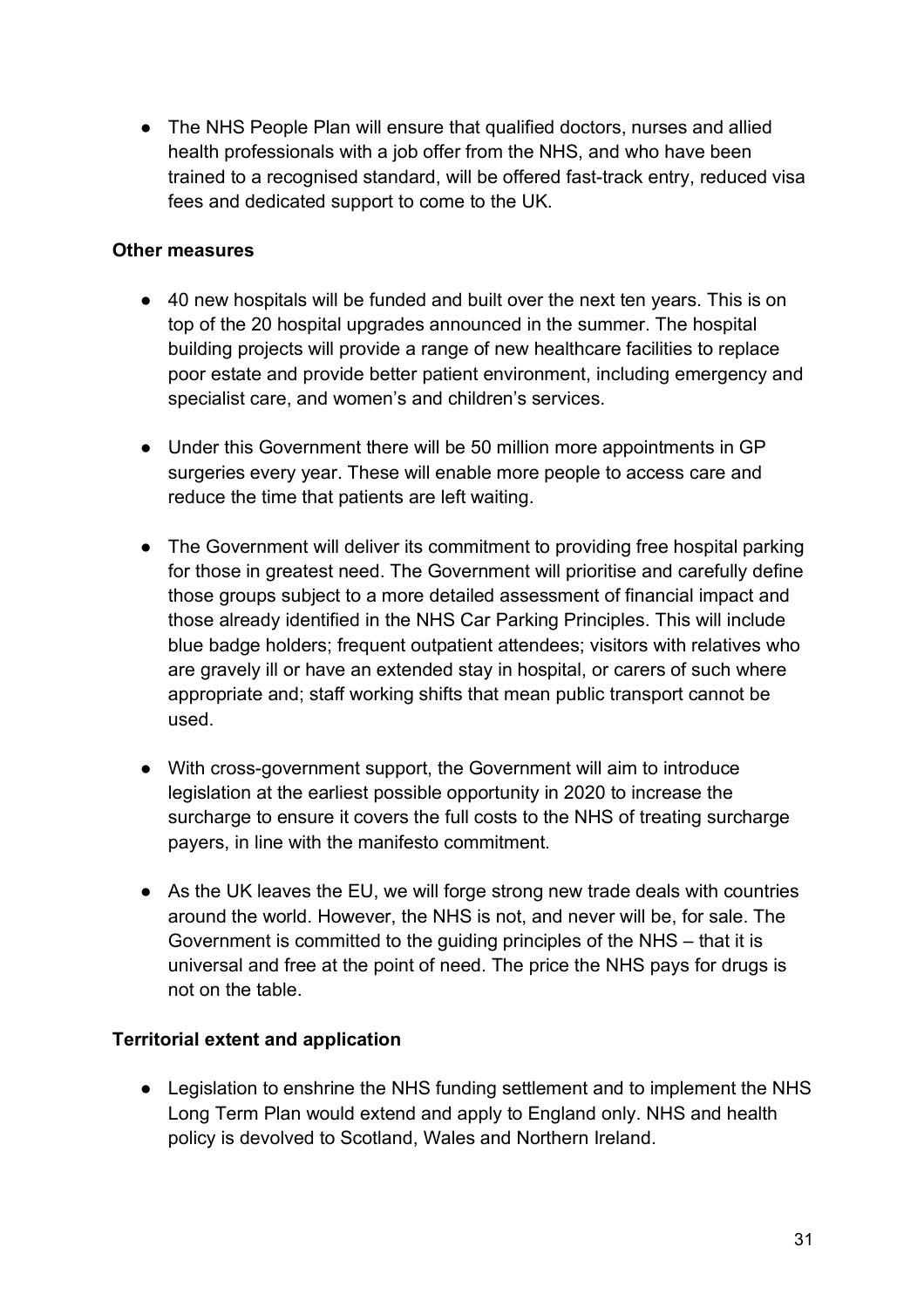- The NHS People Plan will ensure that qualified doctors, nurses and allied health professionals with a job offer from the NHS, and who have been trained to a recognised standard, will be offered fast-track entry, reduced visa fees and dedicated support to come to the UK.

**Other measures**

- 40 new hospitals will be funded and built over the next ten years. This is on top of the 20 hospital upgrades announced in the summer. The hospital building projects will provide a range of new healthcare facilities to replace poor estate and provide better patient environment, including emergency and specialist care, and women's and children's services.

- Under this Government there will be 50 million more appointments in GP surgeries every year. These will enable more people to access care and reduce the time that patients are left waiting.

- The Government will deliver its commitment to providing free hospital parking for those in greatest need. The Government will prioritise and carefully define those groups subject to a more detailed assessment of financial impact and those already identified in the NHS Car Parking Principles. This will include blue badge holders; frequent outpatient attendees; visitors with relatives who are gravely ill or have an extended stay in hospital, or carers of such where appropriate and; staff working shifts that mean public transport cannot be used.

- With cross-government support, the Government will aim to introduce legislation at the earliest possible opportunity in 2020 to increase the surcharge to ensure it covers the full costs to the NHS of treating surcharge payers, in line with the manifesto commitment.

- As the UK leaves the EU, we will forge strong new trade deals with countries around the world. However, the NHS is not, and never will be, for sale. The Government is committed to the guiding principles of the NHS – that it is universal and free at the point of need. The price the NHS pays for drugs is not on the table.

**Territorial extent and application**

- Legislation to enshrine the NHS funding settlement and to implement the NHS Long Term Plan would extend and apply to England only. NHS and health policy is devolved to Scotland, Wales and Northern Ireland.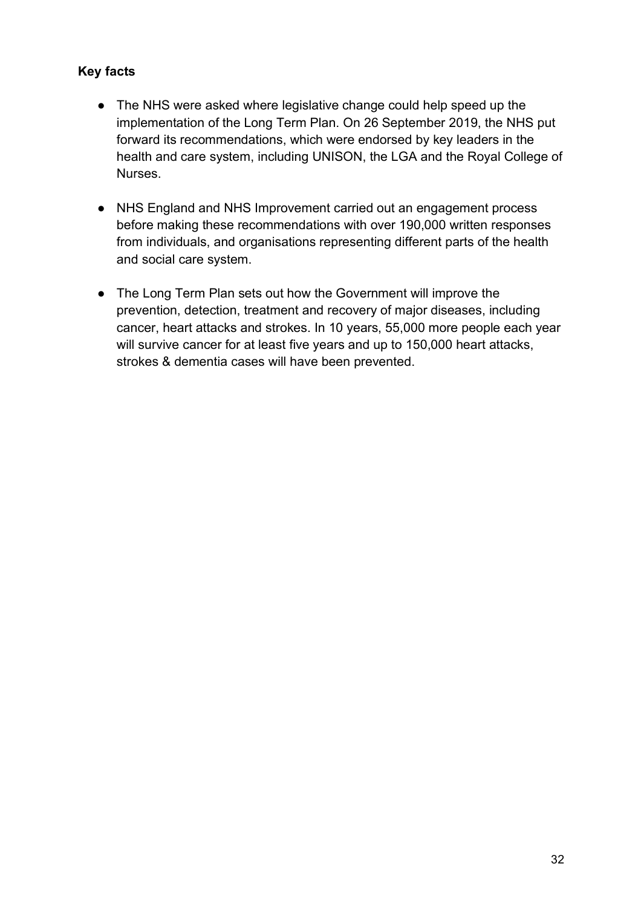**Key facts**

- The NHS were asked where legislative change could help speed up the implementation of the Long Term Plan. On 26 September 2019, the NHS put forward its recommendations, which were endorsed by key leaders in the health and care system, including UNISON, the LGA and the Royal College of Nurses.
- NHS England and NHS Improvement carried out an engagement process before making these recommendations with over 190,000 written responses from individuals, and organisations representing different parts of the health and social care system.
- The Long Term Plan sets out how the Government will improve the prevention, detection, treatment and recovery of major diseases, including cancer, heart attacks and strokes. In 10 years, 55,000 more people each year will survive cancer for at least five years and up to 150,000 heart attacks, strokes & dementia cases will have been prevented.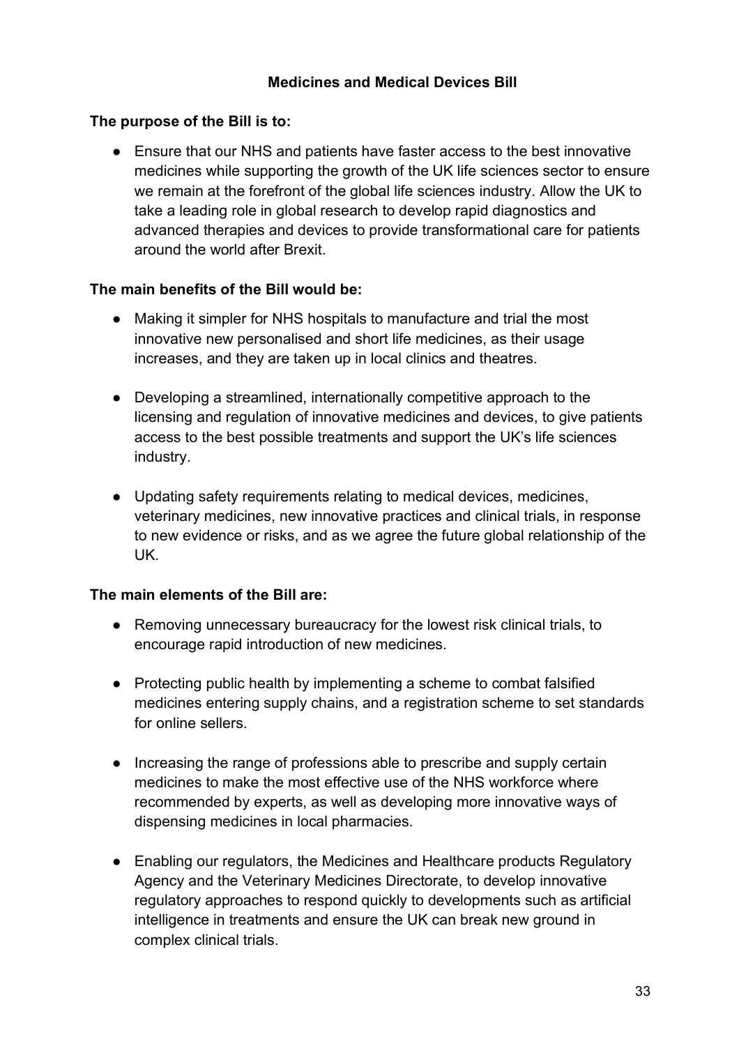## Medicines and Medical Devices Bill

**The purpose of the Bill is to:**

- Ensure that our NHS and patients have faster access to the best innovative medicines while supporting the growth of the UK life sciences sector to ensure we remain at the forefront of the global life sciences industry. Allow the UK to take a leading role in global research to develop rapid diagnostics and advanced therapies and devices to provide transformational care for patients around the world after Brexit.

**The main benefits of the Bill would be:**

- Making it simpler for NHS hospitals to manufacture and trial the most innovative new personalised and short life medicines, as their usage increases, and they are taken up in local clinics and theatres.
- Developing a streamlined, internationally competitive approach to the licensing and regulation of innovative medicines and devices, to give patients access to the best possible treatments and support the UK's life sciences industry.
- Updating safety requirements relating to medical devices, medicines, veterinary medicines, new innovative practices and clinical trials, in response to new evidence or risks, and as we agree the future global relationship of the UK.

**The main elements of the Bill are:**

- Removing unnecessary bureaucracy for the lowest risk clinical trials, to encourage rapid introduction of new medicines.
- Protecting public health by implementing a scheme to combat falsified medicines entering supply chains, and a registration scheme to set standards for online sellers.
- Increasing the range of professions able to prescribe and supply certain medicines to make the most effective use of the NHS workforce where recommended by experts, as well as developing more innovative ways of dispensing medicines in local pharmacies.
- Enabling our regulators, the Medicines and Healthcare products Regulatory Agency and the Veterinary Medicines Directorate, to develop innovative regulatory approaches to respond quickly to developments such as artificial intelligence in treatments and ensure the UK can break new ground in complex clinical trials.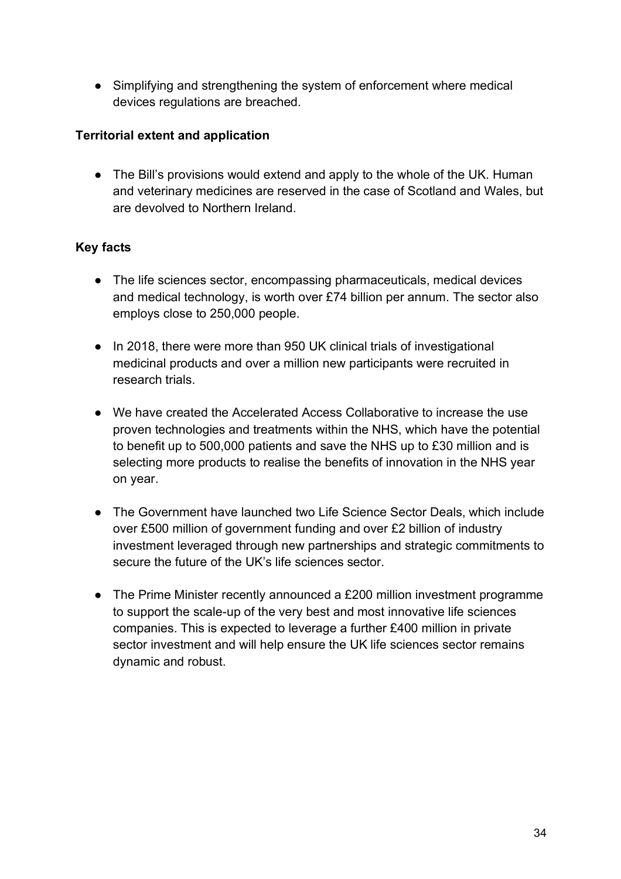- Simplifying and strengthening the system of enforcement where medical devices regulations are breached.

**Territorial extent and application**

- The Bill's provisions would extend and apply to the whole of the UK. Human and veterinary medicines are reserved in the case of Scotland and Wales, but are devolved to Northern Ireland.

**Key facts**

- The life sciences sector, encompassing pharmaceuticals, medical devices and medical technology, is worth over £74 billion per annum. The sector also employs close to 250,000 people.

- In 2018, there were more than 950 UK clinical trials of investigational medicinal products and over a million new participants were recruited in research trials.

- We have created the Accelerated Access Collaborative to increase the use proven technologies and treatments within the NHS, which have the potential to benefit up to 500,000 patients and save the NHS up to £30 million and is selecting more products to realise the benefits of innovation in the NHS year on year.

- The Government have launched two Life Science Sector Deals, which include over £500 million of government funding and over £2 billion of industry investment leveraged through new partnerships and strategic commitments to secure the future of the UK's life sciences sector.

- The Prime Minister recently announced a £200 million investment programme to support the scale-up of the very best and most innovative life sciences companies. This is expected to leverage a further £400 million in private sector investment and will help ensure the UK life sciences sector remains dynamic and robust.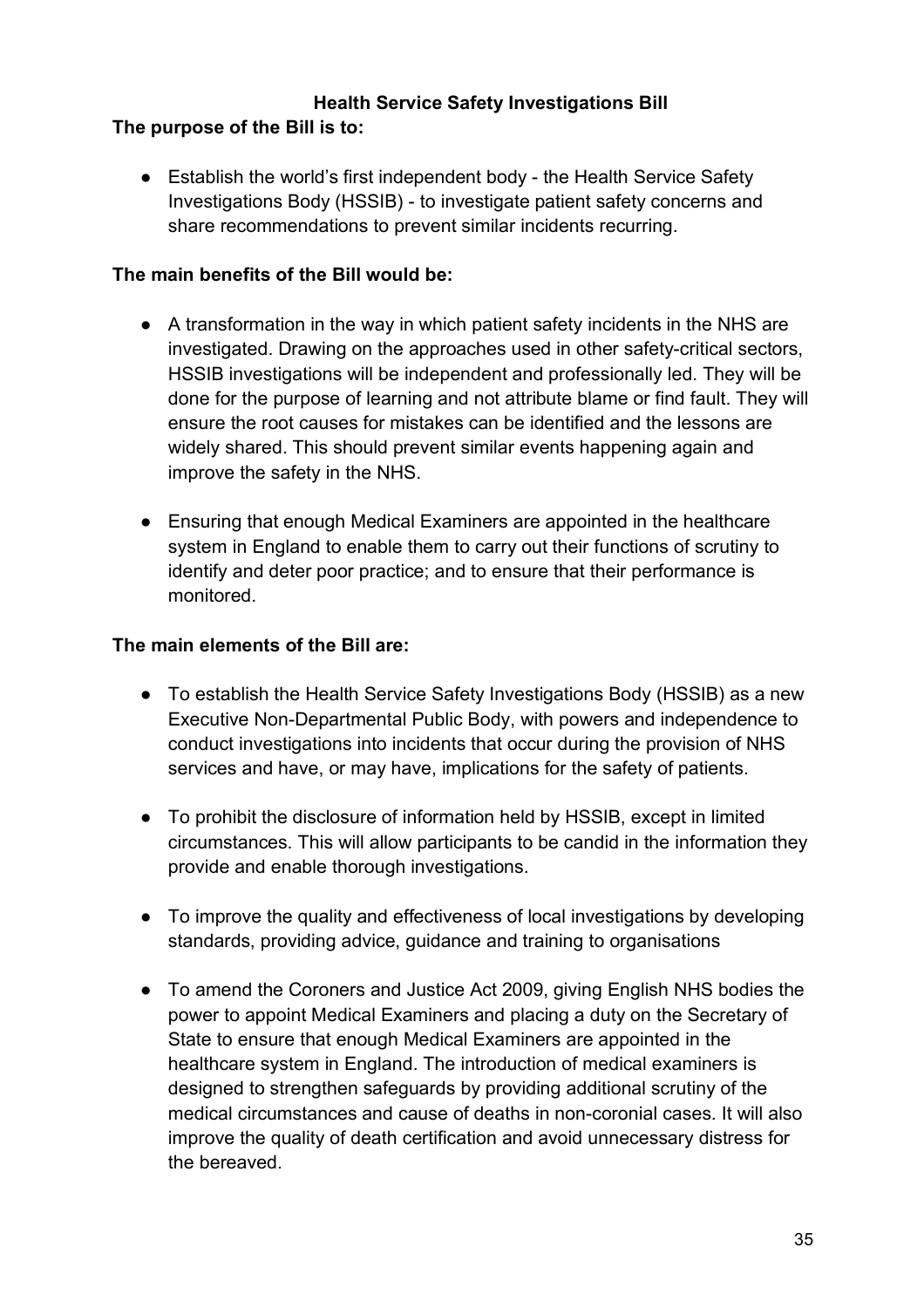## Health Service Safety Investigations Bill

**The purpose of the Bill is to:**

- Establish the world's first independent body - the Health Service Safety Investigations Body (HSSIB) - to investigate patient safety concerns and share recommendations to prevent similar incidents recurring.

**The main benefits of the Bill would be:**

- A transformation in the way in which patient safety incidents in the NHS are investigated. Drawing on the approaches used in other safety-critical sectors, HSSIB investigations will be independent and professionally led. They will be done for the purpose of learning and not attribute blame or find fault. They will ensure the root causes for mistakes can be identified and the lessons are widely shared. This should prevent similar events happening again and improve the safety in the NHS.

- Ensuring that enough Medical Examiners are appointed in the healthcare system in England to enable them to carry out their functions of scrutiny to identify and deter poor practice; and to ensure that their performance is monitored.

**The main elements of the Bill are:**

- To establish the Health Service Safety Investigations Body (HSSIB) as a new Executive Non-Departmental Public Body, with powers and independence to conduct investigations into incidents that occur during the provision of NHS services and have, or may have, implications for the safety of patients.

- To prohibit the disclosure of information held by HSSIB, except in limited circumstances. This will allow participants to be candid in the information they provide and enable thorough investigations.

- To improve the quality and effectiveness of local investigations by developing standards, providing advice, guidance and training to organisations

- To amend the Coroners and Justice Act 2009, giving English NHS bodies the power to appoint Medical Examiners and placing a duty on the Secretary of State to ensure that enough Medical Examiners are appointed in the healthcare system in England. The introduction of medical examiners is designed to strengthen safeguards by providing additional scrutiny of the medical circumstances and cause of deaths in non-coronial cases. It will also improve the quality of death certification and avoid unnecessary distress for the bereaved.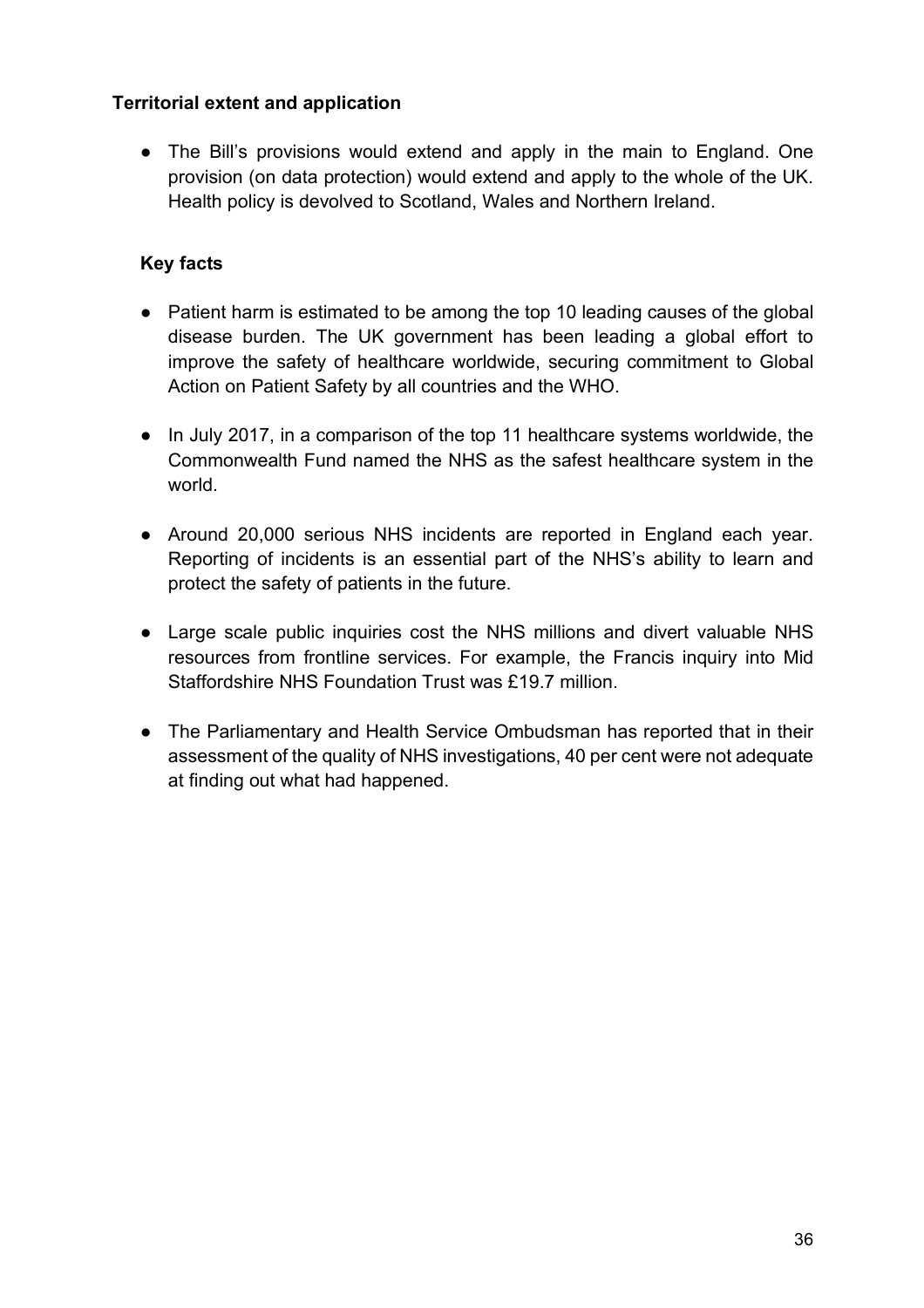**Territorial extent and application**

- The Bill's provisions would extend and apply in the main to England. One provision (on data protection) would extend and apply to the whole of the UK. Health policy is devolved to Scotland, Wales and Northern Ireland.

**Key facts**

- Patient harm is estimated to be among the top 10 leading causes of the global disease burden. The UK government has been leading a global effort to improve the safety of healthcare worldwide, securing commitment to Global Action on Patient Safety by all countries and the WHO.
- In July 2017, in a comparison of the top 11 healthcare systems worldwide, the Commonwealth Fund named the NHS as the safest healthcare system in the world.
- Around 20,000 serious NHS incidents are reported in England each year. Reporting of incidents is an essential part of the NHS's ability to learn and protect the safety of patients in the future.
- Large scale public inquiries cost the NHS millions and divert valuable NHS resources from frontline services. For example, the Francis inquiry into Mid Staffordshire NHS Foundation Trust was £19.7 million.
- The Parliamentary and Health Service Ombudsman has reported that in their assessment of the quality of NHS investigations, 40 per cent were not adequate at finding out what had happened.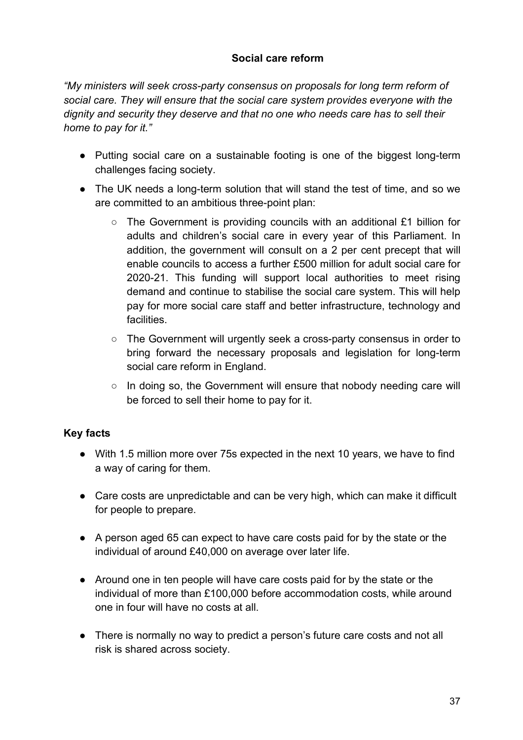## Social care reform

*"My ministers will seek cross-party consensus on proposals for long term reform of social care. They will ensure that the social care system provides everyone with the dignity and security they deserve and that no one who needs care has to sell their home to pay for it."*

- Putting social care on a sustainable footing is one of the biggest long-term challenges facing society.
- The UK needs a long-term solution that will stand the test of time, and so we are committed to an ambitious three-point plan:
    - The Government is providing councils with an additional £1 billion for adults and children's social care in every year of this Parliament. In addition, the government will consult on a 2 per cent precept that will enable councils to access a further £500 million for adult social care for 2020-21. This funding will support local authorities to meet rising demand and continue to stabilise the social care system. This will help pay for more social care staff and better infrastructure, technology and facilities.
    - The Government will urgently seek a cross-party consensus in order to bring forward the necessary proposals and legislation for long-term social care reform in England.
    - In doing so, the Government will ensure that nobody needing care will be forced to sell their home to pay for it.

### Key facts

- With 1.5 million more over 75s expected in the next 10 years, we have to find a way of caring for them.
- Care costs are unpredictable and can be very high, which can make it difficult for people to prepare.
- A person aged 65 can expect to have care costs paid for by the state or the individual of around £40,000 on average over later life.
- Around one in ten people will have care costs paid for by the state or the individual of more than £100,000 before accommodation costs, while around one in four will have no costs at all.
- There is normally no way to predict a person's future care costs and not all risk is shared across society.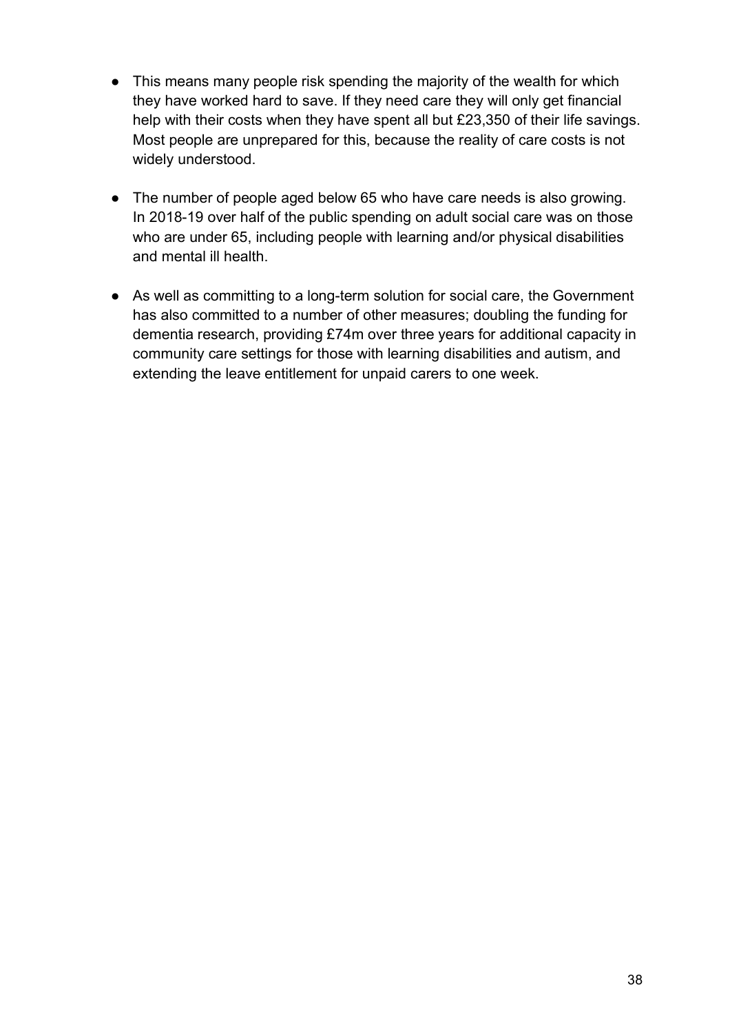- This means many people risk spending the majority of the wealth for which they have worked hard to save. If they need care they will only get financial help with their costs when they have spent all but £23,350 of their life savings. Most people are unprepared for this, because the reality of care costs is not widely understood.

- The number of people aged below 65 who have care needs is also growing. In 2018-19 over half of the public spending on adult social care was on those who are under 65, including people with learning and/or physical disabilities and mental ill health.

- As well as committing to a long-term solution for social care, the Government has also committed to a number of other measures; doubling the funding for dementia research, providing £74m over three years for additional capacity in community care settings for those with learning disabilities and autism, and extending the leave entitlement for unpaid carers to one week.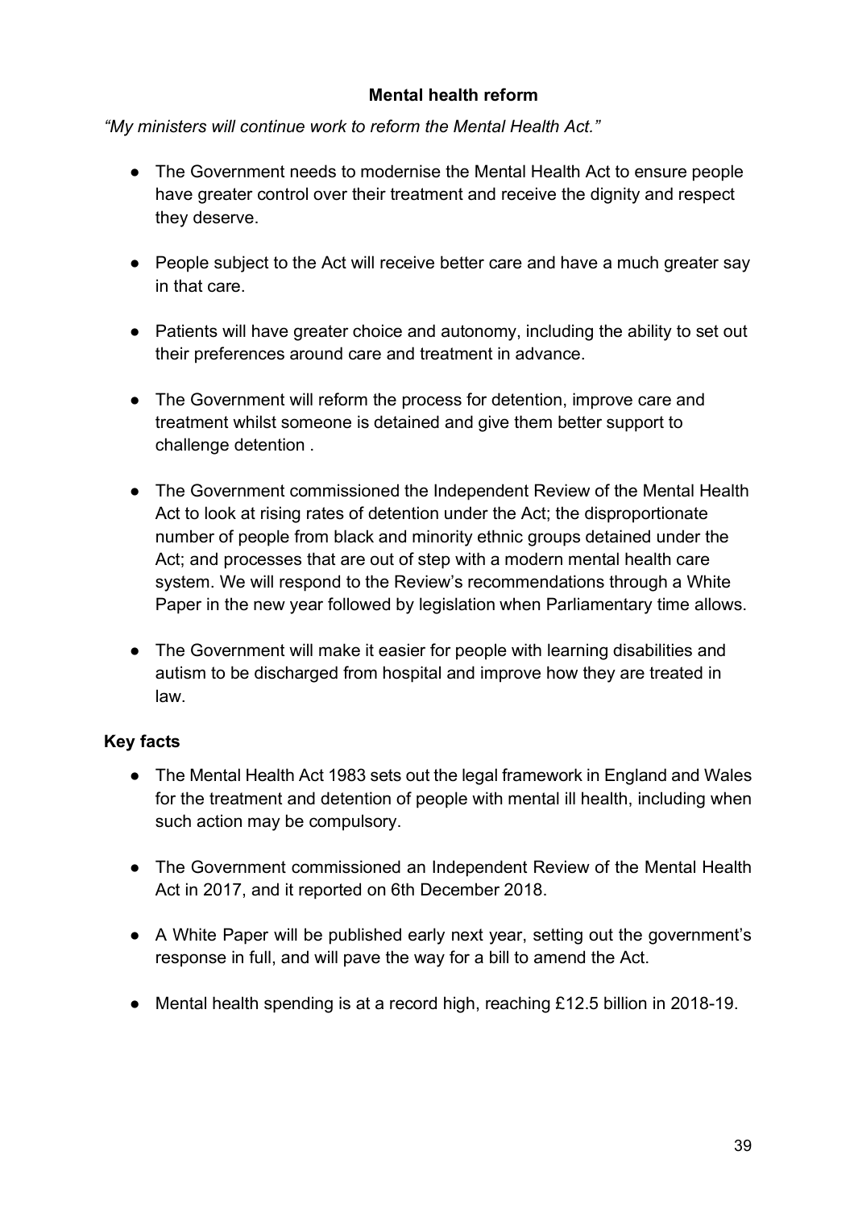## Mental health reform

*"My ministers will continue work to reform the Mental Health Act."*

- The Government needs to modernise the Mental Health Act to ensure people have greater control over their treatment and receive the dignity and respect they deserve.
- People subject to the Act will receive better care and have a much greater say in that care.
- Patients will have greater choice and autonomy, including the ability to set out their preferences around care and treatment in advance.
- The Government will reform the process for detention, improve care and treatment whilst someone is detained and give them better support to challenge detention .
- The Government commissioned the Independent Review of the Mental Health Act to look at rising rates of detention under the Act; the disproportionate number of people from black and minority ethnic groups detained under the Act; and processes that are out of step with a modern mental health care system. We will respond to the Review's recommendations through a White Paper in the new year followed by legislation when Parliamentary time allows.
- The Government will make it easier for people with learning disabilities and autism to be discharged from hospital and improve how they are treated in law.

**Key facts**

- The Mental Health Act 1983 sets out the legal framework in England and Wales for the treatment and detention of people with mental ill health, including when such action may be compulsory.
- The Government commissioned an Independent Review of the Mental Health Act in 2017, and it reported on 6th December 2018.
- A White Paper will be published early next year, setting out the government's response in full, and will pave the way for a bill to amend the Act.
- Mental health spending is at a record high, reaching £12.5 billion in 2018-19.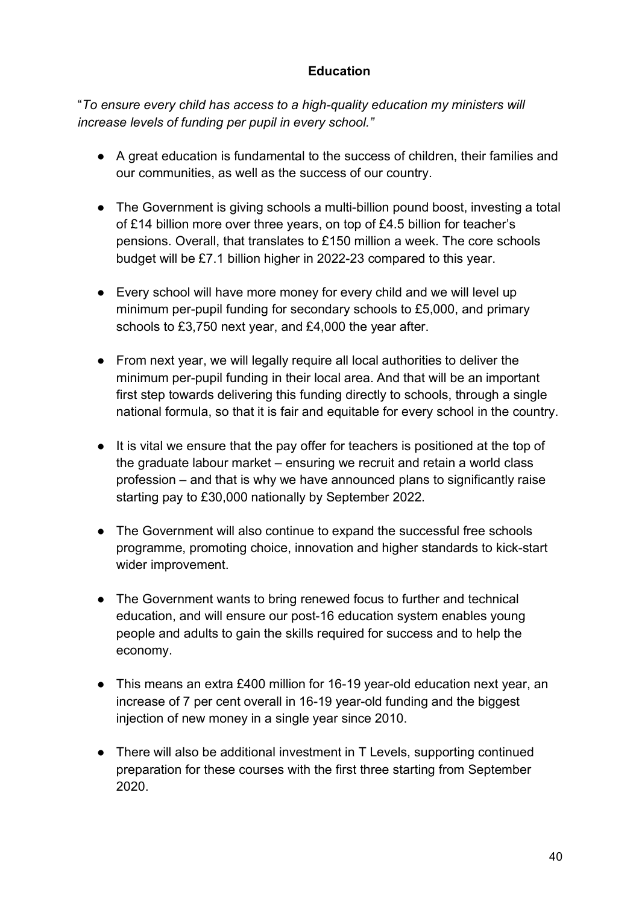## Education

"*To ensure every child has access to a high-quality education my ministers will increase levels of funding per pupil in every school.*"

- A great education is fundamental to the success of children, their families and our communities, as well as the success of our country.
- The Government is giving schools a multi-billion pound boost, investing a total of £14 billion more over three years, on top of £4.5 billion for teacher's pensions. Overall, that translates to £150 million a week. The core schools budget will be £7.1 billion higher in 2022-23 compared to this year.
- Every school will have more money for every child and we will level up minimum per-pupil funding for secondary schools to £5,000, and primary schools to £3,750 next year, and £4,000 the year after.
- From next year, we will legally require all local authorities to deliver the minimum per-pupil funding in their local area. And that will be an important first step towards delivering this funding directly to schools, through a single national formula, so that it is fair and equitable for every school in the country.
- It is vital we ensure that the pay offer for teachers is positioned at the top of the graduate labour market – ensuring we recruit and retain a world class profession – and that is why we have announced plans to significantly raise starting pay to £30,000 nationally by September 2022.
- The Government will also continue to expand the successful free schools programme, promoting choice, innovation and higher standards to kick-start wider improvement.
- The Government wants to bring renewed focus to further and technical education, and will ensure our post-16 education system enables young people and adults to gain the skills required for success and to help the economy.
- This means an extra £400 million for 16-19 year-old education next year, an increase of 7 per cent overall in 16-19 year-old funding and the biggest injection of new money in a single year since 2010.
- There will also be additional investment in T Levels, supporting continued preparation for these courses with the first three starting from September 2020.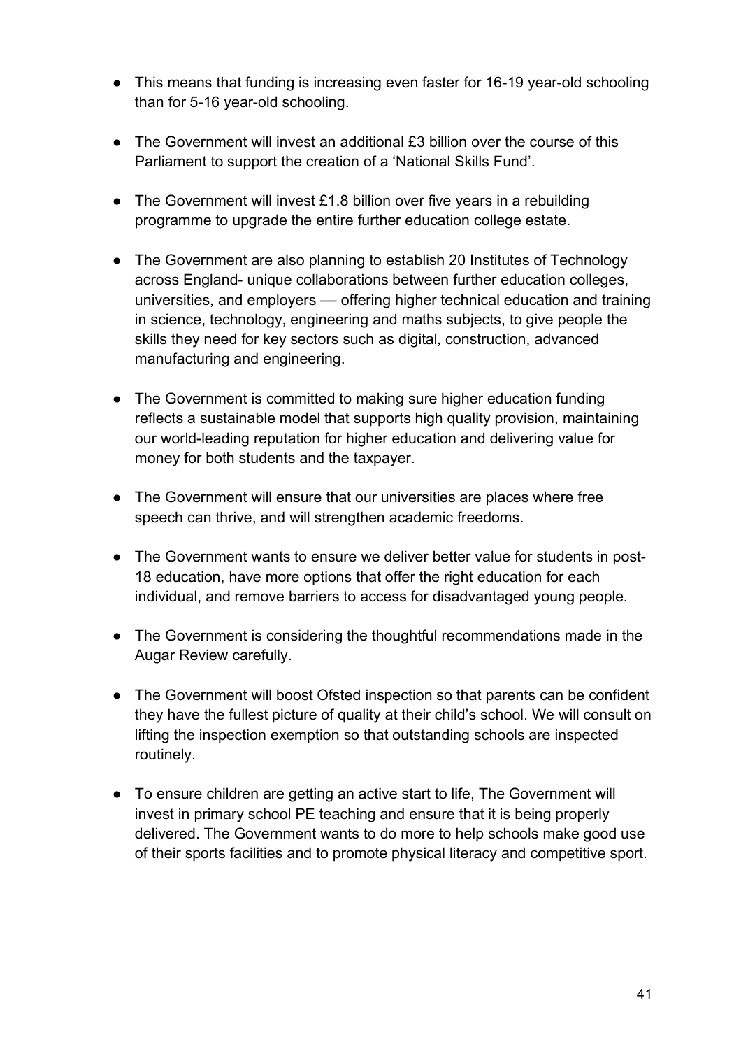- This means that funding is increasing even faster for 16-19 year-old schooling than for 5-16 year-old schooling.

- The Government will invest an additional £3 billion over the course of this Parliament to support the creation of a 'National Skills Fund'.

- The Government will invest £1.8 billion over five years in a rebuilding programme to upgrade the entire further education college estate.

- The Government are also planning to establish 20 Institutes of Technology across England- unique collaborations between further education colleges, universities, and employers — offering higher technical education and training in science, technology, engineering and maths subjects, to give people the skills they need for key sectors such as digital, construction, advanced manufacturing and engineering.

- The Government is committed to making sure higher education funding reflects a sustainable model that supports high quality provision, maintaining our world-leading reputation for higher education and delivering value for money for both students and the taxpayer.

- The Government will ensure that our universities are places where free speech can thrive, and will strengthen academic freedoms.

- The Government wants to ensure we deliver better value for students in post-18 education, have more options that offer the right education for each individual, and remove barriers to access for disadvantaged young people.

- The Government is considering the thoughtful recommendations made in the Augar Review carefully.

- The Government will boost Ofsted inspection so that parents can be confident they have the fullest picture of quality at their child's school. We will consult on lifting the inspection exemption so that outstanding schools are inspected routinely.

- To ensure children are getting an active start to life, The Government will invest in primary school PE teaching and ensure that it is being properly delivered. The Government wants to do more to help schools make good use of their sports facilities and to promote physical literacy and competitive sport.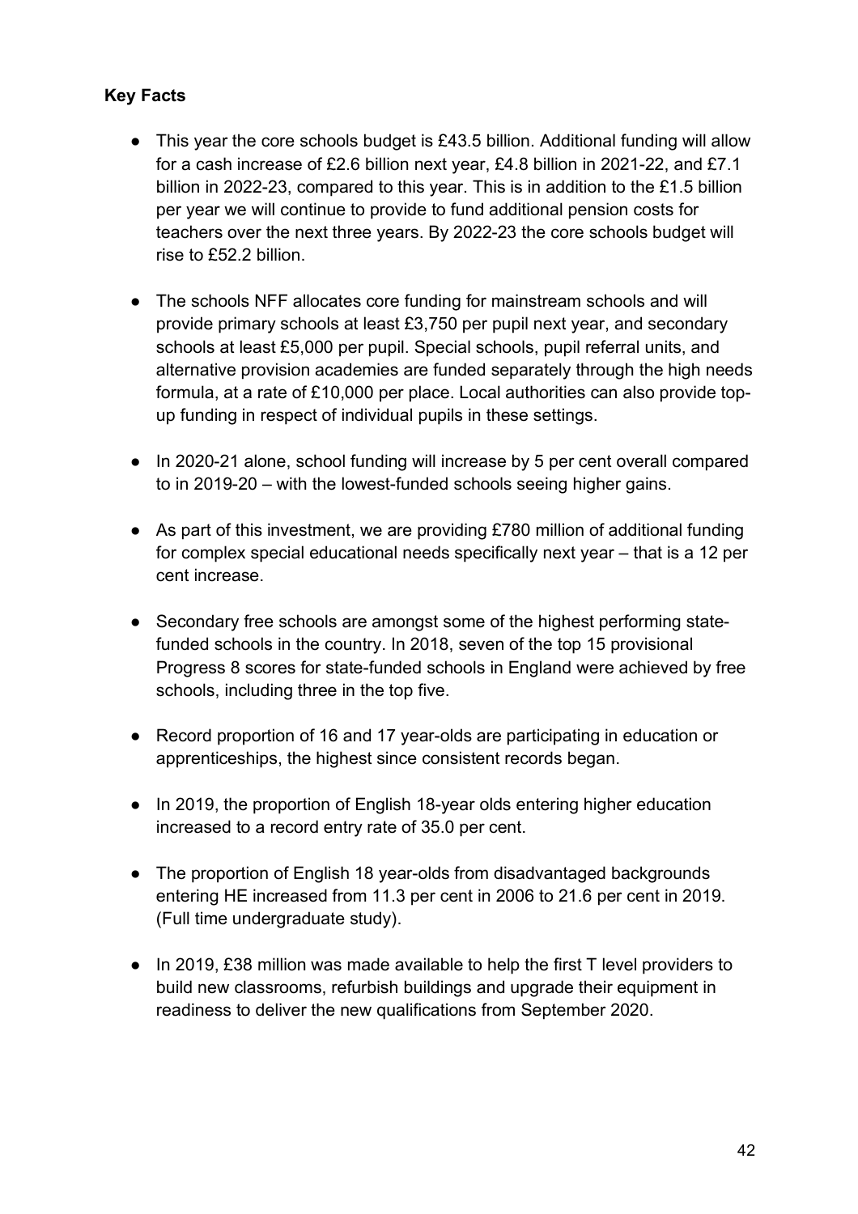**Key Facts**

- This year the core schools budget is £43.5 billion. Additional funding will allow for a cash increase of £2.6 billion next year, £4.8 billion in 2021-22, and £7.1 billion in 2022-23, compared to this year. This is in addition to the £1.5 billion per year we will continue to provide to fund additional pension costs for teachers over the next three years. By 2022-23 the core schools budget will rise to £52.2 billion.

- The schools NFF allocates core funding for mainstream schools and will provide primary schools at least £3,750 per pupil next year, and secondary schools at least £5,000 per pupil. Special schools, pupil referral units, and alternative provision academies are funded separately through the high needs formula, at a rate of £10,000 per place. Local authorities can also provide top-up funding in respect of individual pupils in these settings.

- In 2020-21 alone, school funding will increase by 5 per cent overall compared to in 2019-20 – with the lowest-funded schools seeing higher gains.

- As part of this investment, we are providing £780 million of additional funding for complex special educational needs specifically next year – that is a 12 per cent increase.

- Secondary free schools are amongst some of the highest performing state-funded schools in the country. In 2018, seven of the top 15 provisional Progress 8 scores for state-funded schools in England were achieved by free schools, including three in the top five.

- Record proportion of 16 and 17 year-olds are participating in education or apprenticeships, the highest since consistent records began.

- In 2019, the proportion of English 18-year olds entering higher education increased to a record entry rate of 35.0 per cent.

- The proportion of English 18 year-olds from disadvantaged backgrounds entering HE increased from 11.3 per cent in 2006 to 21.6 per cent in 2019. (Full time undergraduate study).

- In 2019, £38 million was made available to help the first T level providers to build new classrooms, refurbish buildings and upgrade their equipment in readiness to deliver the new qualifications from September 2020.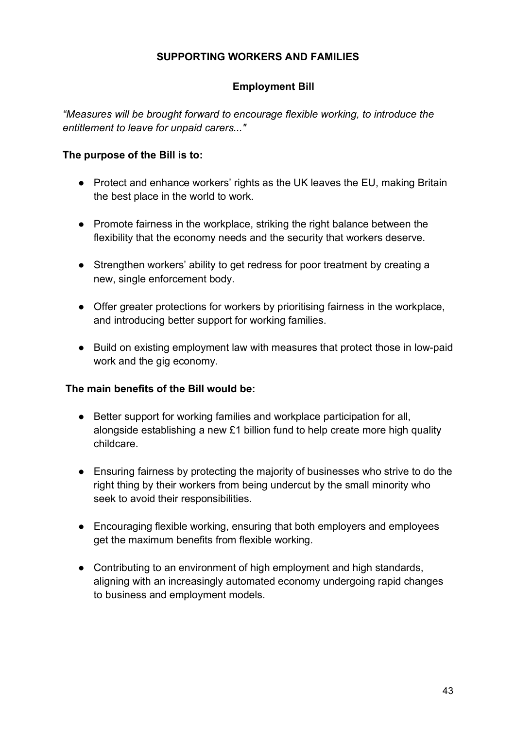## SUPPORTING WORKERS AND FAMILIES

### Employment Bill

*"Measures will be brought forward to encourage flexible working, to introduce the entitlement to leave for unpaid carers..."*

**The purpose of the Bill is to:**

- Protect and enhance workers' rights as the UK leaves the EU, making Britain the best place in the world to work.
- Promote fairness in the workplace, striking the right balance between the flexibility that the economy needs and the security that workers deserve.
- Strengthen workers' ability to get redress for poor treatment by creating a new, single enforcement body.
- Offer greater protections for workers by prioritising fairness in the workplace, and introducing better support for working families.
- Build on existing employment law with measures that protect those in low-paid work and the gig economy.

**The main benefits of the Bill would be:**

- Better support for working families and workplace participation for all, alongside establishing a new £1 billion fund to help create more high quality childcare.
- Ensuring fairness by protecting the majority of businesses who strive to do the right thing by their workers from being undercut by the small minority who seek to avoid their responsibilities.
- Encouraging flexible working, ensuring that both employers and employees get the maximum benefits from flexible working.
- Contributing to an environment of high employment and high standards, aligning with an increasingly automated economy undergoing rapid changes to business and employment models.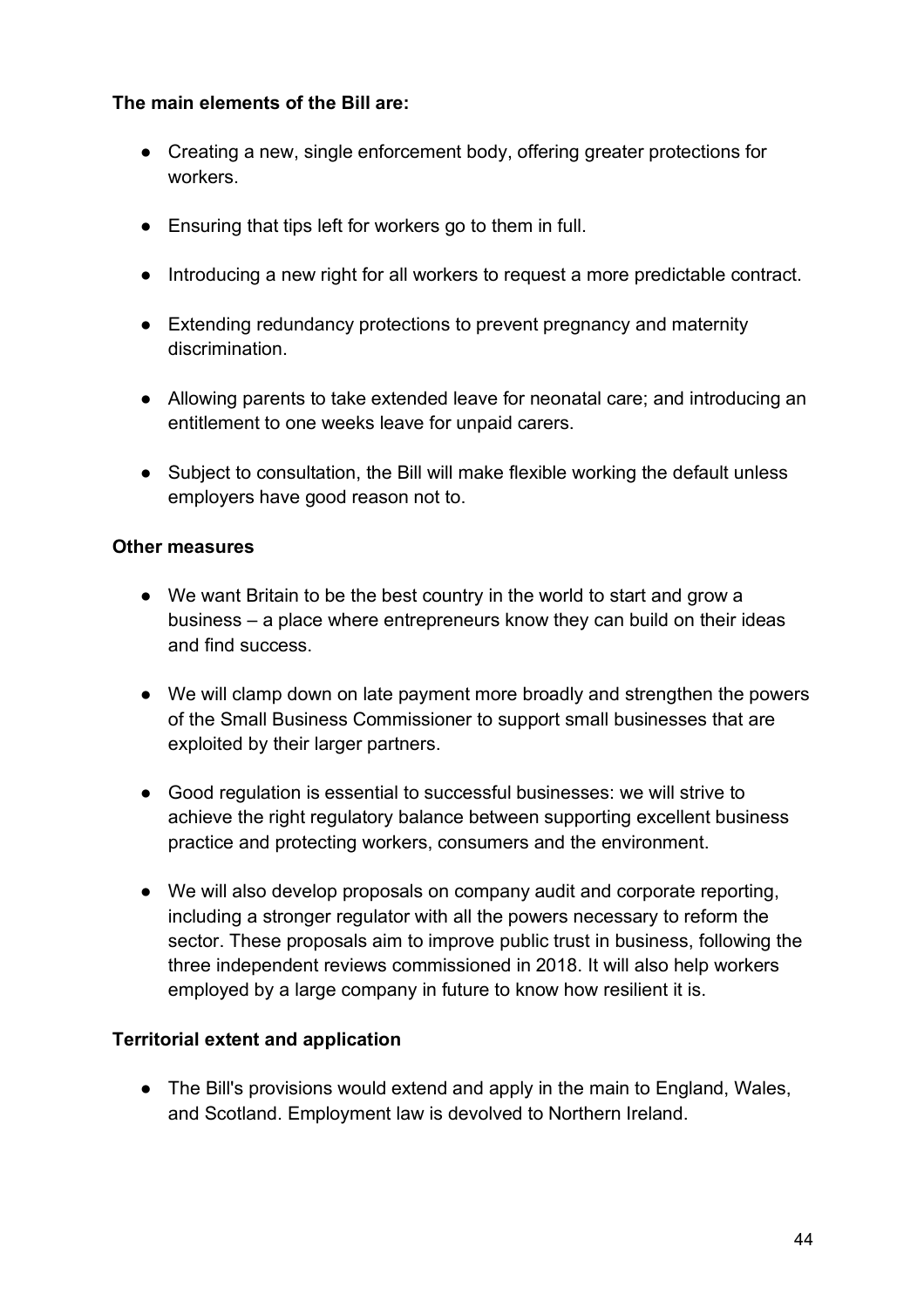**The main elements of the Bill are:**

- Creating a new, single enforcement body, offering greater protections for workers.
- Ensuring that tips left for workers go to them in full.
- Introducing a new right for all workers to request a more predictable contract.
- Extending redundancy protections to prevent pregnancy and maternity discrimination.
- Allowing parents to take extended leave for neonatal care; and introducing an entitlement to one weeks leave for unpaid carers.
- Subject to consultation, the Bill will make flexible working the default unless employers have good reason not to.

**Other measures**

- We want Britain to be the best country in the world to start and grow a business – a place where entrepreneurs know they can build on their ideas and find success.
- We will clamp down on late payment more broadly and strengthen the powers of the Small Business Commissioner to support small businesses that are exploited by their larger partners.
- Good regulation is essential to successful businesses: we will strive to achieve the right regulatory balance between supporting excellent business practice and protecting workers, consumers and the environment.
- We will also develop proposals on company audit and corporate reporting, including a stronger regulator with all the powers necessary to reform the sector. These proposals aim to improve public trust in business, following the three independent reviews commissioned in 2018. It will also help workers employed by a large company in future to know how resilient it is.

**Territorial extent and application**

- The Bill's provisions would extend and apply in the main to England, Wales, and Scotland. Employment law is devolved to Northern Ireland.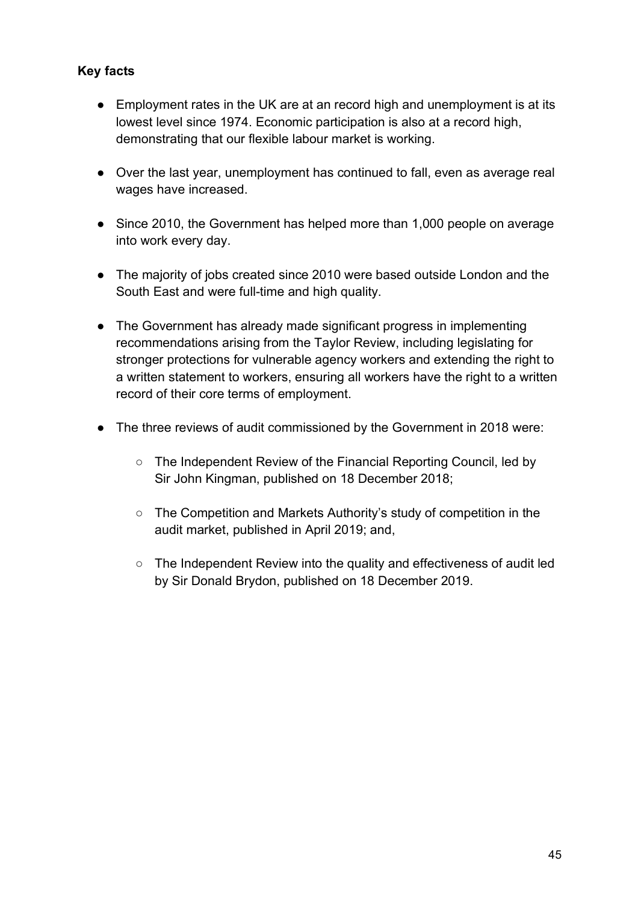**Key facts**

- Employment rates in the UK are at an record high and unemployment is at its lowest level since 1974. Economic participation is also at a record high, demonstrating that our flexible labour market is working.
- Over the last year, unemployment has continued to fall, even as average real wages have increased.
- Since 2010, the Government has helped more than 1,000 people on average into work every day.
- The majority of jobs created since 2010 were based outside London and the South East and were full-time and high quality.
- The Government has already made significant progress in implementing recommendations arising from the Taylor Review, including legislating for stronger protections for vulnerable agency workers and extending the right to a written statement to workers, ensuring all workers have the right to a written record of their core terms of employment.
- The three reviews of audit commissioned by the Government in 2018 were:
  - The Independent Review of the Financial Reporting Council, led by Sir John Kingman, published on 18 December 2018;
  - The Competition and Markets Authority's study of competition in the audit market, published in April 2019; and,
  - The Independent Review into the quality and effectiveness of audit led by Sir Donald Brydon, published on 18 December 2019.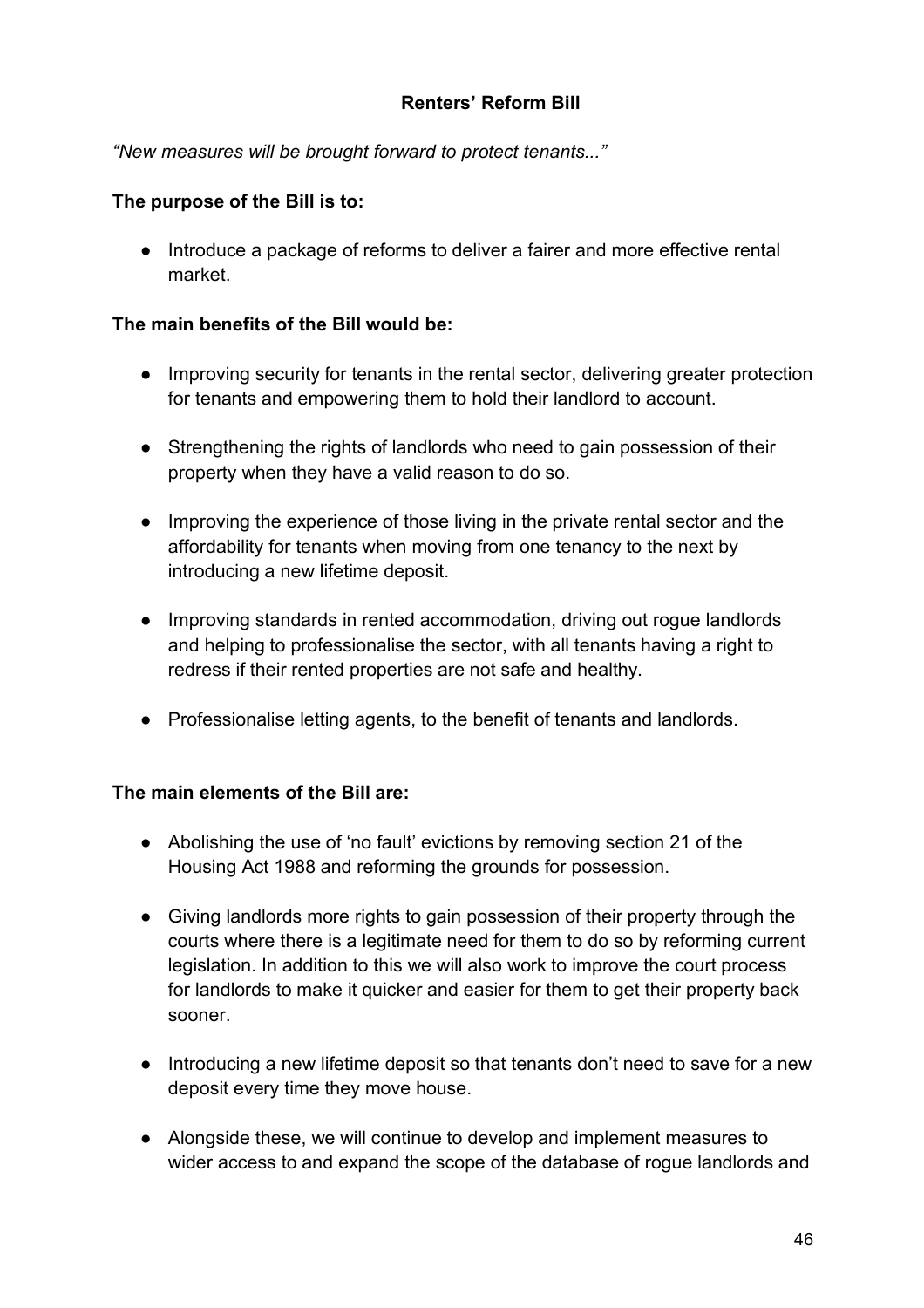## Renters' Reform Bill

*"New measures will be brought forward to protect tenants..."*

**The purpose of the Bill is to:**

- Introduce a package of reforms to deliver a fairer and more effective rental market.

**The main benefits of the Bill would be:**

- Improving security for tenants in the rental sector, delivering greater protection for tenants and empowering them to hold their landlord to account.
- Strengthening the rights of landlords who need to gain possession of their property when they have a valid reason to do so.
- Improving the experience of those living in the private rental sector and the affordability for tenants when moving from one tenancy to the next by introducing a new lifetime deposit.
- Improving standards in rented accommodation, driving out rogue landlords and helping to professionalise the sector, with all tenants having a right to redress if their rented properties are not safe and healthy.
- Professionalise letting agents, to the benefit of tenants and landlords.

**The main elements of the Bill are:**

- Abolishing the use of 'no fault' evictions by removing section 21 of the Housing Act 1988 and reforming the grounds for possession.
- Giving landlords more rights to gain possession of their property through the courts where there is a legitimate need for them to do so by reforming current legislation. In addition to this we will also work to improve the court process for landlords to make it quicker and easier for them to get their property back sooner.
- Introducing a new lifetime deposit so that tenants don't need to save for a new deposit every time they move house.
- Alongside these, we will continue to develop and implement measures to wider access to and expand the scope of the database of rogue landlords and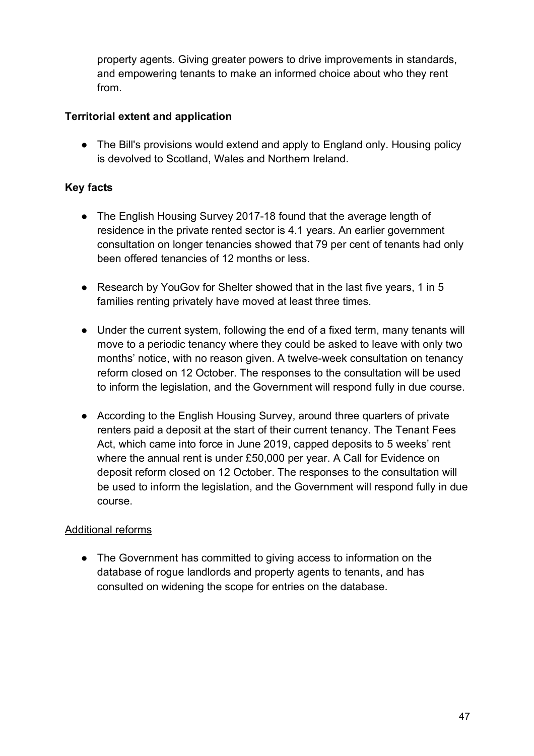property agents. Giving greater powers to drive improvements in standards, and empowering tenants to make an informed choice about who they rent from.

**Territorial extent and application**

- The Bill's provisions would extend and apply to England only. Housing policy is devolved to Scotland, Wales and Northern Ireland.

**Key facts**

- The English Housing Survey 2017-18 found that the average length of residence in the private rented sector is 4.1 years. An earlier government consultation on longer tenancies showed that 79 per cent of tenants had only been offered tenancies of 12 months or less.

- Research by YouGov for Shelter showed that in the last five years, 1 in 5 families renting privately have moved at least three times.

- Under the current system, following the end of a fixed term, many tenants will move to a periodic tenancy where they could be asked to leave with only two months' notice, with no reason given. A twelve-week consultation on tenancy reform closed on 12 October. The responses to the consultation will be used to inform the legislation, and the Government will respond fully in due course.

- According to the English Housing Survey, around three quarters of private renters paid a deposit at the start of their current tenancy. The Tenant Fees Act, which came into force in June 2019, capped deposits to 5 weeks' rent where the annual rent is under £50,000 per year. A Call for Evidence on deposit reform closed on 12 October. The responses to the consultation will be used to inform the legislation, and the Government will respond fully in due course.

<u>Additional reforms</u>

- The Government has committed to giving access to information on the database of rogue landlords and property agents to tenants, and has consulted on widening the scope for entries on the database.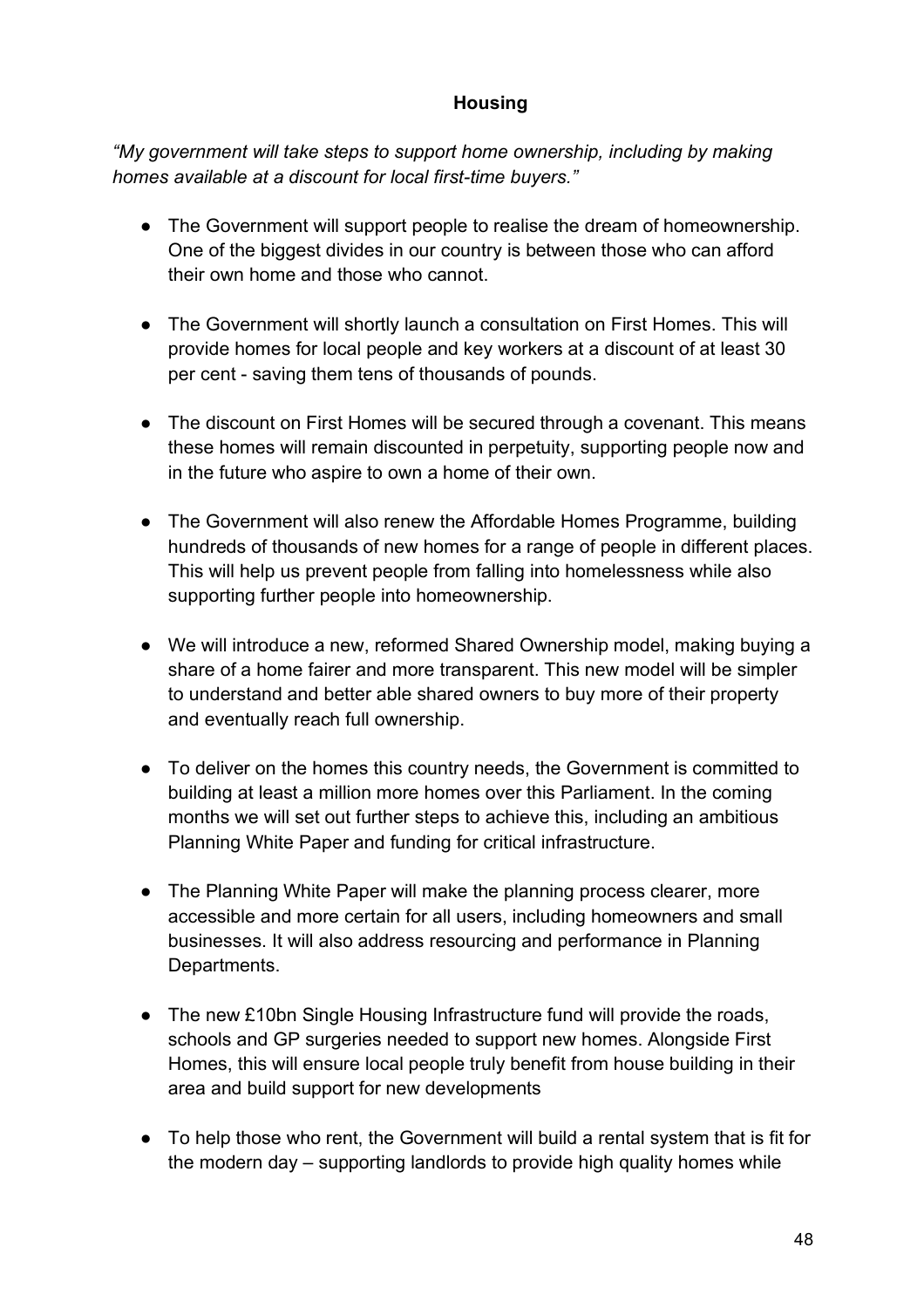## Housing

*"My government will take steps to support home ownership, including by making homes available at a discount for local first-time buyers."*

- The Government will support people to realise the dream of homeownership. One of the biggest divides in our country is between those who can afford their own home and those who cannot.

- The Government will shortly launch a consultation on First Homes. This will provide homes for local people and key workers at a discount of at least 30 per cent - saving them tens of thousands of pounds.

- The discount on First Homes will be secured through a covenant. This means these homes will remain discounted in perpetuity, supporting people now and in the future who aspire to own a home of their own.

- The Government will also renew the Affordable Homes Programme, building hundreds of thousands of new homes for a range of people in different places. This will help us prevent people from falling into homelessness while also supporting further people into homeownership.

- We will introduce a new, reformed Shared Ownership model, making buying a share of a home fairer and more transparent. This new model will be simpler to understand and better able shared owners to buy more of their property and eventually reach full ownership.

- To deliver on the homes this country needs, the Government is committed to building at least a million more homes over this Parliament. In the coming months we will set out further steps to achieve this, including an ambitious Planning White Paper and funding for critical infrastructure.

- The Planning White Paper will make the planning process clearer, more accessible and more certain for all users, including homeowners and small businesses. It will also address resourcing and performance in Planning Departments.

- The new £10bn Single Housing Infrastructure fund will provide the roads, schools and GP surgeries needed to support new homes. Alongside First Homes, this will ensure local people truly benefit from house building in their area and build support for new developments

- To help those who rent, the Government will build a rental system that is fit for the modern day – supporting landlords to provide high quality homes while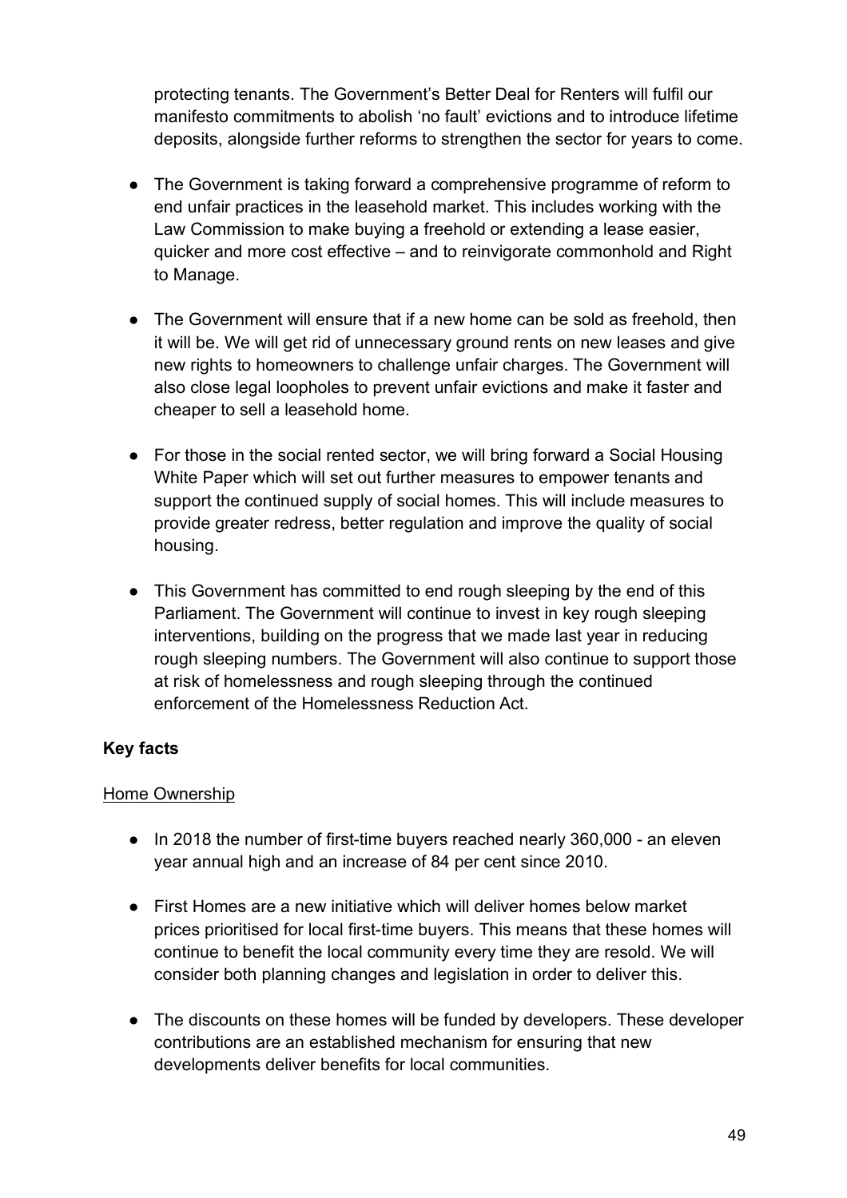protecting tenants. The Government's Better Deal for Renters will fulfil our manifesto commitments to abolish 'no fault' evictions and to introduce lifetime deposits, alongside further reforms to strengthen the sector for years to come.

- The Government is taking forward a comprehensive programme of reform to end unfair practices in the leasehold market. This includes working with the Law Commission to make buying a freehold or extending a lease easier, quicker and more cost effective – and to reinvigorate commonhold and Right to Manage.

- The Government will ensure that if a new home can be sold as freehold, then it will be. We will get rid of unnecessary ground rents on new leases and give new rights to homeowners to challenge unfair charges. The Government will also close legal loopholes to prevent unfair evictions and make it faster and cheaper to sell a leasehold home.

- For those in the social rented sector, we will bring forward a Social Housing White Paper which will set out further measures to empower tenants and support the continued supply of social homes. This will include measures to provide greater redress, better regulation and improve the quality of social housing.

- This Government has committed to end rough sleeping by the end of this Parliament. The Government will continue to invest in key rough sleeping interventions, building on the progress that we made last year in reducing rough sleeping numbers. The Government will also continue to support those at risk of homelessness and rough sleeping through the continued enforcement of the Homelessness Reduction Act.

**Key facts**

<u>Home Ownership</u>

- In 2018 the number of first-time buyers reached nearly 360,000 - an eleven year annual high and an increase of 84 per cent since 2010.

- First Homes are a new initiative which will deliver homes below market prices prioritised for local first-time buyers. This means that these homes will continue to benefit the local community every time they are resold. We will consider both planning changes and legislation in order to deliver this.

- The discounts on these homes will be funded by developers. These developer contributions are an established mechanism for ensuring that new developments deliver benefits for local communities.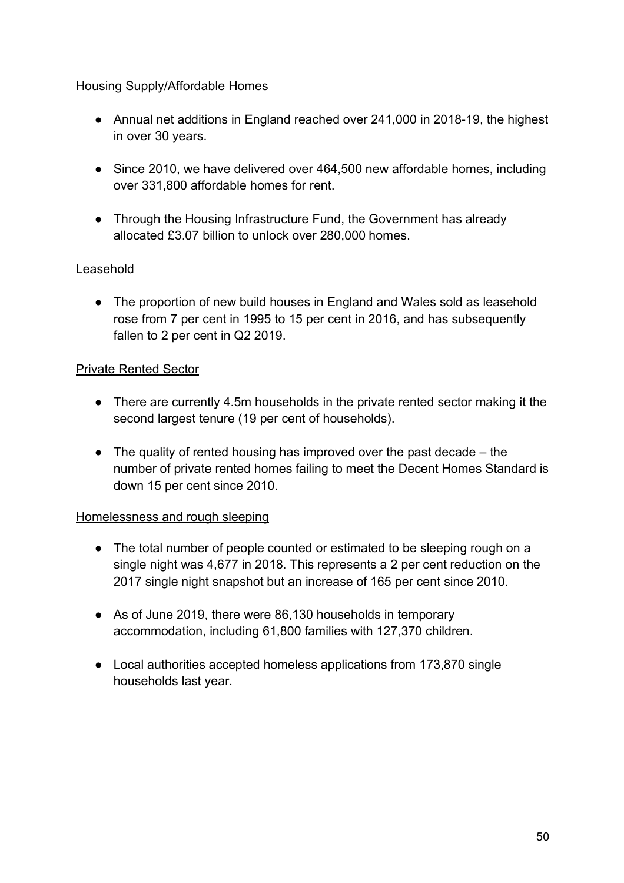Housing Supply/Affordable Homes

- Annual net additions in England reached over 241,000 in 2018-19, the highest in over 30 years.

- Since 2010, we have delivered over 464,500 new affordable homes, including over 331,800 affordable homes for rent.

- Through the Housing Infrastructure Fund, the Government has already allocated £3.07 billion to unlock over 280,000 homes.

Leasehold

- The proportion of new build houses in England and Wales sold as leasehold rose from 7 per cent in 1995 to 15 per cent in 2016, and has subsequently fallen to 2 per cent in Q2 2019.

Private Rented Sector

- There are currently 4.5m households in the private rented sector making it the second largest tenure (19 per cent of households).

- The quality of rented housing has improved over the past decade – the number of private rented homes failing to meet the Decent Homes Standard is down 15 per cent since 2010.

Homelessness and rough sleeping

- The total number of people counted or estimated to be sleeping rough on a single night was 4,677 in 2018. This represents a 2 per cent reduction on the 2017 single night snapshot but an increase of 165 per cent since 2010.

- As of June 2019, there were 86,130 households in temporary accommodation, including 61,800 families with 127,370 children.

- Local authorities accepted homeless applications from 173,870 single households last year.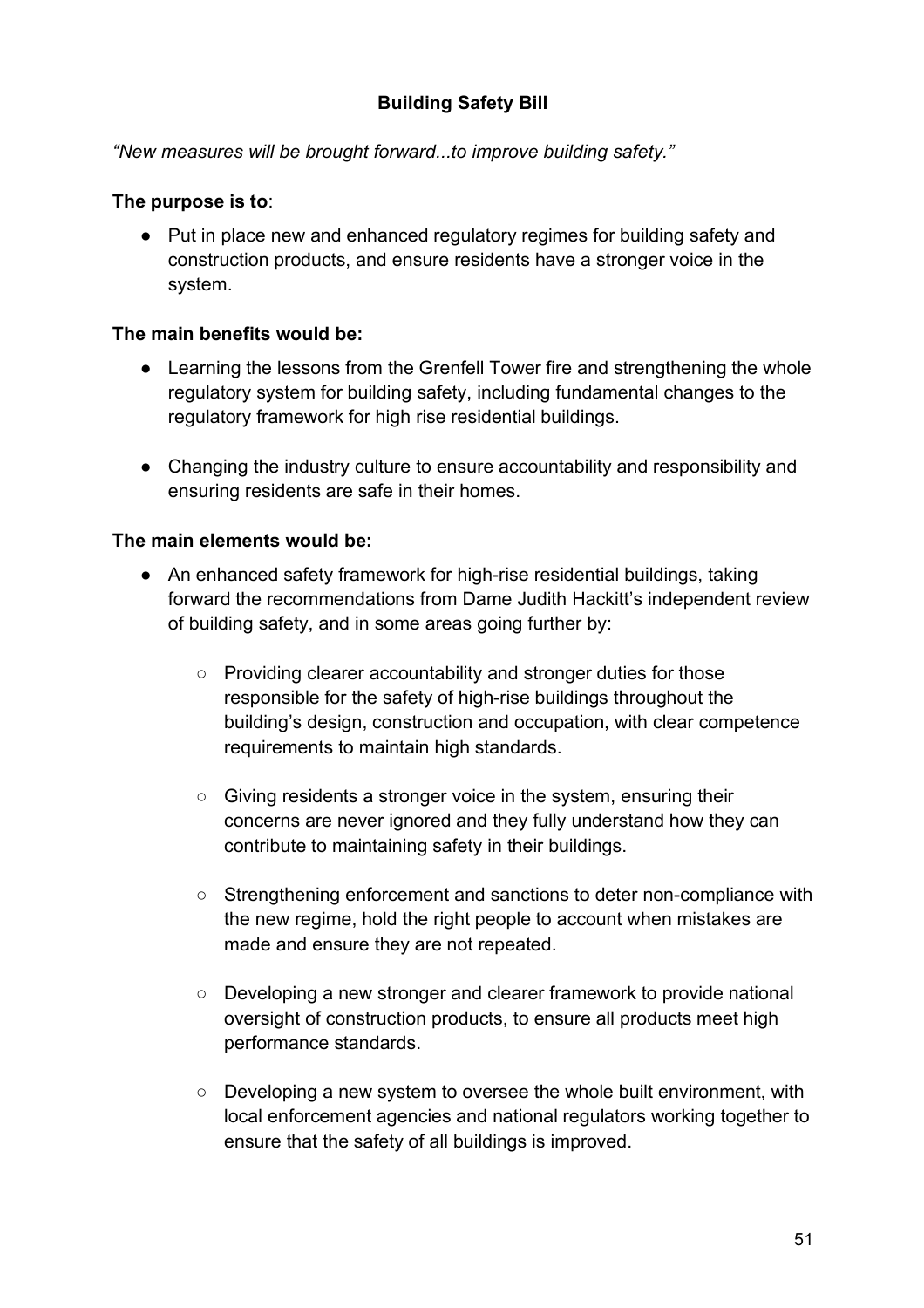## Building Safety Bill

*"New measures will be brought forward...to improve building safety."*

**The purpose is to**:

- Put in place new and enhanced regulatory regimes for building safety and construction products, and ensure residents have a stronger voice in the system.

**The main benefits would be:**

- Learning the lessons from the Grenfell Tower fire and strengthening the whole regulatory system for building safety, including fundamental changes to the regulatory framework for high rise residential buildings.
- Changing the industry culture to ensure accountability and responsibility and ensuring residents are safe in their homes.

**The main elements would be:**

- An enhanced safety framework for high-rise residential buildings, taking forward the recommendations from Dame Judith Hackitt's independent review of building safety, and in some areas going further by:
  - Providing clearer accountability and stronger duties for those responsible for the safety of high-rise buildings throughout the building's design, construction and occupation, with clear competence requirements to maintain high standards.
  - Giving residents a stronger voice in the system, ensuring their concerns are never ignored and they fully understand how they can contribute to maintaining safety in their buildings.
  - Strengthening enforcement and sanctions to deter non-compliance with the new regime, hold the right people to account when mistakes are made and ensure they are not repeated.
  - Developing a new stronger and clearer framework to provide national oversight of construction products, to ensure all products meet high performance standards.
  - Developing a new system to oversee the whole built environment, with local enforcement agencies and national regulators working together to ensure that the safety of all buildings is improved.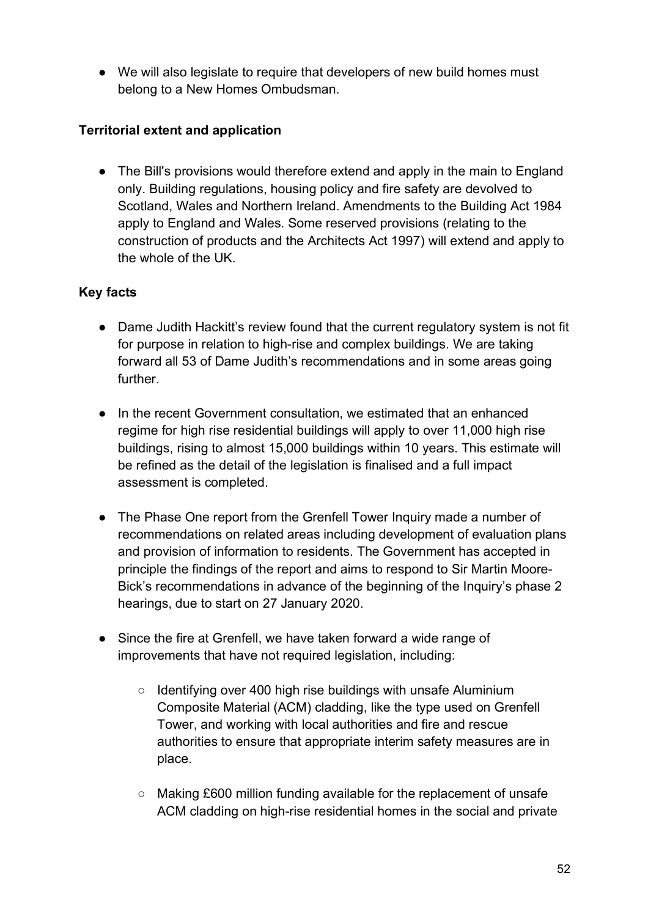- We will also legislate to require that developers of new build homes must belong to a New Homes Ombudsman.

**Territorial extent and application**

- The Bill's provisions would therefore extend and apply in the main to England only. Building regulations, housing policy and fire safety are devolved to Scotland, Wales and Northern Ireland. Amendments to the Building Act 1984 apply to England and Wales. Some reserved provisions (relating to the construction of products and the Architects Act 1997) will extend and apply to the whole of the UK.

**Key facts**

- Dame Judith Hackitt's review found that the current regulatory system is not fit for purpose in relation to high-rise and complex buildings. We are taking forward all 53 of Dame Judith's recommendations and in some areas going further.

- In the recent Government consultation, we estimated that an enhanced regime for high rise residential buildings will apply to over 11,000 high rise buildings, rising to almost 15,000 buildings within 10 years. This estimate will be refined as the detail of the legislation is finalised and a full impact assessment is completed.

- The Phase One report from the Grenfell Tower Inquiry made a number of recommendations on related areas including development of evaluation plans and provision of information to residents. The Government has accepted in principle the findings of the report and aims to respond to Sir Martin Moore-Bick's recommendations in advance of the beginning of the Inquiry's phase 2 hearings, due to start on 27 January 2020.

- Since the fire at Grenfell, we have taken forward a wide range of improvements that have not required legislation, including:

  - Identifying over 400 high rise buildings with unsafe Aluminium Composite Material (ACM) cladding, like the type used on Grenfell Tower, and working with local authorities and fire and rescue authorities to ensure that appropriate interim safety measures are in place.

  - Making £600 million funding available for the replacement of unsafe ACM cladding on high-rise residential homes in the social and private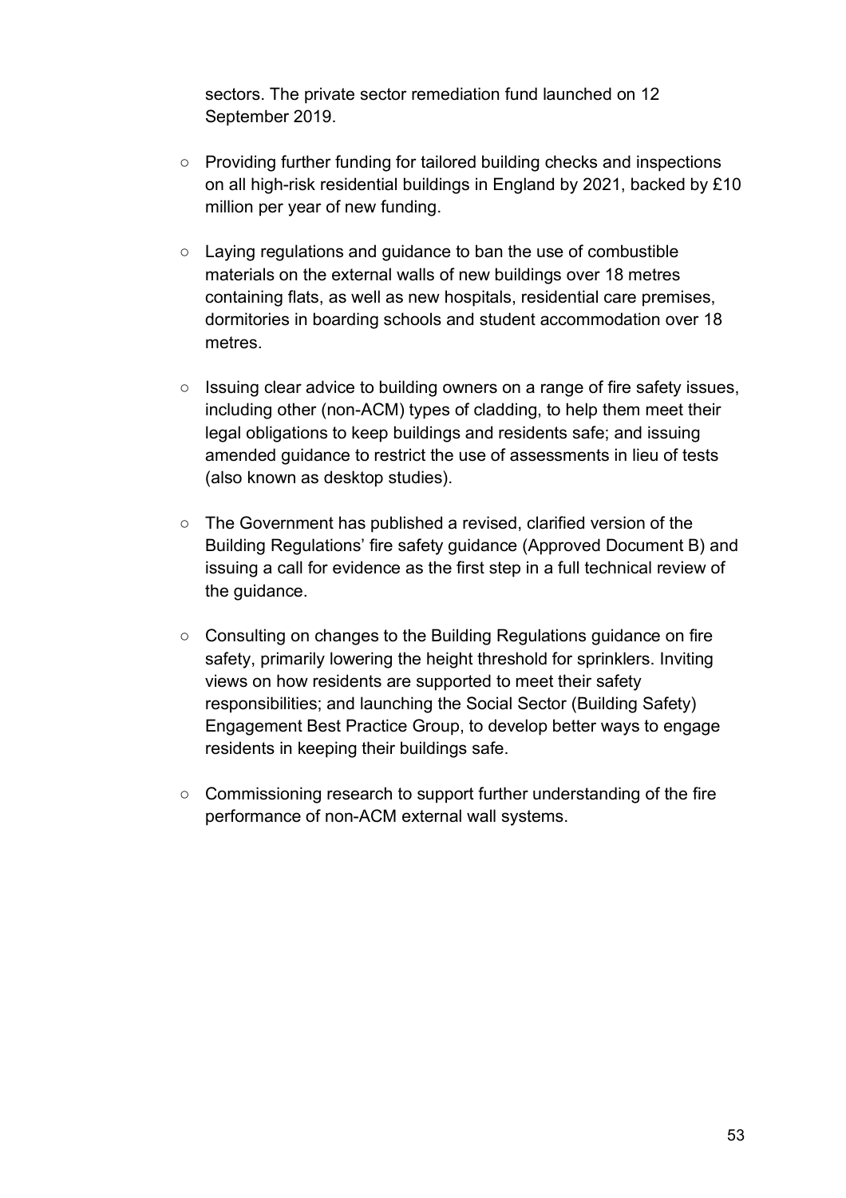sectors. The private sector remediation fund launched on 12 September 2019.

- Providing further funding for tailored building checks and inspections on all high-risk residential buildings in England by 2021, backed by £10 million per year of new funding.
- Laying regulations and guidance to ban the use of combustible materials on the external walls of new buildings over 18 metres containing flats, as well as new hospitals, residential care premises, dormitories in boarding schools and student accommodation over 18 metres.
- Issuing clear advice to building owners on a range of fire safety issues, including other (non-ACM) types of cladding, to help them meet their legal obligations to keep buildings and residents safe; and issuing amended guidance to restrict the use of assessments in lieu of tests (also known as desktop studies).
- The Government has published a revised, clarified version of the Building Regulations' fire safety guidance (Approved Document B) and issuing a call for evidence as the first step in a full technical review of the guidance.
- Consulting on changes to the Building Regulations guidance on fire safety, primarily lowering the height threshold for sprinklers. Inviting views on how residents are supported to meet their safety responsibilities; and launching the Social Sector (Building Safety) Engagement Best Practice Group, to develop better ways to engage residents in keeping their buildings safe.
- Commissioning research to support further understanding of the fire performance of non-ACM external wall systems.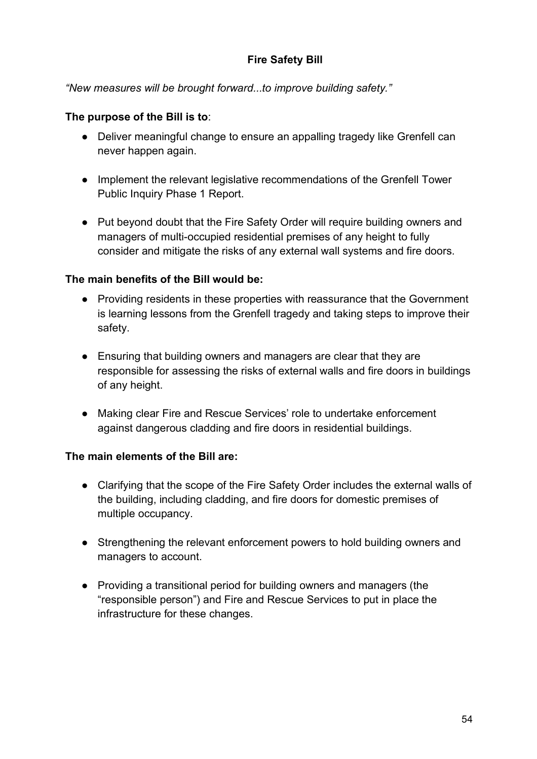## Fire Safety Bill

*"New measures will be brought forward...to improve building safety."*

**The purpose of the Bill is to**:

- Deliver meaningful change to ensure an appalling tragedy like Grenfell can never happen again.
- Implement the relevant legislative recommendations of the Grenfell Tower Public Inquiry Phase 1 Report.
- Put beyond doubt that the Fire Safety Order will require building owners and managers of multi-occupied residential premises of any height to fully consider and mitigate the risks of any external wall systems and fire doors.

**The main benefits of the Bill would be:**

- Providing residents in these properties with reassurance that the Government is learning lessons from the Grenfell tragedy and taking steps to improve their safety.
- Ensuring that building owners and managers are clear that they are responsible for assessing the risks of external walls and fire doors in buildings of any height.
- Making clear Fire and Rescue Services' role to undertake enforcement against dangerous cladding and fire doors in residential buildings.

**The main elements of the Bill are:**

- Clarifying that the scope of the Fire Safety Order includes the external walls of the building, including cladding, and fire doors for domestic premises of multiple occupancy.
- Strengthening the relevant enforcement powers to hold building owners and managers to account.
- Providing a transitional period for building owners and managers (the "responsible person") and Fire and Rescue Services to put in place the infrastructure for these changes.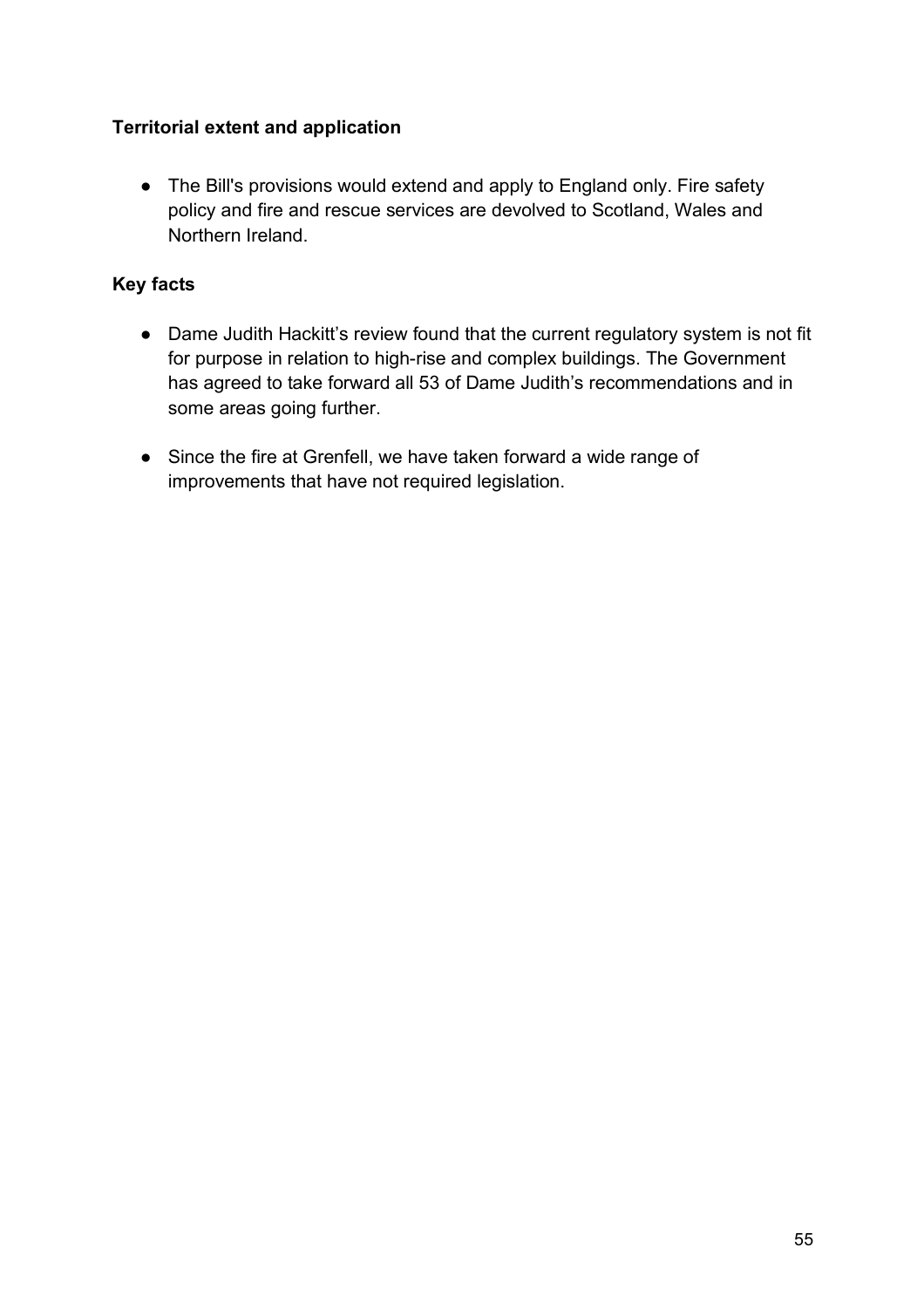**Territorial extent and application**

- The Bill's provisions would extend and apply to England only. Fire safety policy and fire and rescue services are devolved to Scotland, Wales and Northern Ireland.

**Key facts**

- Dame Judith Hackitt’s review found that the current regulatory system is not fit for purpose in relation to high-rise and complex buildings. The Government has agreed to take forward all 53 of Dame Judith’s recommendations and in some areas going further.

- Since the fire at Grenfell, we have taken forward a wide range of improvements that have not required legislation.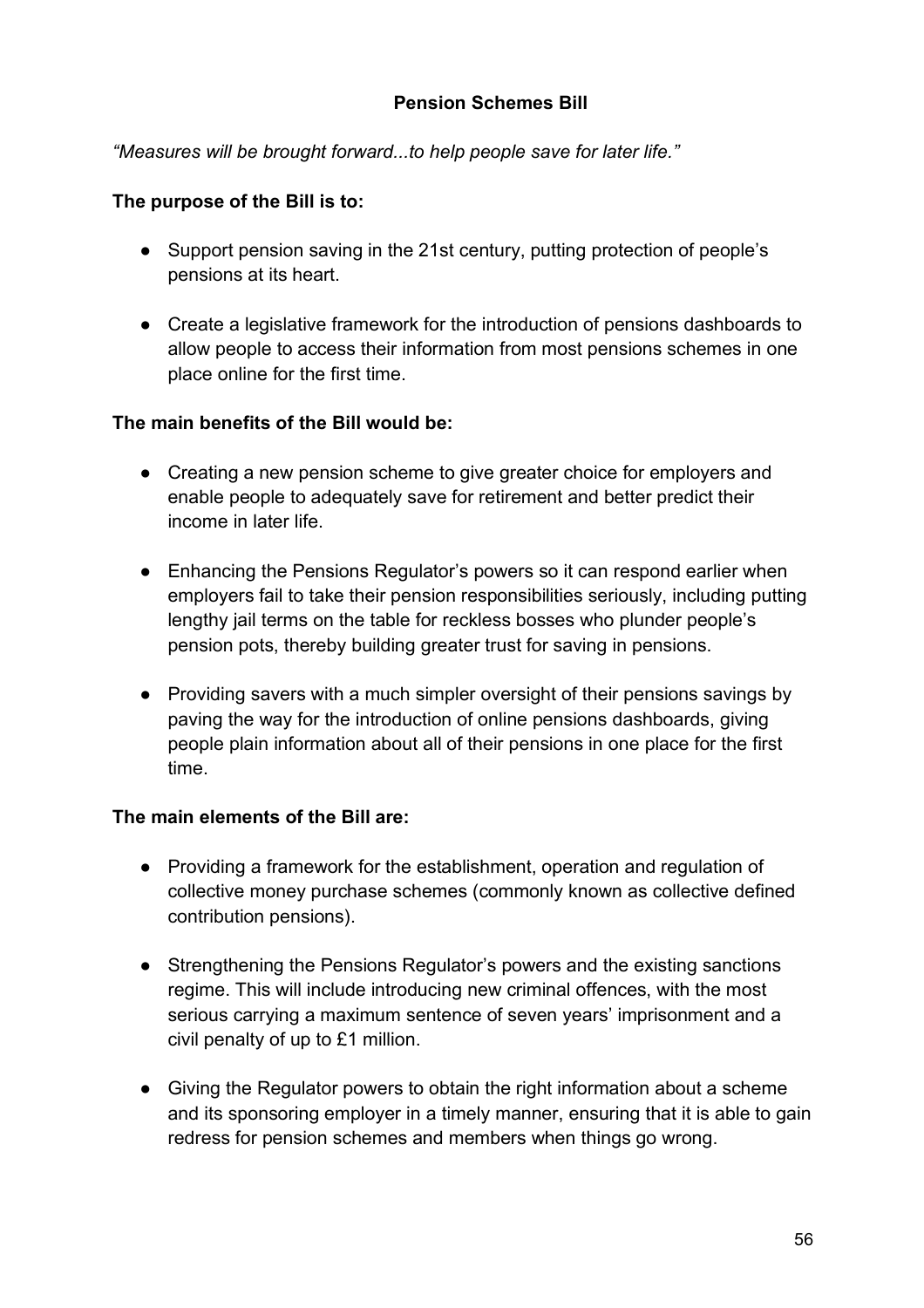## Pension Schemes Bill

*"Measures will be brought forward...to help people save for later life."*

**The purpose of the Bill is to:**

- Support pension saving in the 21st century, putting protection of people's pensions at its heart.
- Create a legislative framework for the introduction of pensions dashboards to allow people to access their information from most pensions schemes in one place online for the first time.

**The main benefits of the Bill would be:**

- Creating a new pension scheme to give greater choice for employers and enable people to adequately save for retirement and better predict their income in later life.
- Enhancing the Pensions Regulator's powers so it can respond earlier when employers fail to take their pension responsibilities seriously, including putting lengthy jail terms on the table for reckless bosses who plunder people's pension pots, thereby building greater trust for saving in pensions.
- Providing savers with a much simpler oversight of their pensions savings by paving the way for the introduction of online pensions dashboards, giving people plain information about all of their pensions in one place for the first time.

**The main elements of the Bill are:**

- Providing a framework for the establishment, operation and regulation of collective money purchase schemes (commonly known as collective defined contribution pensions).
- Strengthening the Pensions Regulator's powers and the existing sanctions regime. This will include introducing new criminal offences, with the most serious carrying a maximum sentence of seven years' imprisonment and a civil penalty of up to £1 million.
- Giving the Regulator powers to obtain the right information about a scheme and its sponsoring employer in a timely manner, ensuring that it is able to gain redress for pension schemes and members when things go wrong.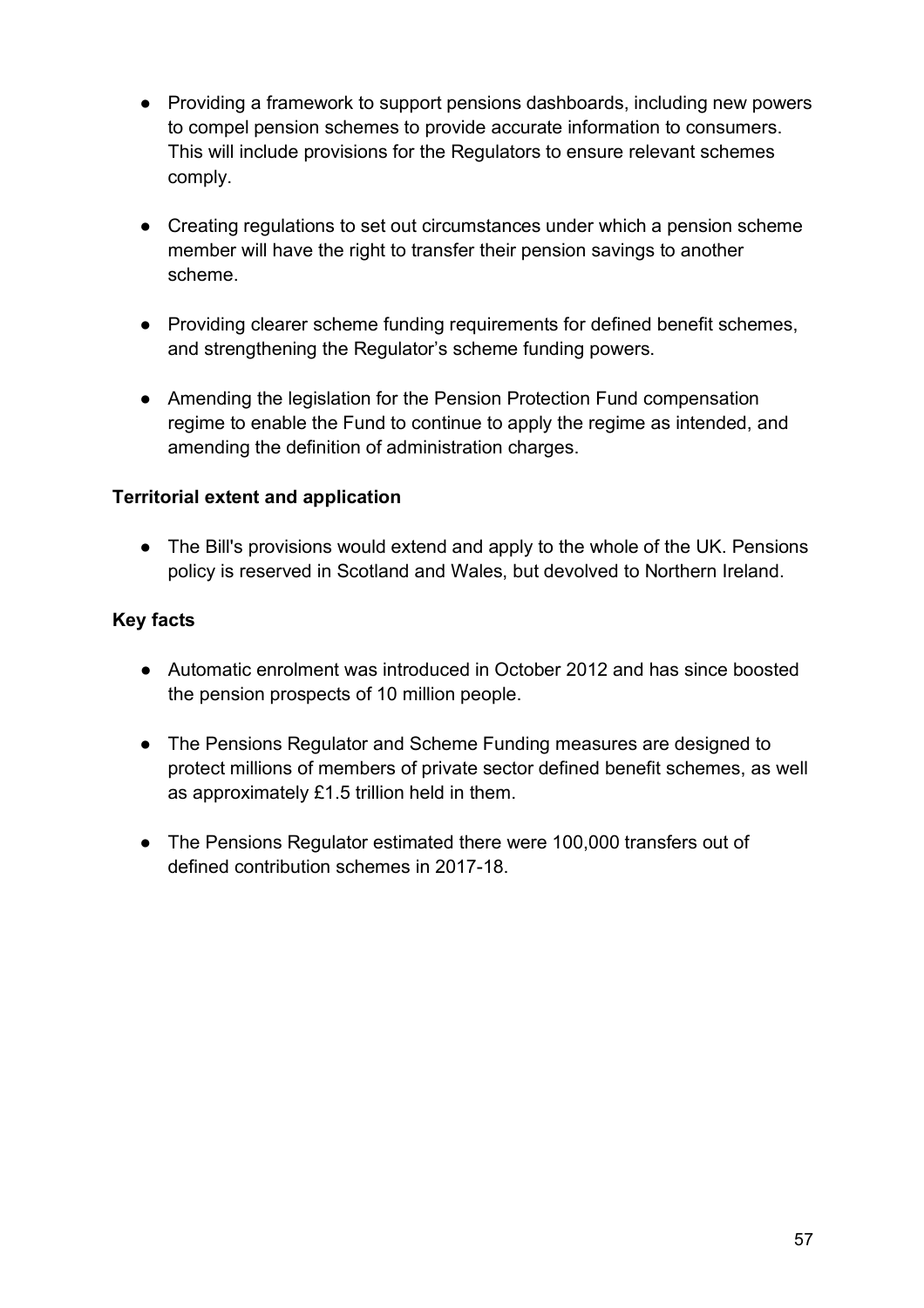- Providing a framework to support pensions dashboards, including new powers to compel pension schemes to provide accurate information to consumers. This will include provisions for the Regulators to ensure relevant schemes comply.

- Creating regulations to set out circumstances under which a pension scheme member will have the right to transfer their pension savings to another scheme.

- Providing clearer scheme funding requirements for defined benefit schemes, and strengthening the Regulator's scheme funding powers.

- Amending the legislation for the Pension Protection Fund compensation regime to enable the Fund to continue to apply the regime as intended, and amending the definition of administration charges.

**Territorial extent and application**

- The Bill's provisions would extend and apply to the whole of the UK. Pensions policy is reserved in Scotland and Wales, but devolved to Northern Ireland.

**Key facts**

- Automatic enrolment was introduced in October 2012 and has since boosted the pension prospects of 10 million people.

- The Pensions Regulator and Scheme Funding measures are designed to protect millions of members of private sector defined benefit schemes, as well as approximately £1.5 trillion held in them.

- The Pensions Regulator estimated there were 100,000 transfers out of defined contribution schemes in 2017-18.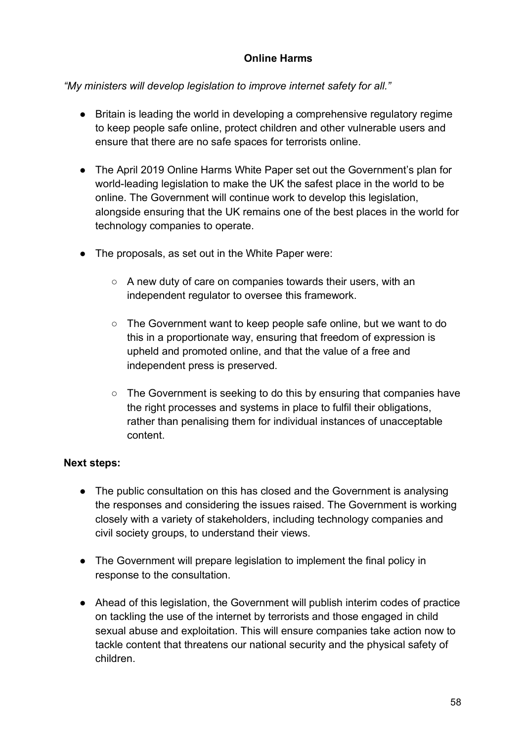## Online Harms

*"My ministers will develop legislation to improve internet safety for all."*

- Britain is leading the world in developing a comprehensive regulatory regime to keep people safe online, protect children and other vulnerable users and ensure that there are no safe spaces for terrorists online.

- The April 2019 Online Harms White Paper set out the Government's plan for world-leading legislation to make the UK the safest place in the world to be online. The Government will continue work to develop this legislation, alongside ensuring that the UK remains one of the best places in the world for technology companies to operate.

- The proposals, as set out in the White Paper were:

    - A new duty of care on companies towards their users, with an independent regulator to oversee this framework.

    - The Government want to keep people safe online, but we want to do this in a proportionate way, ensuring that freedom of expression is upheld and promoted online, and that the value of a free and independent press is preserved.

    - The Government is seeking to do this by ensuring that companies have the right processes and systems in place to fulfil their obligations, rather than penalising them for individual instances of unacceptable content.

**Next steps:**

- The public consultation on this has closed and the Government is analysing the responses and considering the issues raised. The Government is working closely with a variety of stakeholders, including technology companies and civil society groups, to understand their views.

- The Government will prepare legislation to implement the final policy in response to the consultation.

- Ahead of this legislation, the Government will publish interim codes of practice on tackling the use of the internet by terrorists and those engaged in child sexual abuse and exploitation. This will ensure companies take action now to tackle content that threatens our national security and the physical safety of children.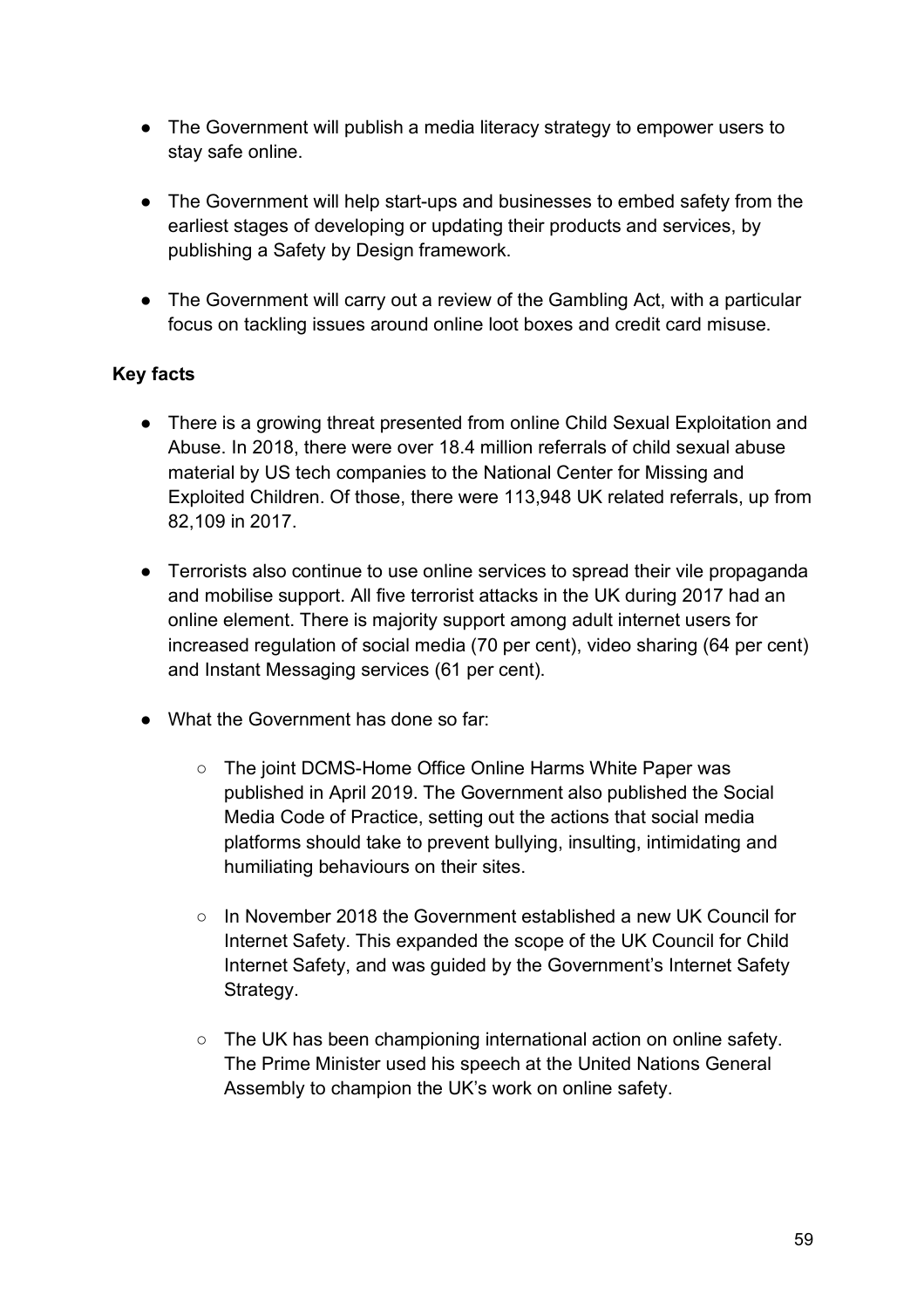- The Government will publish a media literacy strategy to empower users to stay safe online.

- The Government will help start-ups and businesses to embed safety from the earliest stages of developing or updating their products and services, by publishing a Safety by Design framework.

- The Government will carry out a review of the Gambling Act, with a particular focus on tackling issues around online loot boxes and credit card misuse.

**Key facts**

- There is a growing threat presented from online Child Sexual Exploitation and Abuse. In 2018, there were over 18.4 million referrals of child sexual abuse material by US tech companies to the National Center for Missing and Exploited Children. Of those, there were 113,948 UK related referrals, up from 82,109 in 2017.

- Terrorists also continue to use online services to spread their vile propaganda and mobilise support. All five terrorist attacks in the UK during 2017 had an online element. There is majority support among adult internet users for increased regulation of social media (70 per cent), video sharing (64 per cent) and Instant Messaging services (61 per cent).

- What the Government has done so far:

    - The joint DCMS-Home Office Online Harms White Paper was published in April 2019. The Government also published the Social Media Code of Practice, setting out the actions that social media platforms should take to prevent bullying, insulting, intimidating and humiliating behaviours on their sites.

    - In November 2018 the Government established a new UK Council for Internet Safety. This expanded the scope of the UK Council for Child Internet Safety, and was guided by the Government's Internet Safety Strategy.

    - The UK has been championing international action on online safety. The Prime Minister used his speech at the United Nations General Assembly to champion the UK's work on online safety.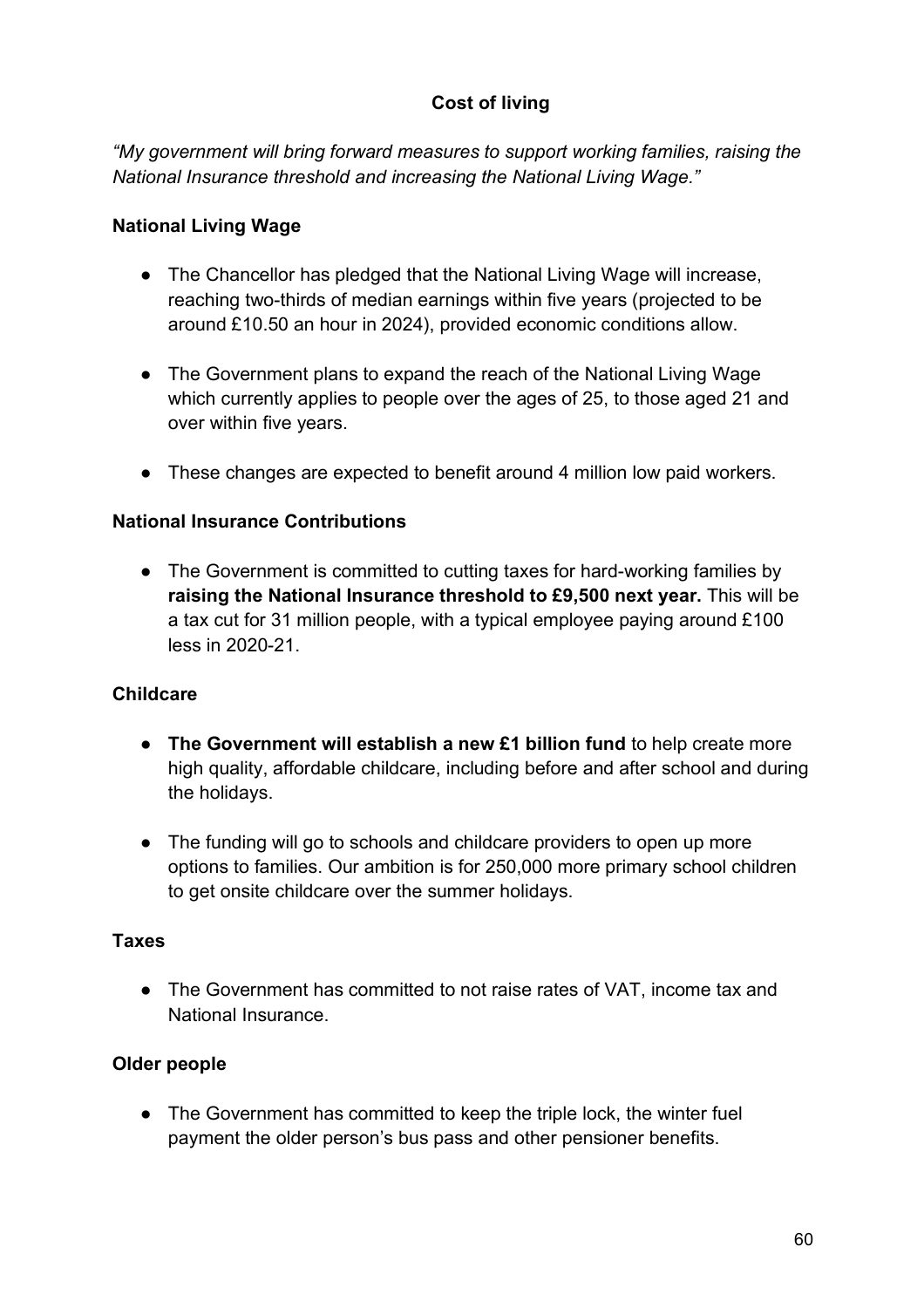## Cost of living

*"My government will bring forward measures to support working families, raising the National Insurance threshold and increasing the National Living Wage."*

### National Living Wage

- The Chancellor has pledged that the National Living Wage will increase, reaching two-thirds of median earnings within five years (projected to be around £10.50 an hour in 2024), provided economic conditions allow.

- The Government plans to expand the reach of the National Living Wage which currently applies to people over the ages of 25, to those aged 21 and over within five years.

- These changes are expected to benefit around 4 million low paid workers.

### National Insurance Contributions

- The Government is committed to cutting taxes for hard-working families by **raising the National Insurance threshold to £9,500 next year.** This will be a tax cut for 31 million people, with a typical employee paying around £100 less in 2020-21.

### Childcare

- **The Government will establish a new £1 billion fund** to help create more high quality, affordable childcare, including before and after school and during the holidays.

- The funding will go to schools and childcare providers to open up more options to families. Our ambition is for 250,000 more primary school children to get onsite childcare over the summer holidays.

### Taxes

- The Government has committed to not raise rates of VAT, income tax and National Insurance.

### Older people

- The Government has committed to keep the triple lock, the winter fuel payment the older person's bus pass and other pensioner benefits.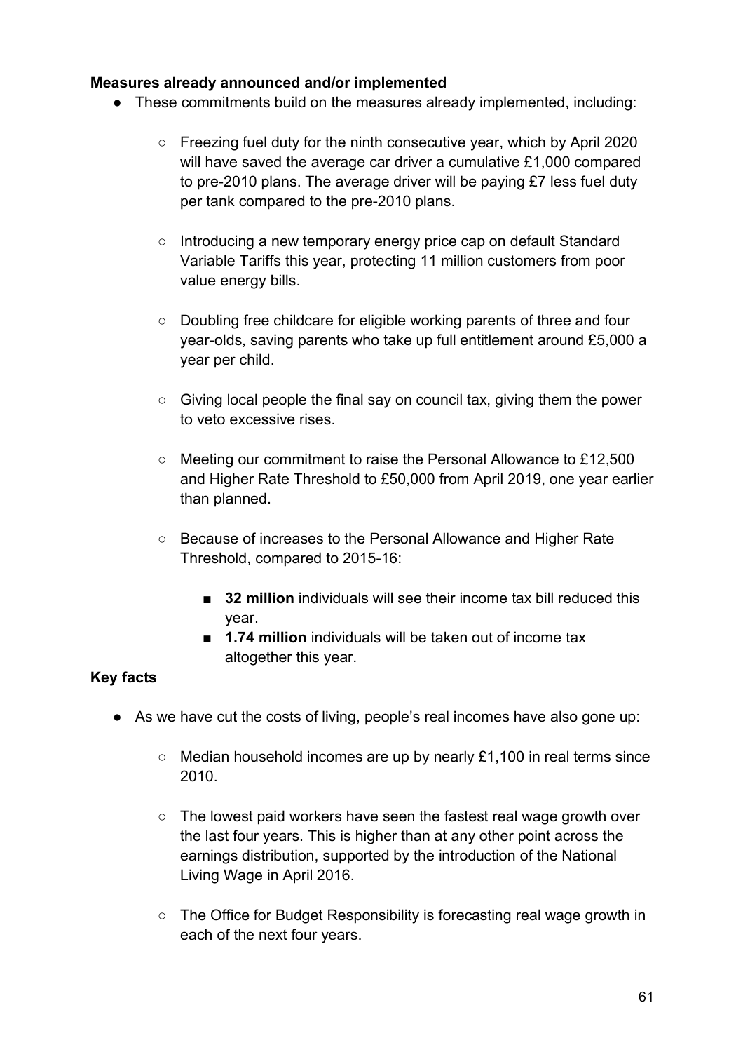**Measures already announced and/or implemented**

- These commitments build on the measures already implemented, including:
    - Freezing fuel duty for the ninth consecutive year, which by April 2020 will have saved the average car driver a cumulative £1,000 compared to pre-2010 plans. The average driver will be paying £7 less fuel duty per tank compared to the pre-2010 plans.
    - Introducing a new temporary energy price cap on default Standard Variable Tariffs this year, protecting 11 million customers from poor value energy bills.
    - Doubling free childcare for eligible working parents of three and four year-olds, saving parents who take up full entitlement around £5,000 a year per child.
    - Giving local people the final say on council tax, giving them the power to veto excessive rises.
    - Meeting our commitment to raise the Personal Allowance to £12,500 and Higher Rate Threshold to £50,000 from April 2019, one year earlier than planned.
    - Because of increases to the Personal Allowance and Higher Rate Threshold, compared to 2015-16:
        - **32 million** individuals will see their income tax bill reduced this year.
        - **1.74 million** individuals will be taken out of income tax altogether this year.

**Key facts**

- As we have cut the costs of living, people's real incomes have also gone up:
    - Median household incomes are up by nearly £1,100 in real terms since 2010.
    - The lowest paid workers have seen the fastest real wage growth over the last four years. This is higher than at any other point across the earnings distribution, supported by the introduction of the National Living Wage in April 2016.
    - The Office for Budget Responsibility is forecasting real wage growth in each of the next four years.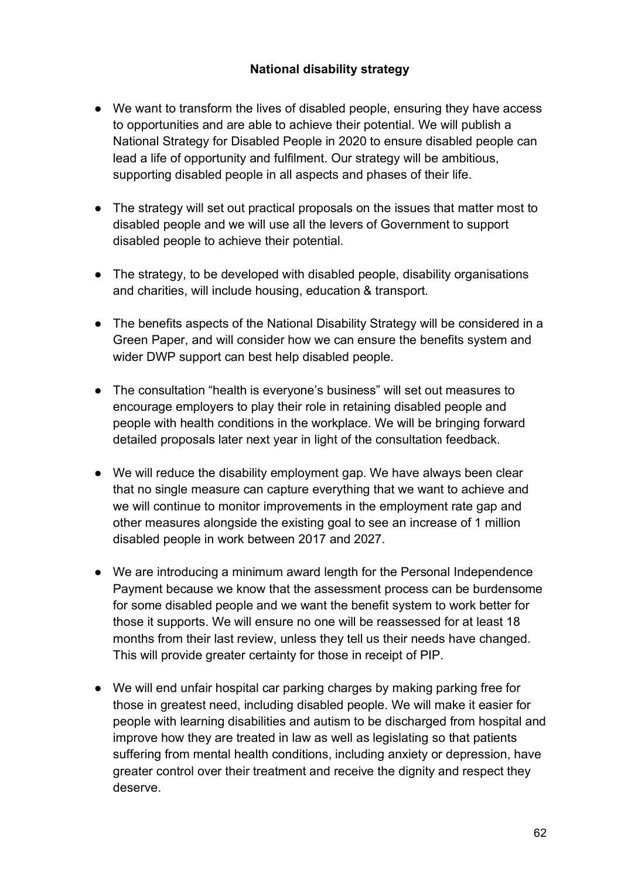**National disability strategy**

- We want to transform the lives of disabled people, ensuring they have access to opportunities and are able to achieve their potential. We will publish a National Strategy for Disabled People in 2020 to ensure disabled people can lead a life of opportunity and fulfilment. Our strategy will be ambitious, supporting disabled people in all aspects and phases of their life.

- The strategy will set out practical proposals on the issues that matter most to disabled people and we will use all the levers of Government to support disabled people to achieve their potential.

- The strategy, to be developed with disabled people, disability organisations and charities, will include housing, education & transport.

- The benefits aspects of the National Disability Strategy will be considered in a Green Paper, and will consider how we can ensure the benefits system and wider DWP support can best help disabled people.

- The consultation "health is everyone's business" will set out measures to encourage employers to play their role in retaining disabled people and people with health conditions in the workplace. We will be bringing forward detailed proposals later next year in light of the consultation feedback.

- We will reduce the disability employment gap. We have always been clear that no single measure can capture everything that we want to achieve and we will continue to monitor improvements in the employment rate gap and other measures alongside the existing goal to see an increase of 1 million disabled people in work between 2017 and 2027.

- We are introducing a minimum award length for the Personal Independence Payment because we know that the assessment process can be burdensome for some disabled people and we want the benefit system to work better for those it supports. We will ensure no one will be reassessed for at least 18 months from their last review, unless they tell us their needs have changed. This will provide greater certainty for those in receipt of PIP.

- We will end unfair hospital car parking charges by making parking free for those in greatest need, including disabled people. We will make it easier for people with learning disabilities and autism to be discharged from hospital and improve how they are treated in law as well as legislating so that patients suffering from mental health conditions, including anxiety or depression, have greater control over their treatment and receive the dignity and respect they deserve.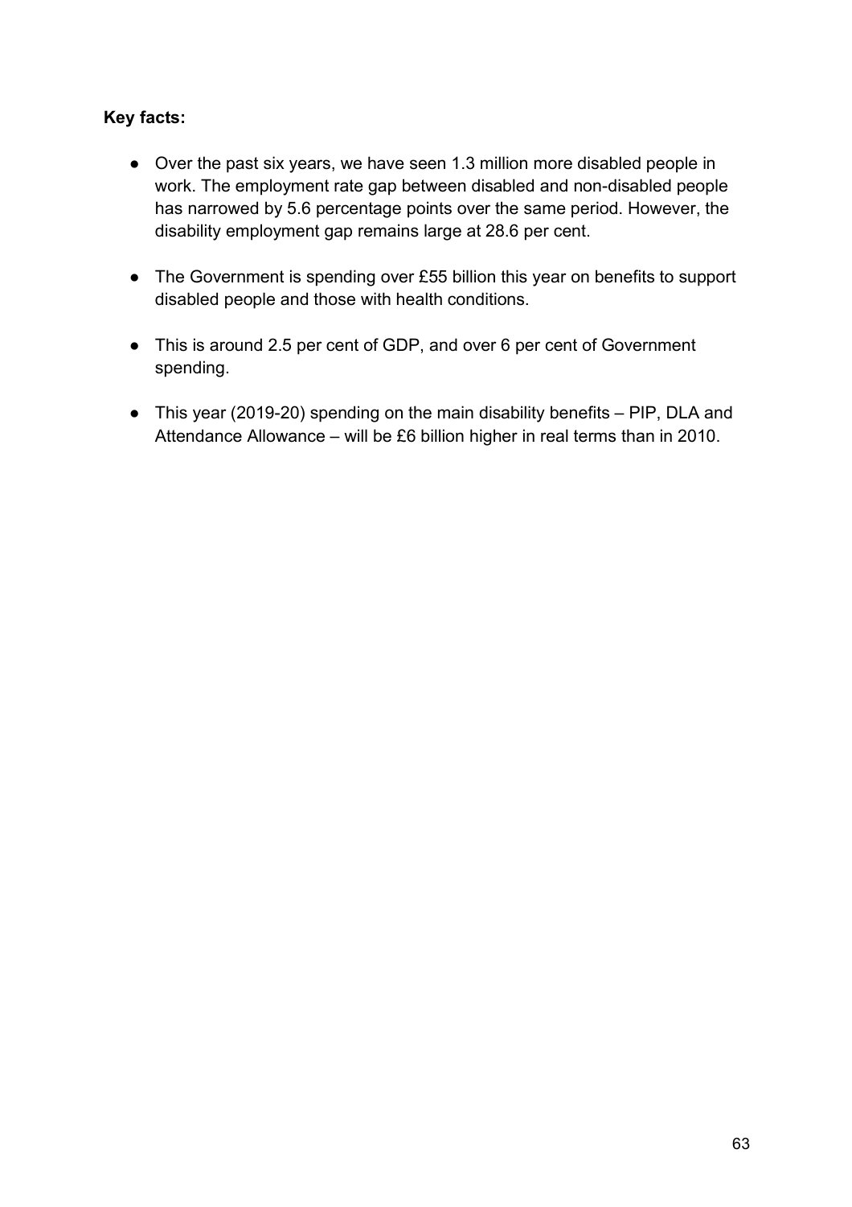**Key facts:**

- Over the past six years, we have seen 1.3 million more disabled people in work. The employment rate gap between disabled and non-disabled people has narrowed by 5.6 percentage points over the same period. However, the disability employment gap remains large at 28.6 per cent.

- The Government is spending over £55 billion this year on benefits to support disabled people and those with health conditions.

- This is around 2.5 per cent of GDP, and over 6 per cent of Government spending.

- This year (2019-20) spending on the main disability benefits – PIP, DLA and Attendance Allowance – will be £6 billion higher in real terms than in 2010.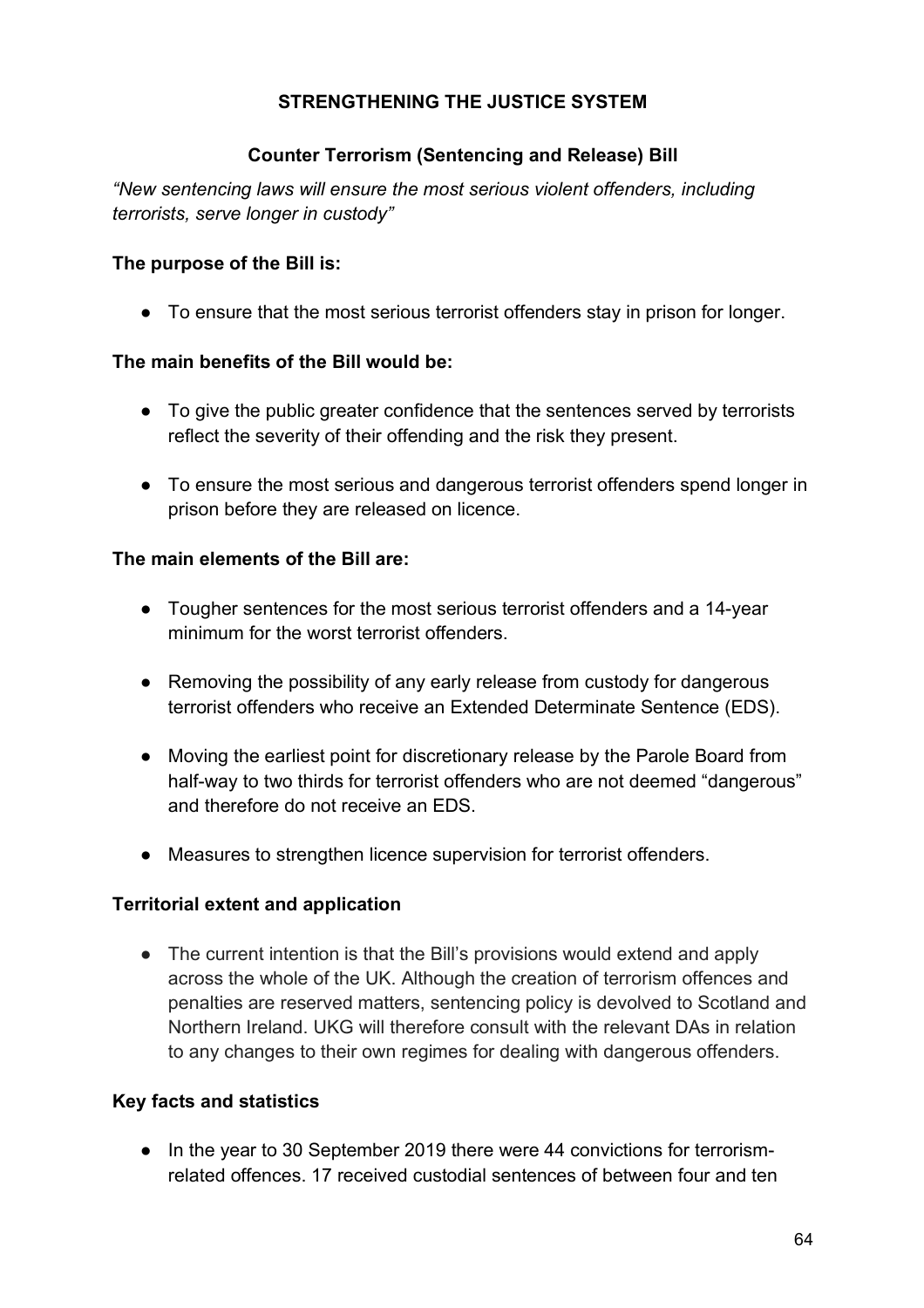## STRENGTHENING THE JUSTICE SYSTEM

### Counter Terrorism (Sentencing and Release) Bill

*"New sentencing laws will ensure the most serious violent offenders, including terrorists, serve longer in custody"*

**The purpose of the Bill is:**

- To ensure that the most serious terrorist offenders stay in prison for longer.

**The main benefits of the Bill would be:**

- To give the public greater confidence that the sentences served by terrorists reflect the severity of their offending and the risk they present.
- To ensure the most serious and dangerous terrorist offenders spend longer in prison before they are released on licence.

**The main elements of the Bill are:**

- Tougher sentences for the most serious terrorist offenders and a 14-year minimum for the worst terrorist offenders.
- Removing the possibility of any early release from custody for dangerous terrorist offenders who receive an Extended Determinate Sentence (EDS).
- Moving the earliest point for discretionary release by the Parole Board from half-way to two thirds for terrorist offenders who are not deemed "dangerous" and therefore do not receive an EDS.
- Measures to strengthen licence supervision for terrorist offenders.

**Territorial extent and application**

- The current intention is that the Bill's provisions would extend and apply across the whole of the UK. Although the creation of terrorism offences and penalties are reserved matters, sentencing policy is devolved to Scotland and Northern Ireland. UKG will therefore consult with the relevant DAs in relation to any changes to their own regimes for dealing with dangerous offenders.

**Key facts and statistics**

- In the year to 30 September 2019 there were 44 convictions for terrorism-related offences. 17 received custodial sentences of between four and ten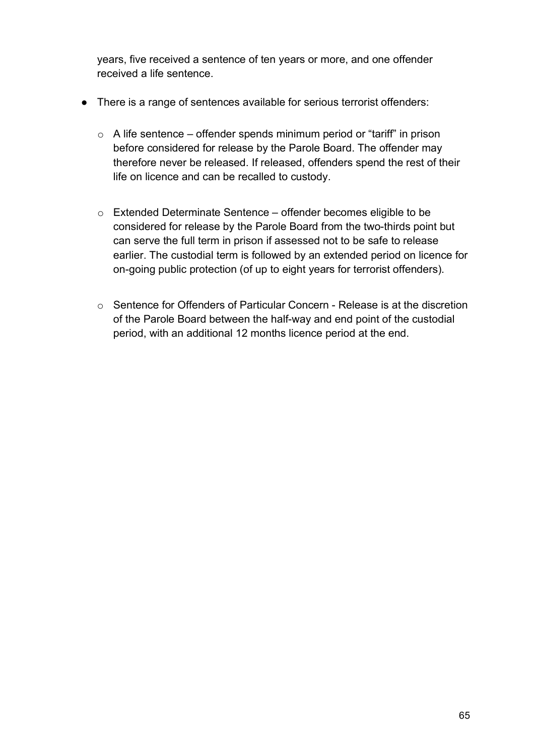years, five received a sentence of ten years or more, and one offender received a life sentence.

- There is a range of sentences available for serious terrorist offenders:

  - A life sentence – offender spends minimum period or "tariff" in prison before considered for release by the Parole Board. The offender may therefore never be released. If released, offenders spend the rest of their life on licence and can be recalled to custody.

  - Extended Determinate Sentence – offender becomes eligible to be considered for release by the Parole Board from the two-thirds point but can serve the full term in prison if assessed not to be safe to release earlier. The custodial term is followed by an extended period on licence for on-going public protection (of up to eight years for terrorist offenders).

  - Sentence for Offenders of Particular Concern - Release is at the discretion of the Parole Board between the half-way and end point of the custodial period, with an additional 12 months licence period at the end.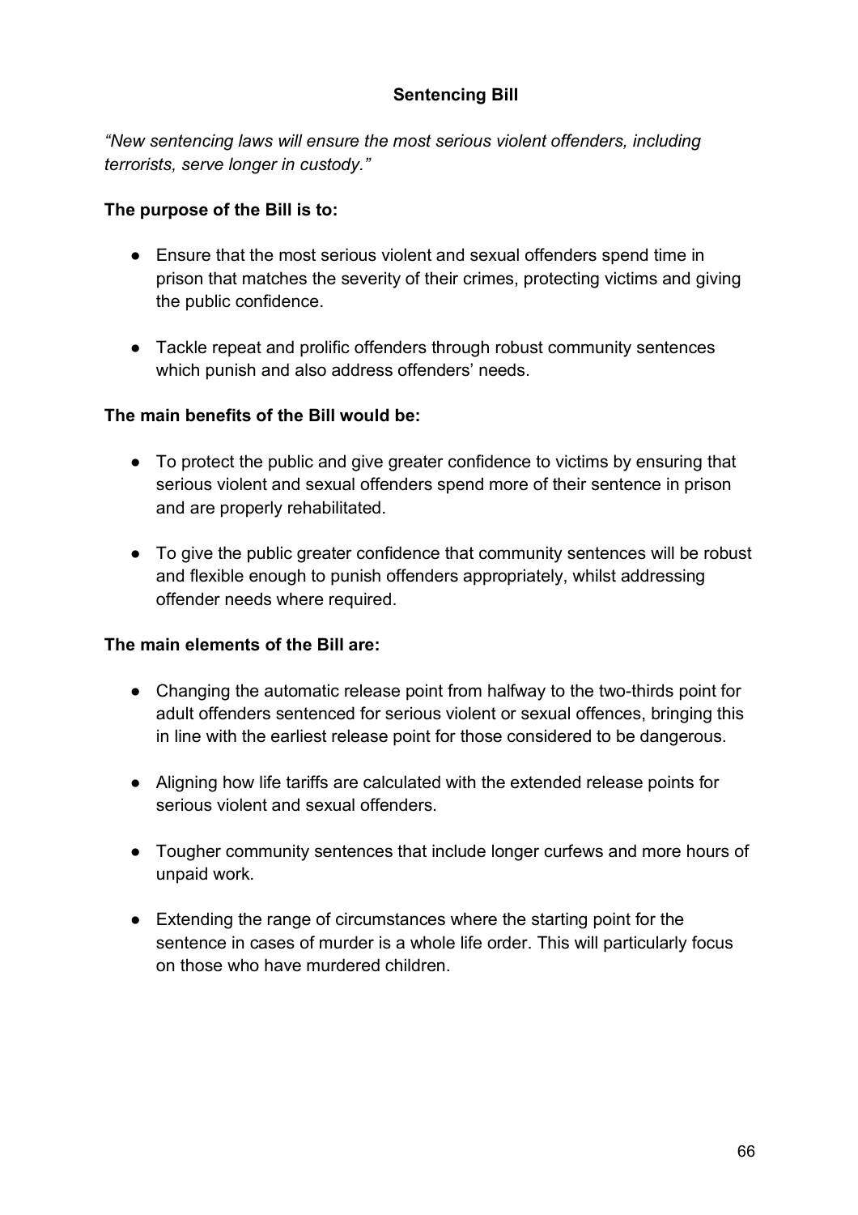## Sentencing Bill

*"New sentencing laws will ensure the most serious violent offenders, including terrorists, serve longer in custody."*

**The purpose of the Bill is to:**

- Ensure that the most serious violent and sexual offenders spend time in prison that matches the severity of their crimes, protecting victims and giving the public confidence.
- Tackle repeat and prolific offenders through robust community sentences which punish and also address offenders' needs.

**The main benefits of the Bill would be:**

- To protect the public and give greater confidence to victims by ensuring that serious violent and sexual offenders spend more of their sentence in prison and are properly rehabilitated.
- To give the public greater confidence that community sentences will be robust and flexible enough to punish offenders appropriately, whilst addressing offender needs where required.

**The main elements of the Bill are:**

- Changing the automatic release point from halfway to the two-thirds point for adult offenders sentenced for serious violent or sexual offences, bringing this in line with the earliest release point for those considered to be dangerous.
- Aligning how life tariffs are calculated with the extended release points for serious violent and sexual offenders.
- Tougher community sentences that include longer curfews and more hours of unpaid work.
- Extending the range of circumstances where the starting point for the sentence in cases of murder is a whole life order. This will particularly focus on those who have murdered children.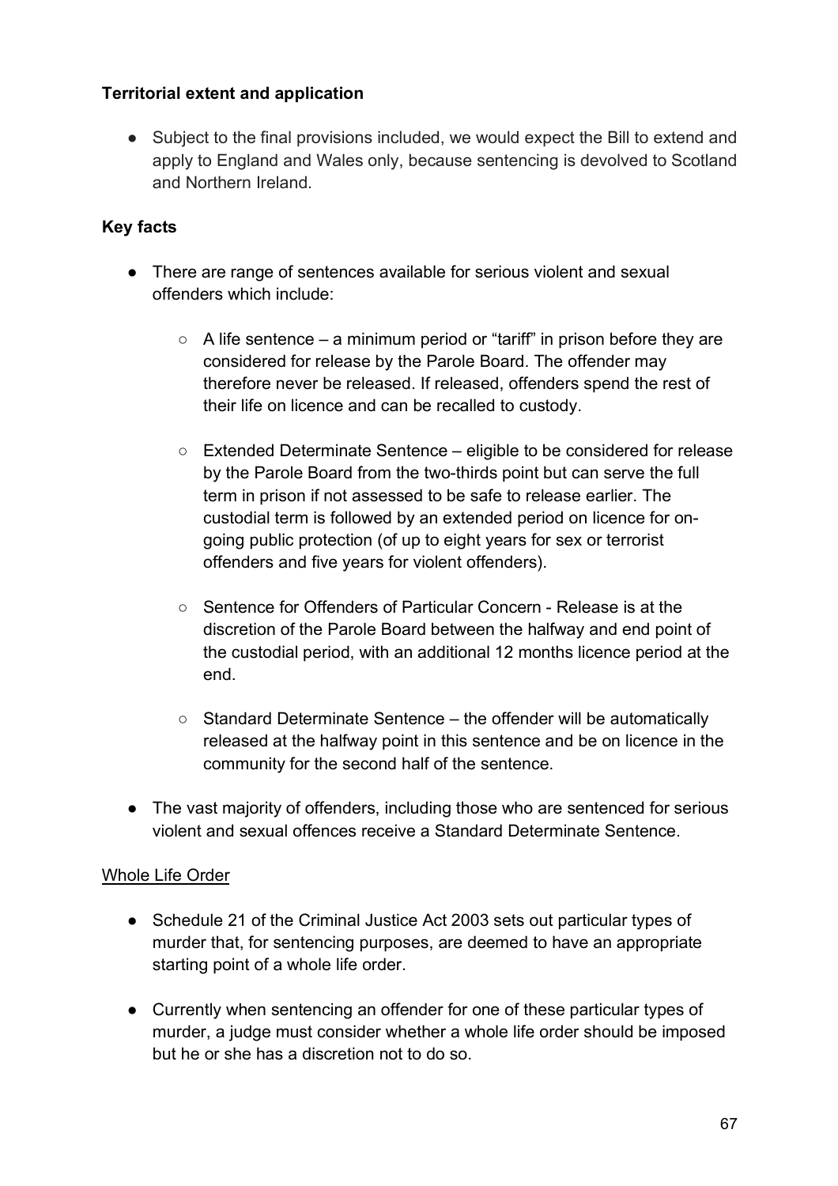**Territorial extent and application**

- Subject to the final provisions included, we would expect the Bill to extend and apply to England and Wales only, because sentencing is devolved to Scotland and Northern Ireland.

**Key facts**

- There are range of sentences available for serious violent and sexual offenders which include:
    - A life sentence – a minimum period or "tariff" in prison before they are considered for release by the Parole Board. The offender may therefore never be released. If released, offenders spend the rest of their life on licence and can be recalled to custody.
    - Extended Determinate Sentence – eligible to be considered for release by the Parole Board from the two-thirds point but can serve the full term in prison if not assessed to be safe to release earlier. The custodial term is followed by an extended period on licence for on-going public protection (of up to eight years for sex or terrorist offenders and five years for violent offenders).
    - Sentence for Offenders of Particular Concern - Release is at the discretion of the Parole Board between the halfway and end point of the custodial period, with an additional 12 months licence period at the end.
    - Standard Determinate Sentence – the offender will be automatically released at the halfway point in this sentence and be on licence in the community for the second half of the sentence.
- The vast majority of offenders, including those who are sentenced for serious violent and sexual offences receive a Standard Determinate Sentence.

<u>Whole Life Order</u>

- Schedule 21 of the Criminal Justice Act 2003 sets out particular types of murder that, for sentencing purposes, are deemed to have an appropriate starting point of a whole life order.
- Currently when sentencing an offender for one of these particular types of murder, a judge must consider whether a whole life order should be imposed but he or she has a discretion not to do so.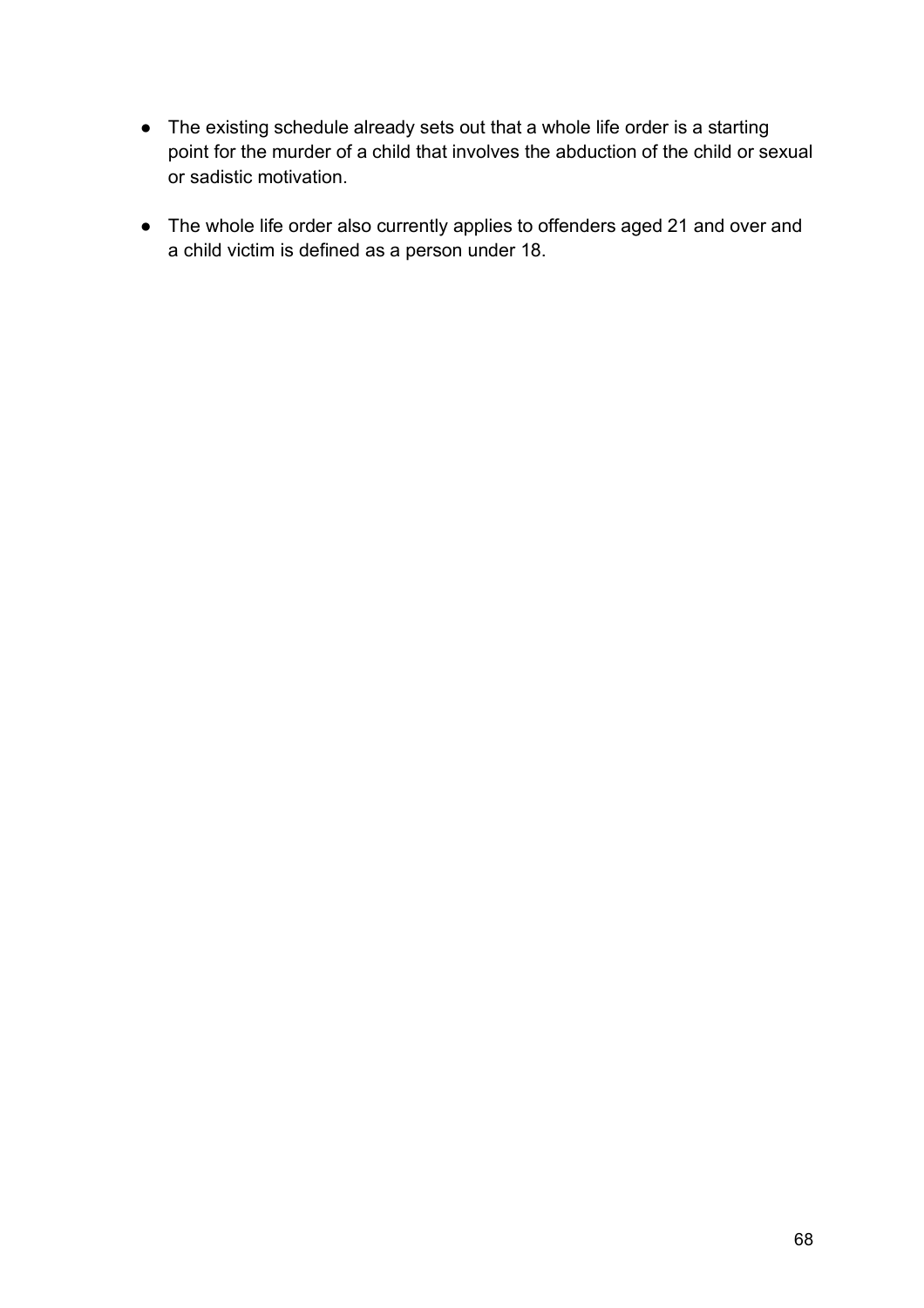- The existing schedule already sets out that a whole life order is a starting point for the murder of a child that involves the abduction of the child or sexual or sadistic motivation.
- The whole life order also currently applies to offenders aged 21 and over and a child victim is defined as a person under 18.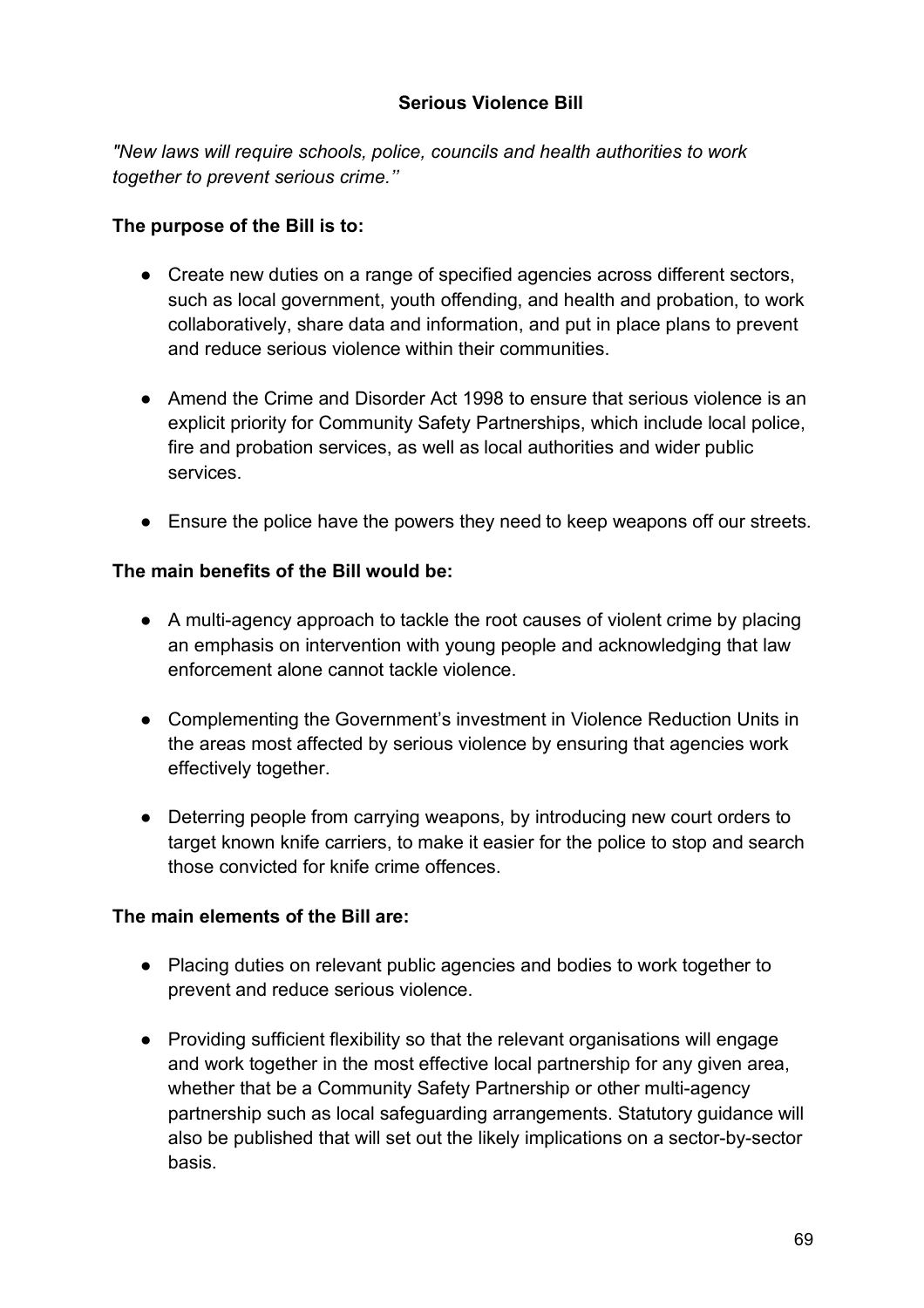## Serious Violence Bill

*"New laws will require schools, police, councils and health authorities to work together to prevent serious crime.''*

**The purpose of the Bill is to:**

- Create new duties on a range of specified agencies across different sectors, such as local government, youth offending, and health and probation, to work collaboratively, share data and information, and put in place plans to prevent and reduce serious violence within their communities.
- Amend the Crime and Disorder Act 1998 to ensure that serious violence is an explicit priority for Community Safety Partnerships, which include local police, fire and probation services, as well as local authorities and wider public services.
- Ensure the police have the powers they need to keep weapons off our streets.

**The main benefits of the Bill would be:**

- A multi-agency approach to tackle the root causes of violent crime by placing an emphasis on intervention with young people and acknowledging that law enforcement alone cannot tackle violence.
- Complementing the Government's investment in Violence Reduction Units in the areas most affected by serious violence by ensuring that agencies work effectively together.
- Deterring people from carrying weapons, by introducing new court orders to target known knife carriers, to make it easier for the police to stop and search those convicted for knife crime offences.

**The main elements of the Bill are:**

- Placing duties on relevant public agencies and bodies to work together to prevent and reduce serious violence.
- Providing sufficient flexibility so that the relevant organisations will engage and work together in the most effective local partnership for any given area, whether that be a Community Safety Partnership or other multi-agency partnership such as local safeguarding arrangements. Statutory guidance will also be published that will set out the likely implications on a sector-by-sector basis.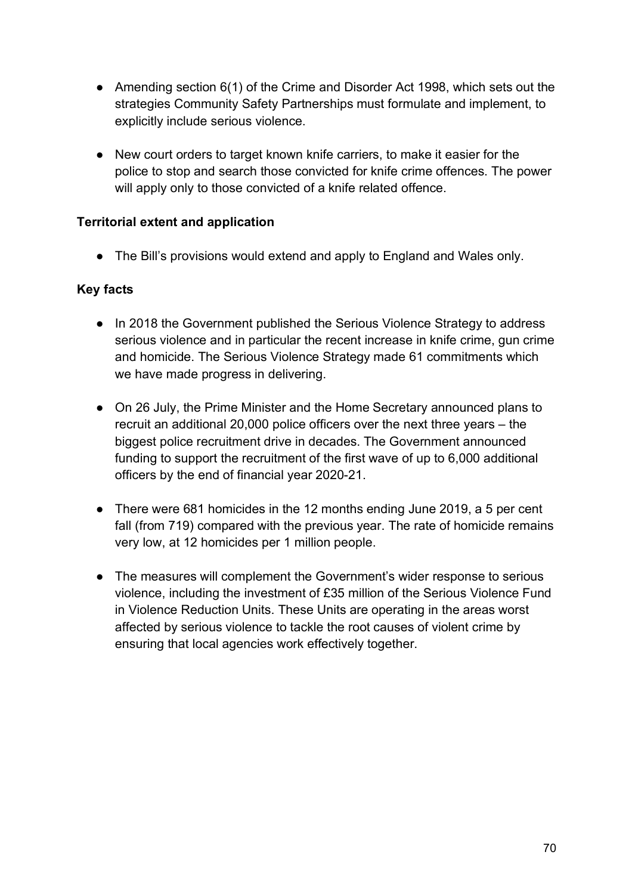- Amending section 6(1) of the Crime and Disorder Act 1998, which sets out the strategies Community Safety Partnerships must formulate and implement, to explicitly include serious violence.

- New court orders to target known knife carriers, to make it easier for the police to stop and search those convicted for knife crime offences. The power will apply only to those convicted of a knife related offence.

**Territorial extent and application**

- The Bill's provisions would extend and apply to England and Wales only.

**Key facts**

- In 2018 the Government published the Serious Violence Strategy to address serious violence and in particular the recent increase in knife crime, gun crime and homicide. The Serious Violence Strategy made 61 commitments which we have made progress in delivering.

- On 26 July, the Prime Minister and the Home Secretary announced plans to recruit an additional 20,000 police officers over the next three years – the biggest police recruitment drive in decades. The Government announced funding to support the recruitment of the first wave of up to 6,000 additional officers by the end of financial year 2020-21.

- There were 681 homicides in the 12 months ending June 2019, a 5 per cent fall (from 719) compared with the previous year. The rate of homicide remains very low, at 12 homicides per 1 million people.

- The measures will complement the Government's wider response to serious violence, including the investment of £35 million of the Serious Violence Fund in Violence Reduction Units. These Units are operating in the areas worst affected by serious violence to tackle the root causes of violent crime by ensuring that local agencies work effectively together.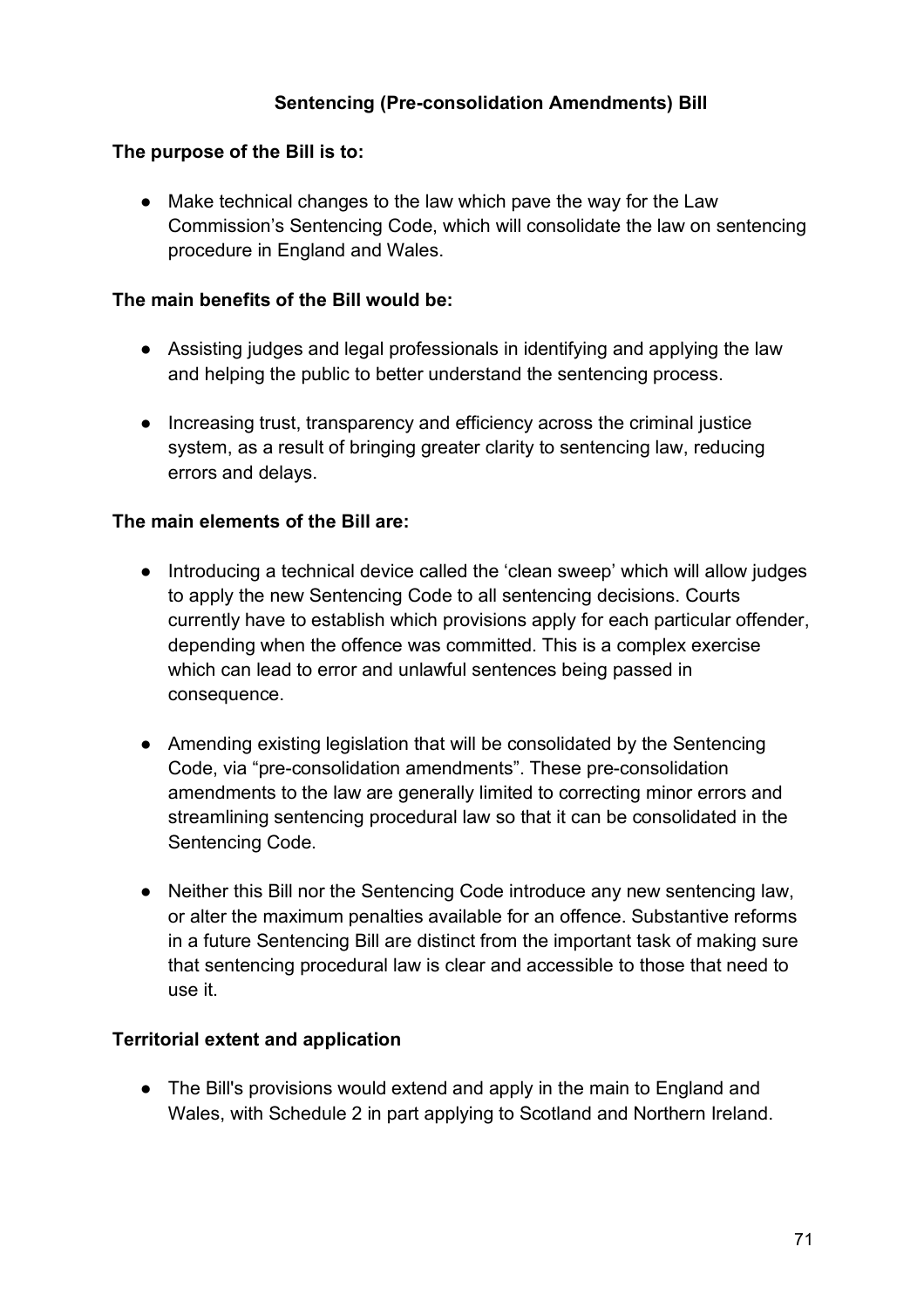## Sentencing (Pre-consolidation Amendments) Bill

**The purpose of the Bill is to:**

- Make technical changes to the law which pave the way for the Law Commission's Sentencing Code, which will consolidate the law on sentencing procedure in England and Wales.

**The main benefits of the Bill would be:**

- Assisting judges and legal professionals in identifying and applying the law and helping the public to better understand the sentencing process.
- Increasing trust, transparency and efficiency across the criminal justice system, as a result of bringing greater clarity to sentencing law, reducing errors and delays.

**The main elements of the Bill are:**

- Introducing a technical device called the 'clean sweep' which will allow judges to apply the new Sentencing Code to all sentencing decisions. Courts currently have to establish which provisions apply for each particular offender, depending when the offence was committed. This is a complex exercise which can lead to error and unlawful sentences being passed in consequence.
- Amending existing legislation that will be consolidated by the Sentencing Code, via "pre-consolidation amendments". These pre-consolidation amendments to the law are generally limited to correcting minor errors and streamlining sentencing procedural law so that it can be consolidated in the Sentencing Code.
- Neither this Bill nor the Sentencing Code introduce any new sentencing law, or alter the maximum penalties available for an offence. Substantive reforms in a future Sentencing Bill are distinct from the important task of making sure that sentencing procedural law is clear and accessible to those that need to use it.

**Territorial extent and application**

- The Bill's provisions would extend and apply in the main to England and Wales, with Schedule 2 in part applying to Scotland and Northern Ireland.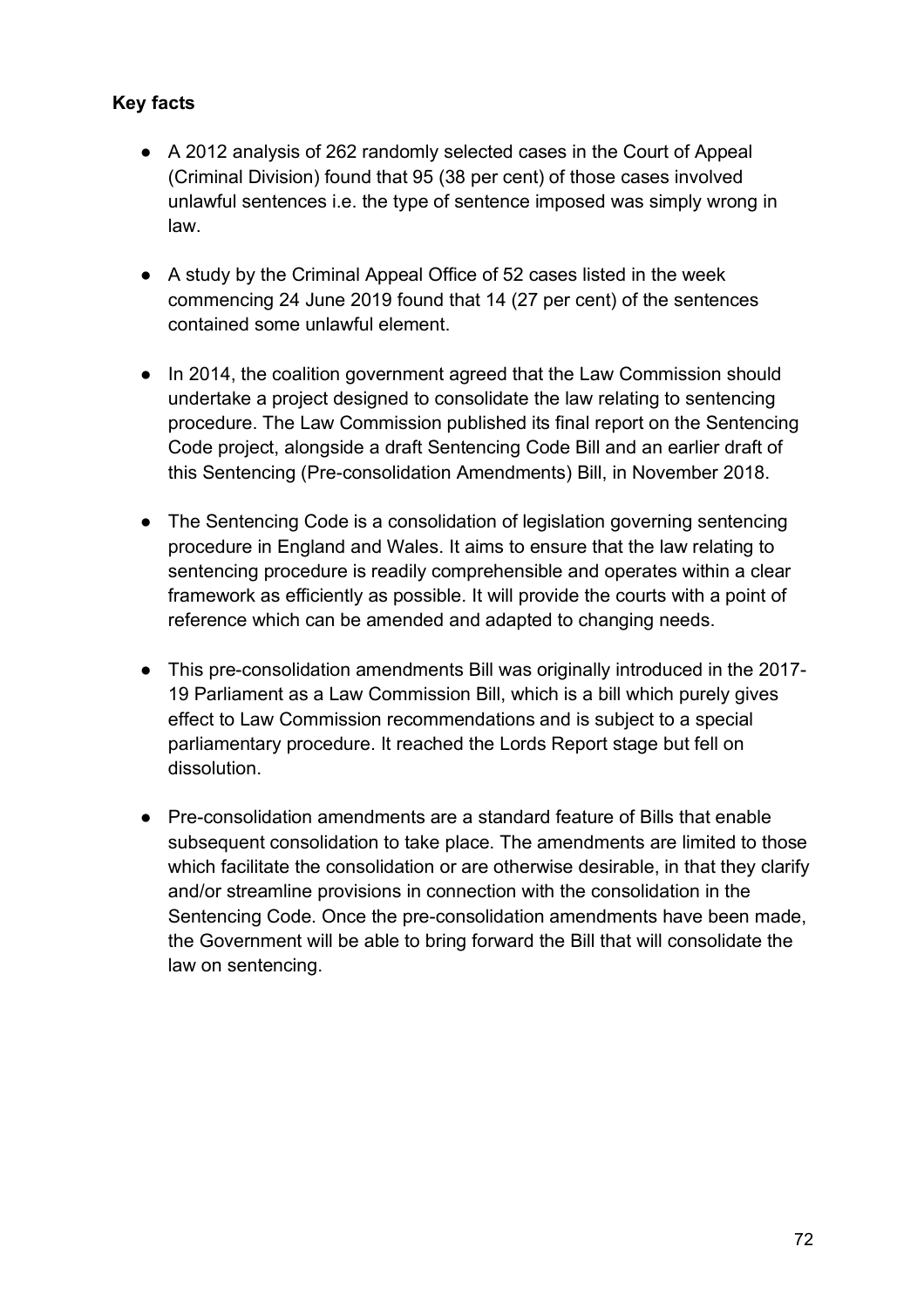**Key facts**

- A 2012 analysis of 262 randomly selected cases in the Court of Appeal (Criminal Division) found that 95 (38 per cent) of those cases involved unlawful sentences i.e. the type of sentence imposed was simply wrong in law.

- A study by the Criminal Appeal Office of 52 cases listed in the week commencing 24 June 2019 found that 14 (27 per cent) of the sentences contained some unlawful element.

- In 2014, the coalition government agreed that the Law Commission should undertake a project designed to consolidate the law relating to sentencing procedure. The Law Commission published its final report on the Sentencing Code project, alongside a draft Sentencing Code Bill and an earlier draft of this Sentencing (Pre-consolidation Amendments) Bill, in November 2018.

- The Sentencing Code is a consolidation of legislation governing sentencing procedure in England and Wales. It aims to ensure that the law relating to sentencing procedure is readily comprehensible and operates within a clear framework as efficiently as possible. It will provide the courts with a point of reference which can be amended and adapted to changing needs.

- This pre-consolidation amendments Bill was originally introduced in the 2017-19 Parliament as a Law Commission Bill, which is a bill which purely gives effect to Law Commission recommendations and is subject to a special parliamentary procedure. It reached the Lords Report stage but fell on dissolution.

- Pre-consolidation amendments are a standard feature of Bills that enable subsequent consolidation to take place. The amendments are limited to those which facilitate the consolidation or are otherwise desirable, in that they clarify and/or streamline provisions in connection with the consolidation in the Sentencing Code. Once the pre-consolidation amendments have been made, the Government will be able to bring forward the Bill that will consolidate the law on sentencing.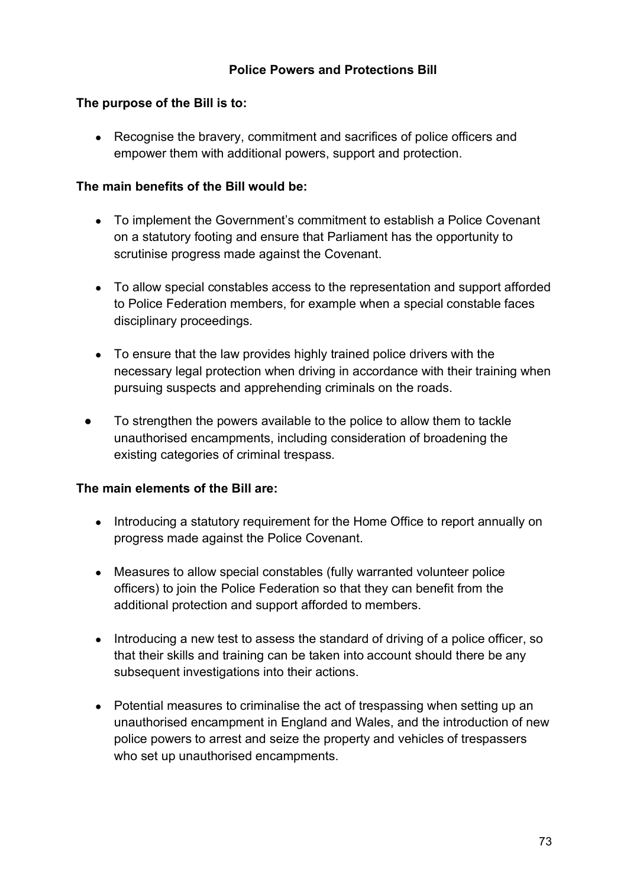## Police Powers and Protections Bill

**The purpose of the Bill is to:**

- Recognise the bravery, commitment and sacrifices of police officers and empower them with additional powers, support and protection.

**The main benefits of the Bill would be:**

- To implement the Government's commitment to establish a Police Covenant on a statutory footing and ensure that Parliament has the opportunity to scrutinise progress made against the Covenant.
- To allow special constables access to the representation and support afforded to Police Federation members, for example when a special constable faces disciplinary proceedings.
- To ensure that the law provides highly trained police drivers with the necessary legal protection when driving in accordance with their training when pursuing suspects and apprehending criminals on the roads.
- To strengthen the powers available to the police to allow them to tackle unauthorised encampments, including consideration of broadening the existing categories of criminal trespass.

**The main elements of the Bill are:**

- Introducing a statutory requirement for the Home Office to report annually on progress made against the Police Covenant.
- Measures to allow special constables (fully warranted volunteer police officers) to join the Police Federation so that they can benefit from the additional protection and support afforded to members.
- Introducing a new test to assess the standard of driving of a police officer, so that their skills and training can be taken into account should there be any subsequent investigations into their actions.
- Potential measures to criminalise the act of trespassing when setting up an unauthorised encampment in England and Wales, and the introduction of new police powers to arrest and seize the property and vehicles of trespassers who set up unauthorised encampments.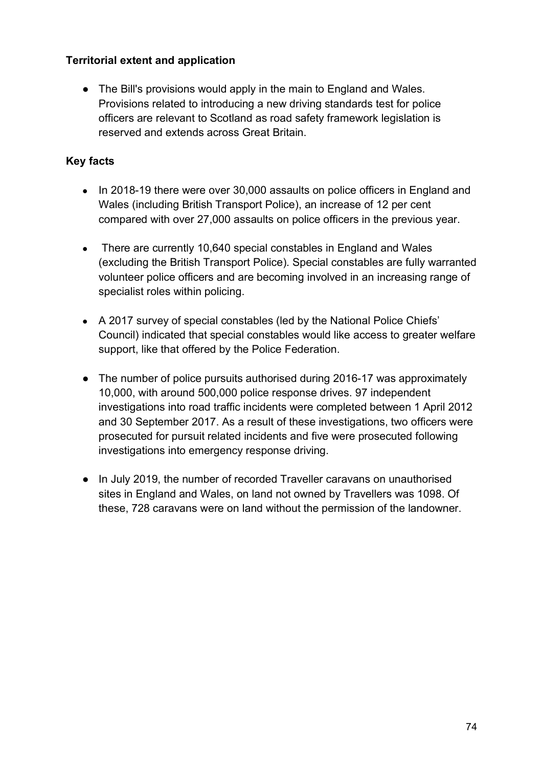**Territorial extent and application**

- The Bill's provisions would apply in the main to England and Wales. Provisions related to introducing a new driving standards test for police officers are relevant to Scotland as road safety framework legislation is reserved and extends across Great Britain.

**Key facts**

- In 2018-19 there were over 30,000 assaults on police officers in England and Wales (including British Transport Police), an increase of 12 per cent compared with over 27,000 assaults on police officers in the previous year.

- There are currently 10,640 special constables in England and Wales (excluding the British Transport Police). Special constables are fully warranted volunteer police officers and are becoming involved in an increasing range of specialist roles within policing.

- A 2017 survey of special constables (led by the National Police Chiefs' Council) indicated that special constables would like access to greater welfare support, like that offered by the Police Federation.

- The number of police pursuits authorised during 2016-17 was approximately 10,000, with around 500,000 police response drives. 97 independent investigations into road traffic incidents were completed between 1 April 2012 and 30 September 2017. As a result of these investigations, two officers were prosecuted for pursuit related incidents and five were prosecuted following investigations into emergency response driving.

- In July 2019, the number of recorded Traveller caravans on unauthorised sites in England and Wales, on land not owned by Travellers was 1098. Of these, 728 caravans were on land without the permission of the landowner.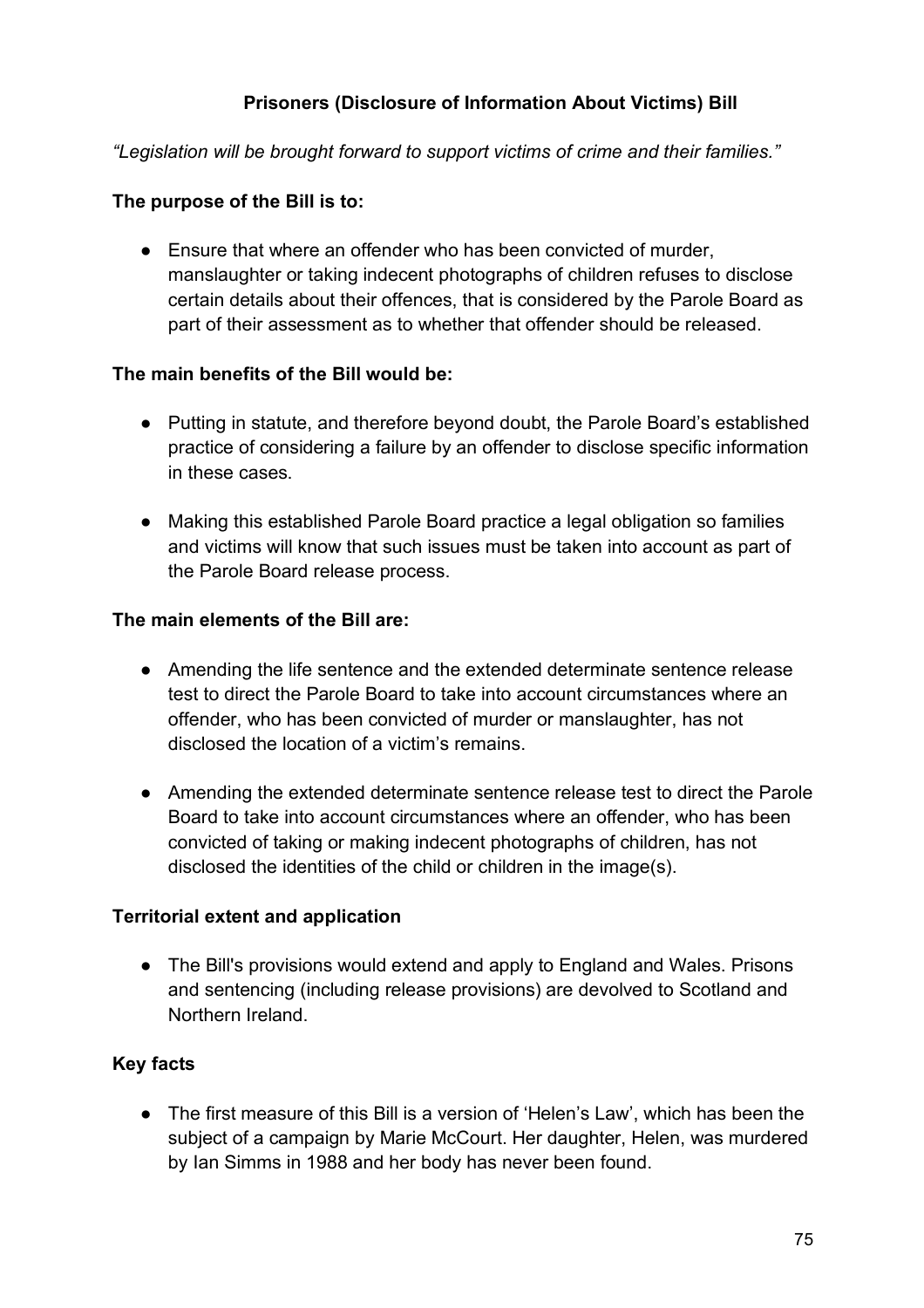## Prisoners (Disclosure of Information About Victims) Bill

*"Legislation will be brought forward to support victims of crime and their families."*

**The purpose of the Bill is to:**

- Ensure that where an offender who has been convicted of murder, manslaughter or taking indecent photographs of children refuses to disclose certain details about their offences, that is considered by the Parole Board as part of their assessment as to whether that offender should be released.

**The main benefits of the Bill would be:**

- Putting in statute, and therefore beyond doubt, the Parole Board's established practice of considering a failure by an offender to disclose specific information in these cases.
- Making this established Parole Board practice a legal obligation so families and victims will know that such issues must be taken into account as part of the Parole Board release process.

**The main elements of the Bill are:**

- Amending the life sentence and the extended determinate sentence release test to direct the Parole Board to take into account circumstances where an offender, who has been convicted of murder or manslaughter, has not disclosed the location of a victim's remains.
- Amending the extended determinate sentence release test to direct the Parole Board to take into account circumstances where an offender, who has been convicted of taking or making indecent photographs of children, has not disclosed the identities of the child or children in the image(s).

**Territorial extent and application**

- The Bill's provisions would extend and apply to England and Wales. Prisons and sentencing (including release provisions) are devolved to Scotland and Northern Ireland.

**Key facts**

- The first measure of this Bill is a version of 'Helen's Law', which has been the subject of a campaign by Marie McCourt. Her daughter, Helen, was murdered by Ian Simms in 1988 and her body has never been found.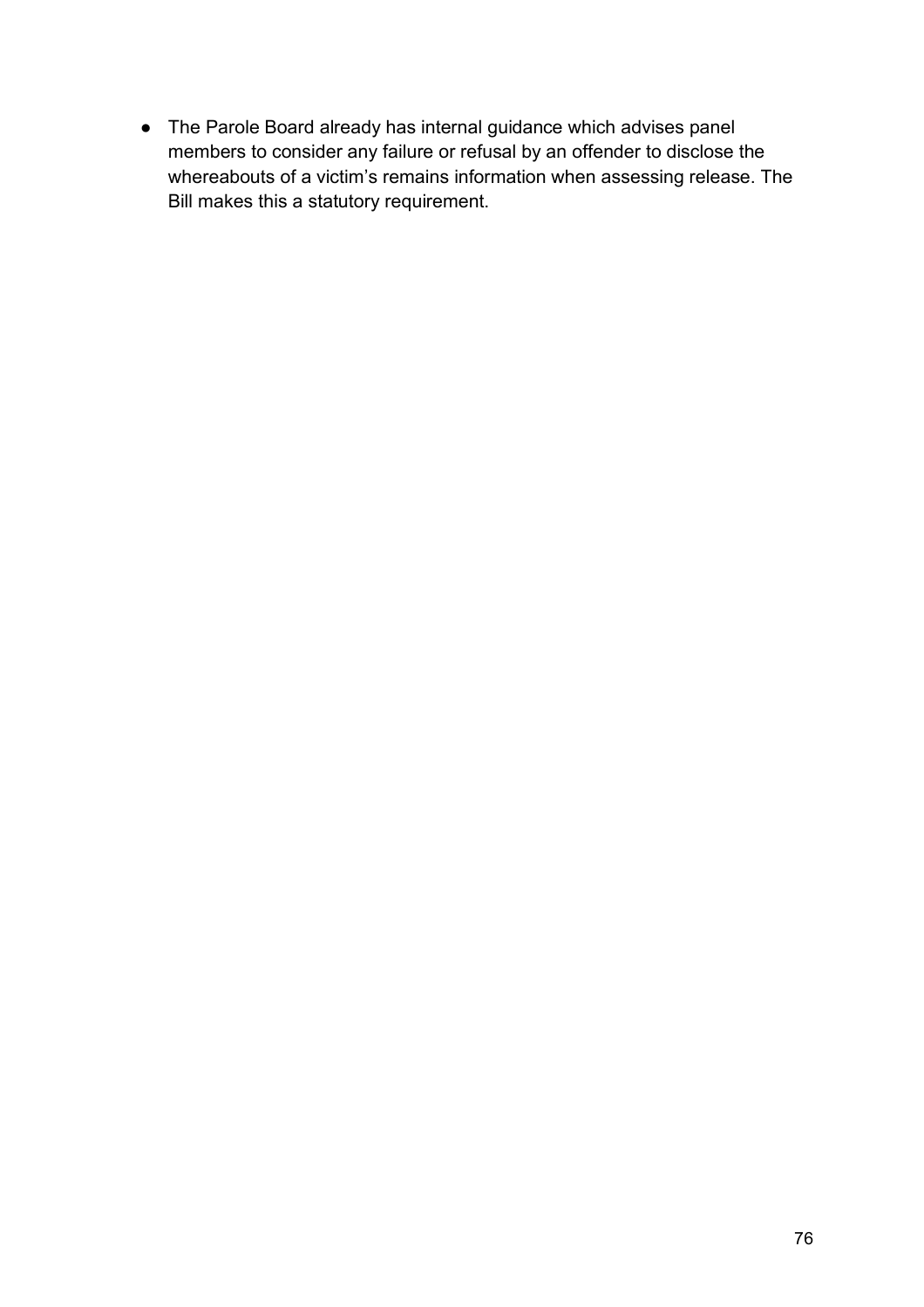- The Parole Board already has internal guidance which advises panel members to consider any failure or refusal by an offender to disclose the whereabouts of a victim's remains information when assessing release. The Bill makes this a statutory requirement.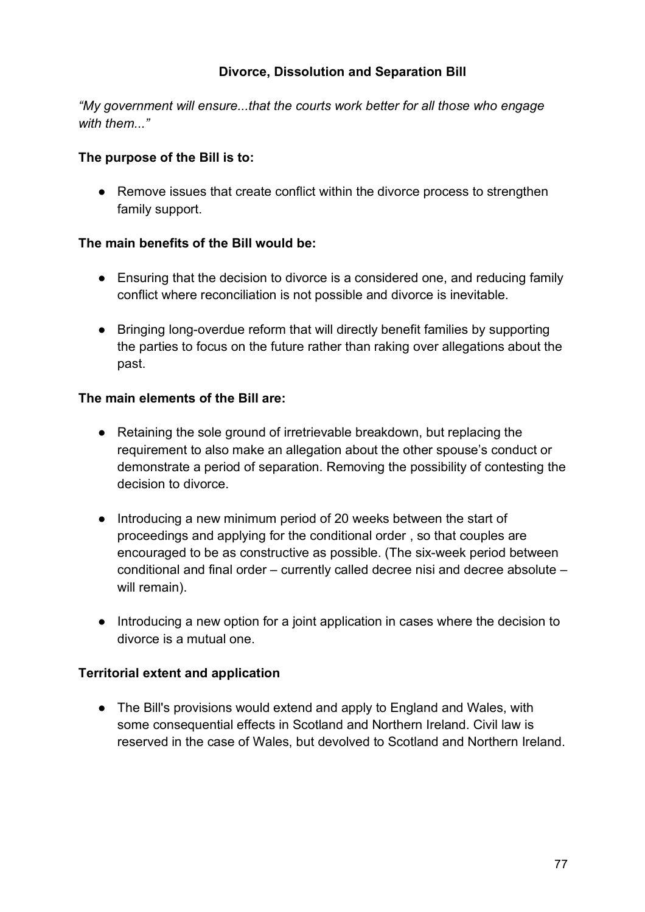## Divorce, Dissolution and Separation Bill

*"My government will ensure...that the courts work better for all those who engage with them..."*

**The purpose of the Bill is to:**

- Remove issues that create conflict within the divorce process to strengthen family support.

**The main benefits of the Bill would be:**

- Ensuring that the decision to divorce is a considered one, and reducing family conflict where reconciliation is not possible and divorce is inevitable.
- Bringing long-overdue reform that will directly benefit families by supporting the parties to focus on the future rather than raking over allegations about the past.

**The main elements of the Bill are:**

- Retaining the sole ground of irretrievable breakdown, but replacing the requirement to also make an allegation about the other spouse's conduct or demonstrate a period of separation. Removing the possibility of contesting the decision to divorce.
- Introducing a new minimum period of 20 weeks between the start of proceedings and applying for the conditional order , so that couples are encouraged to be as constructive as possible. (The six-week period between conditional and final order – currently called decree nisi and decree absolute – will remain).
- Introducing a new option for a joint application in cases where the decision to divorce is a mutual one.

**Territorial extent and application**

- The Bill's provisions would extend and apply to England and Wales, with some consequential effects in Scotland and Northern Ireland. Civil law is reserved in the case of Wales, but devolved to Scotland and Northern Ireland.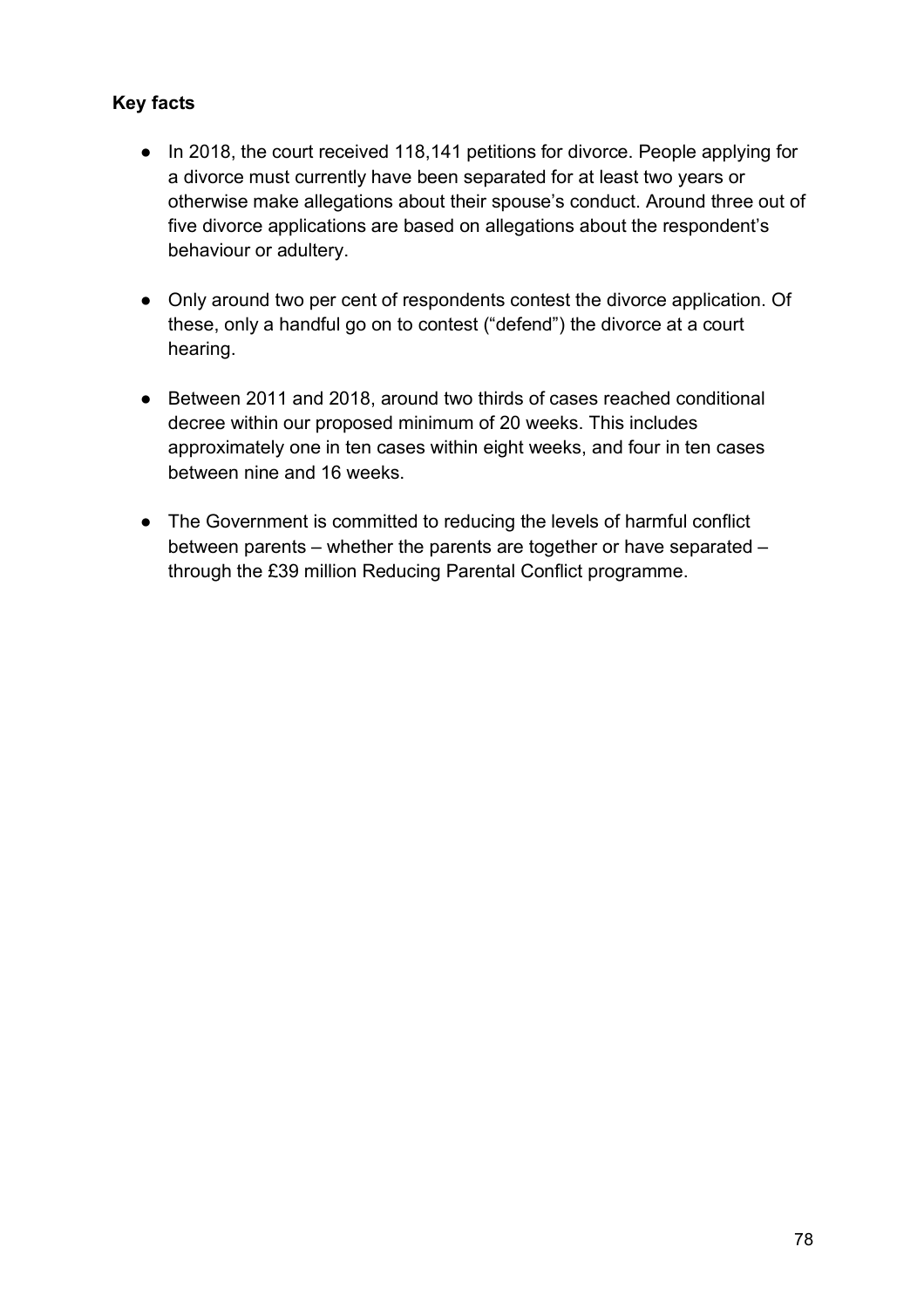**Key facts**

- In 2018, the court received 118,141 petitions for divorce. People applying for a divorce must currently have been separated for at least two years or otherwise make allegations about their spouse's conduct. Around three out of five divorce applications are based on allegations about the respondent's behaviour or adultery.
- Only around two per cent of respondents contest the divorce application. Of these, only a handful go on to contest ("defend") the divorce at a court hearing.
- Between 2011 and 2018, around two thirds of cases reached conditional decree within our proposed minimum of 20 weeks. This includes approximately one in ten cases within eight weeks, and four in ten cases between nine and 16 weeks.
- The Government is committed to reducing the levels of harmful conflict between parents – whether the parents are together or have separated – through the £39 million Reducing Parental Conflict programme.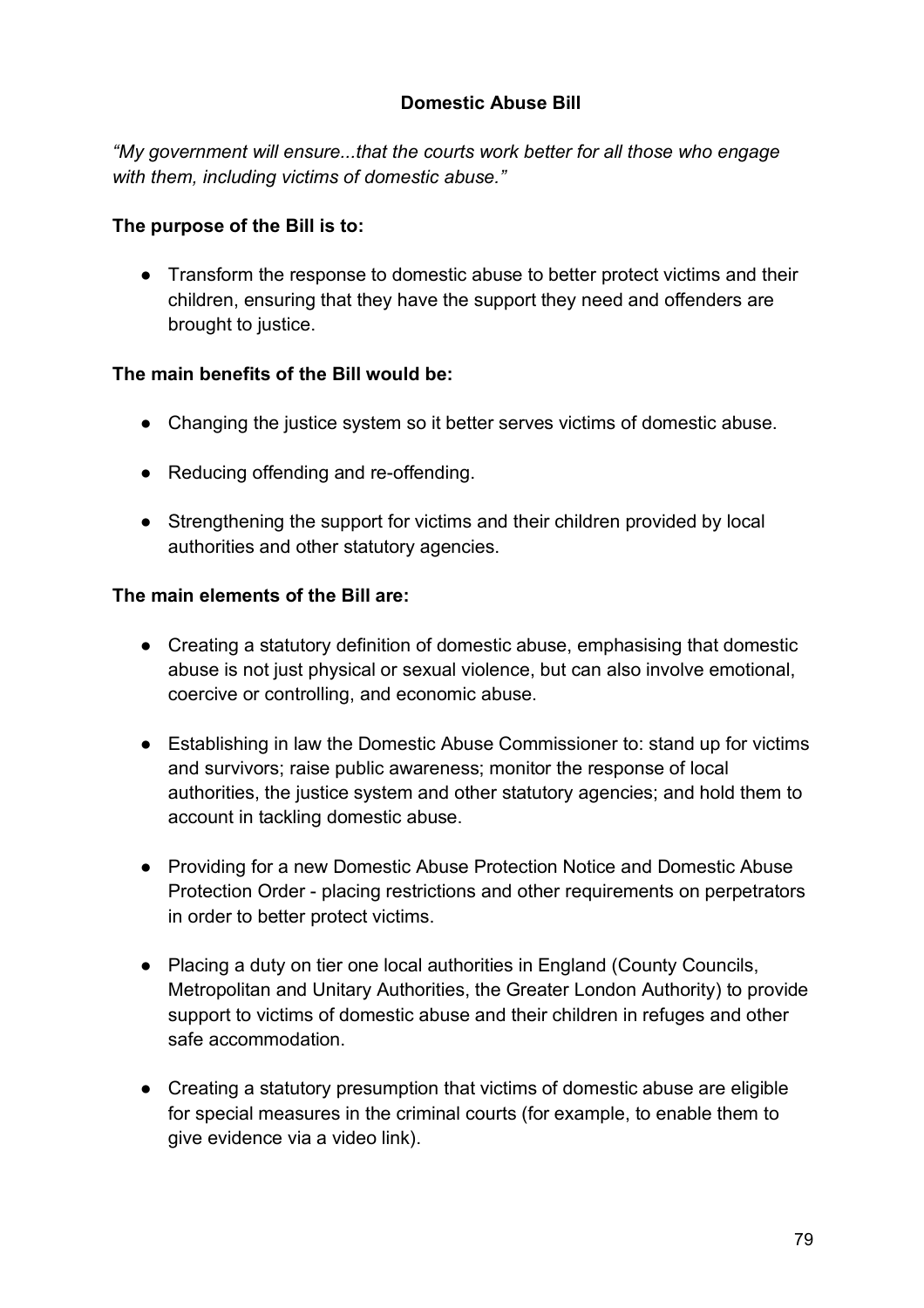## Domestic Abuse Bill

*"My government will ensure...that the courts work better for all those who engage with them, including victims of domestic abuse."*

**The purpose of the Bill is to:**

- Transform the response to domestic abuse to better protect victims and their children, ensuring that they have the support they need and offenders are brought to justice.

**The main benefits of the Bill would be:**

- Changing the justice system so it better serves victims of domestic abuse.
- Reducing offending and re-offending.
- Strengthening the support for victims and their children provided by local authorities and other statutory agencies.

**The main elements of the Bill are:**

- Creating a statutory definition of domestic abuse, emphasising that domestic abuse is not just physical or sexual violence, but can also involve emotional, coercive or controlling, and economic abuse.
- Establishing in law the Domestic Abuse Commissioner to: stand up for victims and survivors; raise public awareness; monitor the response of local authorities, the justice system and other statutory agencies; and hold them to account in tackling domestic abuse.
- Providing for a new Domestic Abuse Protection Notice and Domestic Abuse Protection Order - placing restrictions and other requirements on perpetrators in order to better protect victims.
- Placing a duty on tier one local authorities in England (County Councils, Metropolitan and Unitary Authorities, the Greater London Authority) to provide support to victims of domestic abuse and their children in refuges and other safe accommodation.
- Creating a statutory presumption that victims of domestic abuse are eligible for special measures in the criminal courts (for example, to enable them to give evidence via a video link).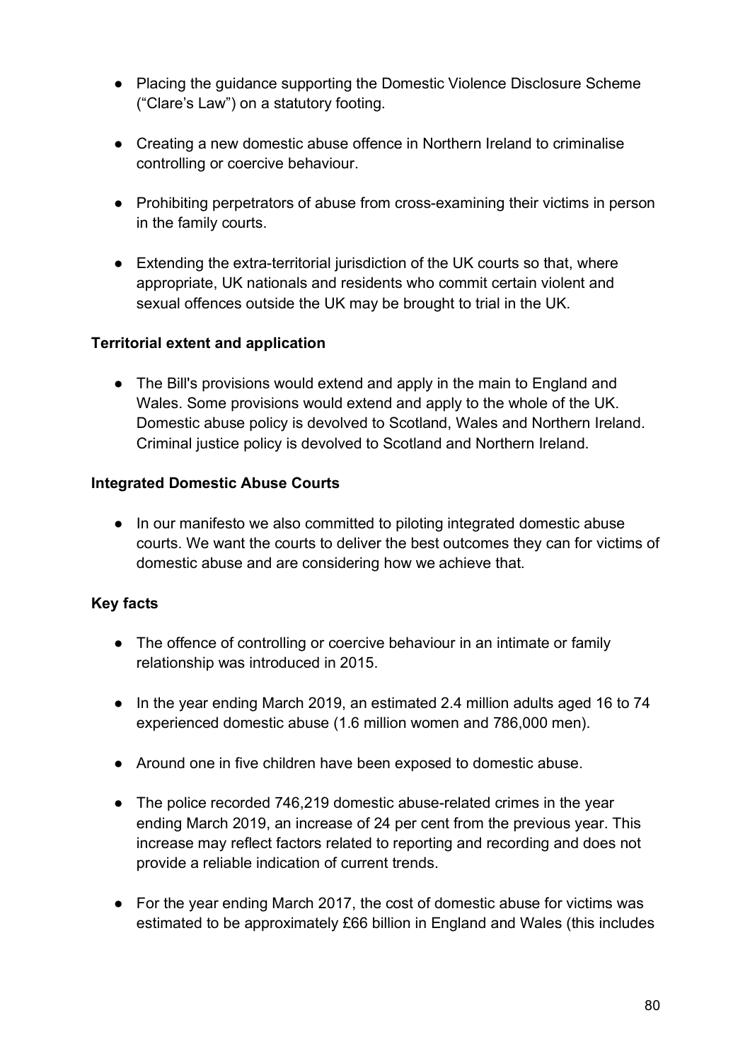- Placing the guidance supporting the Domestic Violence Disclosure Scheme ("Clare's Law") on a statutory footing.
- Creating a new domestic abuse offence in Northern Ireland to criminalise controlling or coercive behaviour.
- Prohibiting perpetrators of abuse from cross-examining their victims in person in the family courts.
- Extending the extra-territorial jurisdiction of the UK courts so that, where appropriate, UK nationals and residents who commit certain violent and sexual offences outside the UK may be brought to trial in the UK.

**Territorial extent and application**

- The Bill's provisions would extend and apply in the main to England and Wales. Some provisions would extend and apply to the whole of the UK. Domestic abuse policy is devolved to Scotland, Wales and Northern Ireland. Criminal justice policy is devolved to Scotland and Northern Ireland.

**Integrated Domestic Abuse Courts**

- In our manifesto we also committed to piloting integrated domestic abuse courts. We want the courts to deliver the best outcomes they can for victims of domestic abuse and are considering how we achieve that.

**Key facts**

- The offence of controlling or coercive behaviour in an intimate or family relationship was introduced in 2015.
- In the year ending March 2019, an estimated 2.4 million adults aged 16 to 74 experienced domestic abuse (1.6 million women and 786,000 men).
- Around one in five children have been exposed to domestic abuse.
- The police recorded 746,219 domestic abuse-related crimes in the year ending March 2019, an increase of 24 per cent from the previous year. This increase may reflect factors related to reporting and recording and does not provide a reliable indication of current trends.
- For the year ending March 2017, the cost of domestic abuse for victims was estimated to be approximately £66 billion in England and Wales (this includes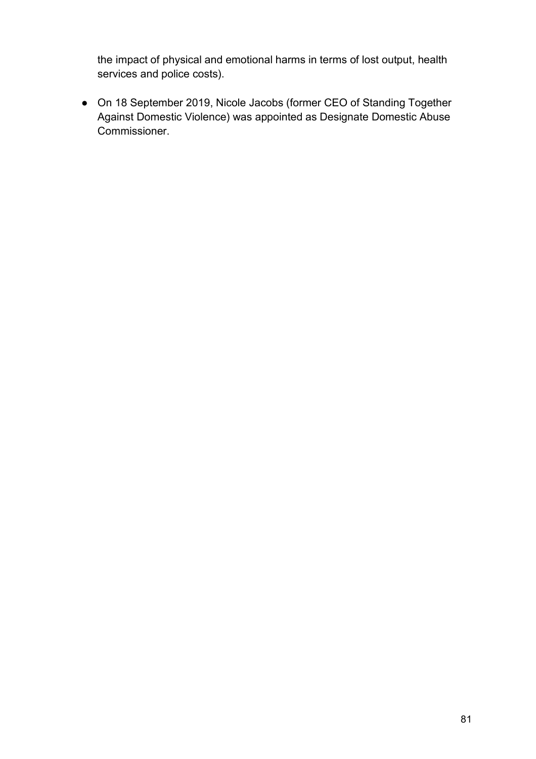the impact of physical and emotional harms in terms of lost output, health services and police costs).

- On 18 September 2019, Nicole Jacobs (former CEO of Standing Together Against Domestic Violence) was appointed as Designate Domestic Abuse Commissioner.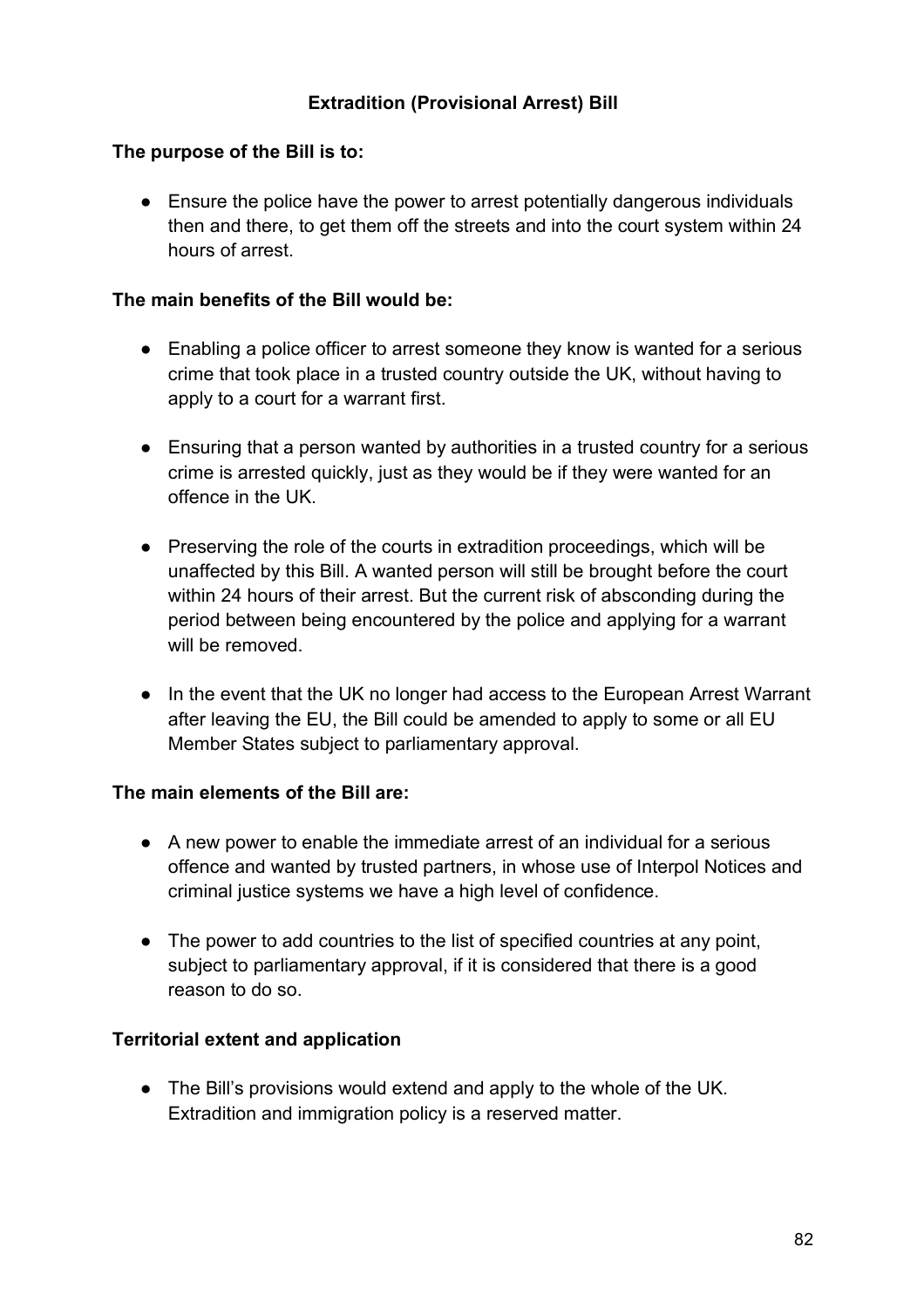## Extradition (Provisional Arrest) Bill

**The purpose of the Bill is to:**

- Ensure the police have the power to arrest potentially dangerous individuals then and there, to get them off the streets and into the court system within 24 hours of arrest.

**The main benefits of the Bill would be:**

- Enabling a police officer to arrest someone they know is wanted for a serious crime that took place in a trusted country outside the UK, without having to apply to a court for a warrant first.
- Ensuring that a person wanted by authorities in a trusted country for a serious crime is arrested quickly, just as they would be if they were wanted for an offence in the UK.
- Preserving the role of the courts in extradition proceedings, which will be unaffected by this Bill. A wanted person will still be brought before the court within 24 hours of their arrest. But the current risk of absconding during the period between being encountered by the police and applying for a warrant will be removed.
- In the event that the UK no longer had access to the European Arrest Warrant after leaving the EU, the Bill could be amended to apply to some or all EU Member States subject to parliamentary approval.

**The main elements of the Bill are:**

- A new power to enable the immediate arrest of an individual for a serious offence and wanted by trusted partners, in whose use of Interpol Notices and criminal justice systems we have a high level of confidence.
- The power to add countries to the list of specified countries at any point, subject to parliamentary approval, if it is considered that there is a good reason to do so.

**Territorial extent and application**

- The Bill's provisions would extend and apply to the whole of the UK. Extradition and immigration policy is a reserved matter.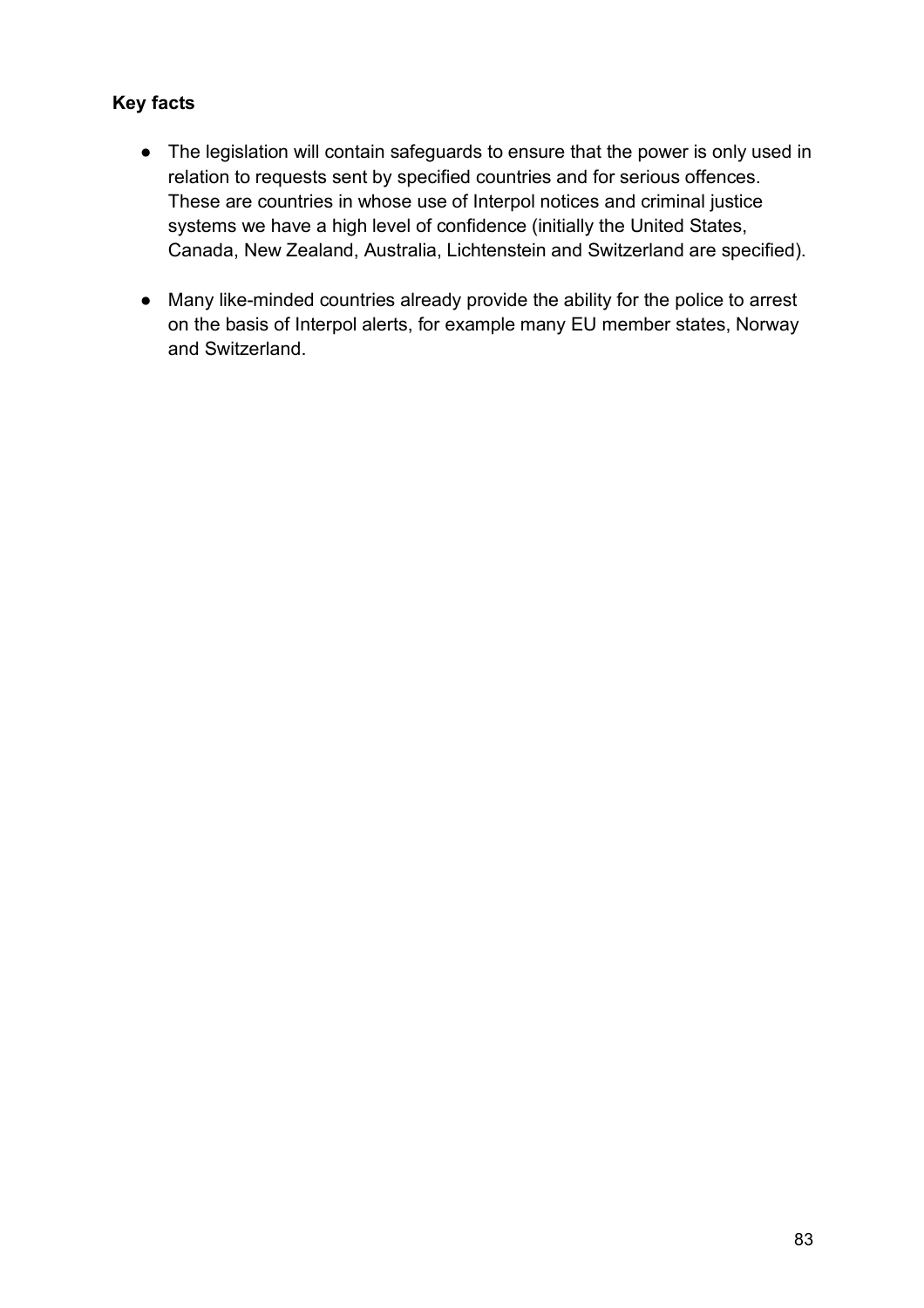**Key facts**

- The legislation will contain safeguards to ensure that the power is only used in relation to requests sent by specified countries and for serious offences. These are countries in whose use of Interpol notices and criminal justice systems we have a high level of confidence (initially the United States, Canada, New Zealand, Australia, Lichtenstein and Switzerland are specified).
- Many like-minded countries already provide the ability for the police to arrest on the basis of Interpol alerts, for example many EU member states, Norway and Switzerland.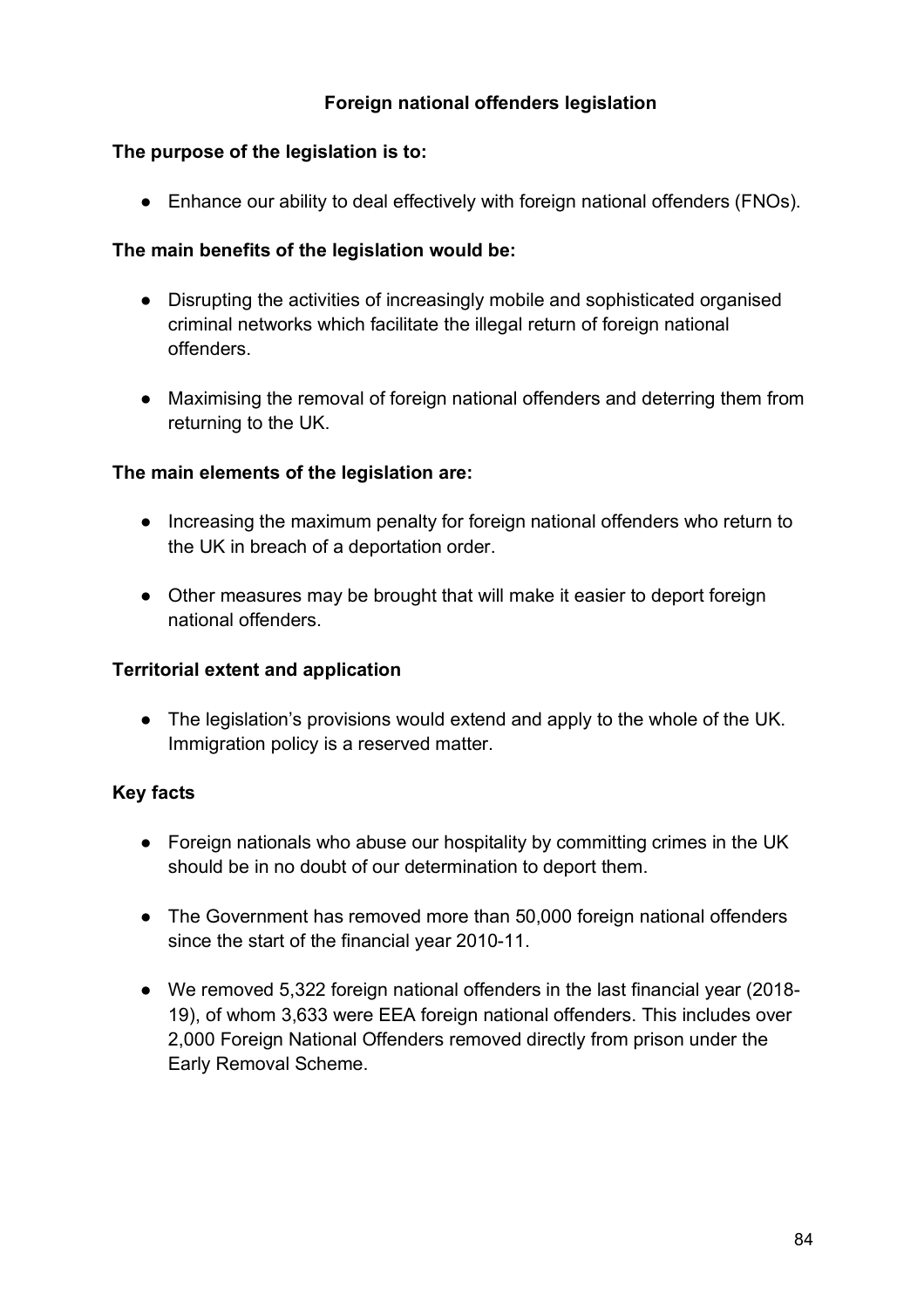## Foreign national offenders legislation

**The purpose of the legislation is to:**

- Enhance our ability to deal effectively with foreign national offenders (FNOs).

**The main benefits of the legislation would be:**

- Disrupting the activities of increasingly mobile and sophisticated organised criminal networks which facilitate the illegal return of foreign national offenders.
- Maximising the removal of foreign national offenders and deterring them from returning to the UK.

**The main elements of the legislation are:**

- Increasing the maximum penalty for foreign national offenders who return to the UK in breach of a deportation order.
- Other measures may be brought that will make it easier to deport foreign national offenders.

**Territorial extent and application**

- The legislation's provisions would extend and apply to the whole of the UK. Immigration policy is a reserved matter.

**Key facts**

- Foreign nationals who abuse our hospitality by committing crimes in the UK should be in no doubt of our determination to deport them.
- The Government has removed more than 50,000 foreign national offenders since the start of the financial year 2010-11.
- We removed 5,322 foreign national offenders in the last financial year (2018-19), of whom 3,633 were EEA foreign national offenders. This includes over 2,000 Foreign National Offenders removed directly from prison under the Early Removal Scheme.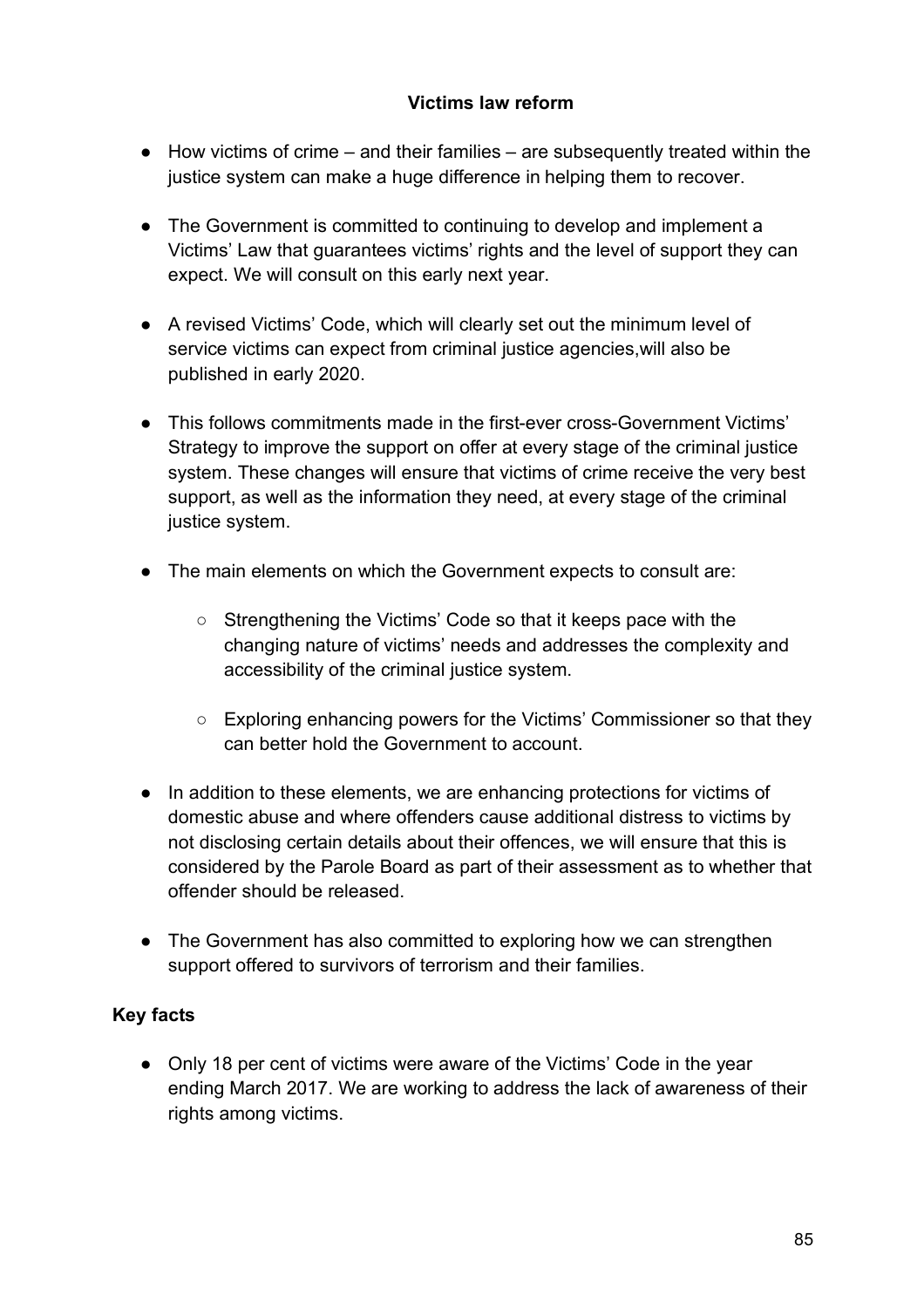## Victims law reform

- How victims of crime – and their families – are subsequently treated within the justice system can make a huge difference in helping them to recover.
- The Government is committed to continuing to develop and implement a Victims' Law that guarantees victims' rights and the level of support they can expect. We will consult on this early next year.
- A revised Victims' Code, which will clearly set out the minimum level of service victims can expect from criminal justice agencies,will also be published in early 2020.
- This follows commitments made in the first-ever cross-Government Victims' Strategy to improve the support on offer at every stage of the criminal justice system. These changes will ensure that victims of crime receive the very best support, as well as the information they need, at every stage of the criminal justice system.
- The main elements on which the Government expects to consult are:
    - Strengthening the Victims' Code so that it keeps pace with the changing nature of victims' needs and addresses the complexity and accessibility of the criminal justice system.
    - Exploring enhancing powers for the Victims' Commissioner so that they can better hold the Government to account.
- In addition to these elements, we are enhancing protections for victims of domestic abuse and where offenders cause additional distress to victims by not disclosing certain details about their offences, we will ensure that this is considered by the Parole Board as part of their assessment as to whether that offender should be released.
- The Government has also committed to exploring how we can strengthen support offered to survivors of terrorism and their families.

### Key facts

- Only 18 per cent of victims were aware of the Victims' Code in the year ending March 2017. We are working to address the lack of awareness of their rights among victims.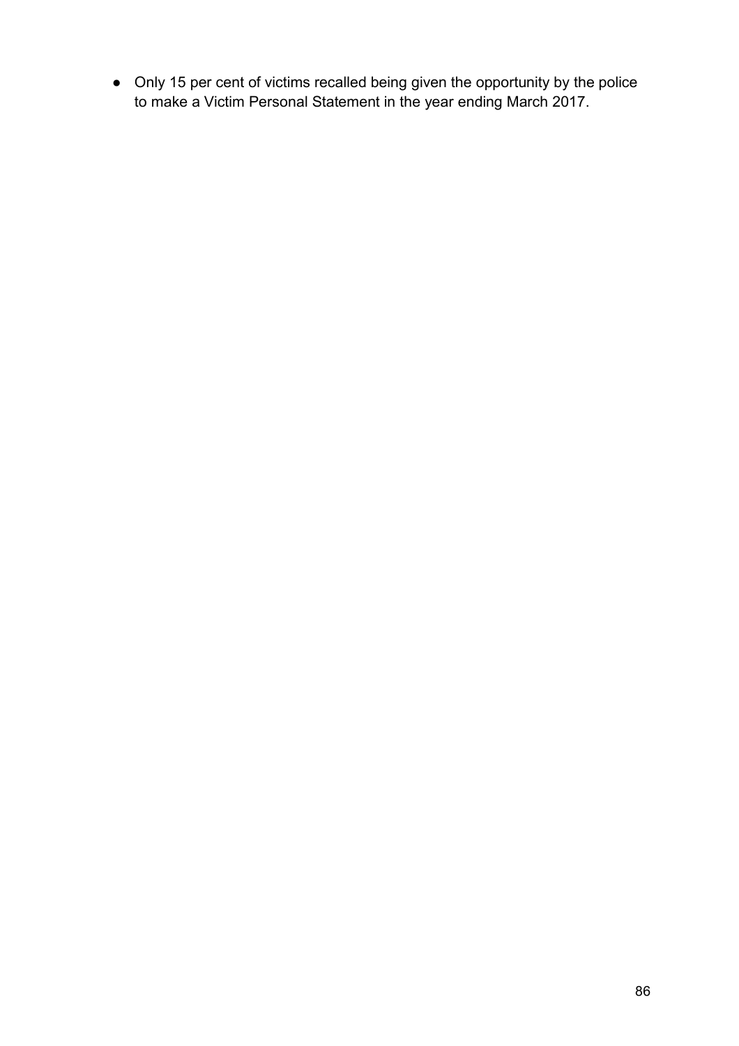- Only 15 per cent of victims recalled being given the opportunity by the police to make a Victim Personal Statement in the year ending March 2017.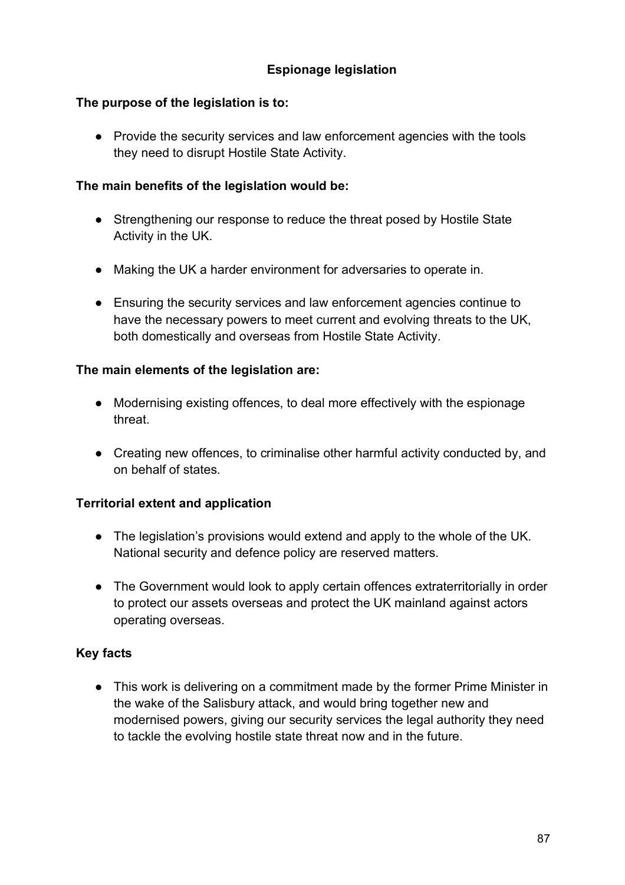## Espionage legislation

**The purpose of the legislation is to:**

- Provide the security services and law enforcement agencies with the tools they need to disrupt Hostile State Activity.

**The main benefits of the legislation would be:**

- Strengthening our response to reduce the threat posed by Hostile State Activity in the UK.
- Making the UK a harder environment for adversaries to operate in.
- Ensuring the security services and law enforcement agencies continue to have the necessary powers to meet current and evolving threats to the UK, both domestically and overseas from Hostile State Activity.

**The main elements of the legislation are:**

- Modernising existing offences, to deal more effectively with the espionage threat.
- Creating new offences, to criminalise other harmful activity conducted by, and on behalf of states.

**Territorial extent and application**

- The legislation's provisions would extend and apply to the whole of the UK. National security and defence policy are reserved matters.
- The Government would look to apply certain offences extraterritorially in order to protect our assets overseas and protect the UK mainland against actors operating overseas.

**Key facts**

- This work is delivering on a commitment made by the former Prime Minister in the wake of the Salisbury attack, and would bring together new and modernised powers, giving our security services the legal authority they need to tackle the evolving hostile state threat now and in the future.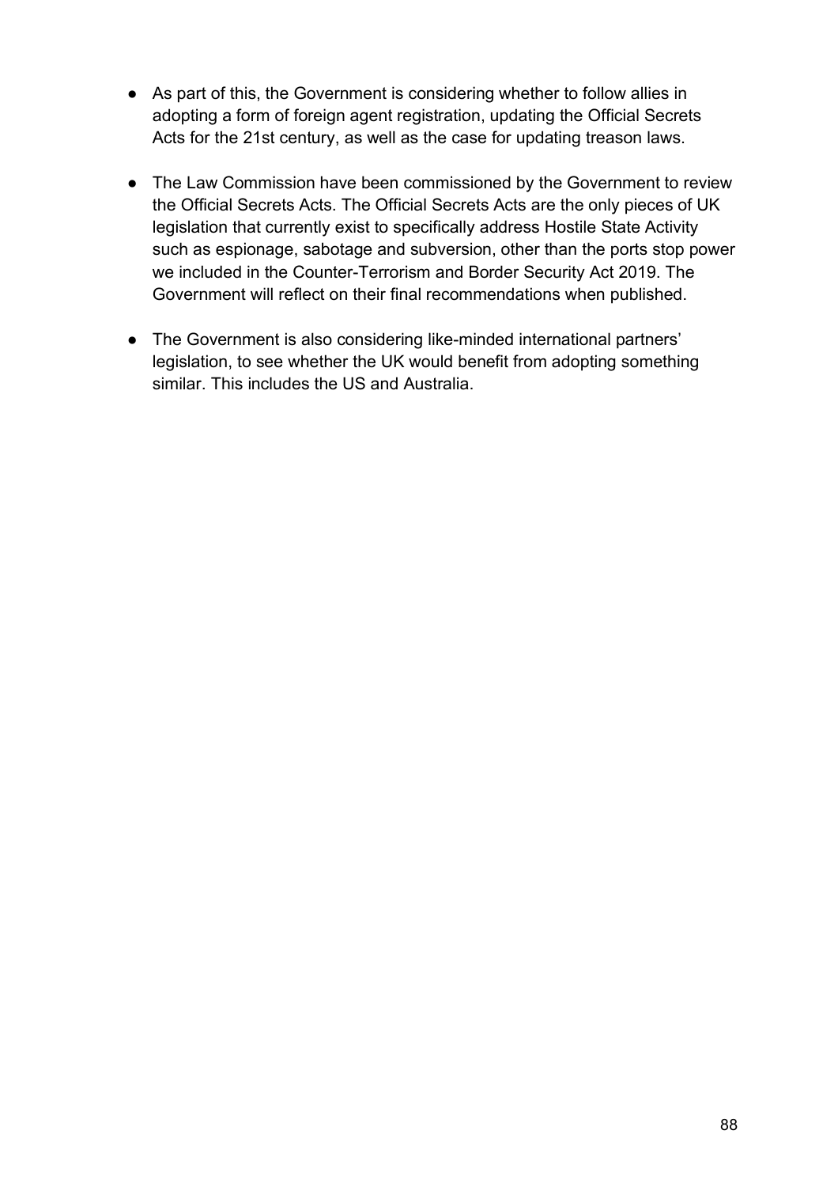- As part of this, the Government is considering whether to follow allies in adopting a form of foreign agent registration, updating the Official Secrets Acts for the 21st century, as well as the case for updating treason laws.

- The Law Commission have been commissioned by the Government to review the Official Secrets Acts. The Official Secrets Acts are the only pieces of UK legislation that currently exist to specifically address Hostile State Activity such as espionage, sabotage and subversion, other than the ports stop power we included in the Counter-Terrorism and Border Security Act 2019. The Government will reflect on their final recommendations when published.

- The Government is also considering like-minded international partners' legislation, to see whether the UK would benefit from adopting something similar. This includes the US and Australia.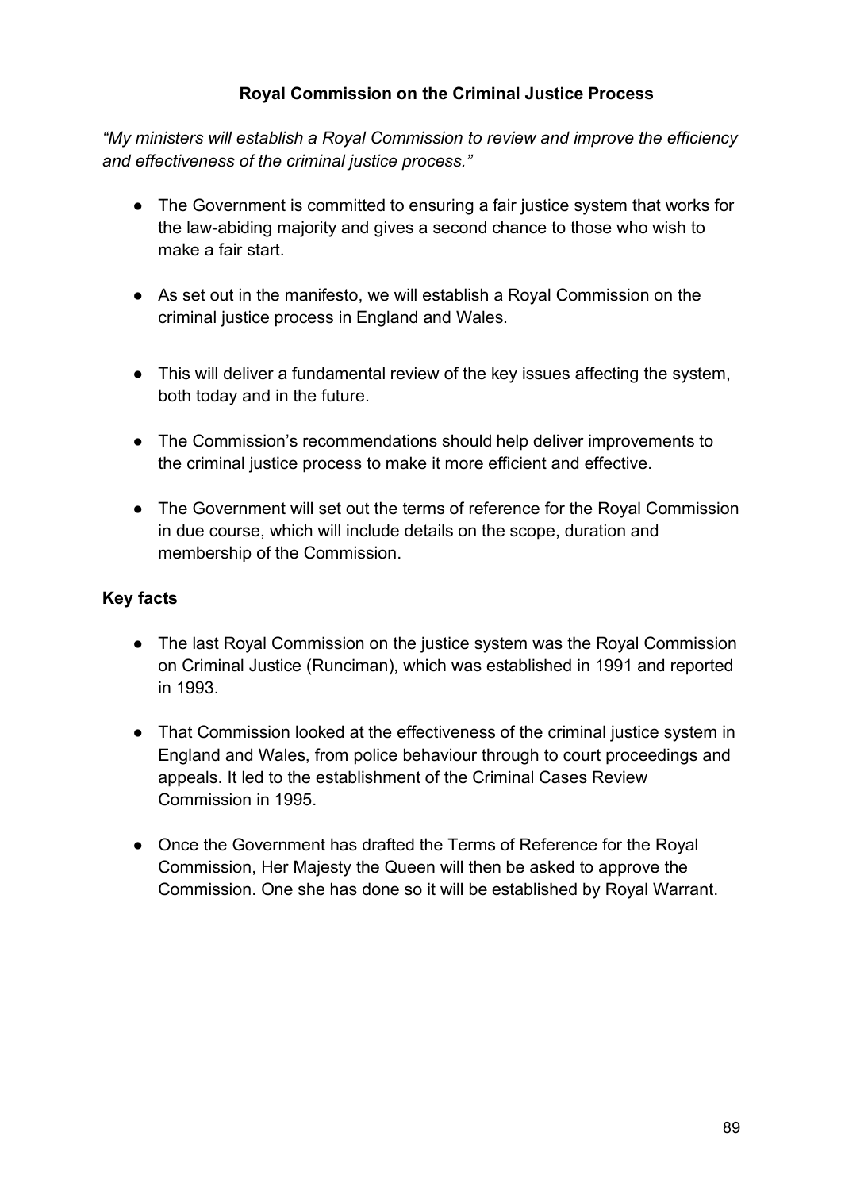## Royal Commission on the Criminal Justice Process

*"My ministers will establish a Royal Commission to review and improve the efficiency and effectiveness of the criminal justice process."*

- The Government is committed to ensuring a fair justice system that works for the law-abiding majority and gives a second chance to those who wish to make a fair start.
- As set out in the manifesto, we will establish a Royal Commission on the criminal justice process in England and Wales.
- This will deliver a fundamental review of the key issues affecting the system, both today and in the future.
- The Commission's recommendations should help deliver improvements to the criminal justice process to make it more efficient and effective.
- The Government will set out the terms of reference for the Royal Commission in due course, which will include details on the scope, duration and membership of the Commission.

### Key facts

- The last Royal Commission on the justice system was the Royal Commission on Criminal Justice (Runciman), which was established in 1991 and reported in 1993.
- That Commission looked at the effectiveness of the criminal justice system in England and Wales, from police behaviour through to court proceedings and appeals. It led to the establishment of the Criminal Cases Review Commission in 1995.
- Once the Government has drafted the Terms of Reference for the Royal Commission, Her Majesty the Queen will then be asked to approve the Commission. One she has done so it will be established by Royal Warrant.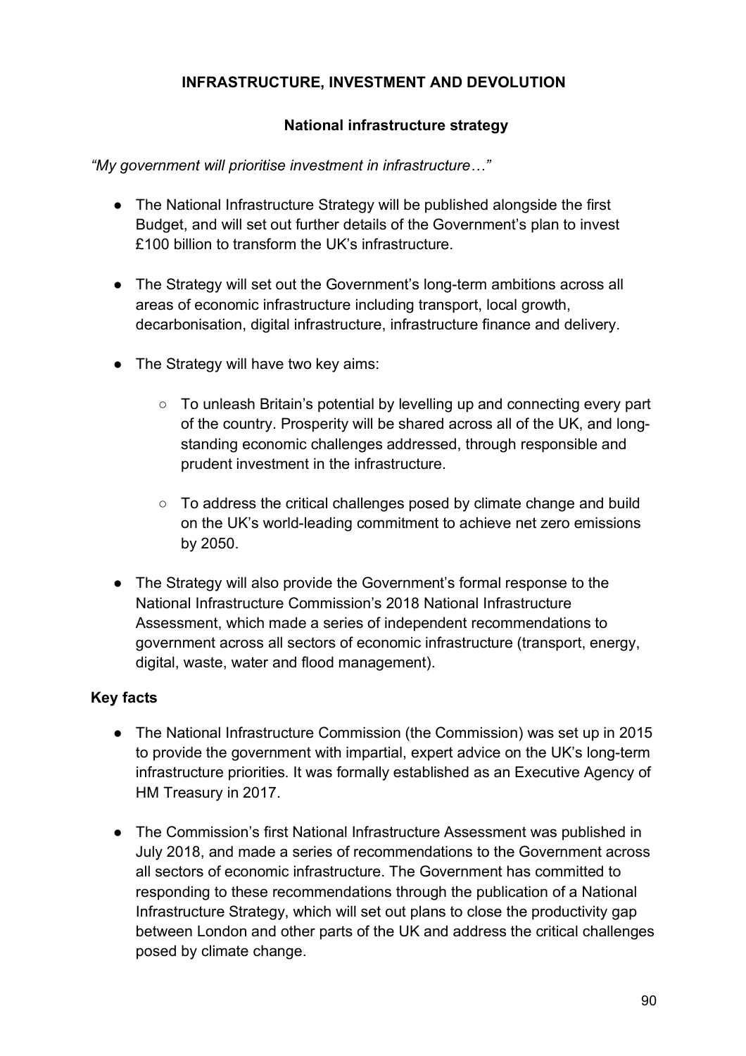## INFRASTRUCTURE, INVESTMENT AND DEVOLUTION

### National infrastructure strategy

*"My government will prioritise investment in infrastructure…"*

- The National Infrastructure Strategy will be published alongside the first Budget, and will set out further details of the Government's plan to invest £100 billion to transform the UK's infrastructure.

- The Strategy will set out the Government's long-term ambitions across all areas of economic infrastructure including transport, local growth, decarbonisation, digital infrastructure, infrastructure finance and delivery.

- The Strategy will have two key aims:

    - To unleash Britain's potential by levelling up and connecting every part of the country. Prosperity will be shared across all of the UK, and long-standing economic challenges addressed, through responsible and prudent investment in the infrastructure.

    - To address the critical challenges posed by climate change and build on the UK's world-leading commitment to achieve net zero emissions by 2050.

- The Strategy will also provide the Government's formal response to the National Infrastructure Commission's 2018 National Infrastructure Assessment, which made a series of independent recommendations to government across all sectors of economic infrastructure (transport, energy, digital, waste, water and flood management).

**Key facts**

- The National Infrastructure Commission (the Commission) was set up in 2015 to provide the government with impartial, expert advice on the UK's long-term infrastructure priorities. It was formally established as an Executive Agency of HM Treasury in 2017.

- The Commission's first National Infrastructure Assessment was published in July 2018, and made a series of recommendations to the Government across all sectors of economic infrastructure. The Government has committed to responding to these recommendations through the publication of a National Infrastructure Strategy, which will set out plans to close the productivity gap between London and other parts of the UK and address the critical challenges posed by climate change.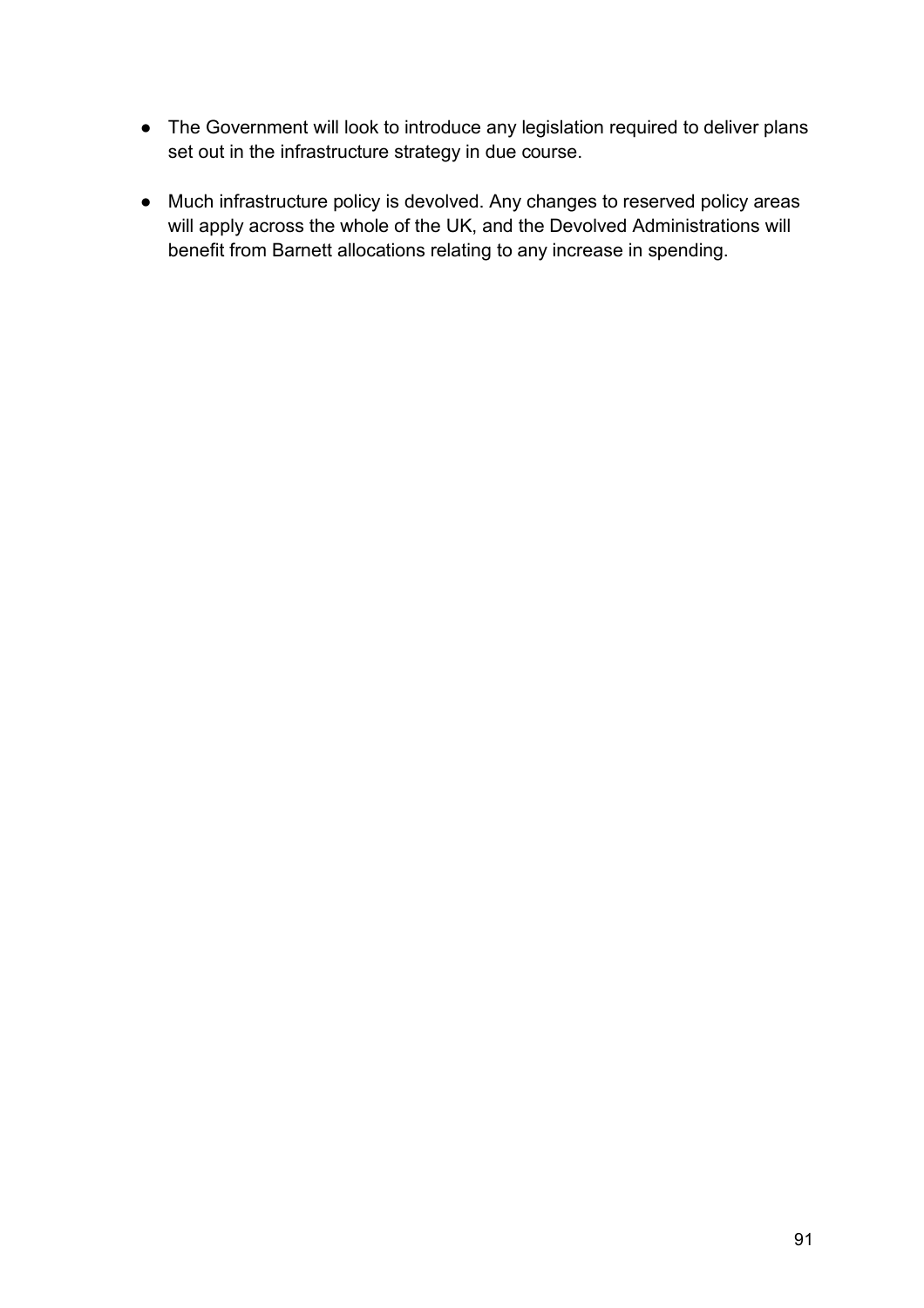- The Government will look to introduce any legislation required to deliver plans set out in the infrastructure strategy in due course.

- Much infrastructure policy is devolved. Any changes to reserved policy areas will apply across the whole of the UK, and the Devolved Administrations will benefit from Barnett allocations relating to any increase in spending.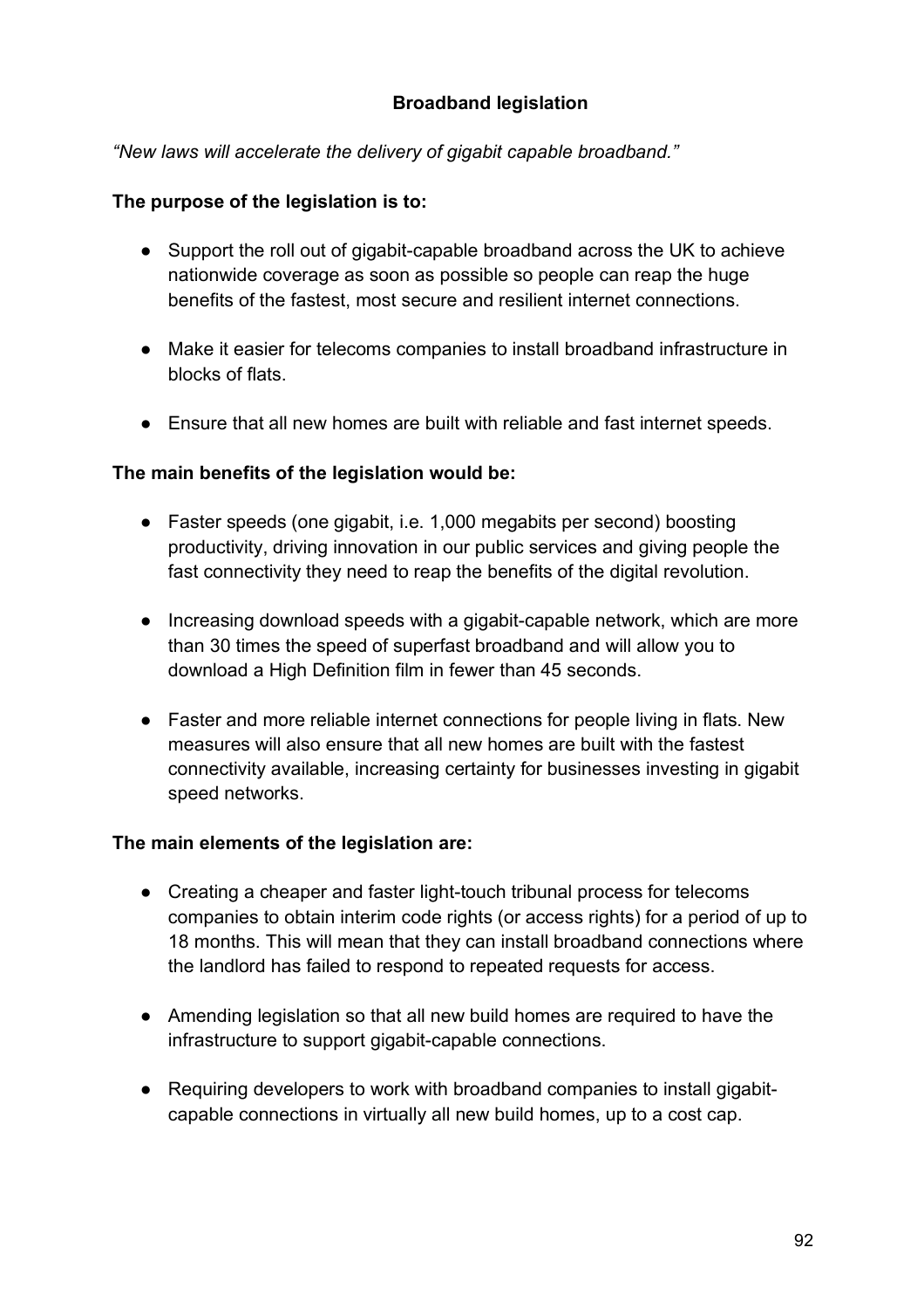## Broadband legislation

*"New laws will accelerate the delivery of gigabit capable broadband."*

**The purpose of the legislation is to:**

- Support the roll out of gigabit-capable broadband across the UK to achieve nationwide coverage as soon as possible so people can reap the huge benefits of the fastest, most secure and resilient internet connections.
- Make it easier for telecoms companies to install broadband infrastructure in blocks of flats.
- Ensure that all new homes are built with reliable and fast internet speeds.

**The main benefits of the legislation would be:**

- Faster speeds (one gigabit, i.e. 1,000 megabits per second) boosting productivity, driving innovation in our public services and giving people the fast connectivity they need to reap the benefits of the digital revolution.
- Increasing download speeds with a gigabit-capable network, which are more than 30 times the speed of superfast broadband and will allow you to download a High Definition film in fewer than 45 seconds.
- Faster and more reliable internet connections for people living in flats. New measures will also ensure that all new homes are built with the fastest connectivity available, increasing certainty for businesses investing in gigabit speed networks.

**The main elements of the legislation are:**

- Creating a cheaper and faster light-touch tribunal process for telecoms companies to obtain interim code rights (or access rights) for a period of up to 18 months. This will mean that they can install broadband connections where the landlord has failed to respond to repeated requests for access.
- Amending legislation so that all new build homes are required to have the infrastructure to support gigabit-capable connections.
- Requiring developers to work with broadband companies to install gigabit-capable connections in virtually all new build homes, up to a cost cap.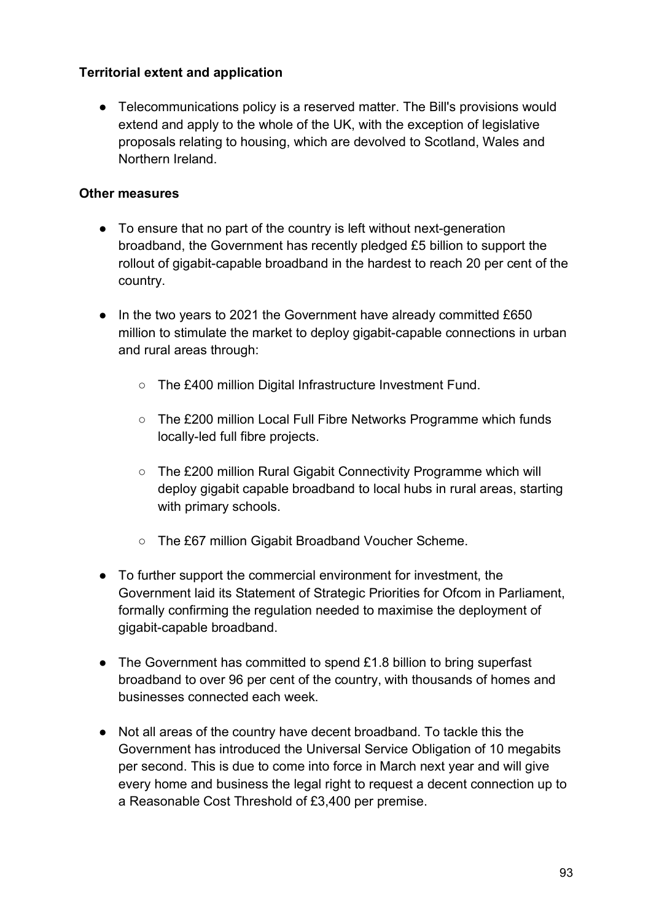**Territorial extent and application**

- Telecommunications policy is a reserved matter. The Bill's provisions would extend and apply to the whole of the UK, with the exception of legislative proposals relating to housing, which are devolved to Scotland, Wales and Northern Ireland.

**Other measures**

- To ensure that no part of the country is left without next-generation broadband, the Government has recently pledged £5 billion to support the rollout of gigabit-capable broadband in the hardest to reach 20 per cent of the country.
- In the two years to 2021 the Government have already committed £650 million to stimulate the market to deploy gigabit-capable connections in urban and rural areas through:
  - The £400 million Digital Infrastructure Investment Fund.
  - The £200 million Local Full Fibre Networks Programme which funds locally-led full fibre projects.
  - The £200 million Rural Gigabit Connectivity Programme which will deploy gigabit capable broadband to local hubs in rural areas, starting with primary schools.
  - The £67 million Gigabit Broadband Voucher Scheme.
- To further support the commercial environment for investment, the Government laid its Statement of Strategic Priorities for Ofcom in Parliament, formally confirming the regulation needed to maximise the deployment of gigabit-capable broadband.
- The Government has committed to spend £1.8 billion to bring superfast broadband to over 96 per cent of the country, with thousands of homes and businesses connected each week.
- Not all areas of the country have decent broadband. To tackle this the Government has introduced the Universal Service Obligation of 10 megabits per second. This is due to come into force in March next year and will give every home and business the legal right to request a decent connection up to a Reasonable Cost Threshold of £3,400 per premise.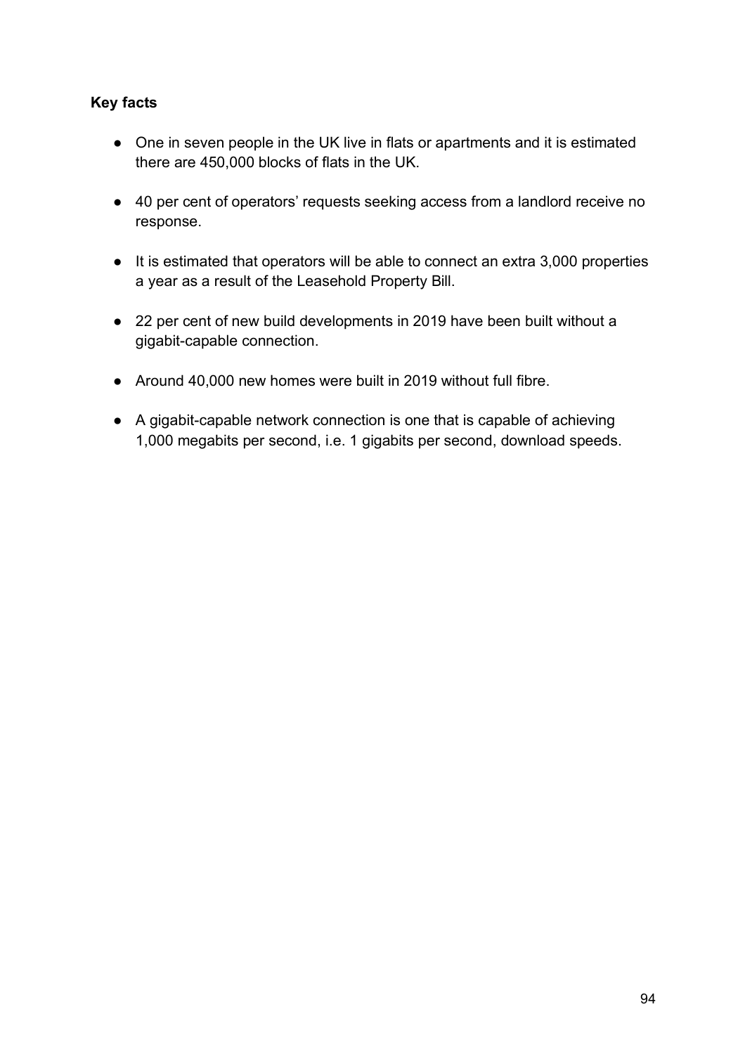**Key facts**

- One in seven people in the UK live in flats or apartments and it is estimated there are 450,000 blocks of flats in the UK.
- 40 per cent of operators' requests seeking access from a landlord receive no response.
- It is estimated that operators will be able to connect an extra 3,000 properties a year as a result of the Leasehold Property Bill.
- 22 per cent of new build developments in 2019 have been built without a gigabit-capable connection.
- Around 40,000 new homes were built in 2019 without full fibre.
- A gigabit-capable network connection is one that is capable of achieving 1,000 megabits per second, i.e. 1 gigabits per second, download speeds.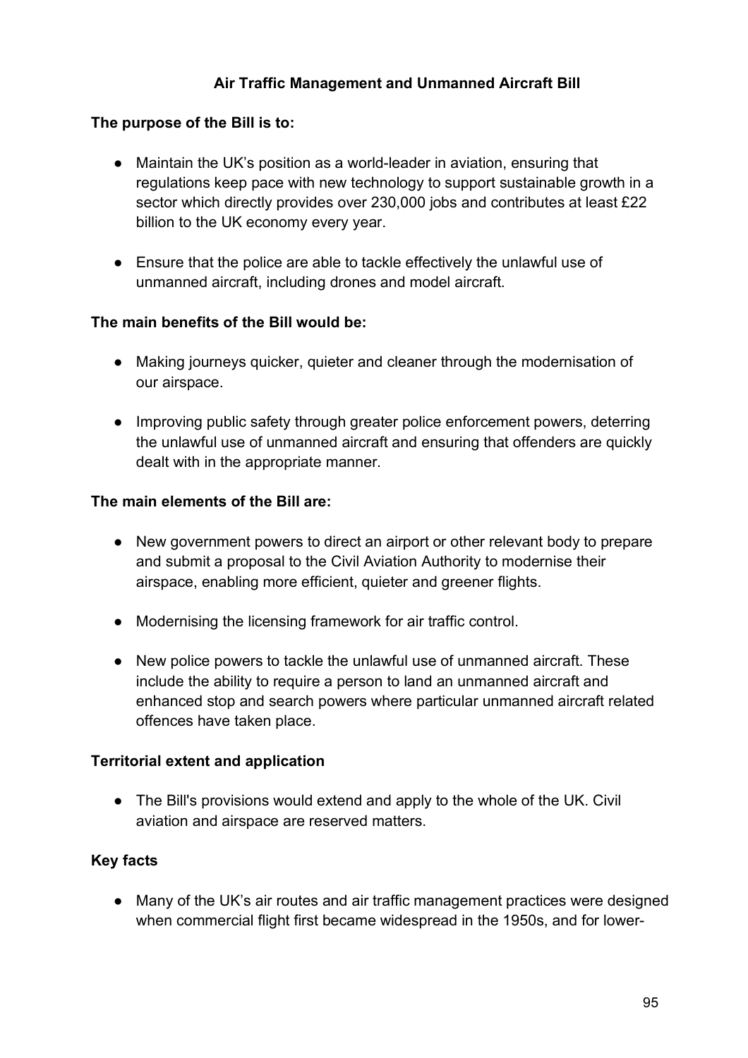## Air Traffic Management and Unmanned Aircraft Bill

**The purpose of the Bill is to:**

- Maintain the UK's position as a world-leader in aviation, ensuring that regulations keep pace with new technology to support sustainable growth in a sector which directly provides over 230,000 jobs and contributes at least £22 billion to the UK economy every year.
- Ensure that the police are able to tackle effectively the unlawful use of unmanned aircraft, including drones and model aircraft.

**The main benefits of the Bill would be:**

- Making journeys quicker, quieter and cleaner through the modernisation of our airspace.
- Improving public safety through greater police enforcement powers, deterring the unlawful use of unmanned aircraft and ensuring that offenders are quickly dealt with in the appropriate manner.

**The main elements of the Bill are:**

- New government powers to direct an airport or other relevant body to prepare and submit a proposal to the Civil Aviation Authority to modernise their airspace, enabling more efficient, quieter and greener flights.
- Modernising the licensing framework for air traffic control.
- New police powers to tackle the unlawful use of unmanned aircraft. These include the ability to require a person to land an unmanned aircraft and enhanced stop and search powers where particular unmanned aircraft related offences have taken place.

**Territorial extent and application**

- The Bill's provisions would extend and apply to the whole of the UK. Civil aviation and airspace are reserved matters.

**Key facts**

- Many of the UK's air routes and air traffic management practices were designed when commercial flight first became widespread in the 1950s, and for lower-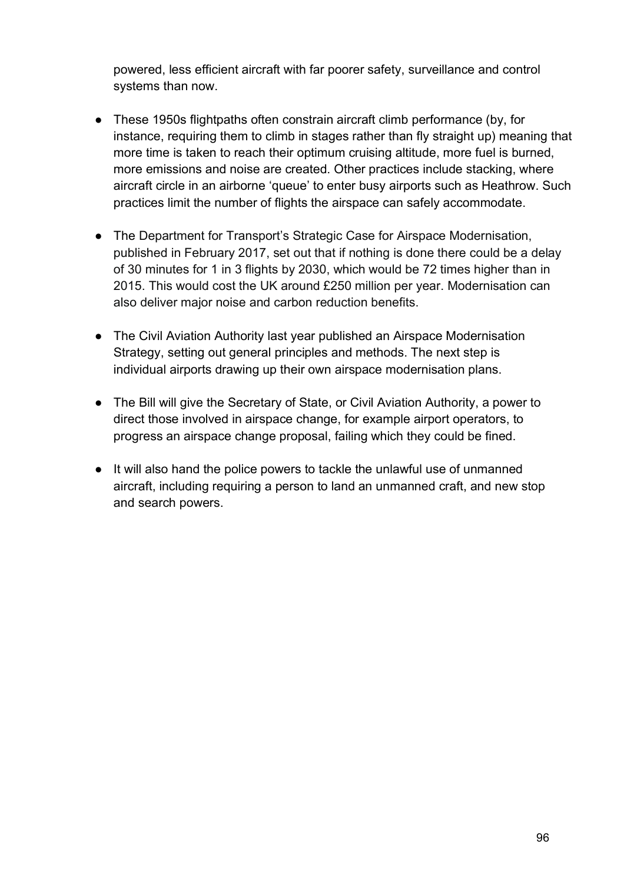powered, less efficient aircraft with far poorer safety, surveillance and control systems than now.

- These 1950s flightpaths often constrain aircraft climb performance (by, for instance, requiring them to climb in stages rather than fly straight up) meaning that more time is taken to reach their optimum cruising altitude, more fuel is burned, more emissions and noise are created. Other practices include stacking, where aircraft circle in an airborne 'queue' to enter busy airports such as Heathrow. Such practices limit the number of flights the airspace can safely accommodate.

- The Department for Transport's Strategic Case for Airspace Modernisation, published in February 2017, set out that if nothing is done there could be a delay of 30 minutes for 1 in 3 flights by 2030, which would be 72 times higher than in 2015. This would cost the UK around £250 million per year. Modernisation can also deliver major noise and carbon reduction benefits.

- The Civil Aviation Authority last year published an Airspace Modernisation Strategy, setting out general principles and methods. The next step is individual airports drawing up their own airspace modernisation plans.

- The Bill will give the Secretary of State, or Civil Aviation Authority, a power to direct those involved in airspace change, for example airport operators, to progress an airspace change proposal, failing which they could be fined.

- It will also hand the police powers to tackle the unlawful use of unmanned aircraft, including requiring a person to land an unmanned craft, and new stop and search powers.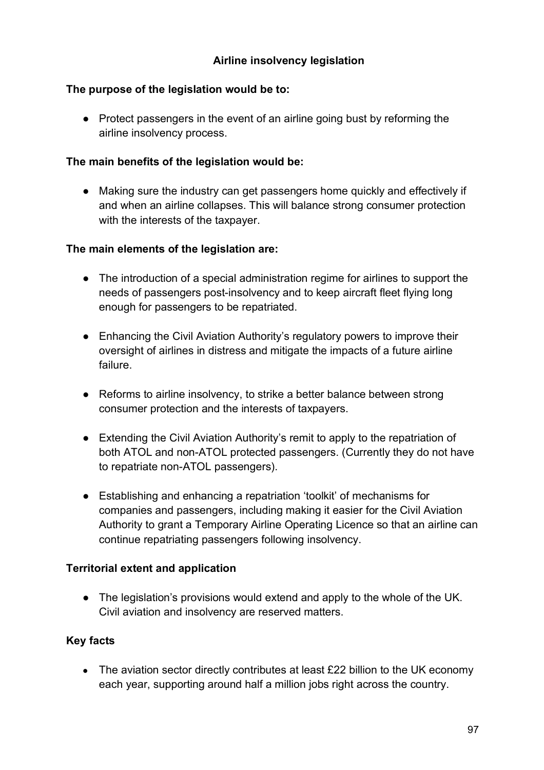## Airline insolvency legislation

**The purpose of the legislation would be to:**

- Protect passengers in the event of an airline going bust by reforming the airline insolvency process.

**The main benefits of the legislation would be:**

- Making sure the industry can get passengers home quickly and effectively if and when an airline collapses. This will balance strong consumer protection with the interests of the taxpayer.

**The main elements of the legislation are:**

- The introduction of a special administration regime for airlines to support the needs of passengers post-insolvency and to keep aircraft fleet flying long enough for passengers to be repatriated.

- Enhancing the Civil Aviation Authority's regulatory powers to improve their oversight of airlines in distress and mitigate the impacts of a future airline failure.

- Reforms to airline insolvency, to strike a better balance between strong consumer protection and the interests of taxpayers.

- Extending the Civil Aviation Authority's remit to apply to the repatriation of both ATOL and non-ATOL protected passengers. (Currently they do not have to repatriate non-ATOL passengers).

- Establishing and enhancing a repatriation 'toolkit' of mechanisms for companies and passengers, including making it easier for the Civil Aviation Authority to grant a Temporary Airline Operating Licence so that an airline can continue repatriating passengers following insolvency.

**Territorial extent and application**

- The legislation's provisions would extend and apply to the whole of the UK. Civil aviation and insolvency are reserved matters.

**Key facts**

- The aviation sector directly contributes at least £22 billion to the UK economy each year, supporting around half a million jobs right across the country.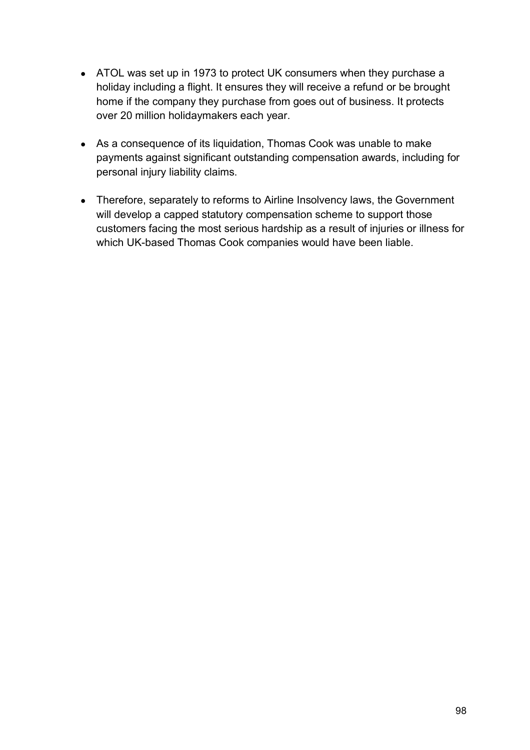- ATOL was set up in 1973 to protect UK consumers when they purchase a holiday including a flight. It ensures they will receive a refund or be brought home if the company they purchase from goes out of business. It protects over 20 million holidaymakers each year.

- As a consequence of its liquidation, Thomas Cook was unable to make payments against significant outstanding compensation awards, including for personal injury liability claims.

- Therefore, separately to reforms to Airline Insolvency laws, the Government will develop a capped statutory compensation scheme to support those customers facing the most serious hardship as a result of injuries or illness for which UK-based Thomas Cook companies would have been liable.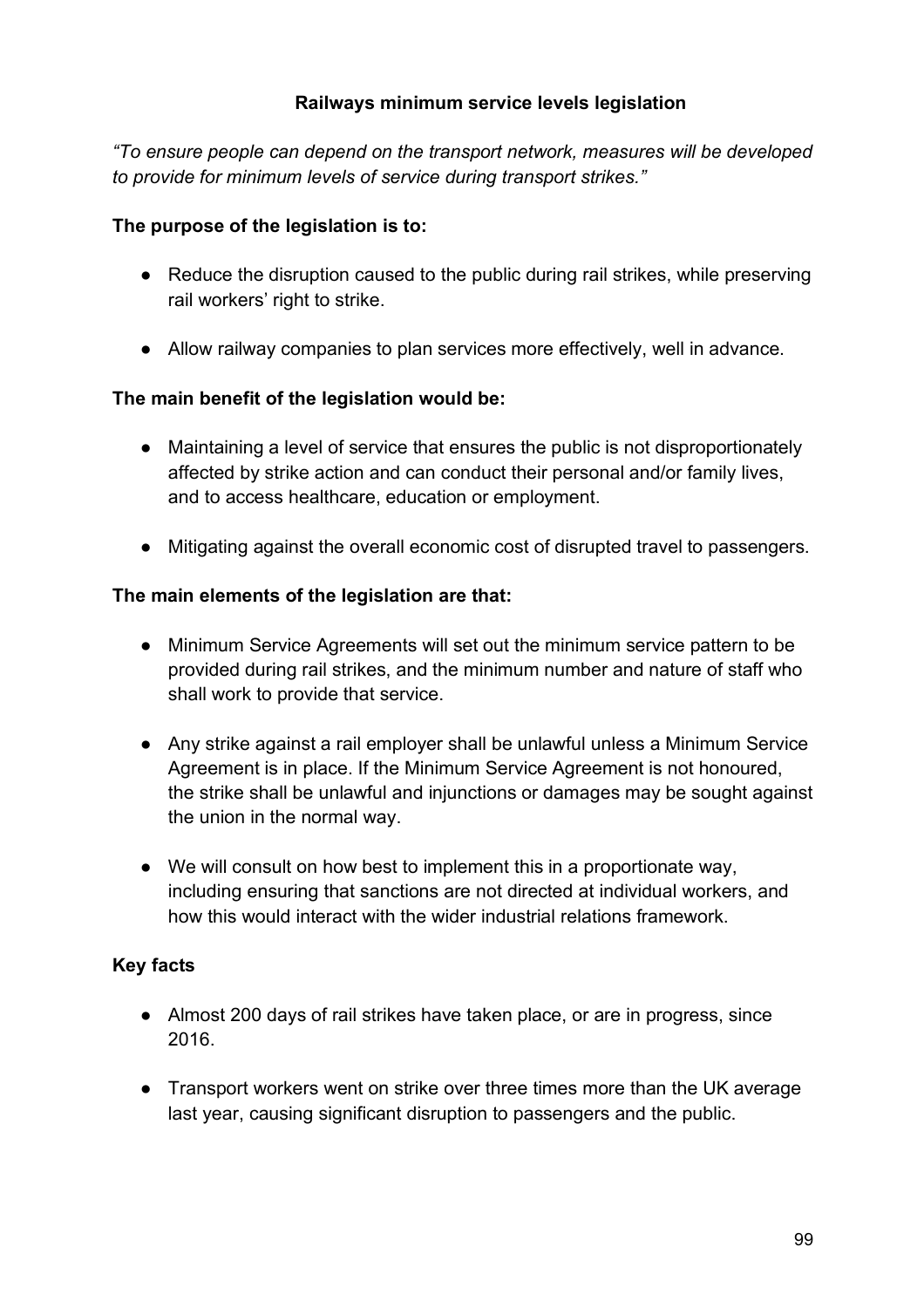## Railways minimum service levels legislation

*"To ensure people can depend on the transport network, measures will be developed to provide for minimum levels of service during transport strikes."*

**The purpose of the legislation is to:**

- Reduce the disruption caused to the public during rail strikes, while preserving rail workers' right to strike.
- Allow railway companies to plan services more effectively, well in advance.

**The main benefit of the legislation would be:**

- Maintaining a level of service that ensures the public is not disproportionately affected by strike action and can conduct their personal and/or family lives, and to access healthcare, education or employment.
- Mitigating against the overall economic cost of disrupted travel to passengers.

**The main elements of the legislation are that:**

- Minimum Service Agreements will set out the minimum service pattern to be provided during rail strikes, and the minimum number and nature of staff who shall work to provide that service.
- Any strike against a rail employer shall be unlawful unless a Minimum Service Agreement is in place. If the Minimum Service Agreement is not honoured, the strike shall be unlawful and injunctions or damages may be sought against the union in the normal way.
- We will consult on how best to implement this in a proportionate way, including ensuring that sanctions are not directed at individual workers, and how this would interact with the wider industrial relations framework.

**Key facts**

- Almost 200 days of rail strikes have taken place, or are in progress, since 2016.
- Transport workers went on strike over three times more than the UK average last year, causing significant disruption to passengers and the public.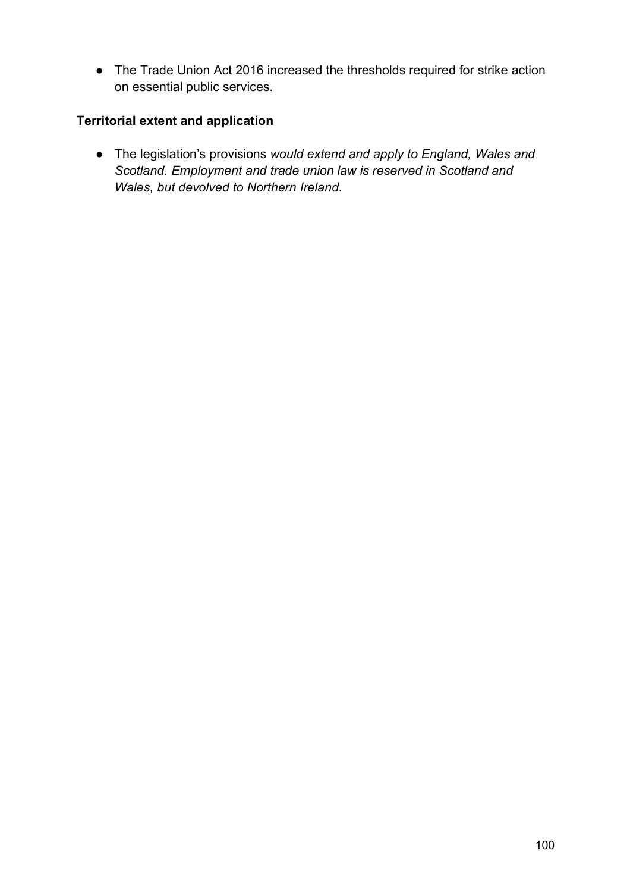- The Trade Union Act 2016 increased the thresholds required for strike action on essential public services.

**Territorial extent and application**

- The legislation's provisions *would extend and apply to England, Wales and Scotland. Employment and trade union law is reserved in Scotland and Wales, but devolved to Northern Ireland.*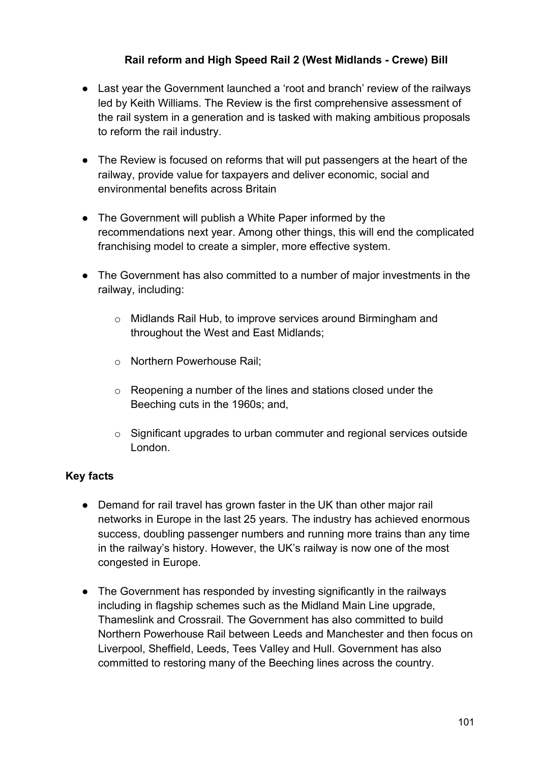## Rail reform and High Speed Rail 2 (West Midlands - Crewe) Bill

- Last year the Government launched a 'root and branch' review of the railways led by Keith Williams. The Review is the first comprehensive assessment of the rail system in a generation and is tasked with making ambitious proposals to reform the rail industry.
- The Review is focused on reforms that will put passengers at the heart of the railway, provide value for taxpayers and deliver economic, social and environmental benefits across Britain
- The Government will publish a White Paper informed by the recommendations next year. Among other things, this will end the complicated franchising model to create a simpler, more effective system.
- The Government has also committed to a number of major investments in the railway, including:
  - Midlands Rail Hub, to improve services around Birmingham and throughout the West and East Midlands;
  - Northern Powerhouse Rail;
  - Reopening a number of the lines and stations closed under the Beeching cuts in the 1960s; and,
  - Significant upgrades to urban commuter and regional services outside London.

### Key facts

- Demand for rail travel has grown faster in the UK than other major rail networks in Europe in the last 25 years. The industry has achieved enormous success, doubling passenger numbers and running more trains than any time in the railway's history. However, the UK's railway is now one of the most congested in Europe.
- The Government has responded by investing significantly in the railways including in flagship schemes such as the Midland Main Line upgrade, Thameslink and Crossrail. The Government has also committed to build Northern Powerhouse Rail between Leeds and Manchester and then focus on Liverpool, Sheffield, Leeds, Tees Valley and Hull. Government has also committed to restoring many of the Beeching lines across the country.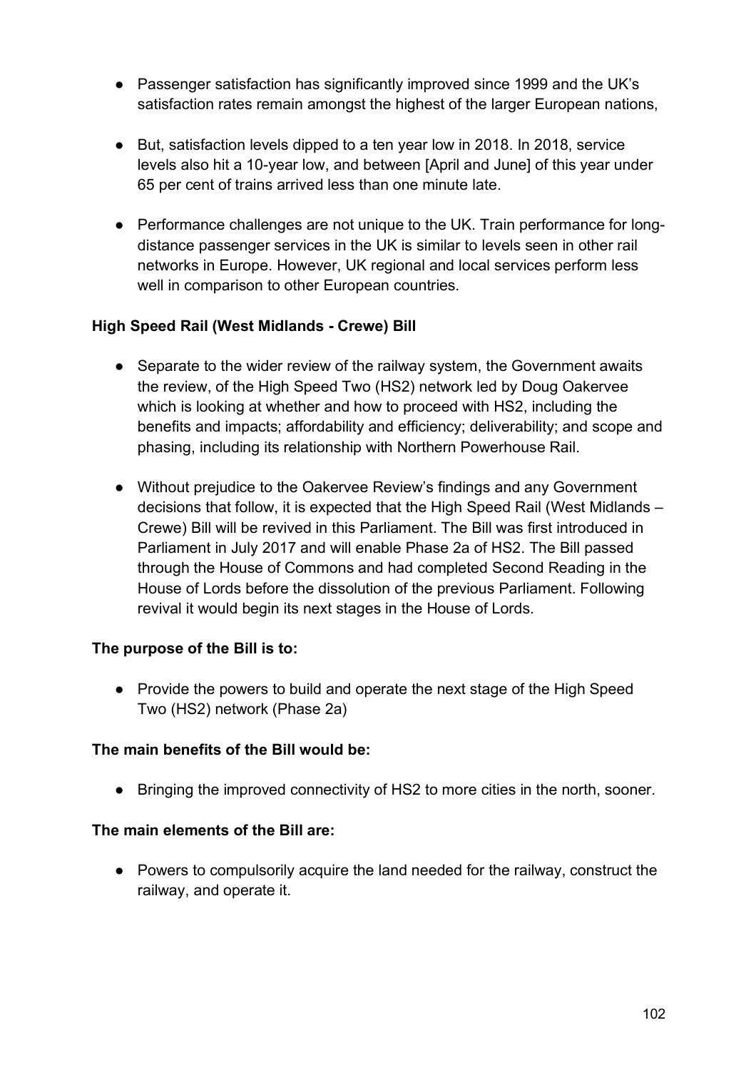- Passenger satisfaction has significantly improved since 1999 and the UK's satisfaction rates remain amongst the highest of the larger European nations,

- But, satisfaction levels dipped to a ten year low in 2018. In 2018, service levels also hit a 10-year low, and between [April and June] of this year under 65 per cent of trains arrived less than one minute late.

- Performance challenges are not unique to the UK. Train performance for long-distance passenger services in the UK is similar to levels seen in other rail networks in Europe. However, UK regional and local services perform less well in comparison to other European countries.

**High Speed Rail (West Midlands - Crewe) Bill**

- Separate to the wider review of the railway system, the Government awaits the review, of the High Speed Two (HS2) network led by Doug Oakervee which is looking at whether and how to proceed with HS2, including the benefits and impacts; affordability and efficiency; deliverability; and scope and phasing, including its relationship with Northern Powerhouse Rail.

- Without prejudice to the Oakervee Review's findings and any Government decisions that follow, it is expected that the High Speed Rail (West Midlands – Crewe) Bill will be revived in this Parliament. The Bill was first introduced in Parliament in July 2017 and will enable Phase 2a of HS2. The Bill passed through the House of Commons and had completed Second Reading in the House of Lords before the dissolution of the previous Parliament. Following revival it would begin its next stages in the House of Lords.

**The purpose of the Bill is to:**

- Provide the powers to build and operate the next stage of the High Speed Two (HS2) network (Phase 2a)

**The main benefits of the Bill would be:**

- Bringing the improved connectivity of HS2 to more cities in the north, sooner.

**The main elements of the Bill are:**

- Powers to compulsorily acquire the land needed for the railway, construct the railway, and operate it.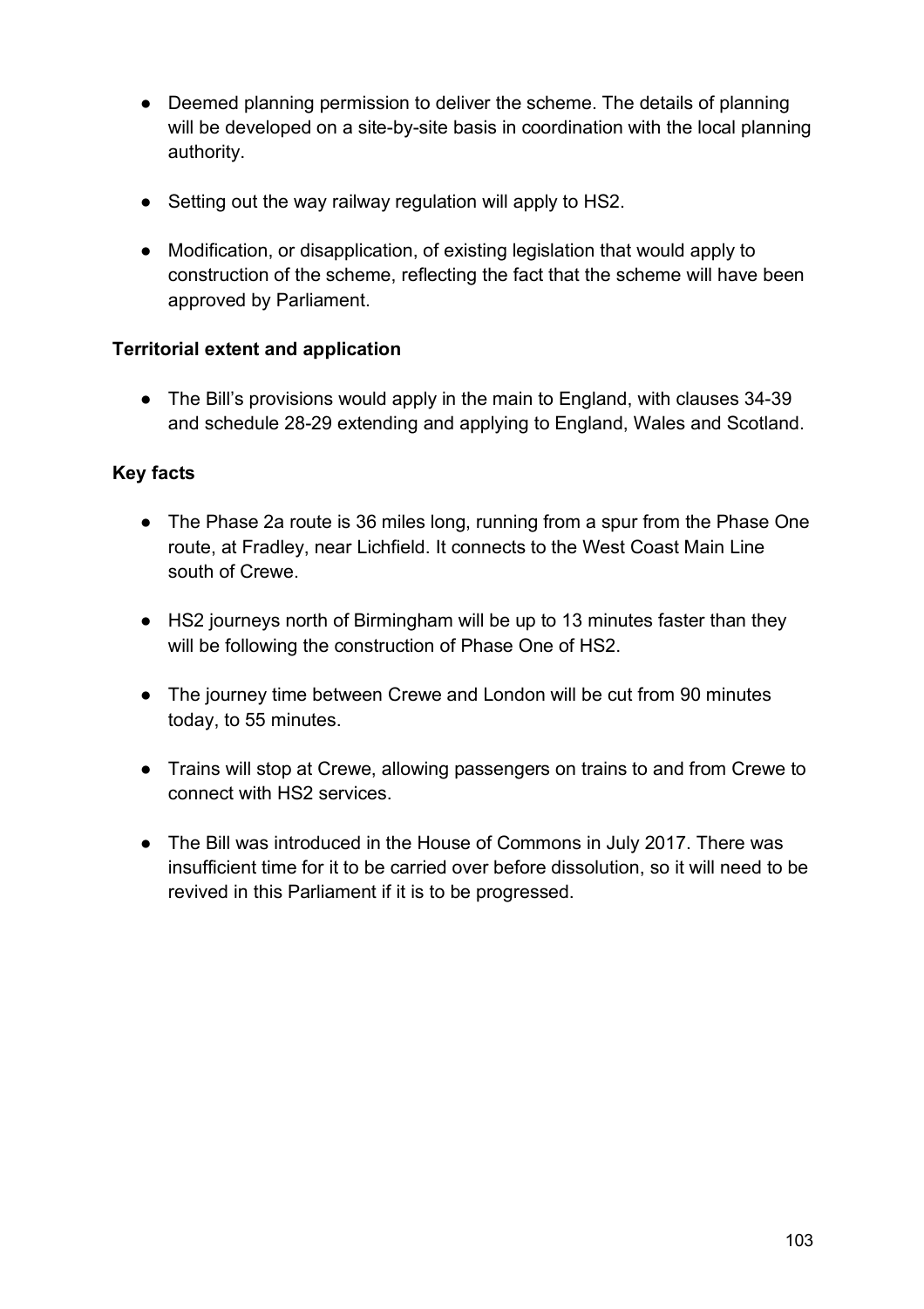- Deemed planning permission to deliver the scheme. The details of planning will be developed on a site-by-site basis in coordination with the local planning authority.

- Setting out the way railway regulation will apply to HS2.

- Modification, or disapplication, of existing legislation that would apply to construction of the scheme, reflecting the fact that the scheme will have been approved by Parliament.

**Territorial extent and application**

- The Bill's provisions would apply in the main to England, with clauses 34-39 and schedule 28-29 extending and applying to England, Wales and Scotland.

**Key facts**

- The Phase 2a route is 36 miles long, running from a spur from the Phase One route, at Fradley, near Lichfield. It connects to the West Coast Main Line south of Crewe.

- HS2 journeys north of Birmingham will be up to 13 minutes faster than they will be following the construction of Phase One of HS2.

- The journey time between Crewe and London will be cut from 90 minutes today, to 55 minutes.

- Trains will stop at Crewe, allowing passengers on trains to and from Crewe to connect with HS2 services.

- The Bill was introduced in the House of Commons in July 2017. There was insufficient time for it to be carried over before dissolution, so it will need to be revived in this Parliament if it is to be progressed.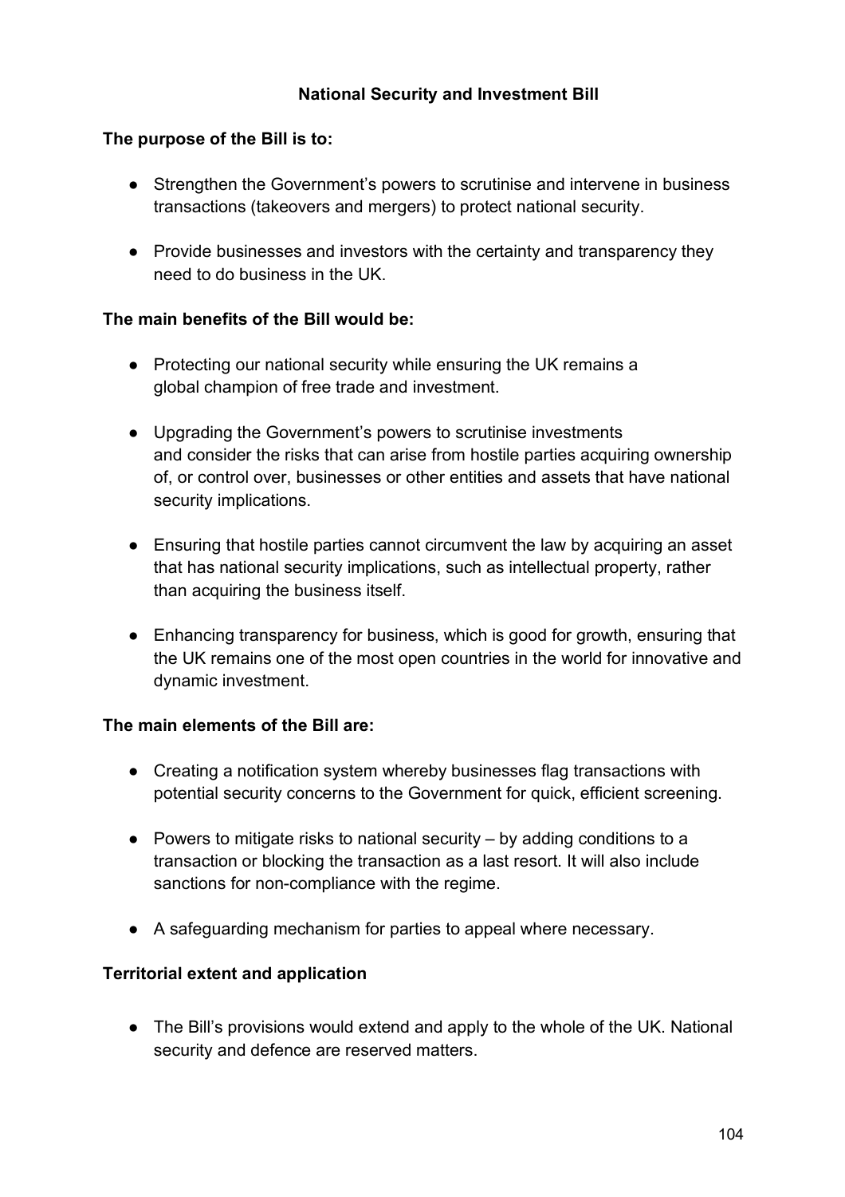## National Security and Investment Bill

**The purpose of the Bill is to:**

- Strengthen the Government's powers to scrutinise and intervene in business transactions (takeovers and mergers) to protect national security.

- Provide businesses and investors with the certainty and transparency they need to do business in the UK.

**The main benefits of the Bill would be:**

- Protecting our national security while ensuring the UK remains a global champion of free trade and investment.

- Upgrading the Government's powers to scrutinise investments and consider the risks that can arise from hostile parties acquiring ownership of, or control over, businesses or other entities and assets that have national security implications.

- Ensuring that hostile parties cannot circumvent the law by acquiring an asset that has national security implications, such as intellectual property, rather than acquiring the business itself.

- Enhancing transparency for business, which is good for growth, ensuring that the UK remains one of the most open countries in the world for innovative and dynamic investment.

**The main elements of the Bill are:**

- Creating a notification system whereby businesses flag transactions with potential security concerns to the Government for quick, efficient screening.

- Powers to mitigate risks to national security – by adding conditions to a transaction or blocking the transaction as a last resort. It will also include sanctions for non-compliance with the regime.

- A safeguarding mechanism for parties to appeal where necessary.

**Territorial extent and application**

- The Bill's provisions would extend and apply to the whole of the UK. National security and defence are reserved matters.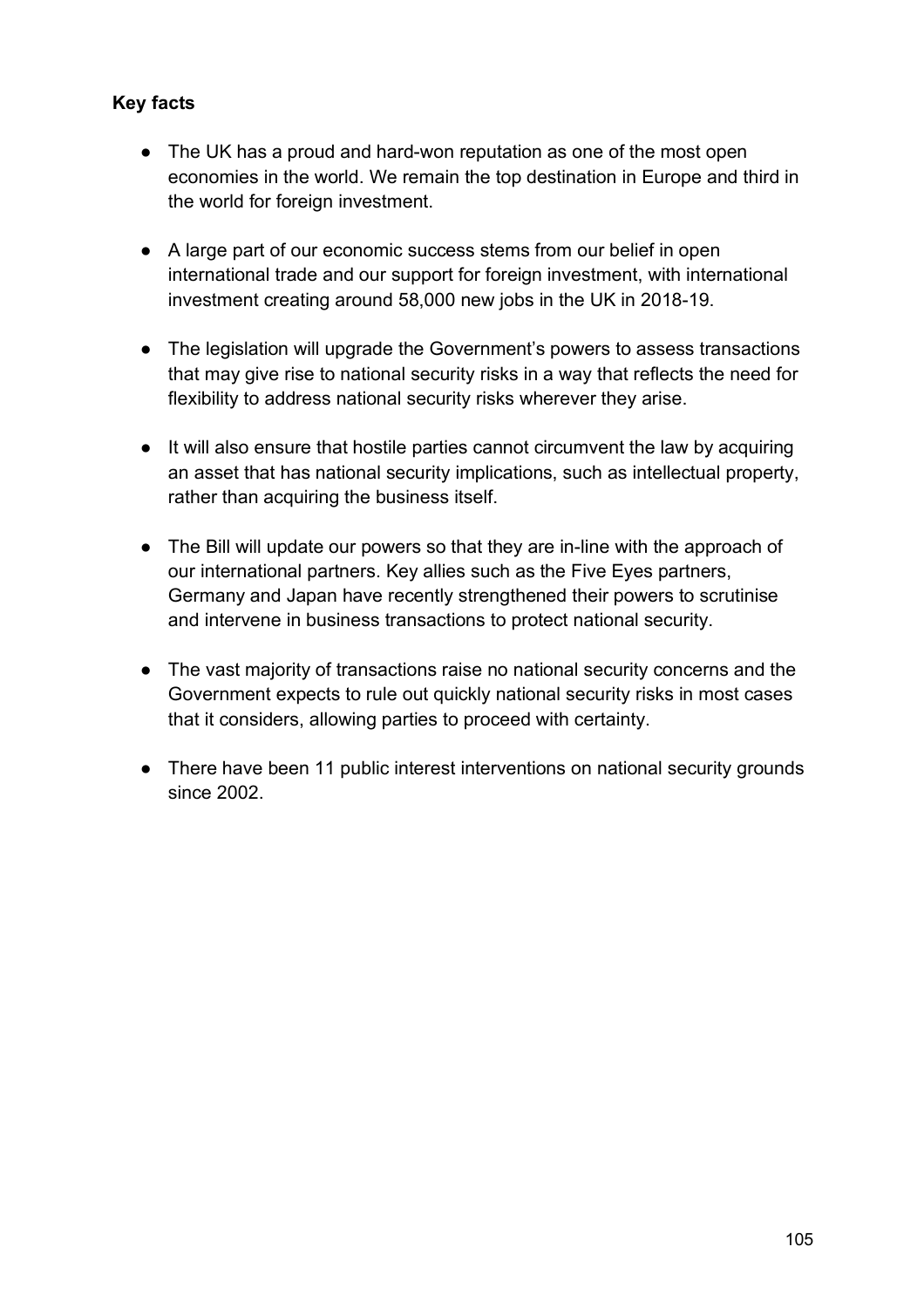**Key facts**

- The UK has a proud and hard-won reputation as one of the most open economies in the world. We remain the top destination in Europe and third in the world for foreign investment.
- A large part of our economic success stems from our belief in open international trade and our support for foreign investment, with international investment creating around 58,000 new jobs in the UK in 2018-19.
- The legislation will upgrade the Government's powers to assess transactions that may give rise to national security risks in a way that reflects the need for flexibility to address national security risks wherever they arise.
- It will also ensure that hostile parties cannot circumvent the law by acquiring an asset that has national security implications, such as intellectual property, rather than acquiring the business itself.
- The Bill will update our powers so that they are in-line with the approach of our international partners. Key allies such as the Five Eyes partners, Germany and Japan have recently strengthened their powers to scrutinise and intervene in business transactions to protect national security.
- The vast majority of transactions raise no national security concerns and the Government expects to rule out quickly national security risks in most cases that it considers, allowing parties to proceed with certainty.
- There have been 11 public interest interventions on national security grounds since 2002.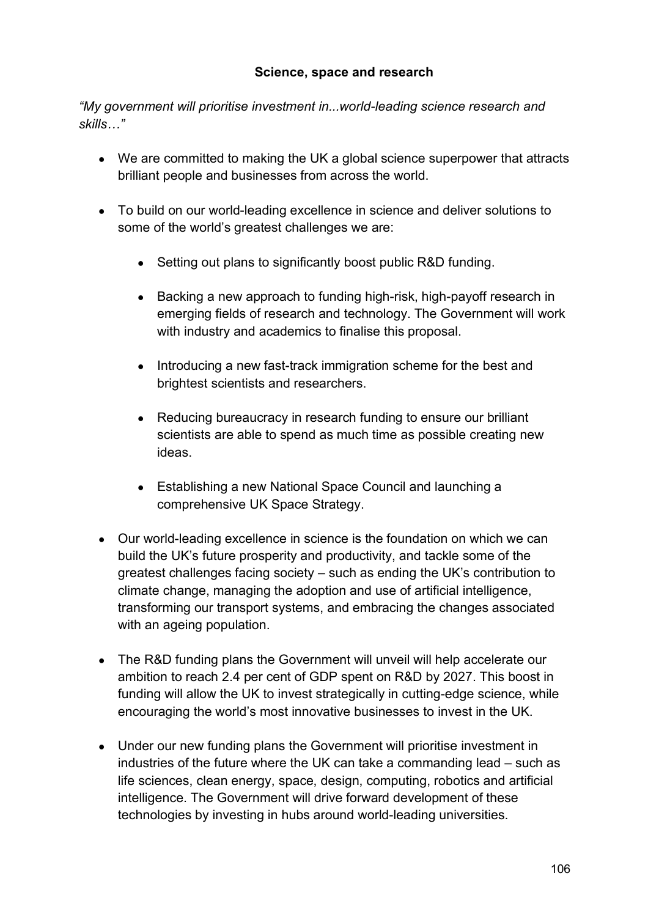## Science, space and research

*"My government will prioritise investment in...world-leading science research and skills…"*

- We are committed to making the UK a global science superpower that attracts brilliant people and businesses from across the world.

- To build on our world-leading excellence in science and deliver solutions to some of the world's greatest challenges we are:

  - Setting out plans to significantly boost public R&D funding.

  - Backing a new approach to funding high-risk, high-payoff research in emerging fields of research and technology. The Government will work with industry and academics to finalise this proposal.

  - Introducing a new fast-track immigration scheme for the best and brightest scientists and researchers.

  - Reducing bureaucracy in research funding to ensure our brilliant scientists are able to spend as much time as possible creating new ideas.

  - Establishing a new National Space Council and launching a comprehensive UK Space Strategy.

- Our world-leading excellence in science is the foundation on which we can build the UK's future prosperity and productivity, and tackle some of the greatest challenges facing society – such as ending the UK's contribution to climate change, managing the adoption and use of artificial intelligence, transforming our transport systems, and embracing the changes associated with an ageing population.

- The R&D funding plans the Government will unveil will help accelerate our ambition to reach 2.4 per cent of GDP spent on R&D by 2027. This boost in funding will allow the UK to invest strategically in cutting-edge science, while encouraging the world's most innovative businesses to invest in the UK.

- Under our new funding plans the Government will prioritise investment in industries of the future where the UK can take a commanding lead – such as life sciences, clean energy, space, design, computing, robotics and artificial intelligence. The Government will drive forward development of these technologies by investing in hubs around world-leading universities.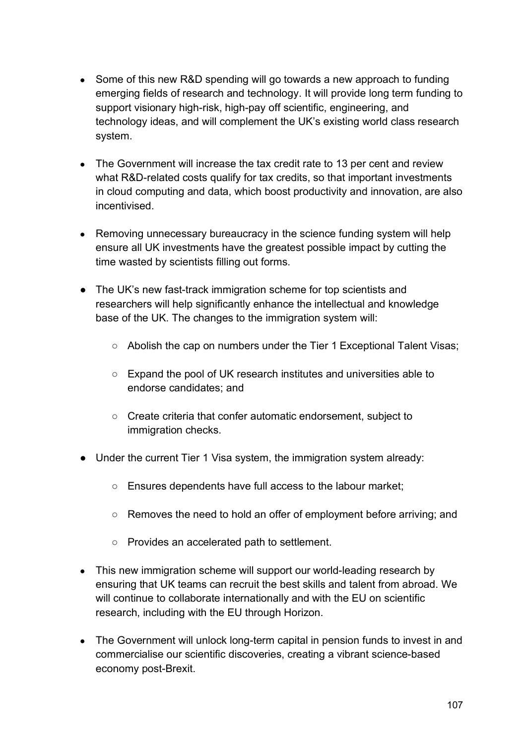- Some of this new R&D spending will go towards a new approach to funding emerging fields of research and technology. It will provide long term funding to support visionary high-risk, high-pay off scientific, engineering, and technology ideas, and will complement the UK's existing world class research system.

- The Government will increase the tax credit rate to 13 per cent and review what R&D-related costs qualify for tax credits, so that important investments in cloud computing and data, which boost productivity and innovation, are also incentivised.

- Removing unnecessary bureaucracy in the science funding system will help ensure all UK investments have the greatest possible impact by cutting the time wasted by scientists filling out forms.

- The UK's new fast-track immigration scheme for top scientists and researchers will help significantly enhance the intellectual and knowledge base of the UK. The changes to the immigration system will:

    - Abolish the cap on numbers under the Tier 1 Exceptional Talent Visas;

    - Expand the pool of UK research institutes and universities able to endorse candidates; and

    - Create criteria that confer automatic endorsement, subject to immigration checks.

- Under the current Tier 1 Visa system, the immigration system already:

    - Ensures dependents have full access to the labour market;

    - Removes the need to hold an offer of employment before arriving; and

    - Provides an accelerated path to settlement.

- This new immigration scheme will support our world-leading research by ensuring that UK teams can recruit the best skills and talent from abroad. We will continue to collaborate internationally and with the EU on scientific research, including with the EU through Horizon.

- The Government will unlock long-term capital in pension funds to invest in and commercialise our scientific discoveries, creating a vibrant science-based economy post-Brexit.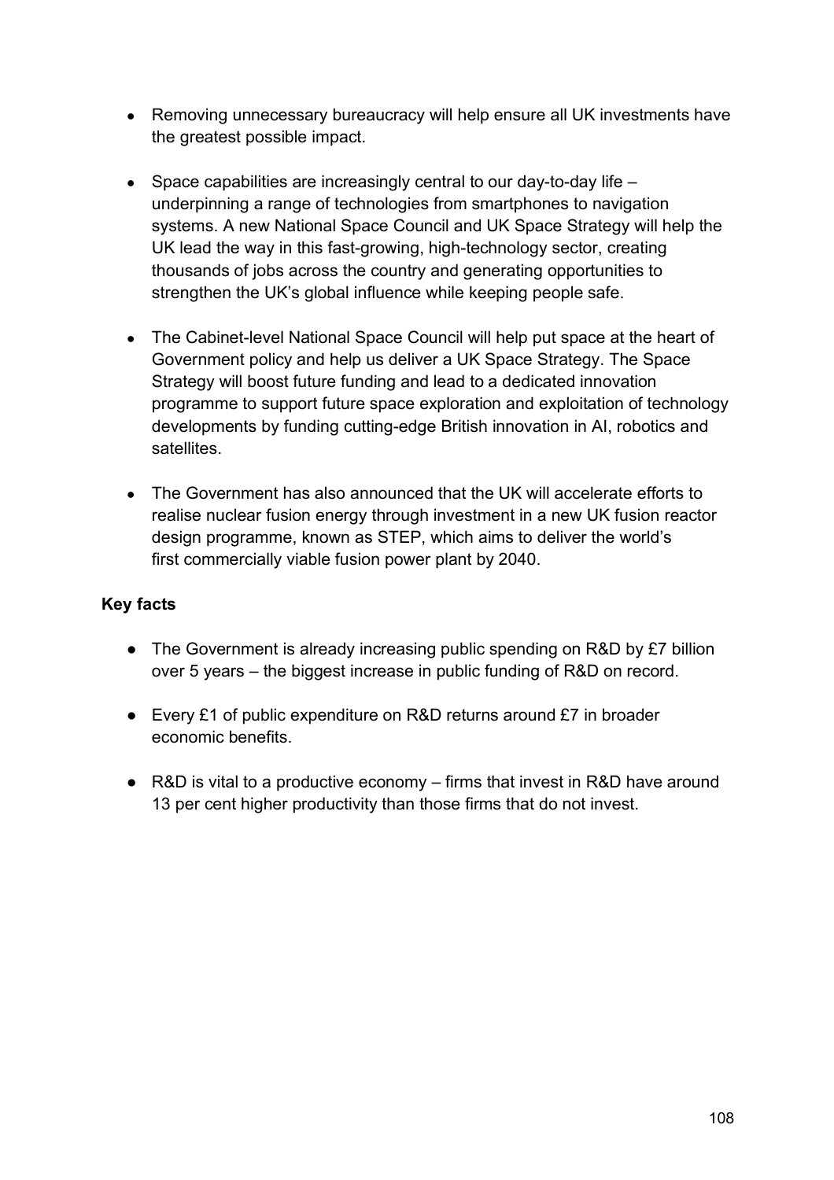- Removing unnecessary bureaucracy will help ensure all UK investments have the greatest possible impact.

- Space capabilities are increasingly central to our day-to-day life – underpinning a range of technologies from smartphones to navigation systems. A new National Space Council and UK Space Strategy will help the UK lead the way in this fast-growing, high-technology sector, creating thousands of jobs across the country and generating opportunities to strengthen the UK's global influence while keeping people safe.

- The Cabinet-level National Space Council will help put space at the heart of Government policy and help us deliver a UK Space Strategy. The Space Strategy will boost future funding and lead to a dedicated innovation programme to support future space exploration and exploitation of technology developments by funding cutting-edge British innovation in AI, robotics and satellites.

- The Government has also announced that the UK will accelerate efforts to realise nuclear fusion energy through investment in a new UK fusion reactor design programme, known as STEP, which aims to deliver the world's first commercially viable fusion power plant by 2040.

**Key facts**

- The Government is already increasing public spending on R&D by £7 billion over 5 years – the biggest increase in public funding of R&D on record.

- Every £1 of public expenditure on R&D returns around £7 in broader economic benefits.

- R&D is vital to a productive economy – firms that invest in R&D have around 13 per cent higher productivity than those firms that do not invest.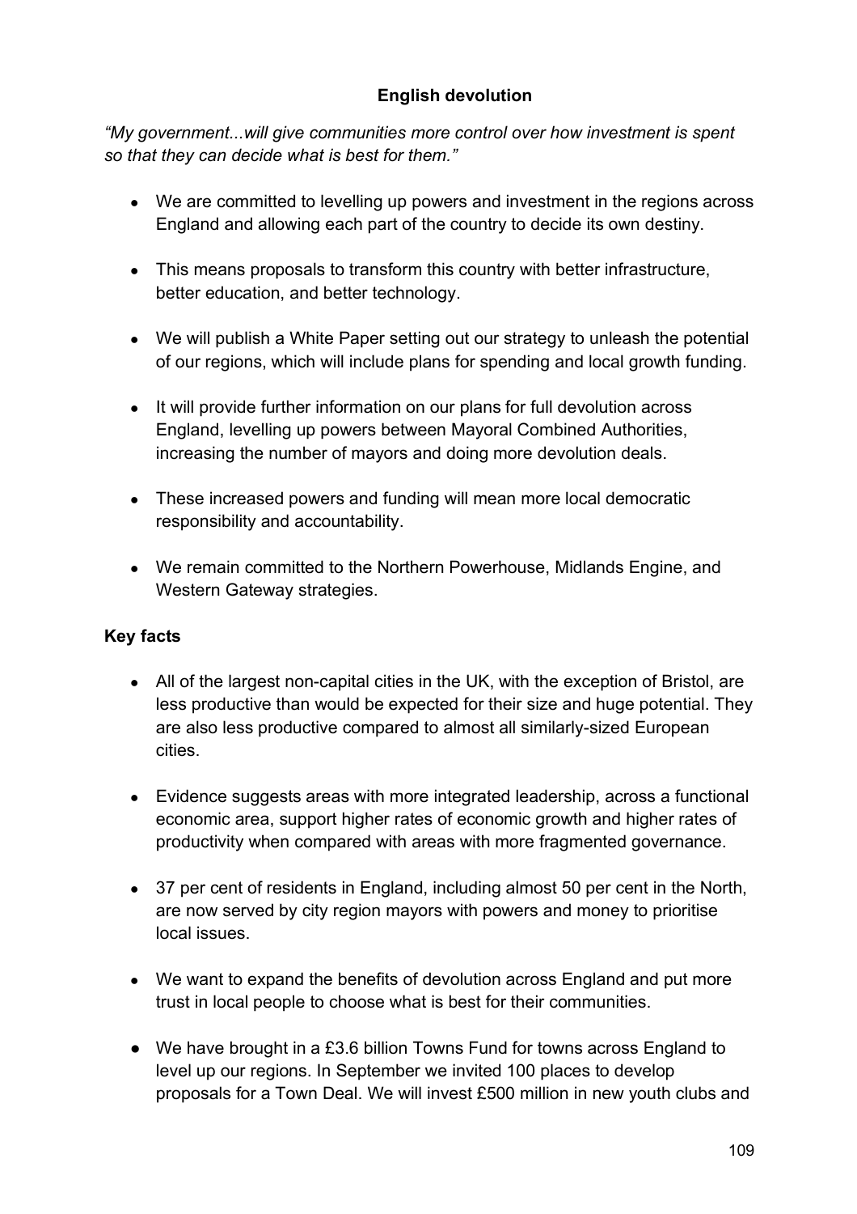## English devolution

*"My government...will give communities more control over how investment is spent so that they can decide what is best for them."*

- We are committed to levelling up powers and investment in the regions across England and allowing each part of the country to decide its own destiny.
- This means proposals to transform this country with better infrastructure, better education, and better technology.
- We will publish a White Paper setting out our strategy to unleash the potential of our regions, which will include plans for spending and local growth funding.
- It will provide further information on our plans for full devolution across England, levelling up powers between Mayoral Combined Authorities, increasing the number of mayors and doing more devolution deals.
- These increased powers and funding will mean more local democratic responsibility and accountability.
- We remain committed to the Northern Powerhouse, Midlands Engine, and Western Gateway strategies.

### Key facts

- All of the largest non-capital cities in the UK, with the exception of Bristol, are less productive than would be expected for their size and huge potential. They are also less productive compared to almost all similarly-sized European cities.
- Evidence suggests areas with more integrated leadership, across a functional economic area, support higher rates of economic growth and higher rates of productivity when compared with areas with more fragmented governance.
- 37 per cent of residents in England, including almost 50 per cent in the North, are now served by city region mayors with powers and money to prioritise local issues.
- We want to expand the benefits of devolution across England and put more trust in local people to choose what is best for their communities.
- We have brought in a £3.6 billion Towns Fund for towns across England to level up our regions. In September we invited 100 places to develop proposals for a Town Deal. We will invest £500 million in new youth clubs and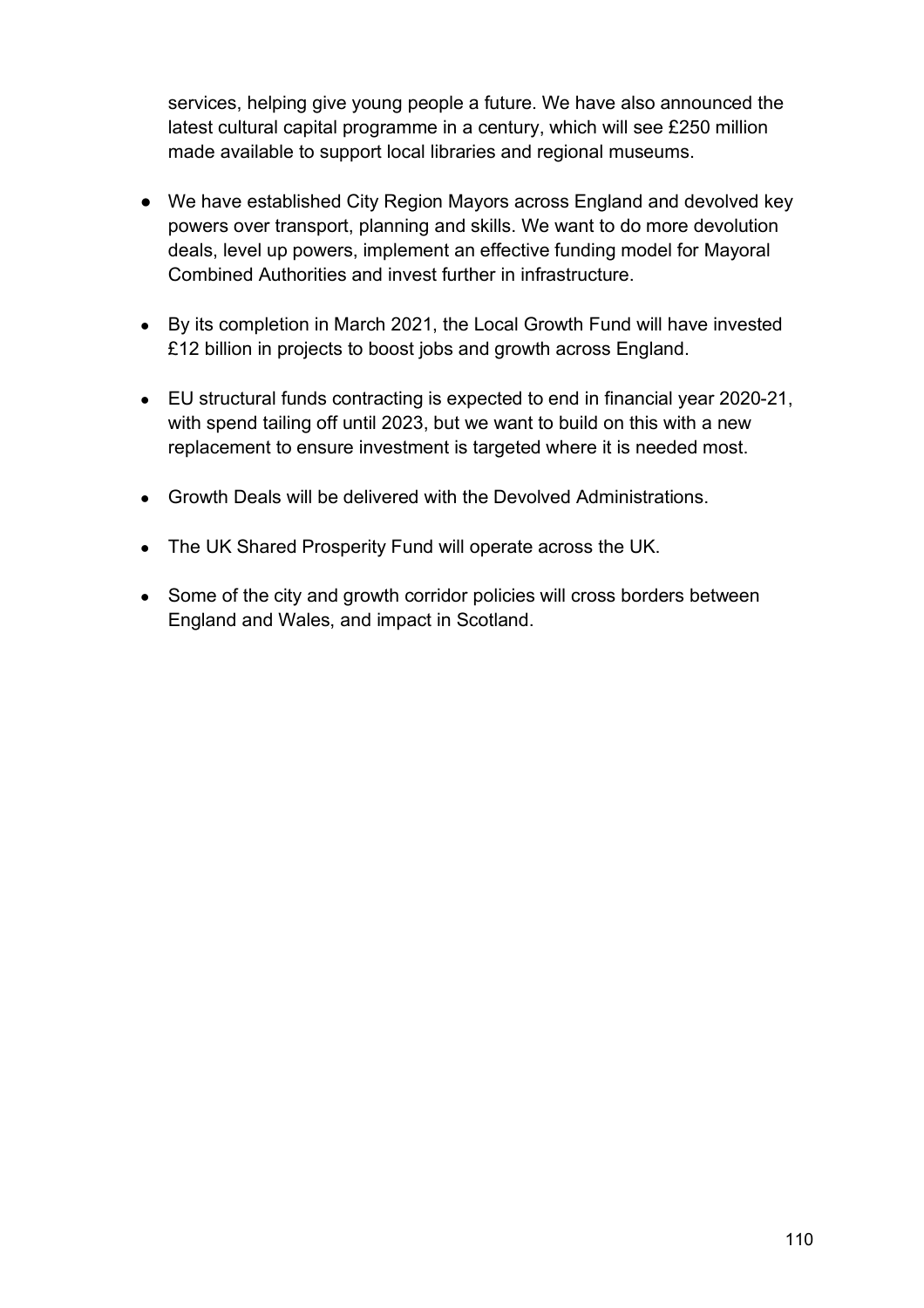services, helping give young people a future. We have also announced the latest cultural capital programme in a century, which will see £250 million made available to support local libraries and regional museums.

- We have established City Region Mayors across England and devolved key powers over transport, planning and skills. We want to do more devolution deals, level up powers, implement an effective funding model for Mayoral Combined Authorities and invest further in infrastructure.

- By its completion in March 2021, the Local Growth Fund will have invested £12 billion in projects to boost jobs and growth across England.

- EU structural funds contracting is expected to end in financial year 2020-21, with spend tailing off until 2023, but we want to build on this with a new replacement to ensure investment is targeted where it is needed most.

- Growth Deals will be delivered with the Devolved Administrations.

- The UK Shared Prosperity Fund will operate across the UK.

- Some of the city and growth corridor policies will cross borders between England and Wales, and impact in Scotland.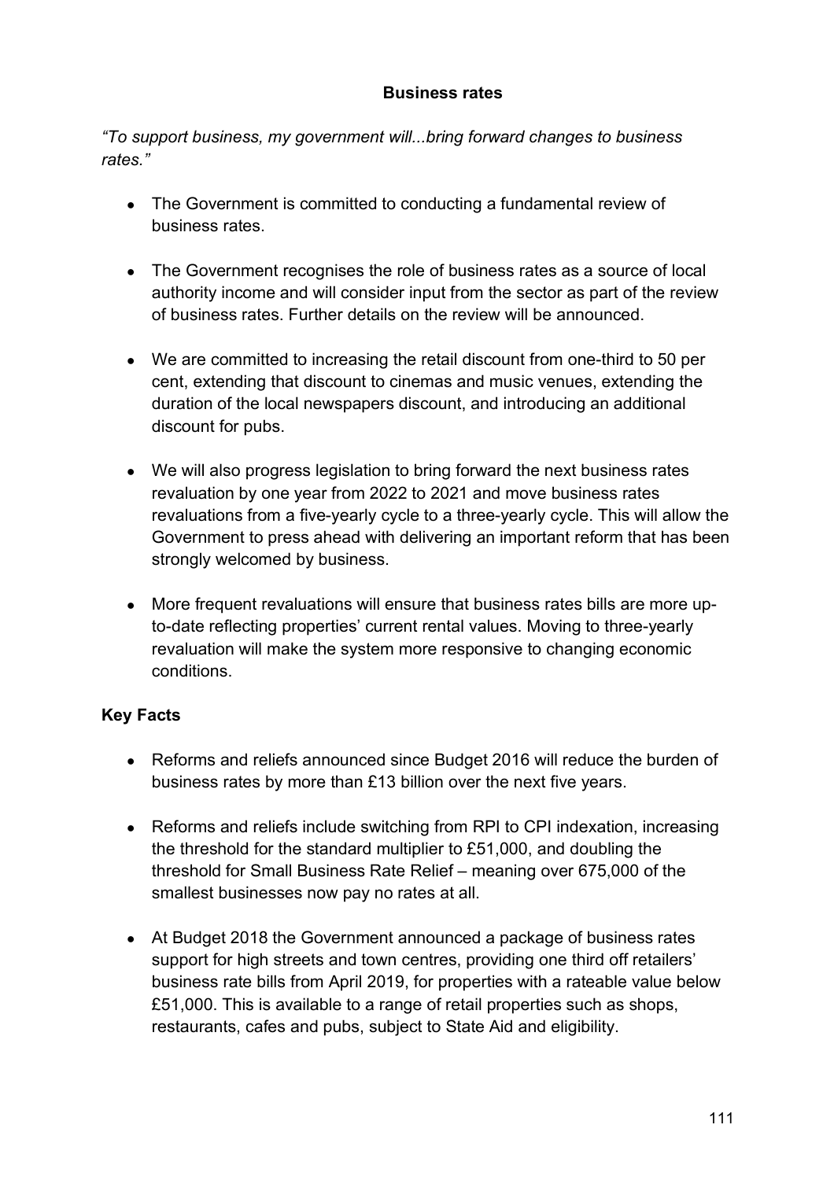## Business rates

*"To support business, my government will...bring forward changes to business rates."*

- The Government is committed to conducting a fundamental review of business rates.
- The Government recognises the role of business rates as a source of local authority income and will consider input from the sector as part of the review of business rates. Further details on the review will be announced.
- We are committed to increasing the retail discount from one-third to 50 per cent, extending that discount to cinemas and music venues, extending the duration of the local newspapers discount, and introducing an additional discount for pubs.
- We will also progress legislation to bring forward the next business rates revaluation by one year from 2022 to 2021 and move business rates revaluations from a five-yearly cycle to a three-yearly cycle. This will allow the Government to press ahead with delivering an important reform that has been strongly welcomed by business.
- More frequent revaluations will ensure that business rates bills are more up-to-date reflecting properties' current rental values. Moving to three-yearly revaluation will make the system more responsive to changing economic conditions.

### Key Facts

- Reforms and reliefs announced since Budget 2016 will reduce the burden of business rates by more than £13 billion over the next five years.
- Reforms and reliefs include switching from RPI to CPI indexation, increasing the threshold for the standard multiplier to £51,000, and doubling the threshold for Small Business Rate Relief – meaning over 675,000 of the smallest businesses now pay no rates at all.
- At Budget 2018 the Government announced a package of business rates support for high streets and town centres, providing one third off retailers' business rate bills from April 2019, for properties with a rateable value below £51,000. This is available to a range of retail properties such as shops, restaurants, cafes and pubs, subject to State Aid and eligibility.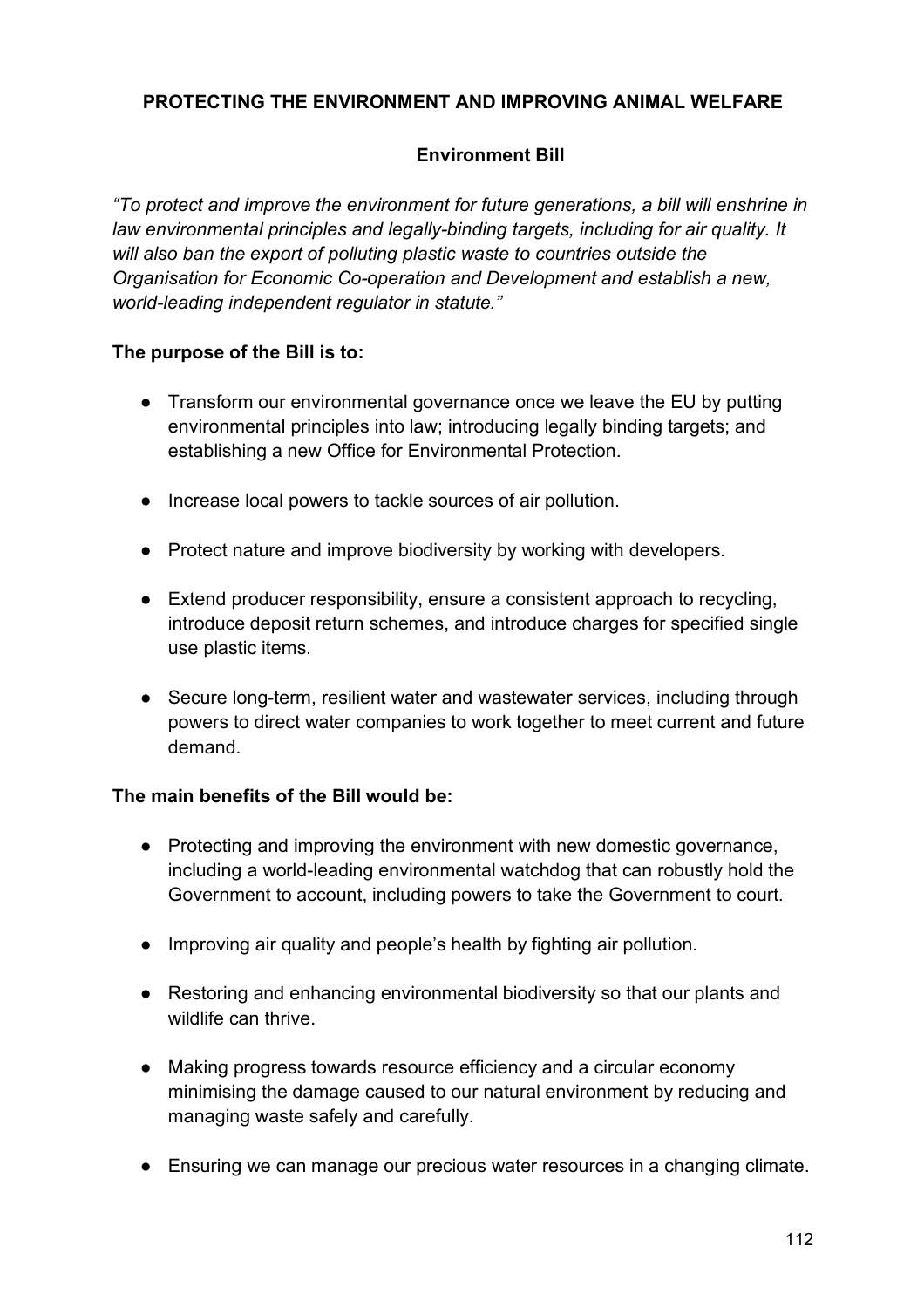## PROTECTING THE ENVIRONMENT AND IMPROVING ANIMAL WELFARE

### Environment Bill

*"To protect and improve the environment for future generations, a bill will enshrine in law environmental principles and legally-binding targets, including for air quality. It will also ban the export of polluting plastic waste to countries outside the Organisation for Economic Co-operation and Development and establish a new, world-leading independent regulator in statute."*

**The purpose of the Bill is to:**

- Transform our environmental governance once we leave the EU by putting environmental principles into law; introducing legally binding targets; and establishing a new Office for Environmental Protection.
- Increase local powers to tackle sources of air pollution.
- Protect nature and improve biodiversity by working with developers.
- Extend producer responsibility, ensure a consistent approach to recycling, introduce deposit return schemes, and introduce charges for specified single use plastic items.
- Secure long-term, resilient water and wastewater services, including through powers to direct water companies to work together to meet current and future demand.

**The main benefits of the Bill would be:**

- Protecting and improving the environment with new domestic governance, including a world-leading environmental watchdog that can robustly hold the Government to account, including powers to take the Government to court.
- Improving air quality and people's health by fighting air pollution.
- Restoring and enhancing environmental biodiversity so that our plants and wildlife can thrive.
- Making progress towards resource efficiency and a circular economy minimising the damage caused to our natural environment by reducing and managing waste safely and carefully.
- Ensuring we can manage our precious water resources in a changing climate.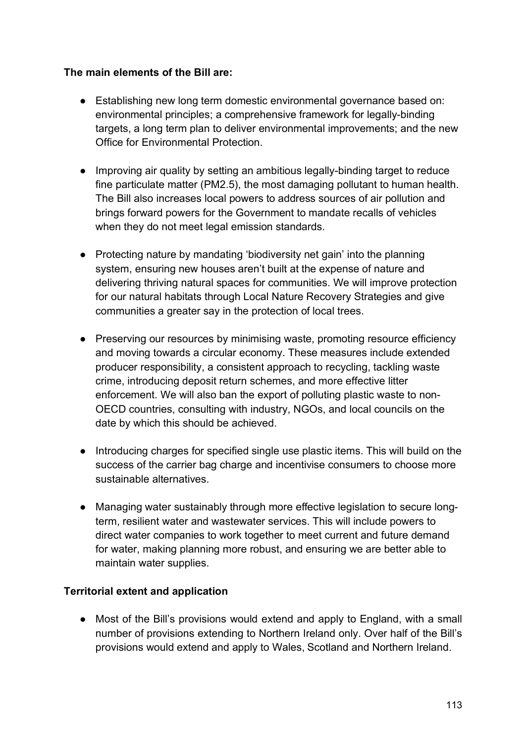**The main elements of the Bill are:**

- Establishing new long term domestic environmental governance based on: environmental principles; a comprehensive framework for legally-binding targets, a long term plan to deliver environmental improvements; and the new Office for Environmental Protection.

- Improving air quality by setting an ambitious legally-binding target to reduce fine particulate matter (PM2.5), the most damaging pollutant to human health. The Bill also increases local powers to address sources of air pollution and brings forward powers for the Government to mandate recalls of vehicles when they do not meet legal emission standards.

- Protecting nature by mandating 'biodiversity net gain' into the planning system, ensuring new houses aren't built at the expense of nature and delivering thriving natural spaces for communities. We will improve protection for our natural habitats through Local Nature Recovery Strategies and give communities a greater say in the protection of local trees.

- Preserving our resources by minimising waste, promoting resource efficiency and moving towards a circular economy. These measures include extended producer responsibility, a consistent approach to recycling, tackling waste crime, introducing deposit return schemes, and more effective litter enforcement. We will also ban the export of polluting plastic waste to non-OECD countries, consulting with industry, NGOs, and local councils on the date by which this should be achieved.

- Introducing charges for specified single use plastic items. This will build on the success of the carrier bag charge and incentivise consumers to choose more sustainable alternatives.

- Managing water sustainably through more effective legislation to secure long-term, resilient water and wastewater services. This will include powers to direct water companies to work together to meet current and future demand for water, making planning more robust, and ensuring we are better able to maintain water supplies.

**Territorial extent and application**

- Most of the Bill's provisions would extend and apply to England, with a small number of provisions extending to Northern Ireland only. Over half of the Bill's provisions would extend and apply to Wales, Scotland and Northern Ireland.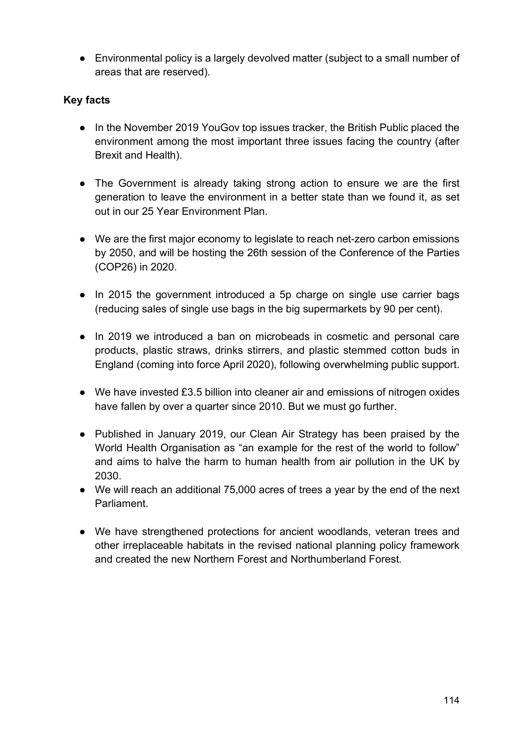- Environmental policy is a largely devolved matter (subject to a small number of areas that are reserved).

**Key facts**

- In the November 2019 YouGov top issues tracker, the British Public placed the environment among the most important three issues facing the country (after Brexit and Health).

- The Government is already taking strong action to ensure we are the first generation to leave the environment in a better state than we found it, as set out in our 25 Year Environment Plan.

- We are the first major economy to legislate to reach net-zero carbon emissions by 2050, and will be hosting the 26th session of the Conference of the Parties (COP26) in 2020.

- In 2015 the government introduced a 5p charge on single use carrier bags (reducing sales of single use bags in the big supermarkets by 90 per cent).

- In 2019 we introduced a ban on microbeads in cosmetic and personal care products, plastic straws, drinks stirrers, and plastic stemmed cotton buds in England (coming into force April 2020), following overwhelming public support.

- We have invested £3.5 billion into cleaner air and emissions of nitrogen oxides have fallen by over a quarter since 2010. But we must go further.

- Published in January 2019, our Clean Air Strategy has been praised by the World Health Organisation as "an example for the rest of the world to follow" and aims to halve the harm to human health from air pollution in the UK by 2030.
- We will reach an additional 75,000 acres of trees a year by the end of the next Parliament.

- We have strengthened protections for ancient woodlands, veteran trees and other irreplaceable habitats in the revised national planning policy framework and created the new Northern Forest and Northumberland Forest.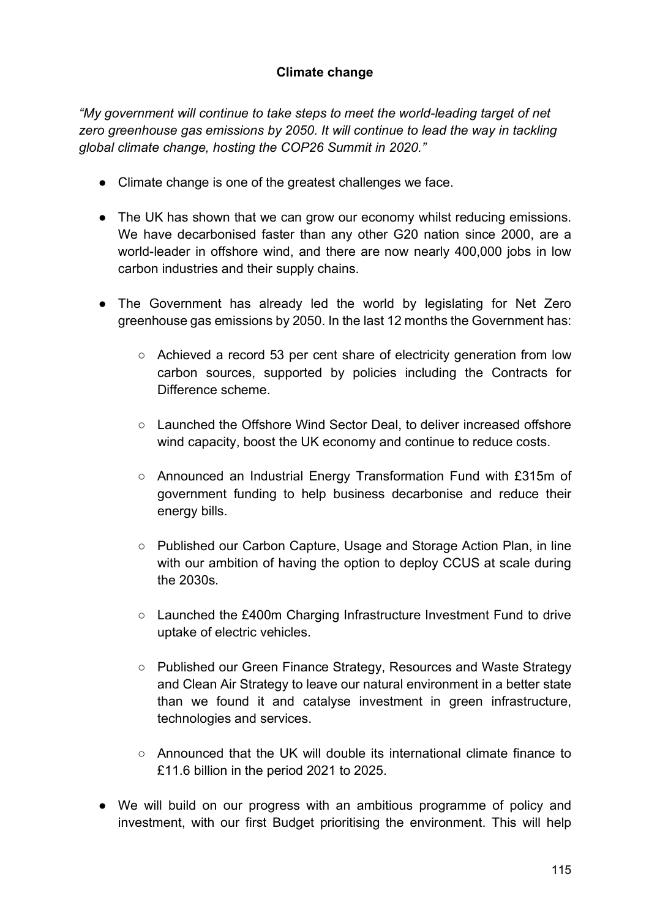**Climate change**

*"My government will continue to take steps to meet the world-leading target of net zero greenhouse gas emissions by 2050. It will continue to lead the way in tackling global climate change, hosting the COP26 Summit in 2020."*

- Climate change is one of the greatest challenges we face.

- The UK has shown that we can grow our economy whilst reducing emissions. We have decarbonised faster than any other G20 nation since 2000, are a world-leader in offshore wind, and there are now nearly 400,000 jobs in low carbon industries and their supply chains.

- The Government has already led the world by legislating for Net Zero greenhouse gas emissions by 2050. In the last 12 months the Government has:

    - Achieved a record 53 per cent share of electricity generation from low carbon sources, supported by policies including the Contracts for Difference scheme.

    - Launched the Offshore Wind Sector Deal, to deliver increased offshore wind capacity, boost the UK economy and continue to reduce costs.

    - Announced an Industrial Energy Transformation Fund with £315m of government funding to help business decarbonise and reduce their energy bills.

    - Published our Carbon Capture, Usage and Storage Action Plan, in line with our ambition of having the option to deploy CCUS at scale during the 2030s.

    - Launched the £400m Charging Infrastructure Investment Fund to drive uptake of electric vehicles.

    - Published our Green Finance Strategy, Resources and Waste Strategy and Clean Air Strategy to leave our natural environment in a better state than we found it and catalyse investment in green infrastructure, technologies and services.

    - Announced that the UK will double its international climate finance to £11.6 billion in the period 2021 to 2025.

- We will build on our progress with an ambitious programme of policy and investment, with our first Budget prioritising the environment. This will help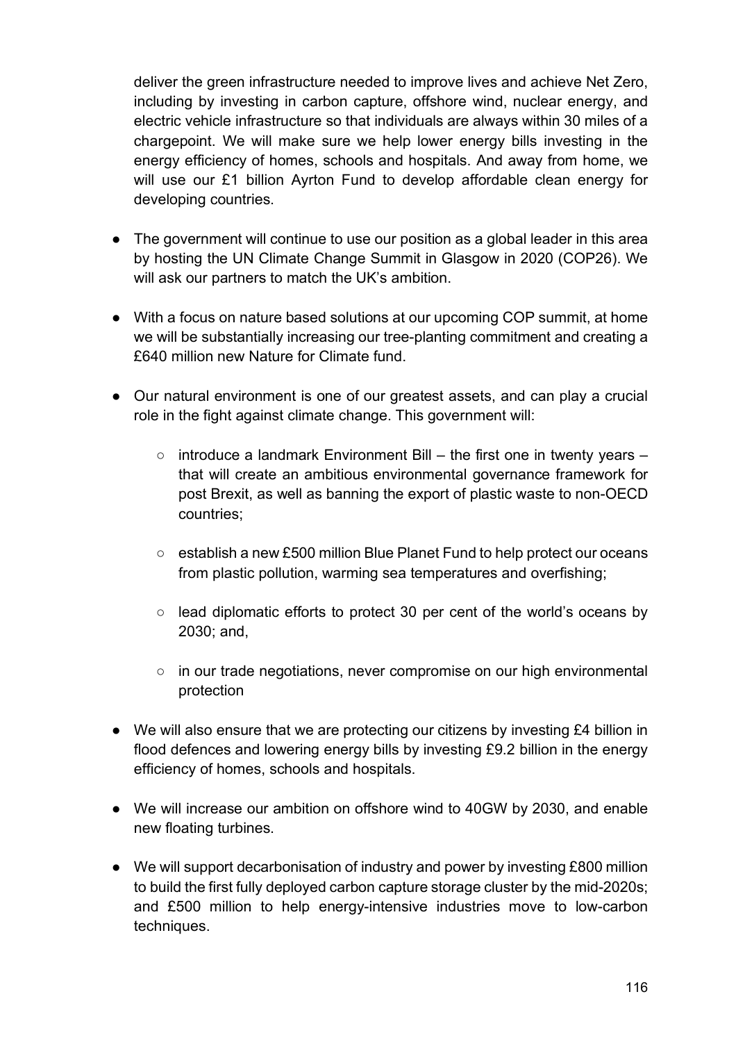deliver the green infrastructure needed to improve lives and achieve Net Zero, including by investing in carbon capture, offshore wind, nuclear energy, and electric vehicle infrastructure so that individuals are always within 30 miles of a chargepoint. We will make sure we help lower energy bills investing in the energy efficiency of homes, schools and hospitals. And away from home, we will use our £1 billion Ayrton Fund to develop affordable clean energy for developing countries.

- The government will continue to use our position as a global leader in this area by hosting the UN Climate Change Summit in Glasgow in 2020 (COP26). We will ask our partners to match the UK's ambition.

- With a focus on nature based solutions at our upcoming COP summit, at home we will be substantially increasing our tree-planting commitment and creating a £640 million new Nature for Climate fund.

- Our natural environment is one of our greatest assets, and can play a crucial role in the fight against climate change. This government will:

    - introduce a landmark Environment Bill – the first one in twenty years – that will create an ambitious environmental governance framework for post Brexit, as well as banning the export of plastic waste to non-OECD countries;

    - establish a new £500 million Blue Planet Fund to help protect our oceans from plastic pollution, warming sea temperatures and overfishing;

    - lead diplomatic efforts to protect 30 per cent of the world's oceans by 2030; and,

    - in our trade negotiations, never compromise on our high environmental protection

- We will also ensure that we are protecting our citizens by investing £4 billion in flood defences and lowering energy bills by investing £9.2 billion in the energy efficiency of homes, schools and hospitals.

- We will increase our ambition on offshore wind to 40GW by 2030, and enable new floating turbines.

- We will support decarbonisation of industry and power by investing £800 million to build the first fully deployed carbon capture storage cluster by the mid-2020s; and £500 million to help energy-intensive industries move to low-carbon techniques.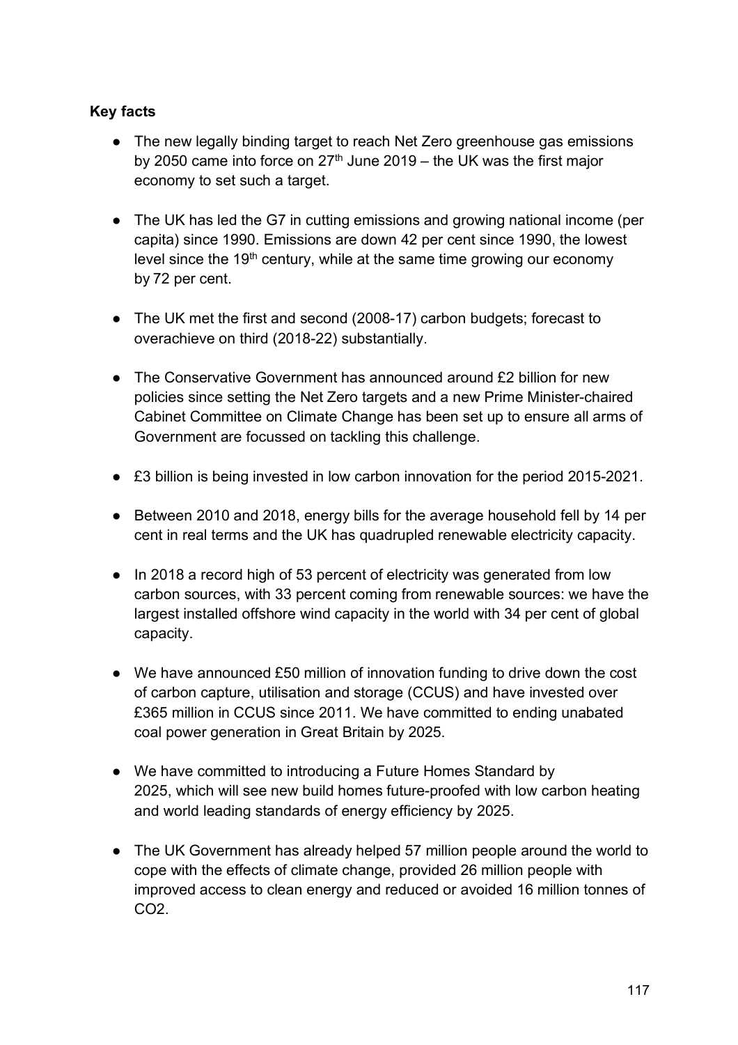**Key facts**

- The new legally binding target to reach Net Zero greenhouse gas emissions by 2050 came into force on 27th June 2019 – the UK was the first major economy to set such a target.

- The UK has led the G7 in cutting emissions and growing national income (per capita) since 1990. Emissions are down 42 per cent since 1990, the lowest level since the 19th century, while at the same time growing our economy by 72 per cent.

- The UK met the first and second (2008-17) carbon budgets; forecast to overachieve on third (2018-22) substantially.

- The Conservative Government has announced around £2 billion for new policies since setting the Net Zero targets and a new Prime Minister-chaired Cabinet Committee on Climate Change has been set up to ensure all arms of Government are focussed on tackling this challenge.

- £3 billion is being invested in low carbon innovation for the period 2015-2021.

- Between 2010 and 2018, energy bills for the average household fell by 14 per cent in real terms and the UK has quadrupled renewable electricity capacity.

- In 2018 a record high of 53 percent of electricity was generated from low carbon sources, with 33 percent coming from renewable sources: we have the largest installed offshore wind capacity in the world with 34 per cent of global capacity.

- We have announced £50 million of innovation funding to drive down the cost of carbon capture, utilisation and storage (CCUS) and have invested over £365 million in CCUS since 2011. We have committed to ending unabated coal power generation in Great Britain by 2025.

- We have committed to introducing a Future Homes Standard by 2025, which will see new build homes future-proofed with low carbon heating and world leading standards of energy efficiency by 2025.

- The UK Government has already helped 57 million people around the world to cope with the effects of climate change, provided 26 million people with improved access to clean energy and reduced or avoided 16 million tonnes of $CO_2$.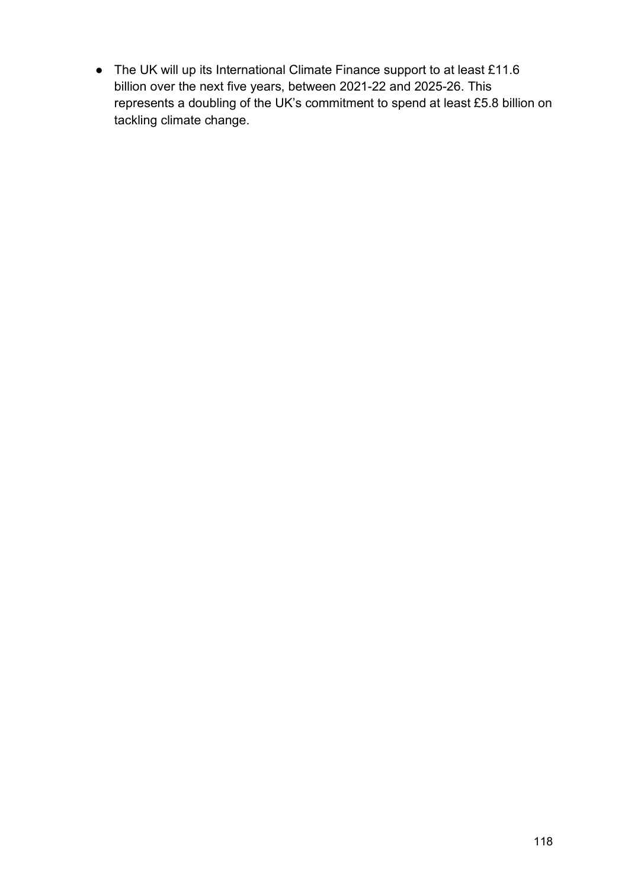- The UK will up its International Climate Finance support to at least £11.6 billion over the next five years, between 2021-22 and 2025-26. This represents a doubling of the UK's commitment to spend at least £5.8 billion on tackling climate change.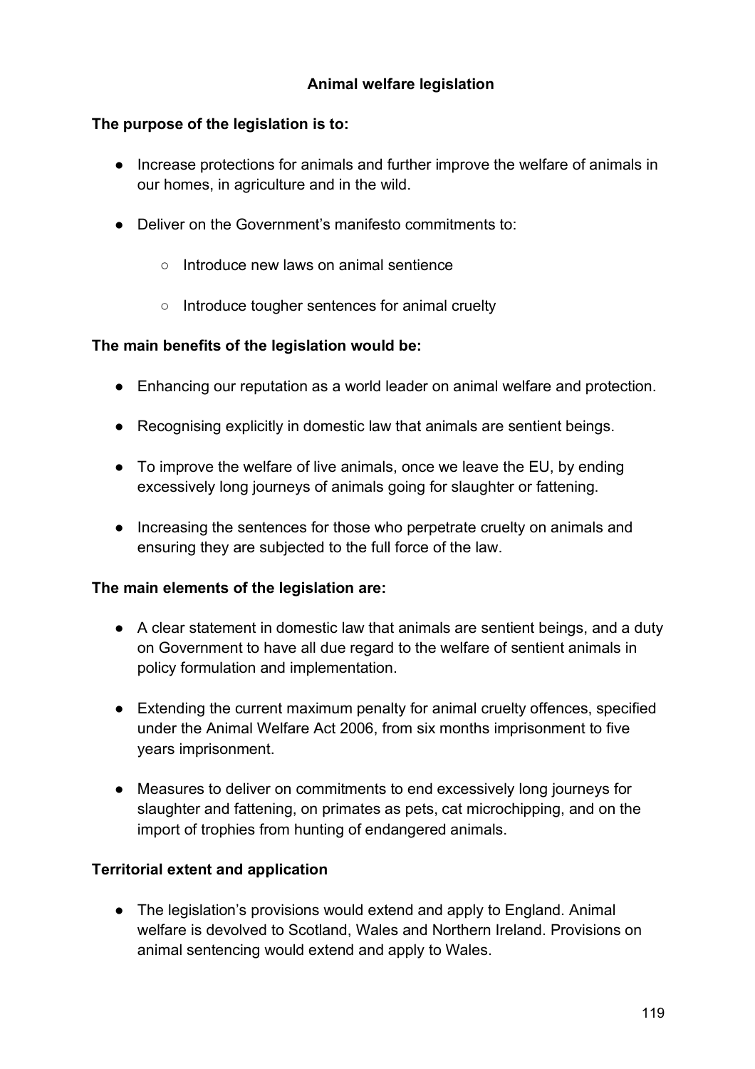## Animal welfare legislation

**The purpose of the legislation is to:**

- Increase protections for animals and further improve the welfare of animals in our homes, in agriculture and in the wild.
- Deliver on the Government's manifesto commitments to:
  - Introduce new laws on animal sentience
  - Introduce tougher sentences for animal cruelty

**The main benefits of the legislation would be:**

- Enhancing our reputation as a world leader on animal welfare and protection.
- Recognising explicitly in domestic law that animals are sentient beings.
- To improve the welfare of live animals, once we leave the EU, by ending excessively long journeys of animals going for slaughter or fattening.
- Increasing the sentences for those who perpetrate cruelty on animals and ensuring they are subjected to the full force of the law.

**The main elements of the legislation are:**

- A clear statement in domestic law that animals are sentient beings, and a duty on Government to have all due regard to the welfare of sentient animals in policy formulation and implementation.
- Extending the current maximum penalty for animal cruelty offences, specified under the Animal Welfare Act 2006, from six months imprisonment to five years imprisonment.
- Measures to deliver on commitments to end excessively long journeys for slaughter and fattening, on primates as pets, cat microchipping, and on the import of trophies from hunting of endangered animals.

**Territorial extent and application**

- The legislation's provisions would extend and apply to England. Animal welfare is devolved to Scotland, Wales and Northern Ireland. Provisions on animal sentencing would extend and apply to Wales.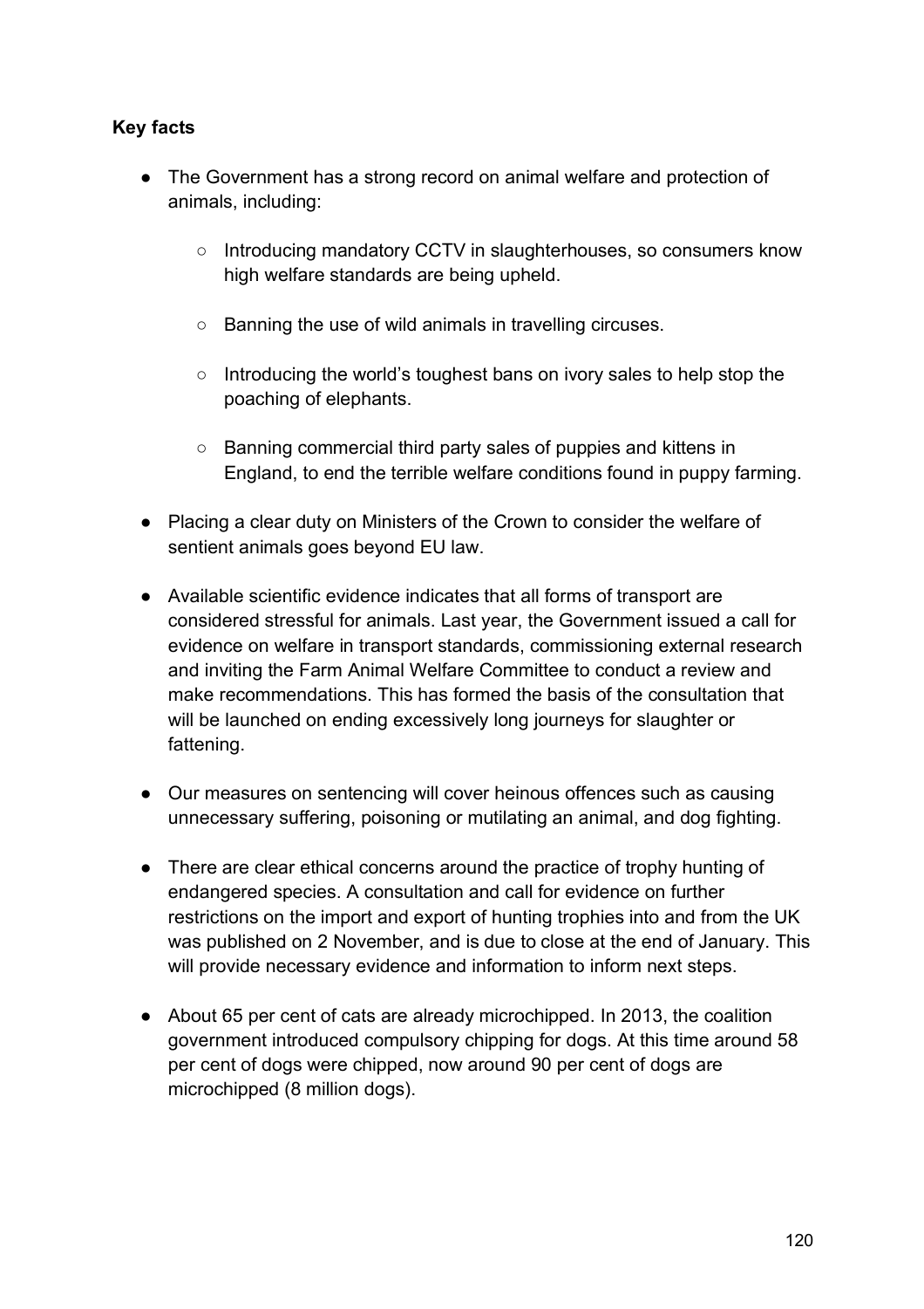**Key facts**

- The Government has a strong record on animal welfare and protection of animals, including:
  - Introducing mandatory CCTV in slaughterhouses, so consumers know high welfare standards are being upheld.
  - Banning the use of wild animals in travelling circuses.
  - Introducing the world's toughest bans on ivory sales to help stop the poaching of elephants.
  - Banning commercial third party sales of puppies and kittens in England, to end the terrible welfare conditions found in puppy farming.
- Placing a clear duty on Ministers of the Crown to consider the welfare of sentient animals goes beyond EU law.
- Available scientific evidence indicates that all forms of transport are considered stressful for animals. Last year, the Government issued a call for evidence on welfare in transport standards, commissioning external research and inviting the Farm Animal Welfare Committee to conduct a review and make recommendations. This has formed the basis of the consultation that will be launched on ending excessively long journeys for slaughter or fattening.
- Our measures on sentencing will cover heinous offences such as causing unnecessary suffering, poisoning or mutilating an animal, and dog fighting.
- There are clear ethical concerns around the practice of trophy hunting of endangered species. A consultation and call for evidence on further restrictions on the import and export of hunting trophies into and from the UK was published on 2 November, and is due to close at the end of January. This will provide necessary evidence and information to inform next steps.
- About 65 per cent of cats are already microchipped. In 2013, the coalition government introduced compulsory chipping for dogs. At this time around 58 per cent of dogs were chipped, now around 90 per cent of dogs are microchipped (8 million dogs).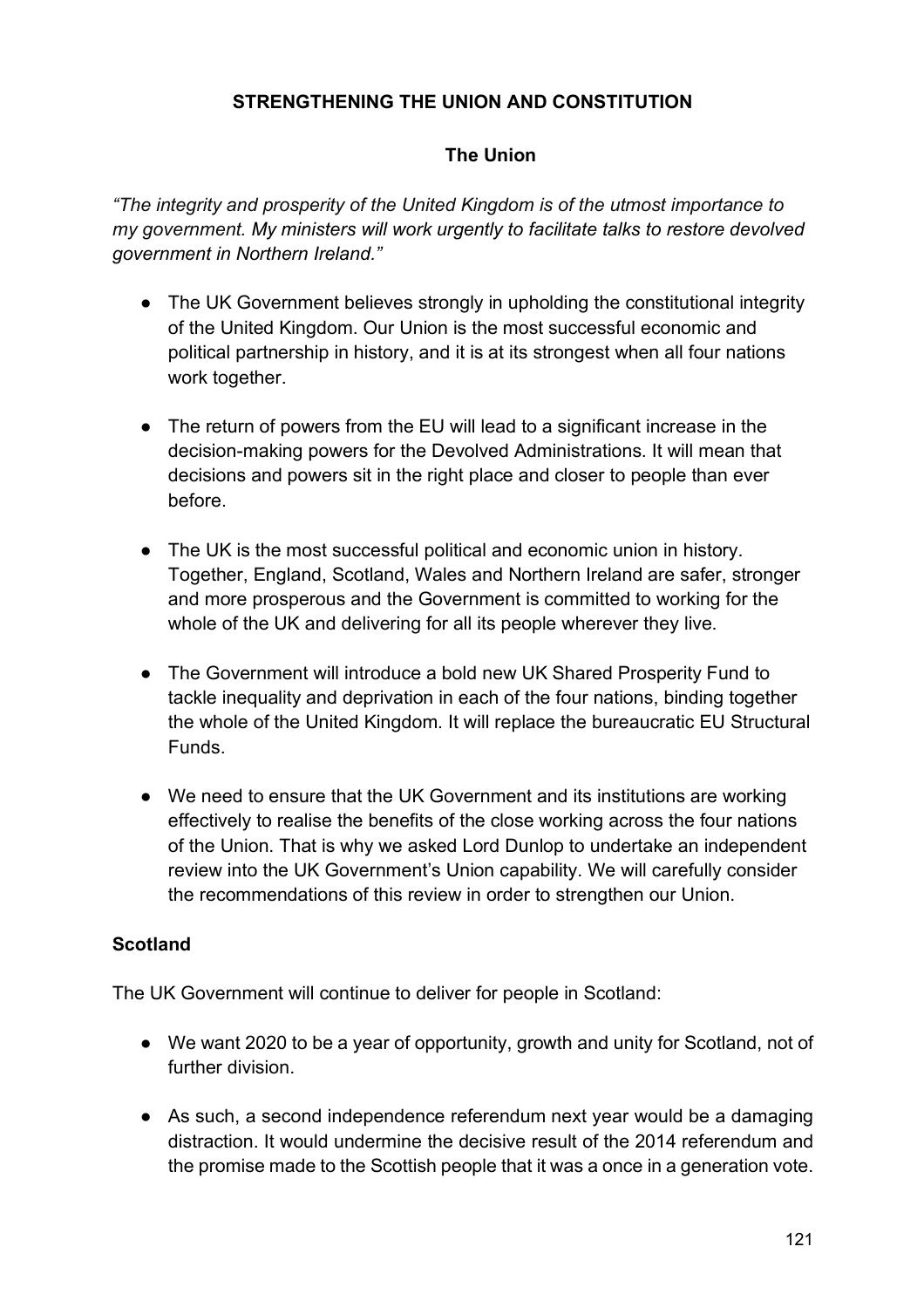## STRENGTHENING THE UNION AND CONSTITUTION

### The Union

*"The integrity and prosperity of the United Kingdom is of the utmost importance to my government. My ministers will work urgently to facilitate talks to restore devolved government in Northern Ireland."*

- The UK Government believes strongly in upholding the constitutional integrity of the United Kingdom. Our Union is the most successful economic and political partnership in history, and it is at its strongest when all four nations work together.

- The return of powers from the EU will lead to a significant increase in the decision-making powers for the Devolved Administrations. It will mean that decisions and powers sit in the right place and closer to people than ever before.

- The UK is the most successful political and economic union in history. Together, England, Scotland, Wales and Northern Ireland are safer, stronger and more prosperous and the Government is committed to working for the whole of the UK and delivering for all its people wherever they live.

- The Government will introduce a bold new UK Shared Prosperity Fund to tackle inequality and deprivation in each of the four nations, binding together the whole of the United Kingdom. It will replace the bureaucratic EU Structural Funds.

- We need to ensure that the UK Government and its institutions are working effectively to realise the benefits of the close working across the four nations of the Union. That is why we asked Lord Dunlop to undertake an independent review into the UK Government's Union capability. We will carefully consider the recommendations of this review in order to strengthen our Union.

### Scotland

The UK Government will continue to deliver for people in Scotland:

- We want 2020 to be a year of opportunity, growth and unity for Scotland, not of further division.

- As such, a second independence referendum next year would be a damaging distraction. It would undermine the decisive result of the 2014 referendum and the promise made to the Scottish people that it was a once in a generation vote.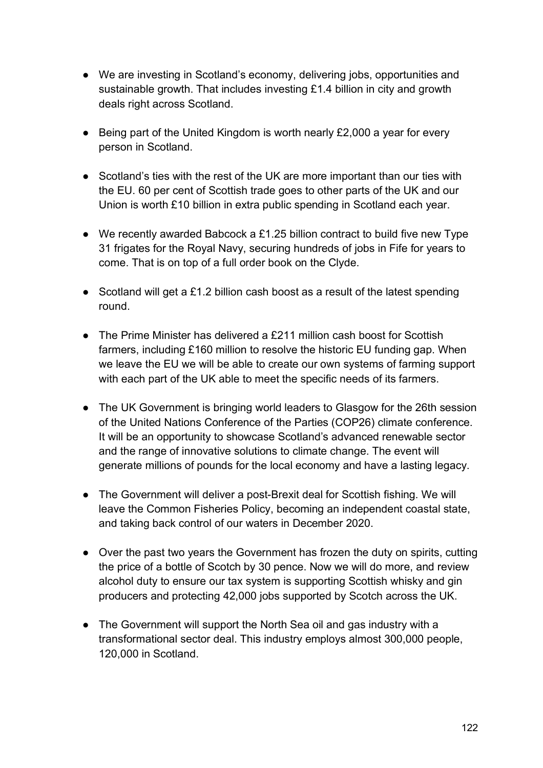- We are investing in Scotland's economy, delivering jobs, opportunities and sustainable growth. That includes investing £1.4 billion in city and growth deals right across Scotland.

- Being part of the United Kingdom is worth nearly £2,000 a year for every person in Scotland.

- Scotland's ties with the rest of the UK are more important than our ties with the EU. 60 per cent of Scottish trade goes to other parts of the UK and our Union is worth £10 billion in extra public spending in Scotland each year.

- We recently awarded Babcock a £1.25 billion contract to build five new Type 31 frigates for the Royal Navy, securing hundreds of jobs in Fife for years to come. That is on top of a full order book on the Clyde.

- Scotland will get a £1.2 billion cash boost as a result of the latest spending round.

- The Prime Minister has delivered a £211 million cash boost for Scottish farmers, including £160 million to resolve the historic EU funding gap. When we leave the EU we will be able to create our own systems of farming support with each part of the UK able to meet the specific needs of its farmers.

- The UK Government is bringing world leaders to Glasgow for the 26th session of the United Nations Conference of the Parties (COP26) climate conference. It will be an opportunity to showcase Scotland's advanced renewable sector and the range of innovative solutions to climate change. The event will generate millions of pounds for the local economy and have a lasting legacy.

- The Government will deliver a post-Brexit deal for Scottish fishing. We will leave the Common Fisheries Policy, becoming an independent coastal state, and taking back control of our waters in December 2020.

- Over the past two years the Government has frozen the duty on spirits, cutting the price of a bottle of Scotch by 30 pence. Now we will do more, and review alcohol duty to ensure our tax system is supporting Scottish whisky and gin producers and protecting 42,000 jobs supported by Scotch across the UK.

- The Government will support the North Sea oil and gas industry with a transformational sector deal. This industry employs almost 300,000 people, 120,000 in Scotland.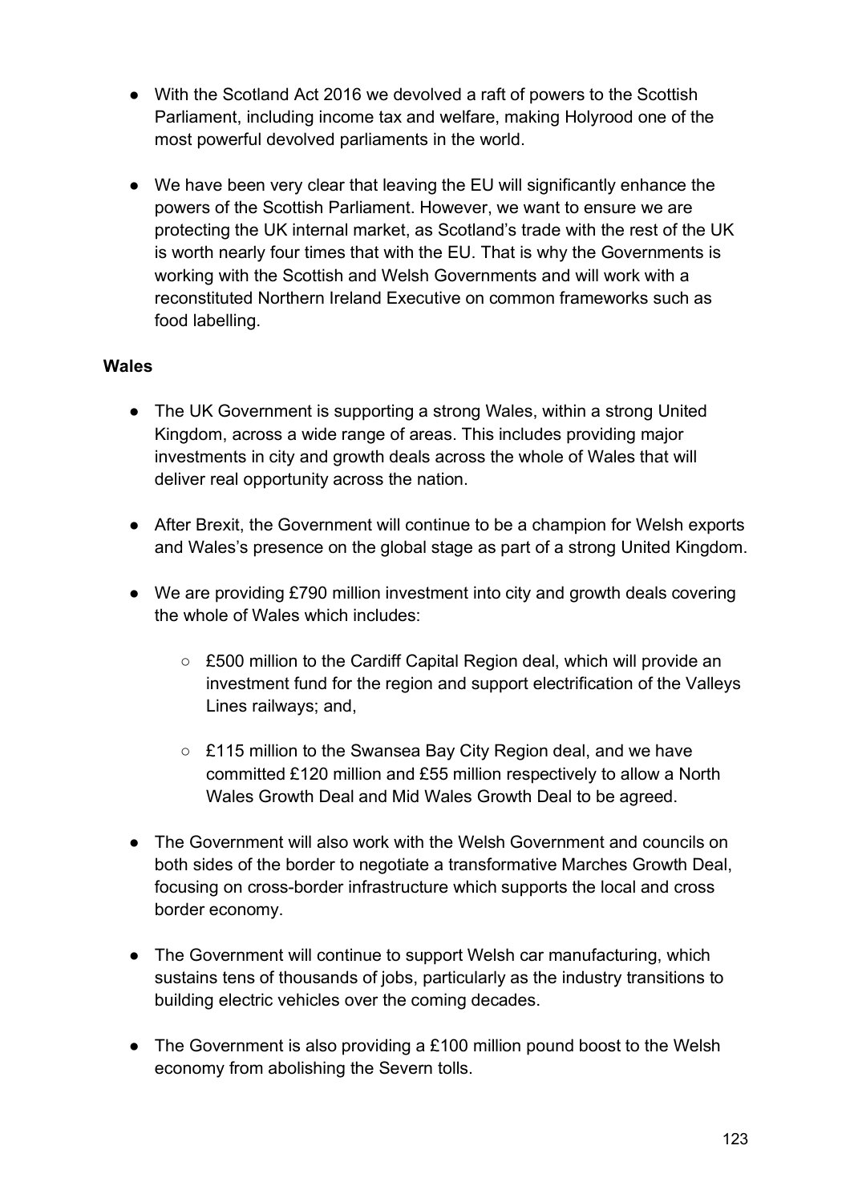- With the Scotland Act 2016 we devolved a raft of powers to the Scottish Parliament, including income tax and welfare, making Holyrood one of the most powerful devolved parliaments in the world.

- We have been very clear that leaving the EU will significantly enhance the powers of the Scottish Parliament. However, we want to ensure we are protecting the UK internal market, as Scotland's trade with the rest of the UK is worth nearly four times that with the EU. That is why the Governments is working with the Scottish and Welsh Governments and will work with a reconstituted Northern Ireland Executive on common frameworks such as food labelling.

**Wales**

- The UK Government is supporting a strong Wales, within a strong United Kingdom, across a wide range of areas. This includes providing major investments in city and growth deals across the whole of Wales that will deliver real opportunity across the nation.

- After Brexit, the Government will continue to be a champion for Welsh exports and Wales's presence on the global stage as part of a strong United Kingdom.

- We are providing £790 million investment into city and growth deals covering the whole of Wales which includes:

  - £500 million to the Cardiff Capital Region deal, which will provide an investment fund for the region and support electrification of the Valleys Lines railways; and,

  - £115 million to the Swansea Bay City Region deal, and we have committed £120 million and £55 million respectively to allow a North Wales Growth Deal and Mid Wales Growth Deal to be agreed.

- The Government will also work with the Welsh Government and councils on both sides of the border to negotiate a transformative Marches Growth Deal, focusing on cross-border infrastructure which supports the local and cross border economy.

- The Government will continue to support Welsh car manufacturing, which sustains tens of thousands of jobs, particularly as the industry transitions to building electric vehicles over the coming decades.

- The Government is also providing a £100 million pound boost to the Welsh economy from abolishing the Severn tolls.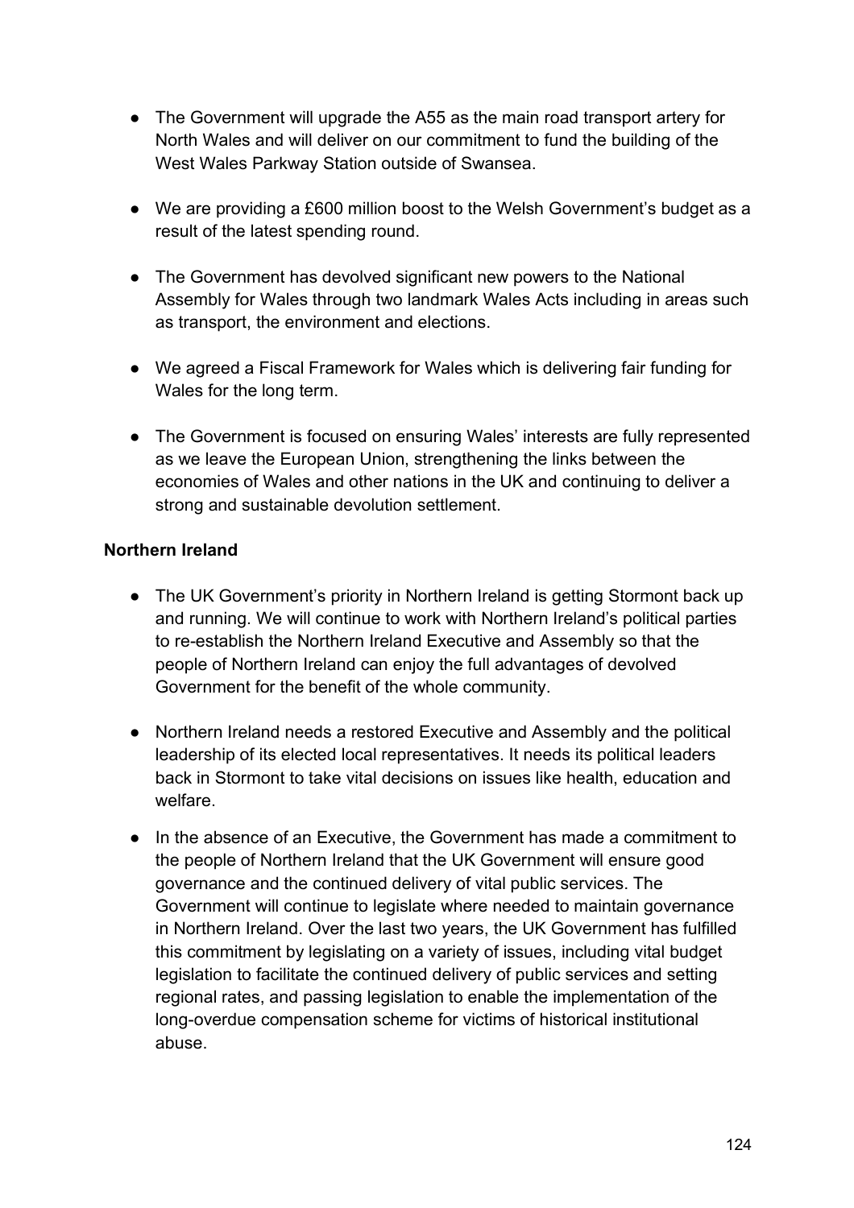- The Government will upgrade the A55 as the main road transport artery for North Wales and will deliver on our commitment to fund the building of the West Wales Parkway Station outside of Swansea.

- We are providing a £600 million boost to the Welsh Government's budget as a result of the latest spending round.

- The Government has devolved significant new powers to the National Assembly for Wales through two landmark Wales Acts including in areas such as transport, the environment and elections.

- We agreed a Fiscal Framework for Wales which is delivering fair funding for Wales for the long term.

- The Government is focused on ensuring Wales' interests are fully represented as we leave the European Union, strengthening the links between the economies of Wales and other nations in the UK and continuing to deliver a strong and sustainable devolution settlement.

**Northern Ireland**

- The UK Government's priority in Northern Ireland is getting Stormont back up and running. We will continue to work with Northern Ireland's political parties to re-establish the Northern Ireland Executive and Assembly so that the people of Northern Ireland can enjoy the full advantages of devolved Government for the benefit of the whole community.

- Northern Ireland needs a restored Executive and Assembly and the political leadership of its elected local representatives. It needs its political leaders back in Stormont to take vital decisions on issues like health, education and welfare.

- In the absence of an Executive, the Government has made a commitment to the people of Northern Ireland that the UK Government will ensure good governance and the continued delivery of vital public services. The Government will continue to legislate where needed to maintain governance in Northern Ireland. Over the last two years, the UK Government has fulfilled this commitment by legislating on a variety of issues, including vital budget legislation to facilitate the continued delivery of public services and setting regional rates, and passing legislation to enable the implementation of the long-overdue compensation scheme for victims of historical institutional abuse.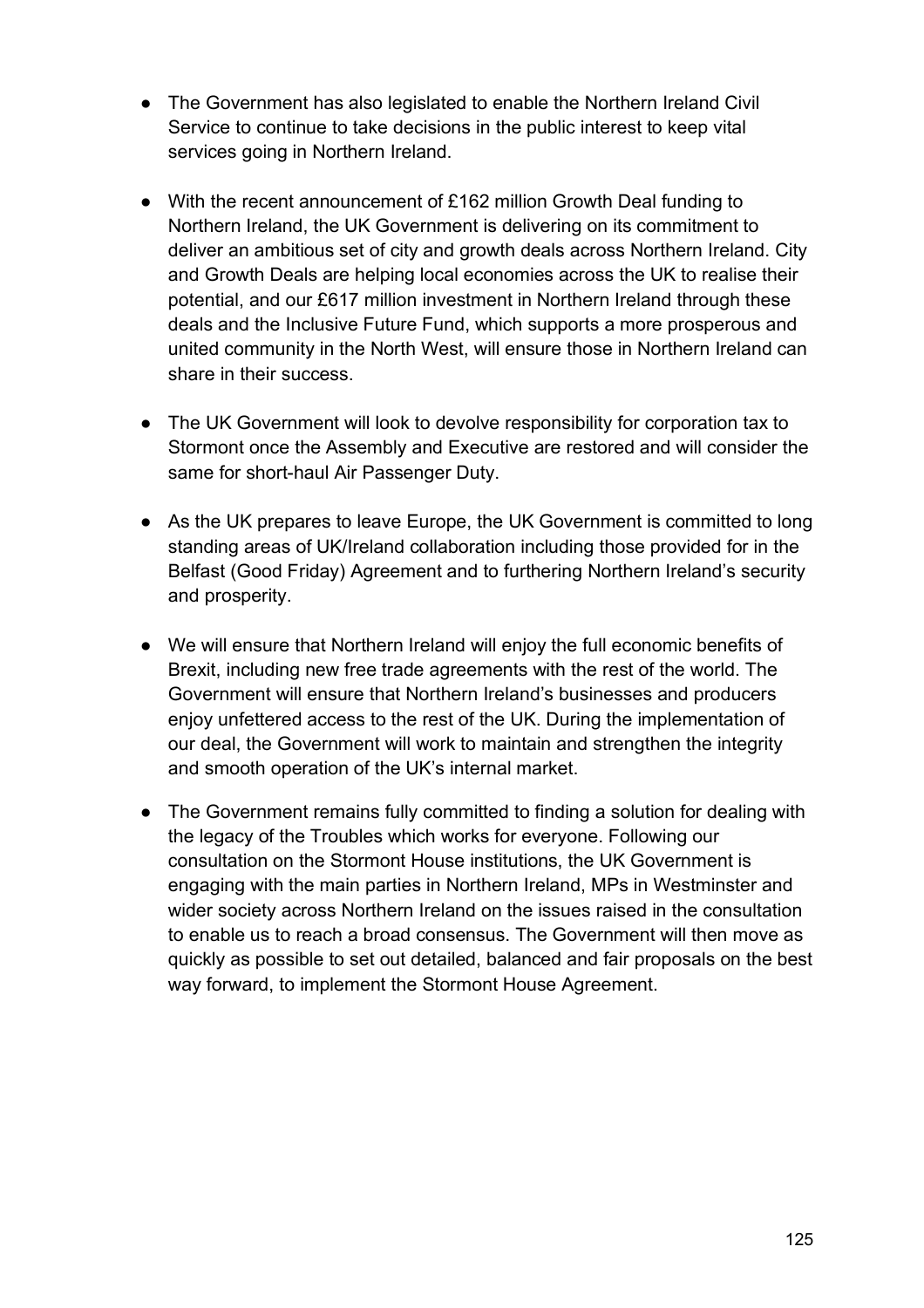- The Government has also legislated to enable the Northern Ireland Civil Service to continue to take decisions in the public interest to keep vital services going in Northern Ireland.

- With the recent announcement of £162 million Growth Deal funding to Northern Ireland, the UK Government is delivering on its commitment to deliver an ambitious set of city and growth deals across Northern Ireland. City and Growth Deals are helping local economies across the UK to realise their potential, and our £617 million investment in Northern Ireland through these deals and the Inclusive Future Fund, which supports a more prosperous and united community in the North West, will ensure those in Northern Ireland can share in their success.

- The UK Government will look to devolve responsibility for corporation tax to Stormont once the Assembly and Executive are restored and will consider the same for short-haul Air Passenger Duty.

- As the UK prepares to leave Europe, the UK Government is committed to long standing areas of UK/Ireland collaboration including those provided for in the Belfast (Good Friday) Agreement and to furthering Northern Ireland's security and prosperity.

- We will ensure that Northern Ireland will enjoy the full economic benefits of Brexit, including new free trade agreements with the rest of the world. The Government will ensure that Northern Ireland's businesses and producers enjoy unfettered access to the rest of the UK. During the implementation of our deal, the Government will work to maintain and strengthen the integrity and smooth operation of the UK's internal market.

- The Government remains fully committed to finding a solution for dealing with the legacy of the Troubles which works for everyone. Following our consultation on the Stormont House institutions, the UK Government is engaging with the main parties in Northern Ireland, MPs in Westminster and wider society across Northern Ireland on the issues raised in the consultation to enable us to reach a broad consensus. The Government will then move as quickly as possible to set out detailed, balanced and fair proposals on the best way forward, to implement the Stormont House Agreement.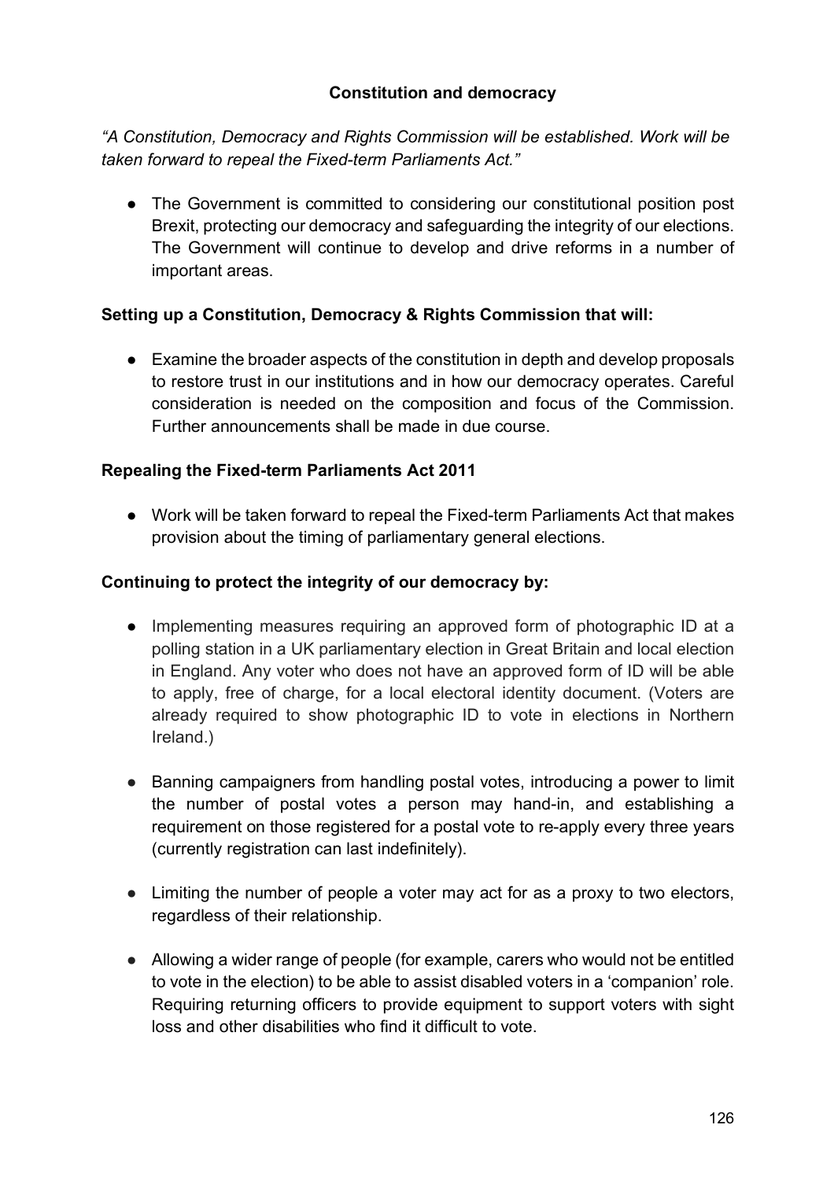## Constitution and democracy

*"A Constitution, Democracy and Rights Commission will be established. Work will be taken forward to repeal the Fixed-term Parliaments Act."*

- The Government is committed to considering our constitutional position post Brexit, protecting our democracy and safeguarding the integrity of our elections. The Government will continue to develop and drive reforms in a number of important areas.

### Setting up a Constitution, Democracy & Rights Commission that will:

- Examine the broader aspects of the constitution in depth and develop proposals to restore trust in our institutions and in how our democracy operates. Careful consideration is needed on the composition and focus of the Commission. Further announcements shall be made in due course.

### Repealing the Fixed-term Parliaments Act 2011

- Work will be taken forward to repeal the Fixed-term Parliaments Act that makes provision about the timing of parliamentary general elections.

### Continuing to protect the integrity of our democracy by:

- Implementing measures requiring an approved form of photographic ID at a polling station in a UK parliamentary election in Great Britain and local election in England. Any voter who does not have an approved form of ID will be able to apply, free of charge, for a local electoral identity document. (Voters are already required to show photographic ID to vote in elections in Northern Ireland.)

- Banning campaigners from handling postal votes, introducing a power to limit the number of postal votes a person may hand-in, and establishing a requirement on those registered for a postal vote to re-apply every three years (currently registration can last indefinitely).

- Limiting the number of people a voter may act for as a proxy to two electors, regardless of their relationship.

- Allowing a wider range of people (for example, carers who would not be entitled to vote in the election) to be able to assist disabled voters in a 'companion' role. Requiring returning officers to provide equipment to support voters with sight loss and other disabilities who find it difficult to vote.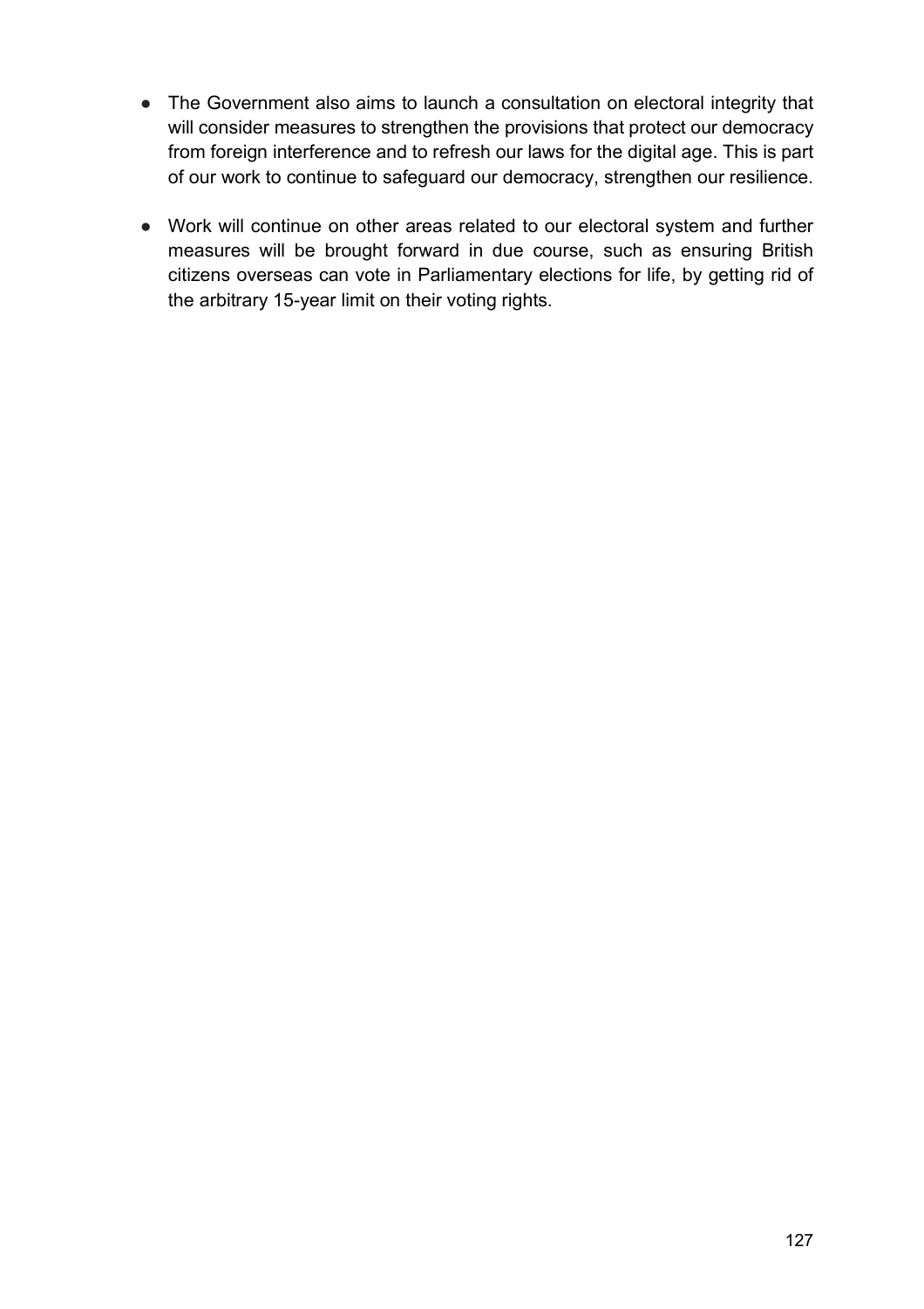- The Government also aims to launch a consultation on electoral integrity that will consider measures to strengthen the provisions that protect our democracy from foreign interference and to refresh our laws for the digital age. This is part of our work to continue to safeguard our democracy, strengthen our resilience.
- Work will continue on other areas related to our electoral system and further measures will be brought forward in due course, such as ensuring British citizens overseas can vote in Parliamentary elections for life, by getting rid of the arbitrary 15-year limit on their voting rights.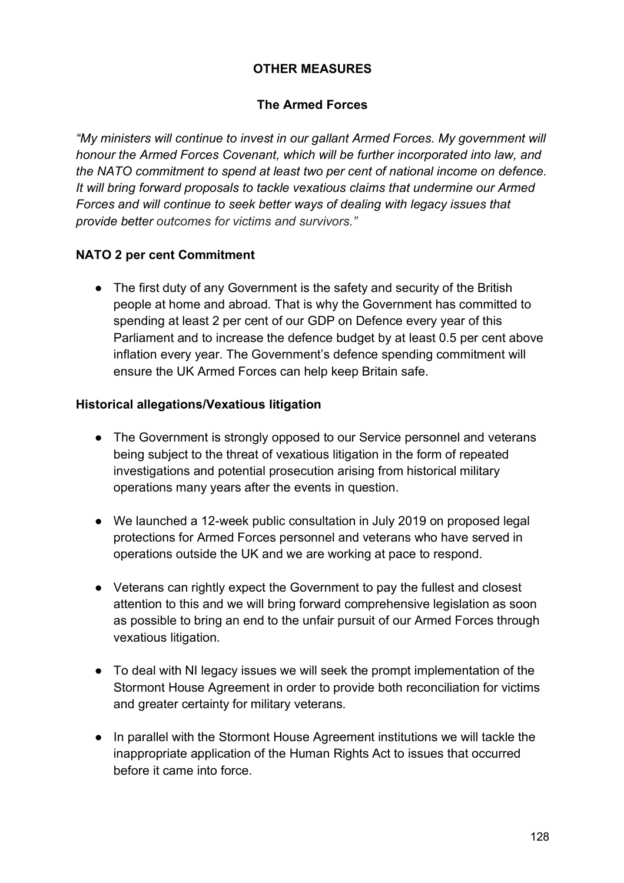## OTHER MEASURES

### The Armed Forces

*"My ministers will continue to invest in our gallant Armed Forces. My government will honour the Armed Forces Covenant, which will be further incorporated into law, and the NATO commitment to spend at least two per cent of national income on defence. It will bring forward proposals to tackle vexatious claims that undermine our Armed Forces and will continue to seek better ways of dealing with legacy issues that provide better outcomes for victims and survivors."*

**NATO 2 per cent Commitment**

- The first duty of any Government is the safety and security of the British people at home and abroad. That is why the Government has committed to spending at least 2 per cent of our GDP on Defence every year of this Parliament and to increase the defence budget by at least 0.5 per cent above inflation every year. The Government's defence spending commitment will ensure the UK Armed Forces can help keep Britain safe.

**Historical allegations/Vexatious litigation**

- The Government is strongly opposed to our Service personnel and veterans being subject to the threat of vexatious litigation in the form of repeated investigations and potential prosecution arising from historical military operations many years after the events in question.

- We launched a 12-week public consultation in July 2019 on proposed legal protections for Armed Forces personnel and veterans who have served in operations outside the UK and we are working at pace to respond.

- Veterans can rightly expect the Government to pay the fullest and closest attention to this and we will bring forward comprehensive legislation as soon as possible to bring an end to the unfair pursuit of our Armed Forces through vexatious litigation.

- To deal with NI legacy issues we will seek the prompt implementation of the Stormont House Agreement in order to provide both reconciliation for victims and greater certainty for military veterans.

- In parallel with the Stormont House Agreement institutions we will tackle the inappropriate application of the Human Rights Act to issues that occurred before it came into force.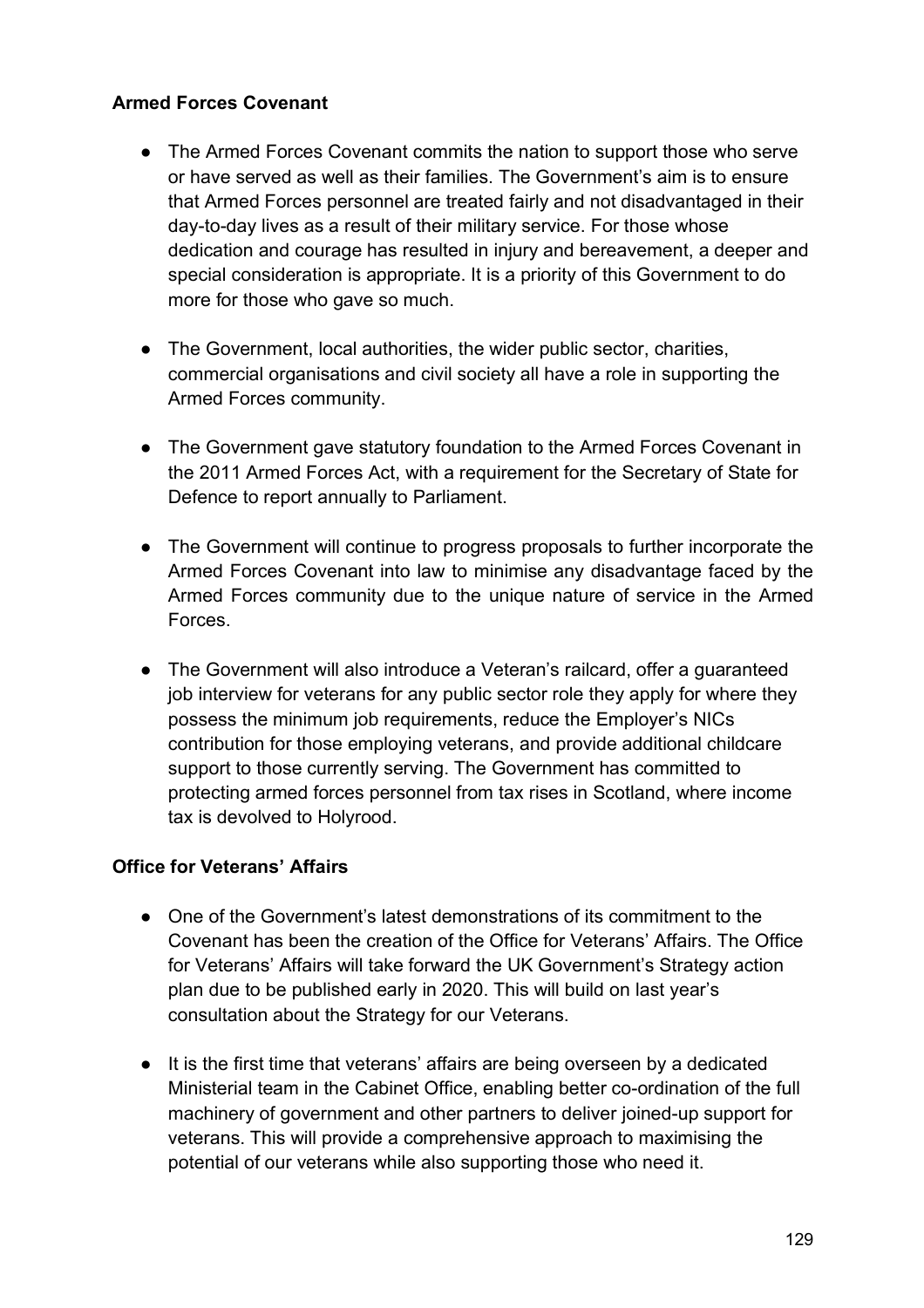**Armed Forces Covenant**

- The Armed Forces Covenant commits the nation to support those who serve or have served as well as their families. The Government's aim is to ensure that Armed Forces personnel are treated fairly and not disadvantaged in their day-to-day lives as a result of their military service. For those whose dedication and courage has resulted in injury and bereavement, a deeper and special consideration is appropriate. It is a priority of this Government to do more for those who gave so much.

- The Government, local authorities, the wider public sector, charities, commercial organisations and civil society all have a role in supporting the Armed Forces community.

- The Government gave statutory foundation to the Armed Forces Covenant in the 2011 Armed Forces Act, with a requirement for the Secretary of State for Defence to report annually to Parliament.

- The Government will continue to progress proposals to further incorporate the Armed Forces Covenant into law to minimise any disadvantage faced by the Armed Forces community due to the unique nature of service in the Armed Forces.

- The Government will also introduce a Veteran's railcard, offer a guaranteed job interview for veterans for any public sector role they apply for where they possess the minimum job requirements, reduce the Employer's NICs contribution for those employing veterans, and provide additional childcare support to those currently serving. The Government has committed to protecting armed forces personnel from tax rises in Scotland, where income tax is devolved to Holyrood.

**Office for Veterans' Affairs**

- One of the Government's latest demonstrations of its commitment to the Covenant has been the creation of the Office for Veterans' Affairs. The Office for Veterans' Affairs will take forward the UK Government's Strategy action plan due to be published early in 2020. This will build on last year's consultation about the Strategy for our Veterans.

- It is the first time that veterans' affairs are being overseen by a dedicated Ministerial team in the Cabinet Office, enabling better co-ordination of the full machinery of government and other partners to deliver joined-up support for veterans. This will provide a comprehensive approach to maximising the potential of our veterans while also supporting those who need it.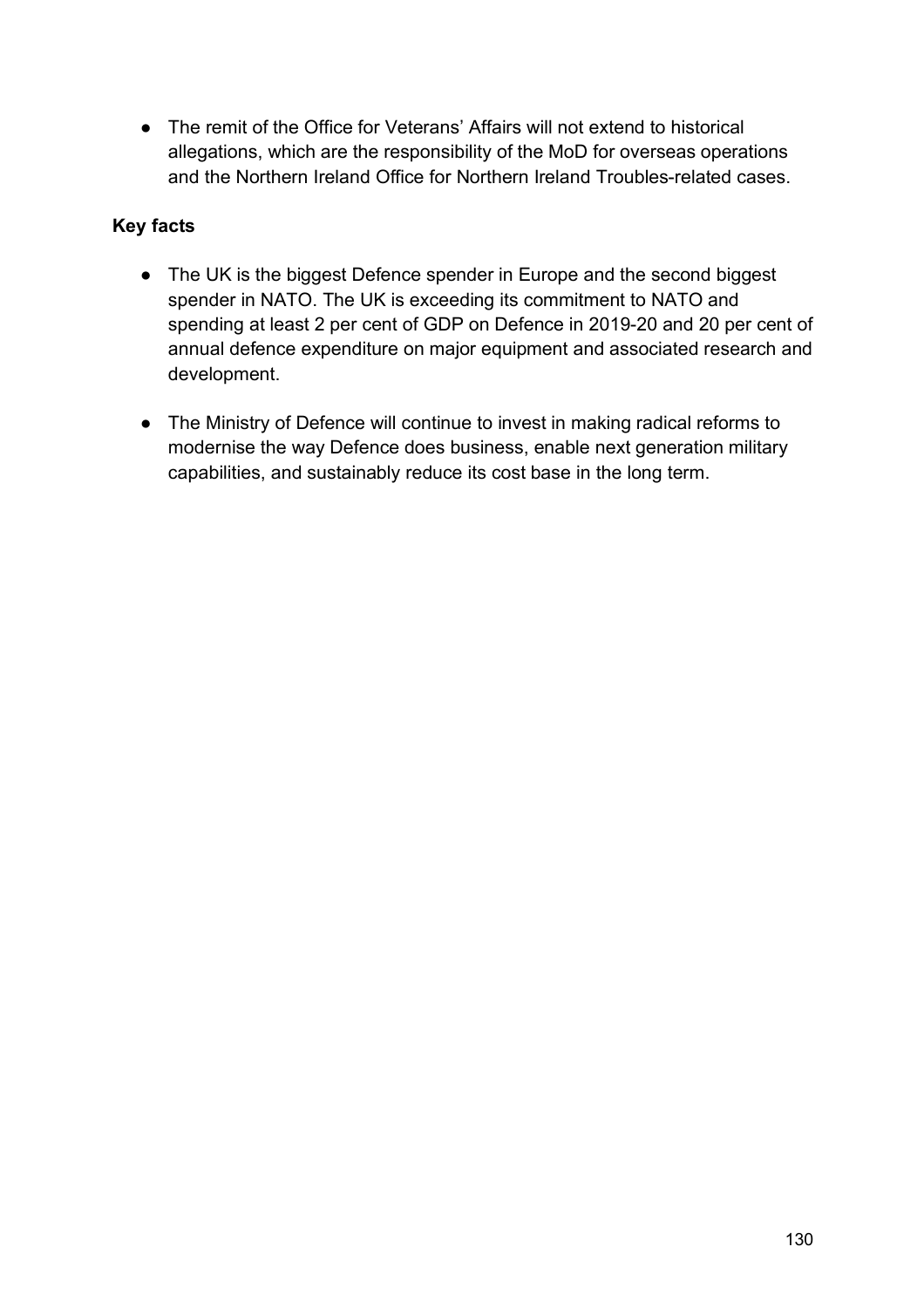- The remit of the Office for Veterans' Affairs will not extend to historical allegations, which are the responsibility of the MoD for overseas operations and the Northern Ireland Office for Northern Ireland Troubles-related cases.

**Key facts**

- The UK is the biggest Defence spender in Europe and the second biggest spender in NATO. The UK is exceeding its commitment to NATO and spending at least 2 per cent of GDP on Defence in 2019-20 and 20 per cent of annual defence expenditure on major equipment and associated research and development.

- The Ministry of Defence will continue to invest in making radical reforms to modernise the way Defence does business, enable next generation military capabilities, and sustainably reduce its cost base in the long term.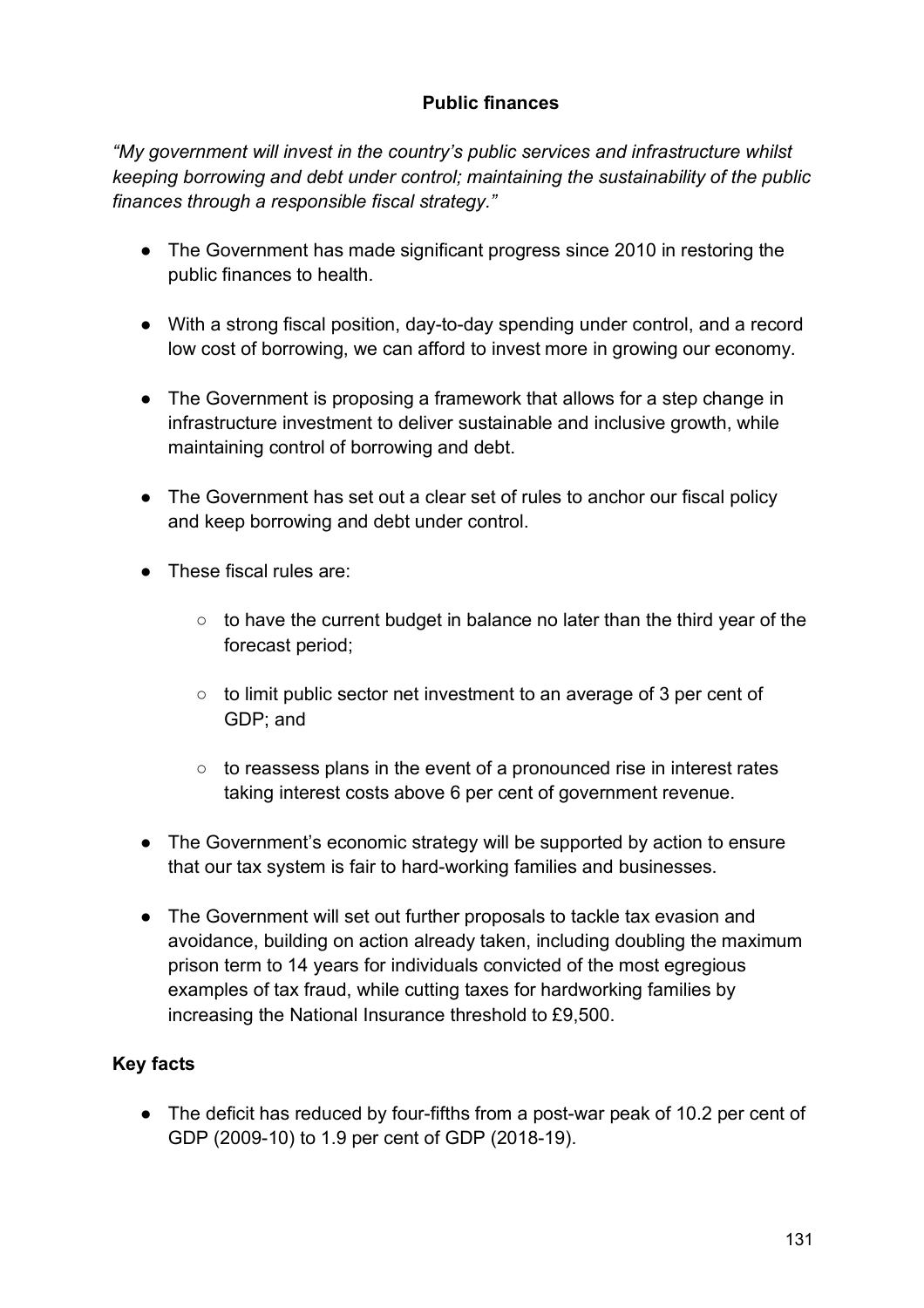## Public finances

*"My government will invest in the country's public services and infrastructure whilst keeping borrowing and debt under control; maintaining the sustainability of the public finances through a responsible fiscal strategy."*

- The Government has made significant progress since 2010 in restoring the public finances to health.
- With a strong fiscal position, day-to-day spending under control, and a record low cost of borrowing, we can afford to invest more in growing our economy.
- The Government is proposing a framework that allows for a step change in infrastructure investment to deliver sustainable and inclusive growth, while maintaining control of borrowing and debt.
- The Government has set out a clear set of rules to anchor our fiscal policy and keep borrowing and debt under control.
- These fiscal rules are:
  - to have the current budget in balance no later than the third year of the forecast period;
  - to limit public sector net investment to an average of 3 per cent of GDP; and
  - to reassess plans in the event of a pronounced rise in interest rates taking interest costs above 6 per cent of government revenue.
- The Government's economic strategy will be supported by action to ensure that our tax system is fair to hard-working families and businesses.
- The Government will set out further proposals to tackle tax evasion and avoidance, building on action already taken, including doubling the maximum prison term to 14 years for individuals convicted of the most egregious examples of tax fraud, while cutting taxes for hardworking families by increasing the National Insurance threshold to £9,500.

### Key facts

- The deficit has reduced by four-fifths from a post-war peak of 10.2 per cent of GDP (2009-10) to 1.9 per cent of GDP (2018-19).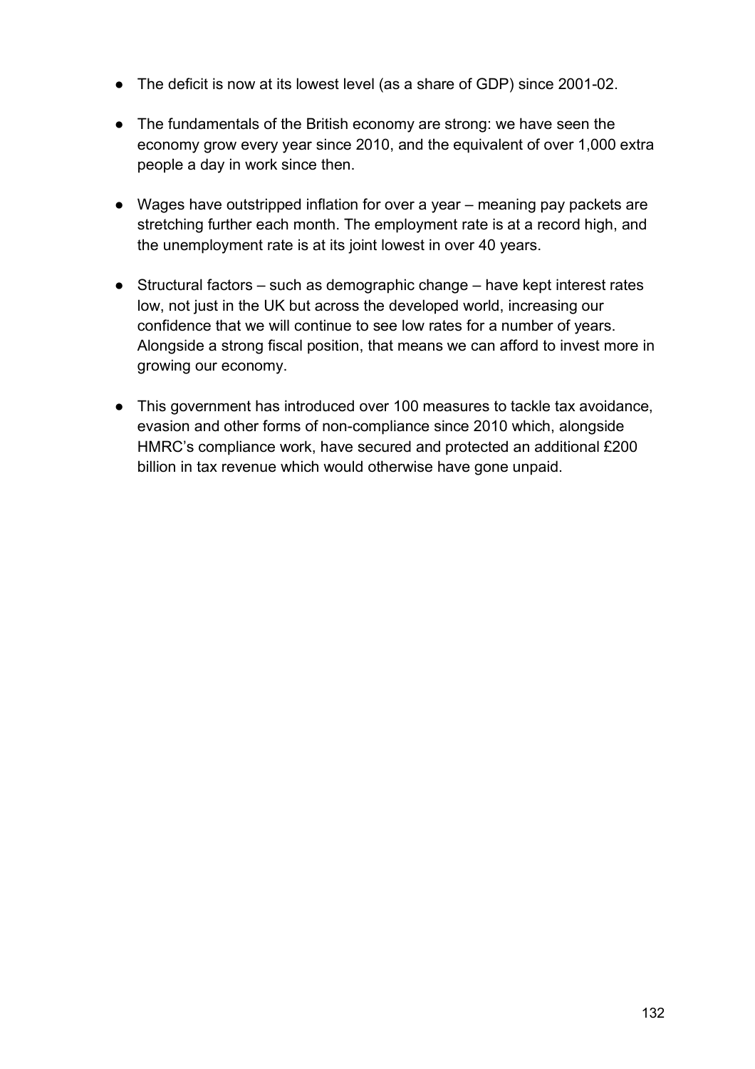- The deficit is now at its lowest level (as a share of GDP) since 2001-02.
- The fundamentals of the British economy are strong: we have seen the economy grow every year since 2010, and the equivalent of over 1,000 extra people a day in work since then.
- Wages have outstripped inflation for over a year – meaning pay packets are stretching further each month. The employment rate is at a record high, and the unemployment rate is at its joint lowest in over 40 years.
- Structural factors – such as demographic change – have kept interest rates low, not just in the UK but across the developed world, increasing our confidence that we will continue to see low rates for a number of years. Alongside a strong fiscal position, that means we can afford to invest more in growing our economy.
- This government has introduced over 100 measures to tackle tax avoidance, evasion and other forms of non-compliance since 2010 which, alongside HMRC's compliance work, have secured and protected an additional £200 billion in tax revenue which would otherwise have gone unpaid.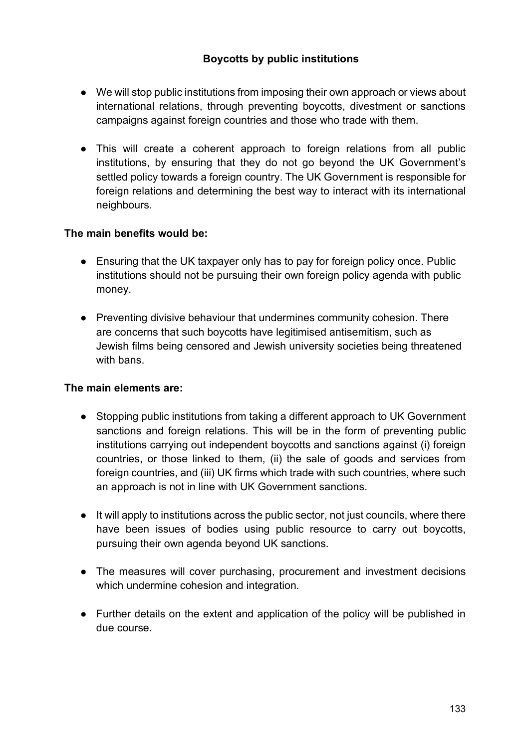## Boycotts by public institutions

- We will stop public institutions from imposing their own approach or views about international relations, through preventing boycotts, divestment or sanctions campaigns against foreign countries and those who trade with them.

- This will create a coherent approach to foreign relations from all public institutions, by ensuring that they do not go beyond the UK Government's settled policy towards a foreign country. The UK Government is responsible for foreign relations and determining the best way to interact with its international neighbours.

**The main benefits would be:**

- Ensuring that the UK taxpayer only has to pay for foreign policy once. Public institutions should not be pursuing their own foreign policy agenda with public money.

- Preventing divisive behaviour that undermines community cohesion. There are concerns that such boycotts have legitimised antisemitism, such as Jewish films being censored and Jewish university societies being threatened with bans.

**The main elements are:**

- Stopping public institutions from taking a different approach to UK Government sanctions and foreign relations. This will be in the form of preventing public institutions carrying out independent boycotts and sanctions against (i) foreign countries, or those linked to them, (ii) the sale of goods and services from foreign countries, and (iii) UK firms which trade with such countries, where such an approach is not in line with UK Government sanctions.

- It will apply to institutions across the public sector, not just councils, where there have been issues of bodies using public resource to carry out boycotts, pursuing their own agenda beyond UK sanctions.

- The measures will cover purchasing, procurement and investment decisions which undermine cohesion and integration.

- Further details on the extent and application of the policy will be published in due course.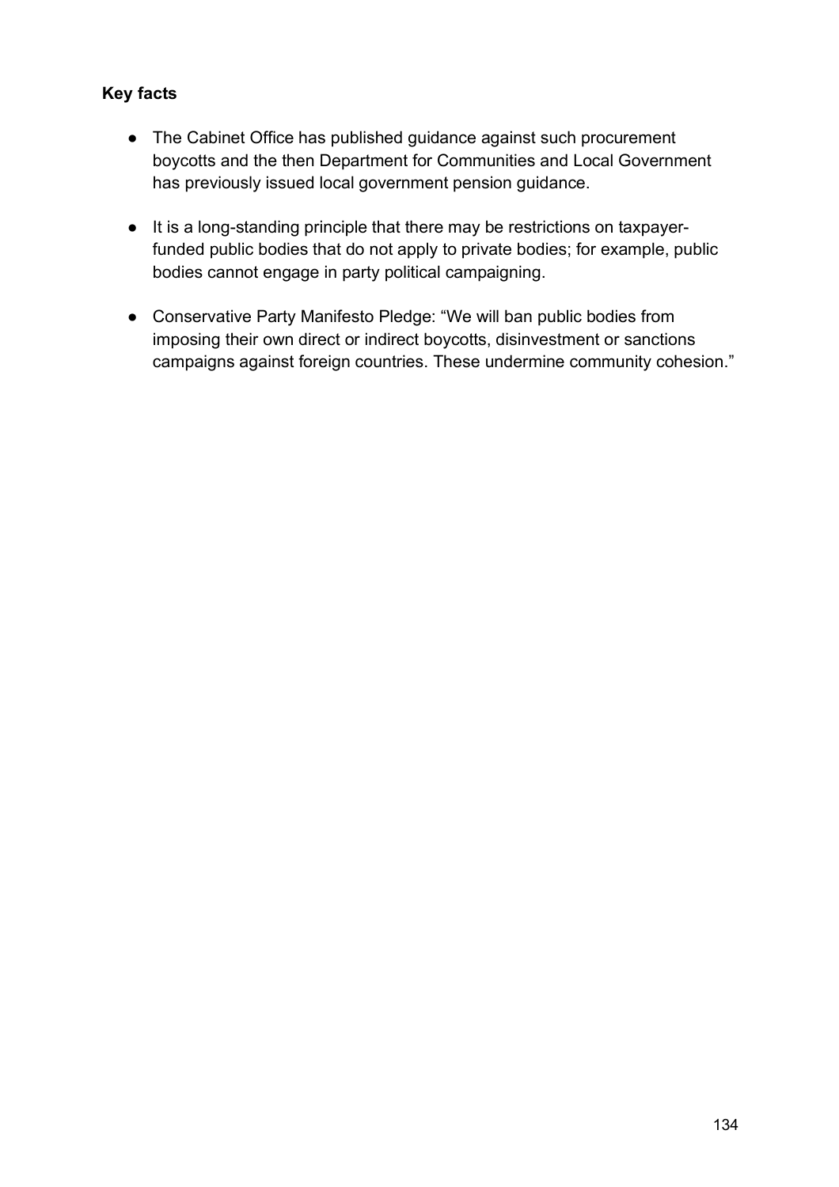**Key facts**

- The Cabinet Office has published guidance against such procurement boycotts and the then Department for Communities and Local Government has previously issued local government pension guidance.
- It is a long-standing principle that there may be restrictions on taxpayer-funded public bodies that do not apply to private bodies; for example, public bodies cannot engage in party political campaigning.
- Conservative Party Manifesto Pledge: "We will ban public bodies from imposing their own direct or indirect boycotts, disinvestment or sanctions campaigns against foreign countries. These undermine community cohesion."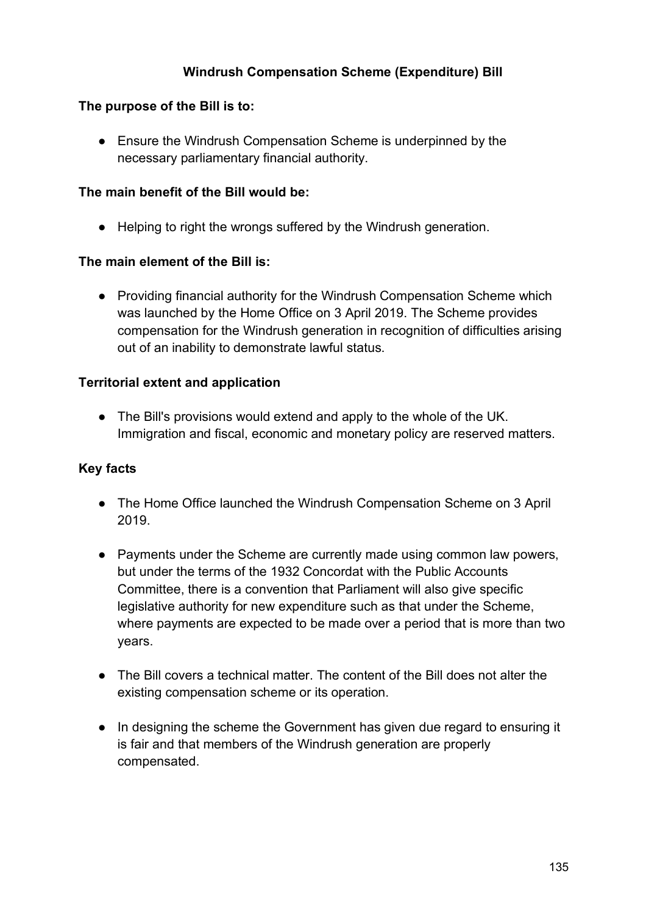## Windrush Compensation Scheme (Expenditure) Bill

**The purpose of the Bill is to:**

- Ensure the Windrush Compensation Scheme is underpinned by the necessary parliamentary financial authority.

**The main benefit of the Bill would be:**

- Helping to right the wrongs suffered by the Windrush generation.

**The main element of the Bill is:**

- Providing financial authority for the Windrush Compensation Scheme which was launched by the Home Office on 3 April 2019. The Scheme provides compensation for the Windrush generation in recognition of difficulties arising out of an inability to demonstrate lawful status.

**Territorial extent and application**

- The Bill's provisions would extend and apply to the whole of the UK. Immigration and fiscal, economic and monetary policy are reserved matters.

**Key facts**

- The Home Office launched the Windrush Compensation Scheme on 3 April 2019.
- Payments under the Scheme are currently made using common law powers, but under the terms of the 1932 Concordat with the Public Accounts Committee, there is a convention that Parliament will also give specific legislative authority for new expenditure such as that under the Scheme, where payments are expected to be made over a period that is more than two years.
- The Bill covers a technical matter. The content of the Bill does not alter the existing compensation scheme or its operation.
- In designing the scheme the Government has given due regard to ensuring it is fair and that members of the Windrush generation are properly compensated.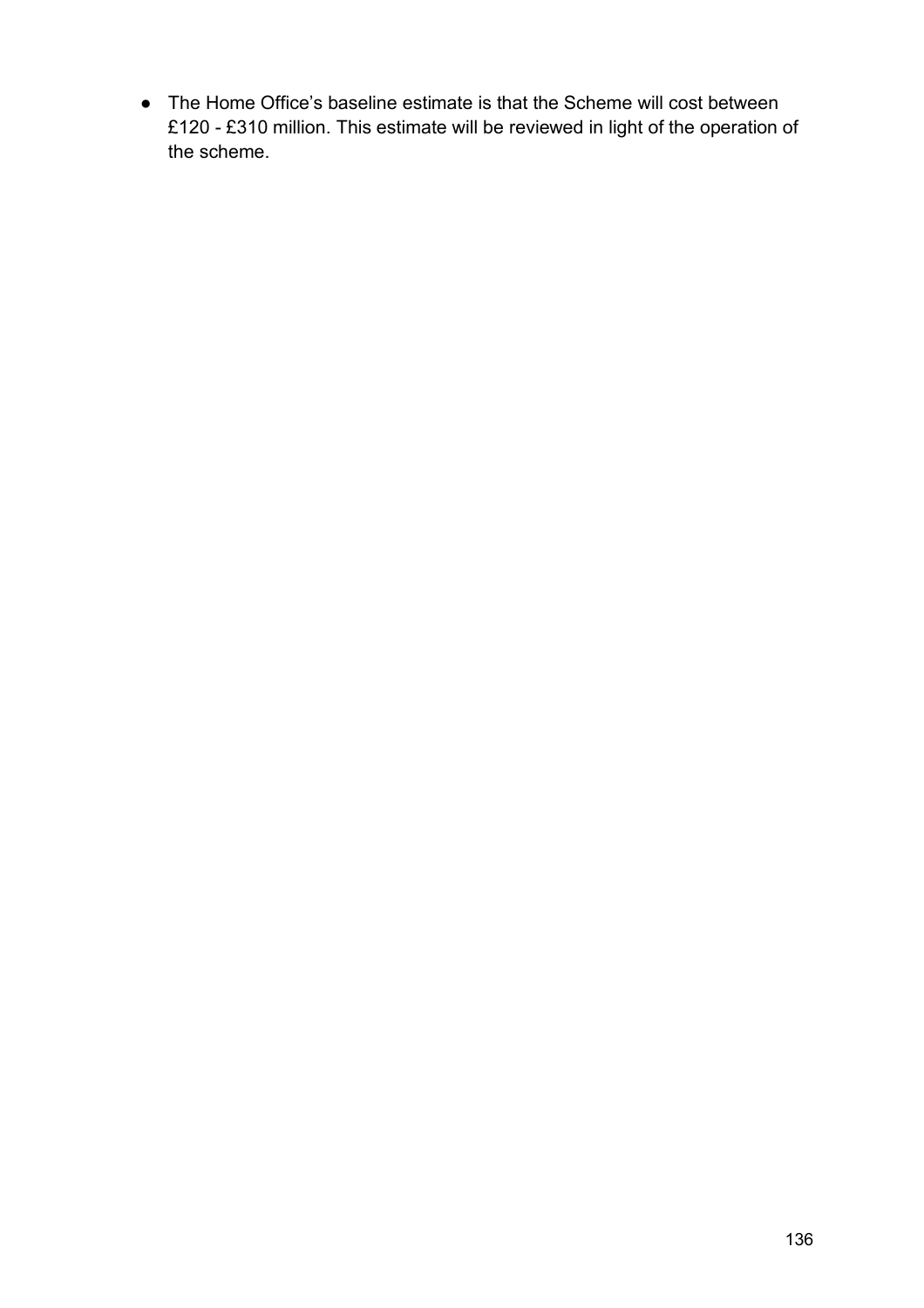- The Home Office's baseline estimate is that the Scheme will cost between £120 - £310 million. This estimate will be reviewed in light of the operation of the scheme.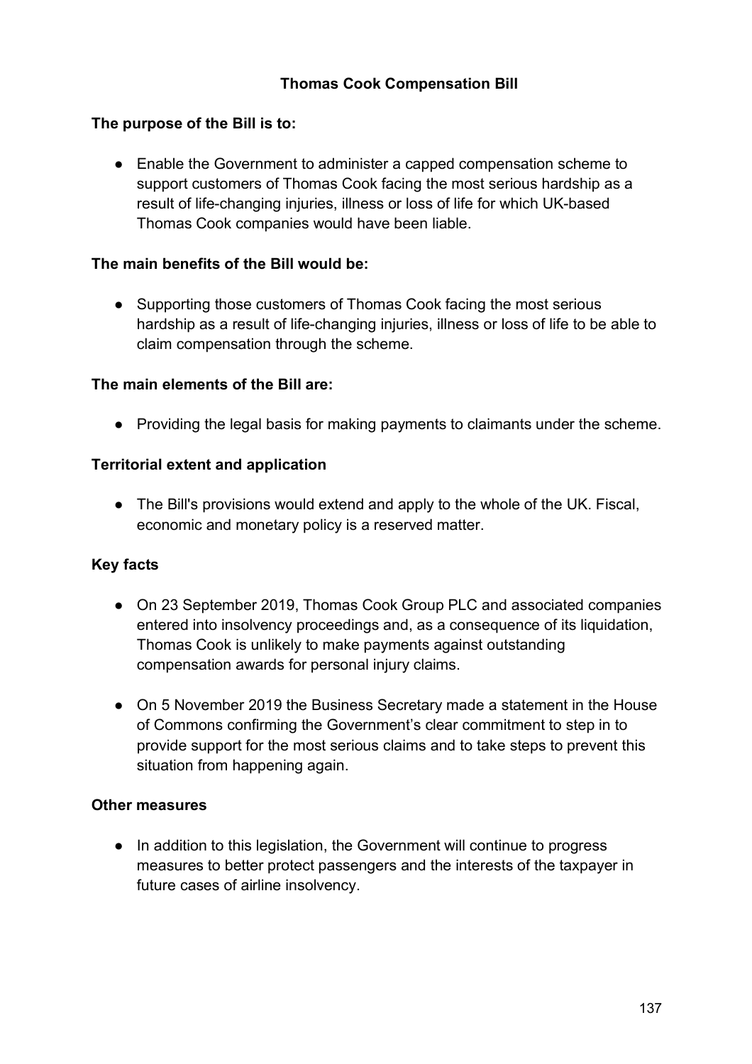# Thomas Cook Compensation Bill

**The purpose of the Bill is to:**

- Enable the Government to administer a capped compensation scheme to support customers of Thomas Cook facing the most serious hardship as a result of life-changing injuries, illness or loss of life for which UK-based Thomas Cook companies would have been liable.

**The main benefits of the Bill would be:**

- Supporting those customers of Thomas Cook facing the most serious hardship as a result of life-changing injuries, illness or loss of life to be able to claim compensation through the scheme.

**The main elements of the Bill are:**

- Providing the legal basis for making payments to claimants under the scheme.

**Territorial extent and application**

- The Bill's provisions would extend and apply to the whole of the UK. Fiscal, economic and monetary policy is a reserved matter.

**Key facts**

- On 23 September 2019, Thomas Cook Group PLC and associated companies entered into insolvency proceedings and, as a consequence of its liquidation, Thomas Cook is unlikely to make payments against outstanding compensation awards for personal injury claims.
- On 5 November 2019 the Business Secretary made a statement in the House of Commons confirming the Government's clear commitment to step in to provide support for the most serious claims and to take steps to prevent this situation from happening again.

**Other measures**

- In addition to this legislation, the Government will continue to progress measures to better protect passengers and the interests of the taxpayer in future cases of airline insolvency.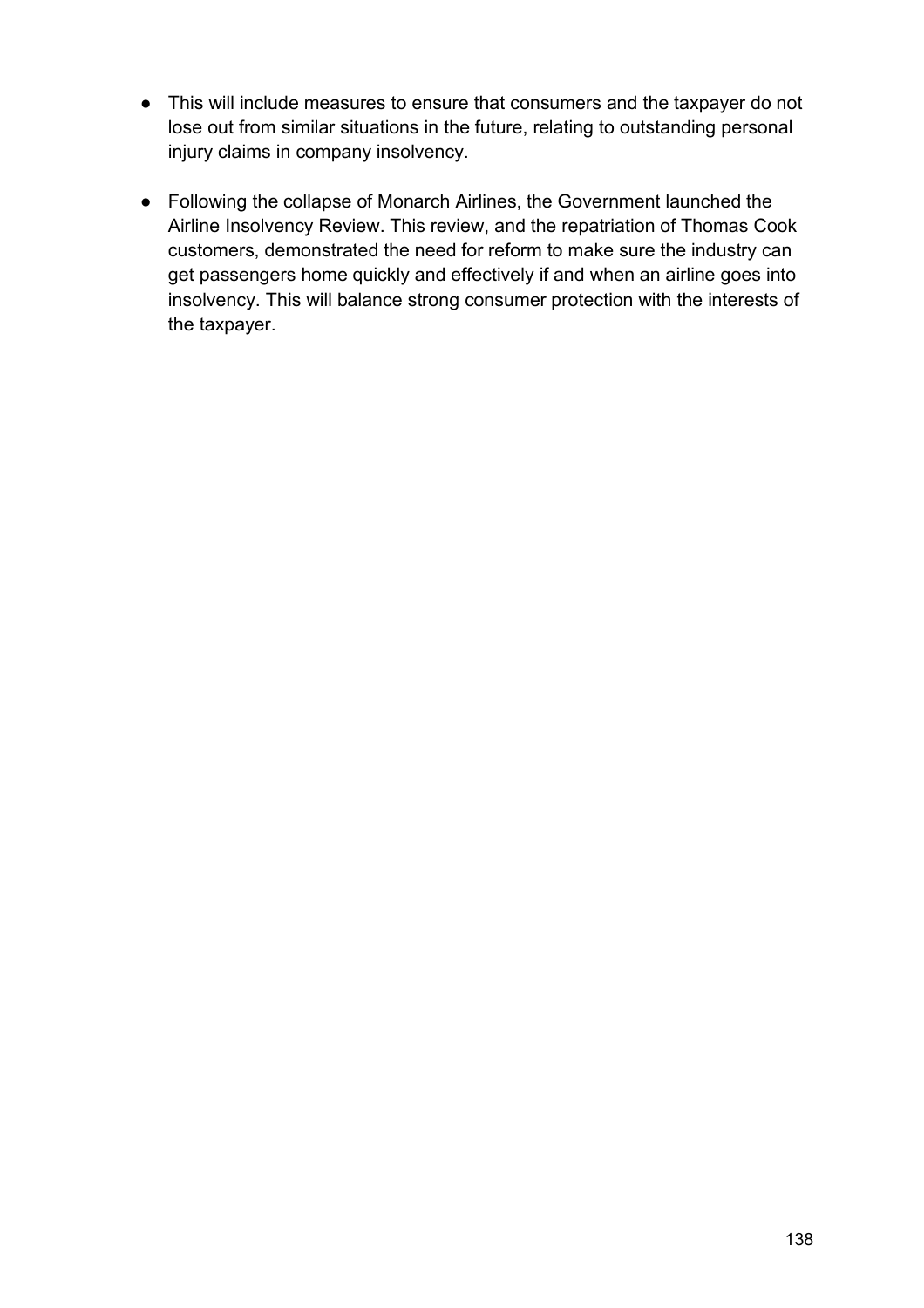- This will include measures to ensure that consumers and the taxpayer do not lose out from similar situations in the future, relating to outstanding personal injury claims in company insolvency.

- Following the collapse of Monarch Airlines, the Government launched the Airline Insolvency Review. This review, and the repatriation of Thomas Cook customers, demonstrated the need for reform to make sure the industry can get passengers home quickly and effectively if and when an airline goes into insolvency. This will balance strong consumer protection with the interests of the taxpayer.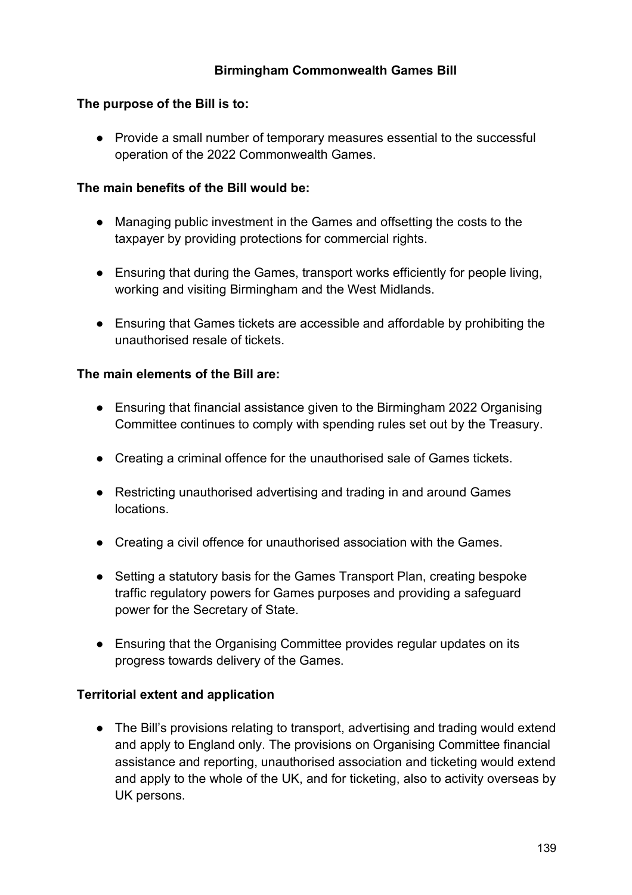## Birmingham Commonwealth Games Bill

**The purpose of the Bill is to:**

- Provide a small number of temporary measures essential to the successful operation of the 2022 Commonwealth Games.

**The main benefits of the Bill would be:**

- Managing public investment in the Games and offsetting the costs to the taxpayer by providing protections for commercial rights.
- Ensuring that during the Games, transport works efficiently for people living, working and visiting Birmingham and the West Midlands.
- Ensuring that Games tickets are accessible and affordable by prohibiting the unauthorised resale of tickets.

**The main elements of the Bill are:**

- Ensuring that financial assistance given to the Birmingham 2022 Organising Committee continues to comply with spending rules set out by the Treasury.
- Creating a criminal offence for the unauthorised sale of Games tickets.
- Restricting unauthorised advertising and trading in and around Games locations.
- Creating a civil offence for unauthorised association with the Games.
- Setting a statutory basis for the Games Transport Plan, creating bespoke traffic regulatory powers for Games purposes and providing a safeguard power for the Secretary of State.
- Ensuring that the Organising Committee provides regular updates on its progress towards delivery of the Games.

**Territorial extent and application**

- The Bill's provisions relating to transport, advertising and trading would extend and apply to England only. The provisions on Organising Committee financial assistance and reporting, unauthorised association and ticketing would extend and apply to the whole of the UK, and for ticketing, also to activity overseas by UK persons.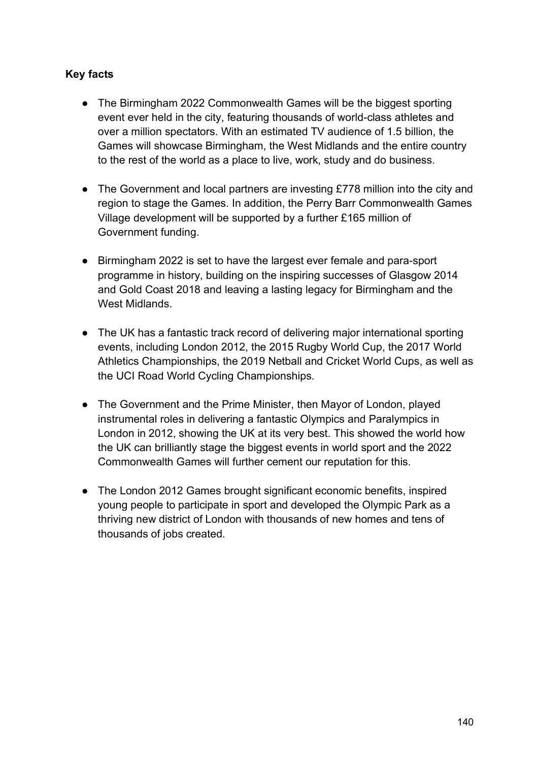**Key facts**

- The Birmingham 2022 Commonwealth Games will be the biggest sporting event ever held in the city, featuring thousands of world-class athletes and over a million spectators. With an estimated TV audience of 1.5 billion, the Games will showcase Birmingham, the West Midlands and the entire country to the rest of the world as a place to live, work, study and do business.

- The Government and local partners are investing £778 million into the city and region to stage the Games. In addition, the Perry Barr Commonwealth Games Village development will be supported by a further £165 million of Government funding.

- Birmingham 2022 is set to have the largest ever female and para-sport programme in history, building on the inspiring successes of Glasgow 2014 and Gold Coast 2018 and leaving a lasting legacy for Birmingham and the West Midlands.

- The UK has a fantastic track record of delivering major international sporting events, including London 2012, the 2015 Rugby World Cup, the 2017 World Athletics Championships, the 2019 Netball and Cricket World Cups, as well as the UCI Road World Cycling Championships.

- The Government and the Prime Minister, then Mayor of London, played instrumental roles in delivering a fantastic Olympics and Paralympics in London in 2012, showing the UK at its very best. This showed the world how the UK can brilliantly stage the biggest events in world sport and the 2022 Commonwealth Games will further cement our reputation for this.

- The London 2012 Games brought significant economic benefits, inspired young people to participate in sport and developed the Olympic Park as a thriving new district of London with thousands of new homes and tens of thousands of jobs created.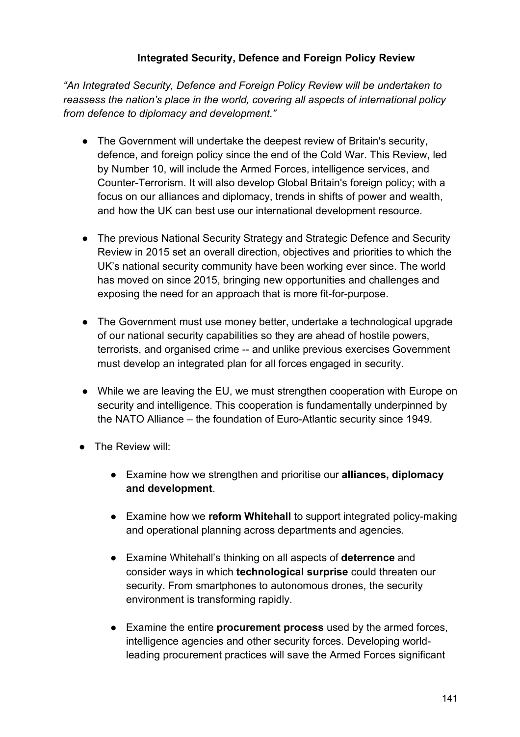**Integrated Security, Defence and Foreign Policy Review**

*"An Integrated Security, Defence and Foreign Policy Review will be undertaken to reassess the nation's place in the world, covering all aspects of international policy from defence to diplomacy and development."*

- The Government will undertake the deepest review of Britain's security, defence, and foreign policy since the end of the Cold War. This Review, led by Number 10, will include the Armed Forces, intelligence services, and Counter-Terrorism. It will also develop Global Britain's foreign policy; with a focus on our alliances and diplomacy, trends in shifts of power and wealth, and how the UK can best use our international development resource.

- The previous National Security Strategy and Strategic Defence and Security Review in 2015 set an overall direction, objectives and priorities to which the UK's national security community have been working ever since. The world has moved on since 2015, bringing new opportunities and challenges and exposing the need for an approach that is more fit-for-purpose.

- The Government must use money better, undertake a technological upgrade of our national security capabilities so they are ahead of hostile powers, terrorists, and organised crime -- and unlike previous exercises Government must develop an integrated plan for all forces engaged in security.

- While we are leaving the EU, we must strengthen cooperation with Europe on security and intelligence. This cooperation is fundamentally underpinned by the NATO Alliance – the foundation of Euro-Atlantic security since 1949.

- The Review will:

    - Examine how we strengthen and prioritise our **alliances, diplomacy and development**.

    - Examine how we **reform Whitehall** to support integrated policy-making and operational planning across departments and agencies.

    - Examine Whitehall's thinking on all aspects of **deterrence** and consider ways in which **technological surprise** could threaten our security. From smartphones to autonomous drones, the security environment is transforming rapidly.

    - Examine the entire **procurement process** used by the armed forces, intelligence agencies and other security forces. Developing world-leading procurement practices will save the Armed Forces significant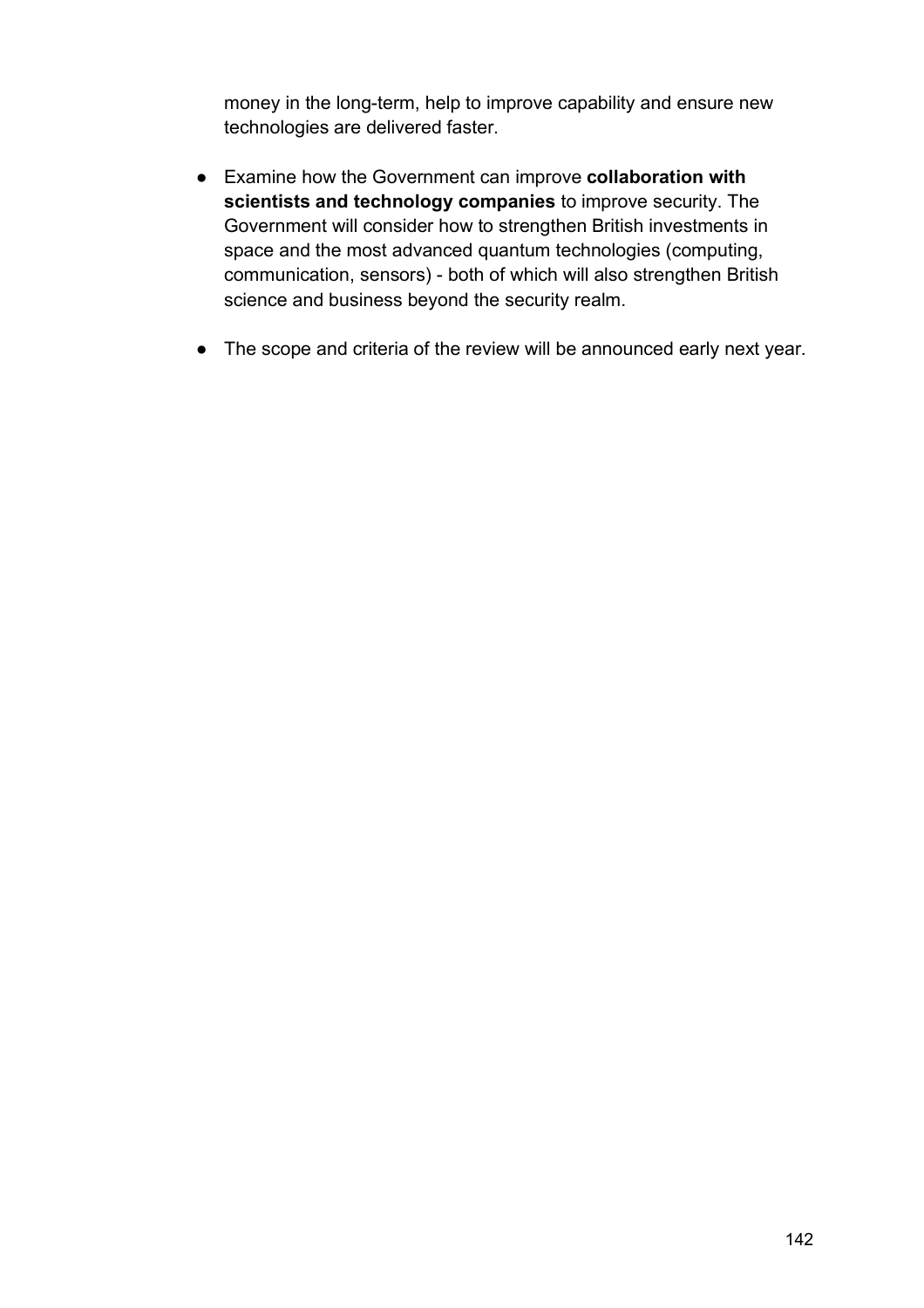money in the long-term, help to improve capability and ensure new technologies are delivered faster.

- Examine how the Government can improve **collaboration with scientists and technology companies** to improve security. The Government will consider how to strengthen British investments in space and the most advanced quantum technologies (computing, communication, sensors) - both of which will also strengthen British science and business beyond the security realm.
- The scope and criteria of the review will be announced early next year.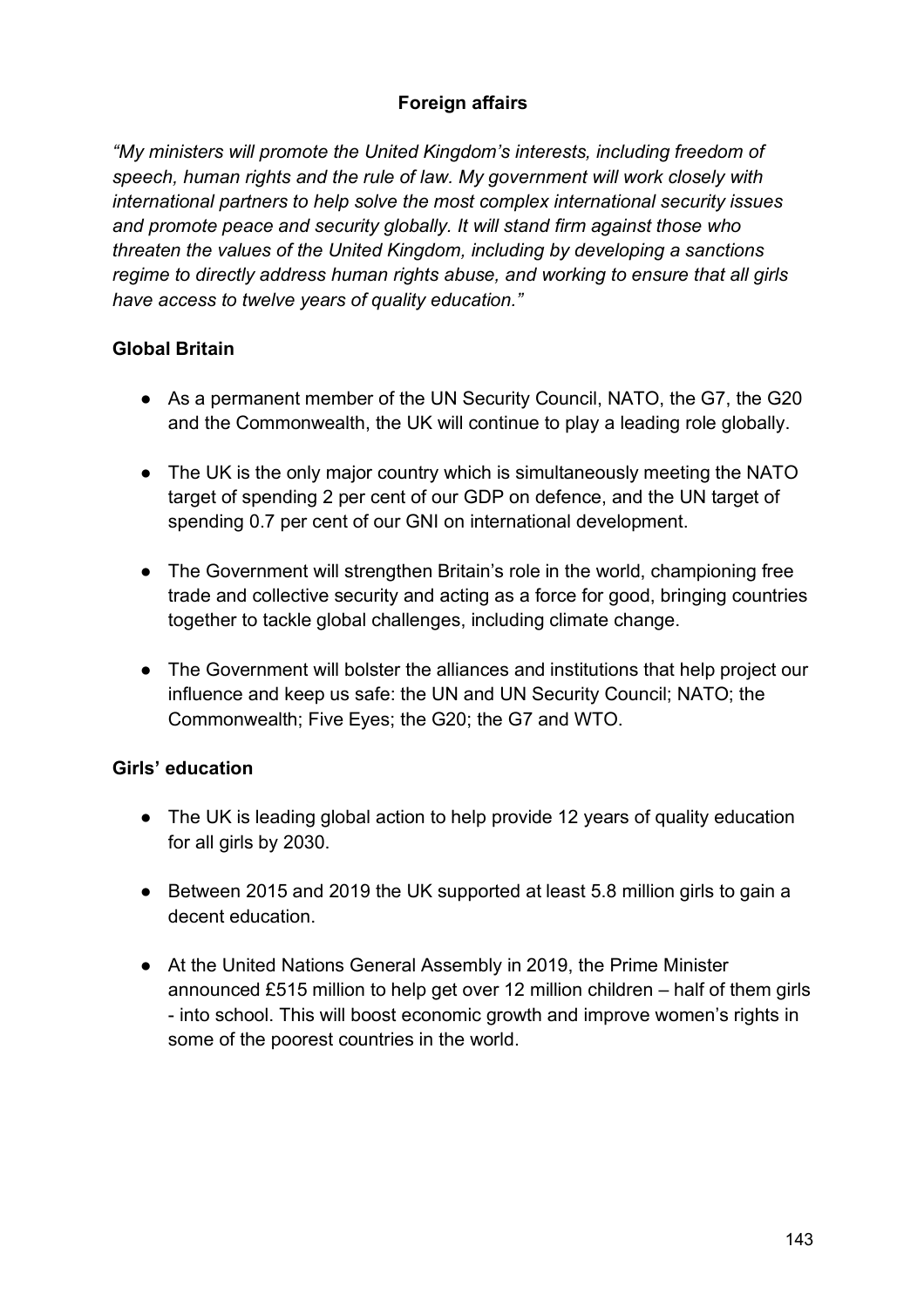## Foreign affairs

*"My ministers will promote the United Kingdom's interests, including freedom of speech, human rights and the rule of law. My government will work closely with international partners to help solve the most complex international security issues and promote peace and security globally. It will stand firm against those who threaten the values of the United Kingdom, including by developing a sanctions regime to directly address human rights abuse, and working to ensure that all girls have access to twelve years of quality education."*

### Global Britain

- As a permanent member of the UN Security Council, NATO, the G7, the G20 and the Commonwealth, the UK will continue to play a leading role globally.

- The UK is the only major country which is simultaneously meeting the NATO target of spending 2 per cent of our GDP on defence, and the UN target of spending 0.7 per cent of our GNI on international development.

- The Government will strengthen Britain's role in the world, championing free trade and collective security and acting as a force for good, bringing countries together to tackle global challenges, including climate change.

- The Government will bolster the alliances and institutions that help project our influence and keep us safe: the UN and UN Security Council; NATO; the Commonwealth; Five Eyes; the G20; the G7 and WTO.

### Girls' education

- The UK is leading global action to help provide 12 years of quality education for all girls by 2030.

- Between 2015 and 2019 the UK supported at least 5.8 million girls to gain a decent education.

- At the United Nations General Assembly in 2019, the Prime Minister announced £515 million to help get over 12 million children – half of them girls - into school. This will boost economic growth and improve women's rights in some of the poorest countries in the world.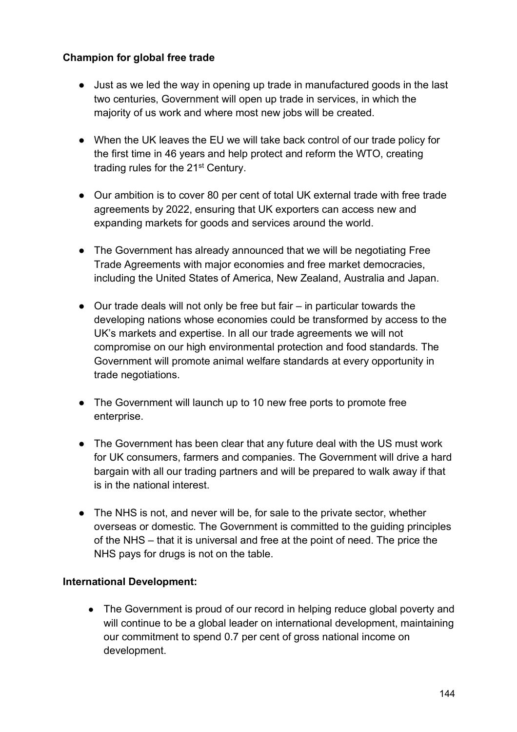**Champion for global free trade**

- Just as we led the way in opening up trade in manufactured goods in the last two centuries, Government will open up trade in services, in which the majority of us work and where most new jobs will be created.

- When the UK leaves the EU we will take back control of our trade policy for the first time in 46 years and help protect and reform the WTO, creating trading rules for the 21st Century.

- Our ambition is to cover 80 per cent of total UK external trade with free trade agreements by 2022, ensuring that UK exporters can access new and expanding markets for goods and services around the world.

- The Government has already announced that we will be negotiating Free Trade Agreements with major economies and free market democracies, including the United States of America, New Zealand, Australia and Japan.

- Our trade deals will not only be free but fair – in particular towards the developing nations whose economies could be transformed by access to the UK's markets and expertise. In all our trade agreements we will not compromise on our high environmental protection and food standards. The Government will promote animal welfare standards at every opportunity in trade negotiations.

- The Government will launch up to 10 new free ports to promote free enterprise.

- The Government has been clear that any future deal with the US must work for UK consumers, farmers and companies. The Government will drive a hard bargain with all our trading partners and will be prepared to walk away if that is in the national interest.

- The NHS is not, and never will be, for sale to the private sector, whether overseas or domestic. The Government is committed to the guiding principles of the NHS – that it is universal and free at the point of need. The price the NHS pays for drugs is not on the table.

**International Development:**

- The Government is proud of our record in helping reduce global poverty and will continue to be a global leader on international development, maintaining our commitment to spend 0.7 per cent of gross national income on development.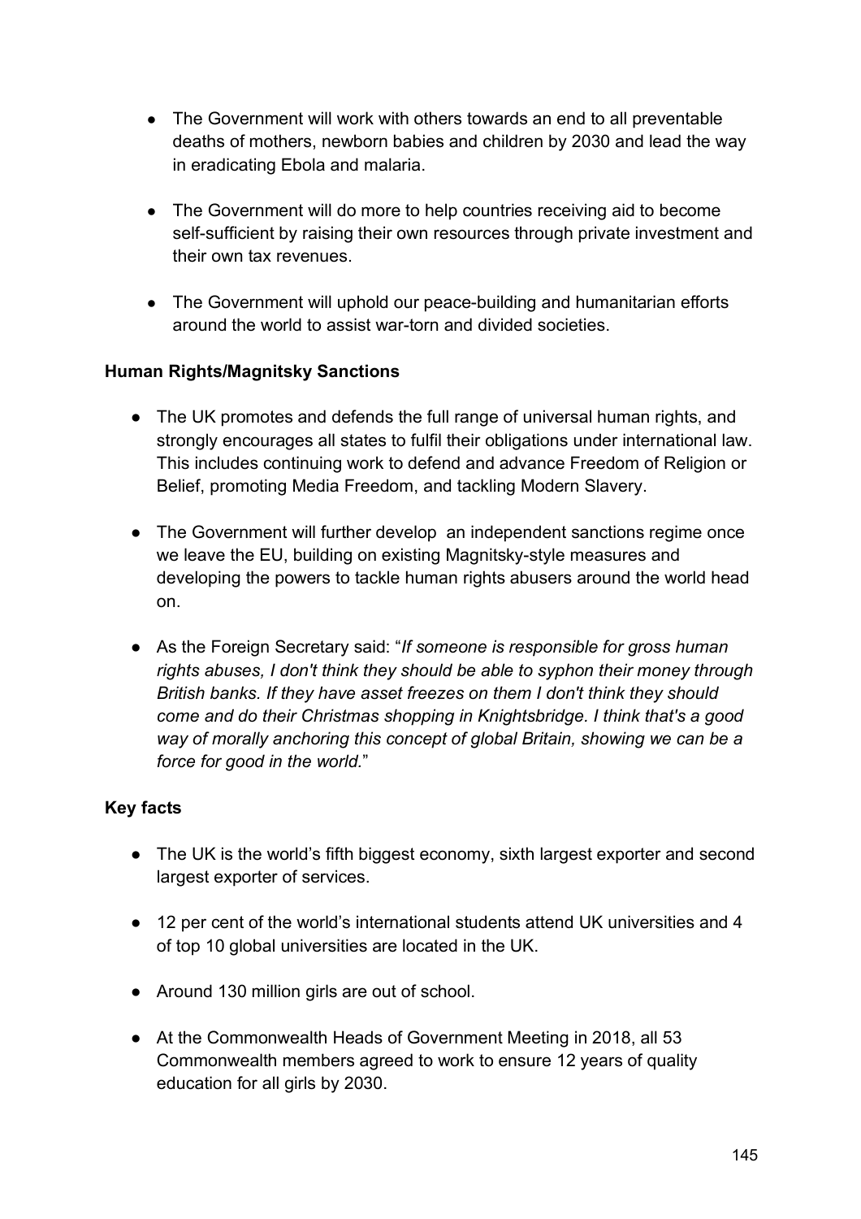- The Government will work with others towards an end to all preventable deaths of mothers, newborn babies and children by 2030 and lead the way in eradicating Ebola and malaria.

- The Government will do more to help countries receiving aid to become self-sufficient by raising their own resources through private investment and their own tax revenues.

- The Government will uphold our peace-building and humanitarian efforts around the world to assist war-torn and divided societies.

**Human Rights/Magnitsky Sanctions**

- The UK promotes and defends the full range of universal human rights, and strongly encourages all states to fulfil their obligations under international law. This includes continuing work to defend and advance Freedom of Religion or Belief, promoting Media Freedom, and tackling Modern Slavery.

- The Government will further develop an independent sanctions regime once we leave the EU, building on existing Magnitsky-style measures and developing the powers to tackle human rights abusers around the world head on.

- As the Foreign Secretary said: "*If someone is responsible for gross human rights abuses, I don't think they should be able to syphon their money through British banks. If they have asset freezes on them I don't think they should come and do their Christmas shopping in Knightsbridge. I think that's a good way of morally anchoring this concept of global Britain, showing we can be a force for good in the world.*"

**Key facts**

- The UK is the world's fifth biggest economy, sixth largest exporter and second largest exporter of services.

- 12 per cent of the world's international students attend UK universities and 4 of top 10 global universities are located in the UK.

- Around 130 million girls are out of school.

- At the Commonwealth Heads of Government Meeting in 2018, all 53 Commonwealth members agreed to work to ensure 12 years of quality education for all girls by 2030.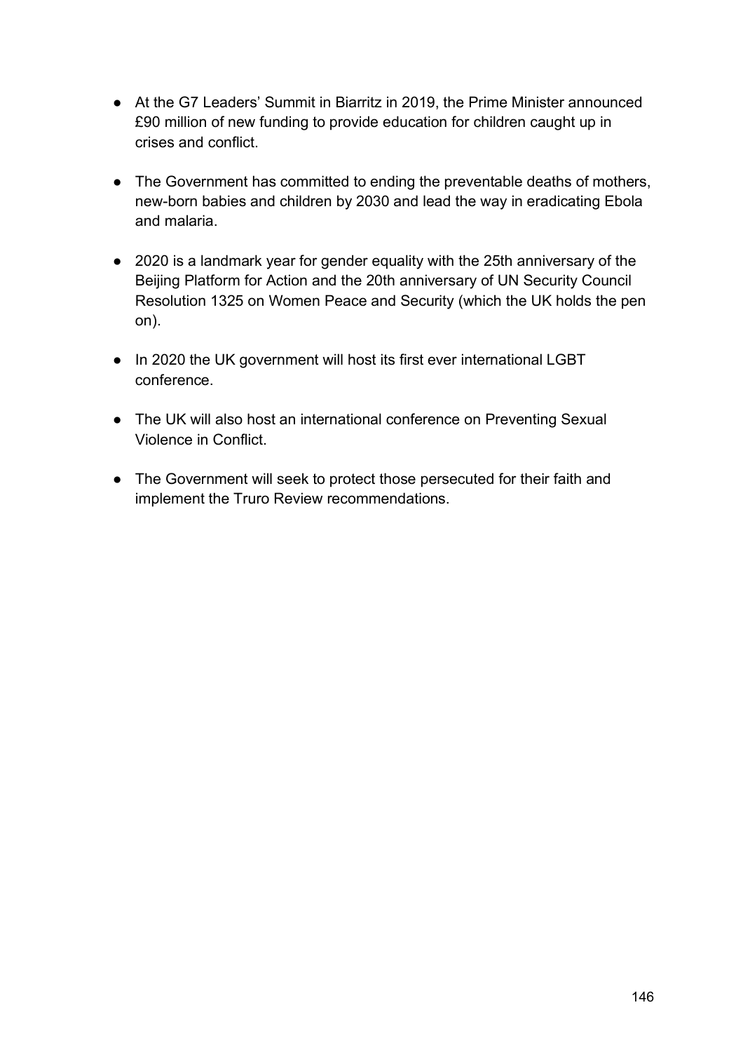- At the G7 Leaders' Summit in Biarritz in 2019, the Prime Minister announced £90 million of new funding to provide education for children caught up in crises and conflict.

- The Government has committed to ending the preventable deaths of mothers, new-born babies and children by 2030 and lead the way in eradicating Ebola and malaria.

- 2020 is a landmark year for gender equality with the 25th anniversary of the Beijing Platform for Action and the 20th anniversary of UN Security Council Resolution 1325 on Women Peace and Security (which the UK holds the pen on).

- In 2020 the UK government will host its first ever international LGBT conference.

- The UK will also host an international conference on Preventing Sexual Violence in Conflict.

- The Government will seek to protect those persecuted for their faith and implement the Truro Review recommendations.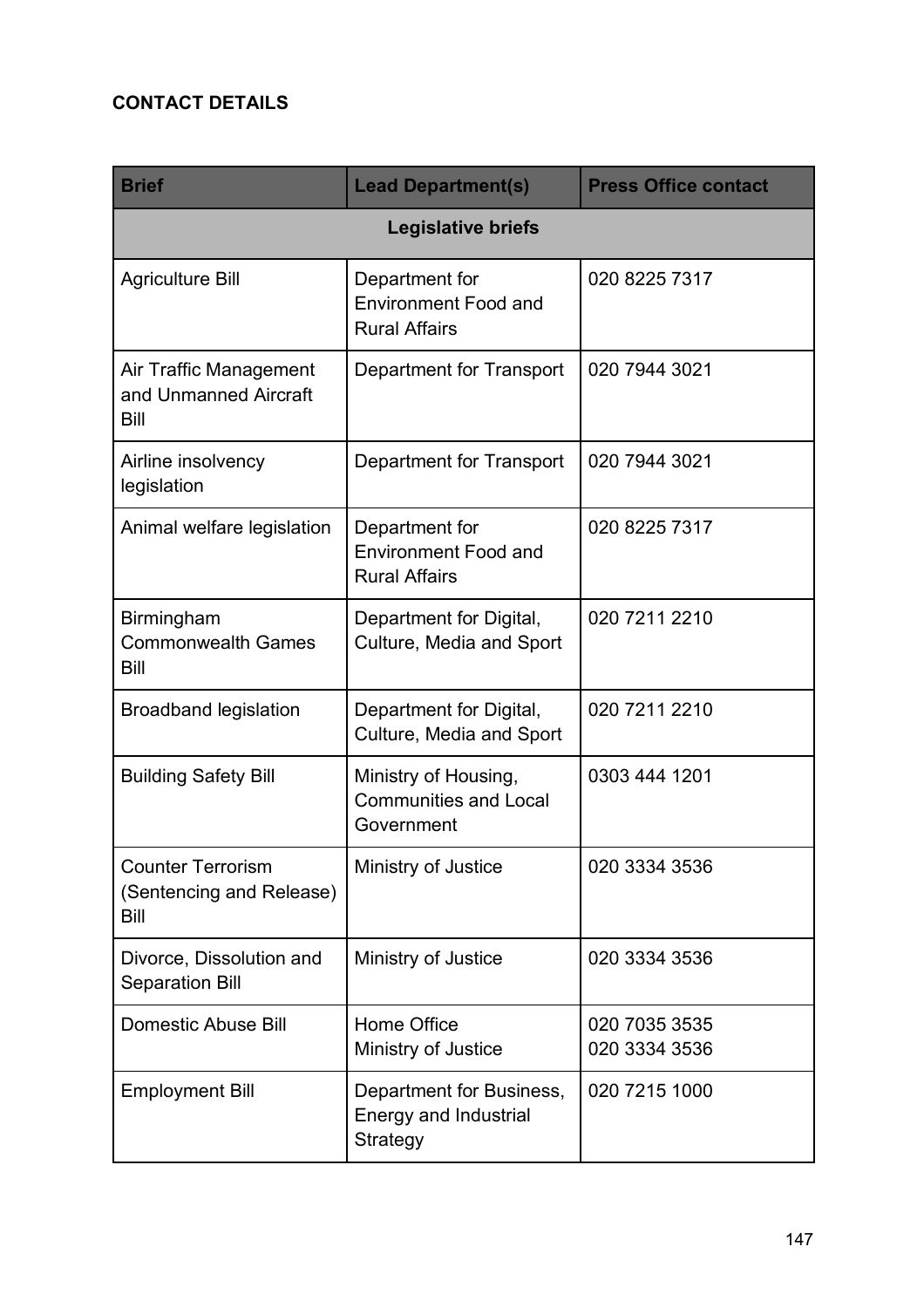**CONTACT DETAILS**

| Brief | Lead Department(s) | Press Office contact |
|---|---|---|
| **Legislative briefs** | | |
| Agriculture Bill | Department for Environment Food and Rural Affairs | 020 8225 7317 |
| Air Traffic Management and Unmanned Aircraft Bill | Department for Transport | 020 7944 3021 |
| Airline insolvency legislation | Department for Transport | 020 7944 3021 |
| Animal welfare legislation | Department for Environment Food and Rural Affairs | 020 8225 7317 |
| Birmingham Commonwealth Games Bill | Department for Digital, Culture, Media and Sport | 020 7211 2210 |
| Broadband legislation | Department for Digital, Culture, Media and Sport | 020 7211 2210 |
| Building Safety Bill | Ministry of Housing, Communities and Local Government | 0303 444 1201 |
| Counter Terrorism (Sentencing and Release) Bill | Ministry of Justice | 020 3334 3536 |
| Divorce, Dissolution and Separation Bill | Ministry of Justice | 020 3334 3536 |
| Domestic Abuse Bill | Home Office<br>Ministry of Justice | 020 7035 3535<br>020 3334 3536 |
| Employment Bill | Department for Business, Energy and Industrial Strategy | 020 7215 1000 |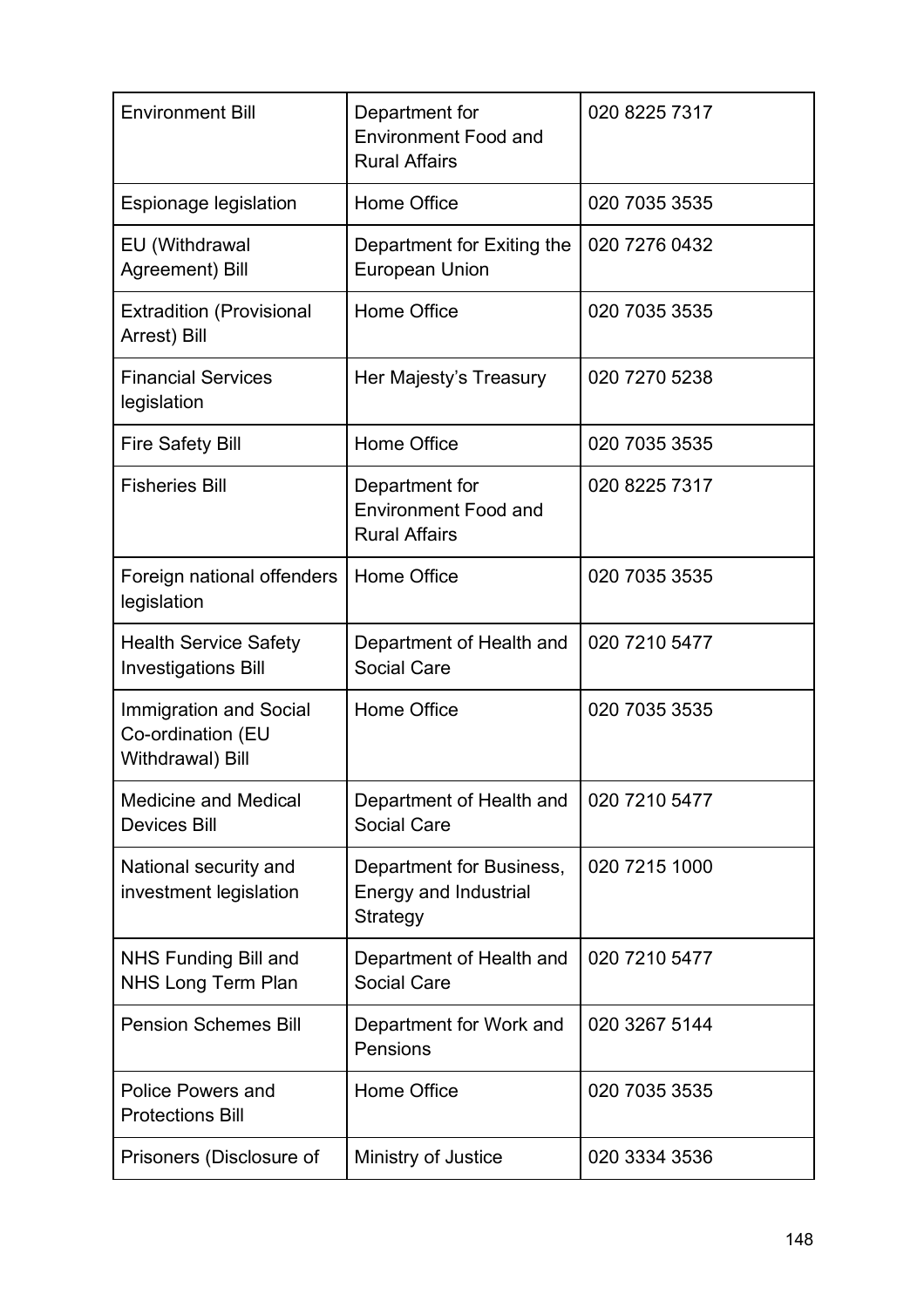| | | |
|---|---|---|
| Environment Bill | Department for Environment Food and Rural Affairs | 020 8225 7317 |
| Espionage legislation | Home Office | 020 7035 3535 |
| EU (Withdrawal Agreement) Bill | Department for Exiting the European Union | 020 7276 0432 |
| Extradition (Provisional Arrest) Bill | Home Office | 020 7035 3535 |
| Financial Services legislation | Her Majesty's Treasury | 020 7270 5238 |
| Fire Safety Bill | Home Office | 020 7035 3535 |
| Fisheries Bill | Department for Environment Food and Rural Affairs | 020 8225 7317 |
| Foreign national offenders legislation | Home Office | 020 7035 3535 |
| Health Service Safety Investigations Bill | Department of Health and Social Care | 020 7210 5477 |
| Immigration and Social Co-ordination (EU Withdrawal) Bill | Home Office | 020 7035 3535 |
| Medicine and Medical Devices Bill | Department of Health and Social Care | 020 7210 5477 |
| National security and investment legislation | Department for Business, Energy and Industrial Strategy | 020 7215 1000 |
| NHS Funding Bill and NHS Long Term Plan | Department of Health and Social Care | 020 7210 5477 |
| Pension Schemes Bill | Department for Work and Pensions | 020 3267 5144 |
| Police Powers and Protections Bill | Home Office | 020 7035 3535 |
| Prisoners (Disclosure of | Ministry of Justice | 020 3334 3536 |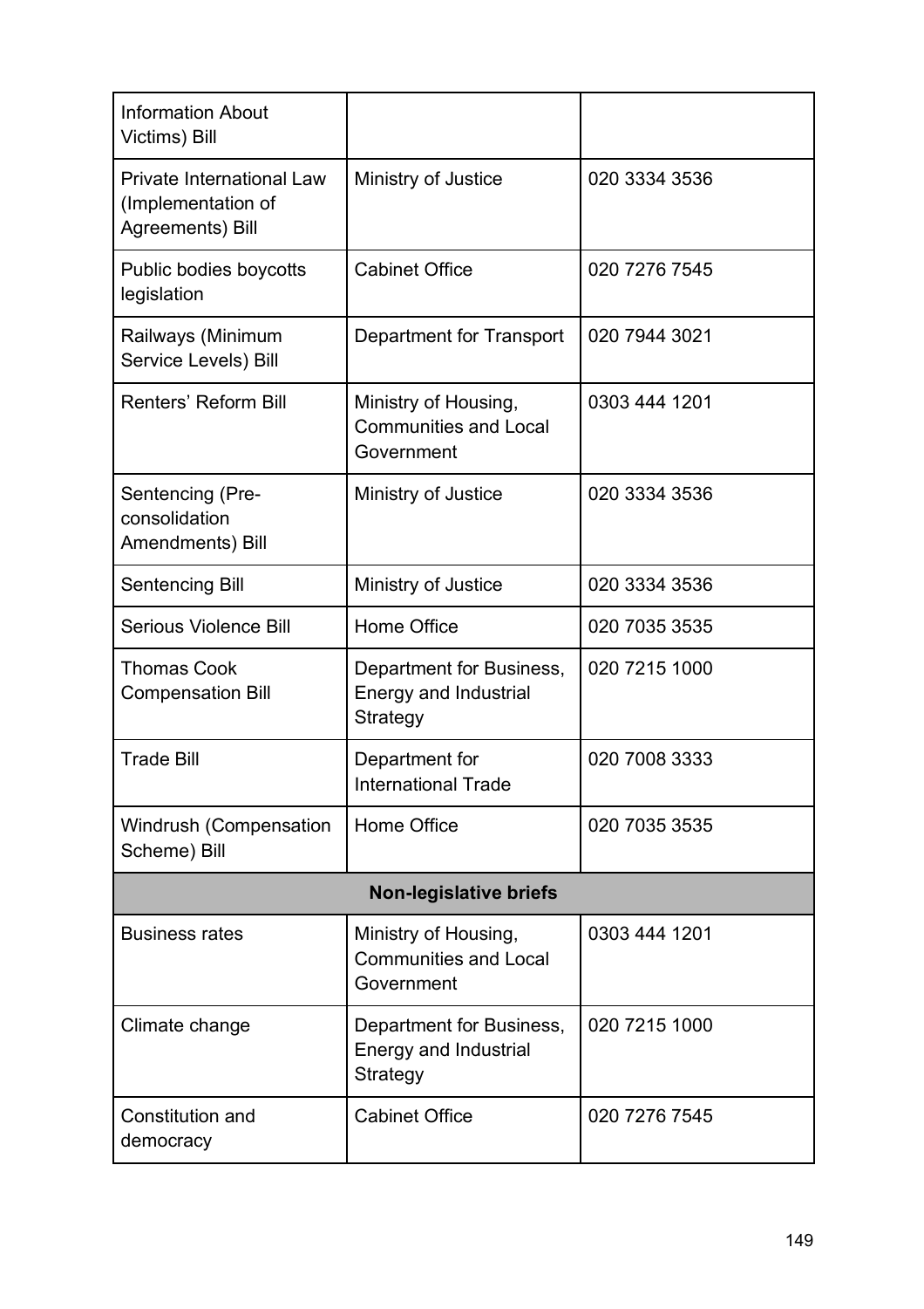| | | |
|---|---|---|
| Information About Victims) Bill | | |
| Private International Law (Implementation of Agreements) Bill | Ministry of Justice | 020 3334 3536 |
| Public bodies boycotts legislation | Cabinet Office | 020 7276 7545 |
| Railways (Minimum Service Levels) Bill | Department for Transport | 020 7944 3021 |
| Renters' Reform Bill | Ministry of Housing, Communities and Local Government | 0303 444 1201 |
| Sentencing (Pre-consolidation Amendments) Bill | Ministry of Justice | 020 3334 3536 |
| Sentencing Bill | Ministry of Justice | 020 3334 3536 |
| Serious Violence Bill | Home Office | 020 7035 3535 |
| Thomas Cook Compensation Bill | Department for Business, Energy and Industrial Strategy | 020 7215 1000 |
| Trade Bill | Department for International Trade | 020 7008 3333 |
| Windrush (Compensation Scheme) Bill | Home Office | 020 7035 3535 |
| **Non-legislative briefs** | | |
| Business rates | Ministry of Housing, Communities and Local Government | 0303 444 1201 |
| Climate change | Department for Business, Energy and Industrial Strategy | 020 7215 1000 |
| Constitution and democracy | Cabinet Office | 020 7276 7545 |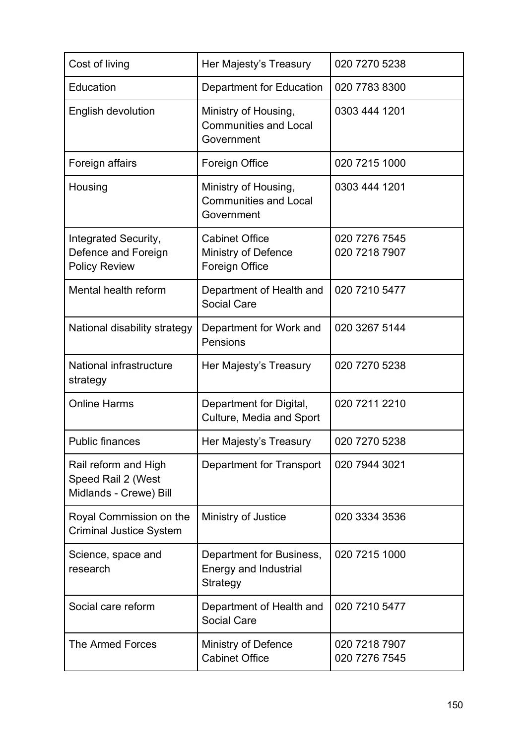| Cost of living | Her Majesty’s Treasury | 020 7270 5238 |
|---|---|---|
| Education | Department for Education | 020 7783 8300 |
| English devolution | Ministry of Housing, Communities and Local Government | 0303 444 1201 |
| Foreign affairs | Foreign Office | 020 7215 1000 |
| Housing | Ministry of Housing, Communities and Local Government | 0303 444 1201 |
| Integrated Security, Defence and Foreign Policy Review | Cabinet Office<br>Ministry of Defence<br>Foreign Office | 020 7276 7545<br>020 7218 7907 |
| Mental health reform | Department of Health and Social Care | 020 7210 5477 |
| National disability strategy | Department for Work and Pensions | 020 3267 5144 |
| National infrastructure strategy | Her Majesty’s Treasury | 020 7270 5238 |
| Online Harms | Department for Digital, Culture, Media and Sport | 020 7211 2210 |
| Public finances | Her Majesty’s Treasury | 020 7270 5238 |
| Rail reform and High Speed Rail 2 (West Midlands - Crewe) Bill | Department for Transport | 020 7944 3021 |
| Royal Commission on the Criminal Justice System | Ministry of Justice | 020 3334 3536 |
| Science, space and research | Department for Business, Energy and Industrial Strategy | 020 7215 1000 |
| Social care reform | Department of Health and Social Care | 020 7210 5477 |
| The Armed Forces | Ministry of Defence<br>Cabinet Office | 020 7218 7907<br>020 7276 7545 |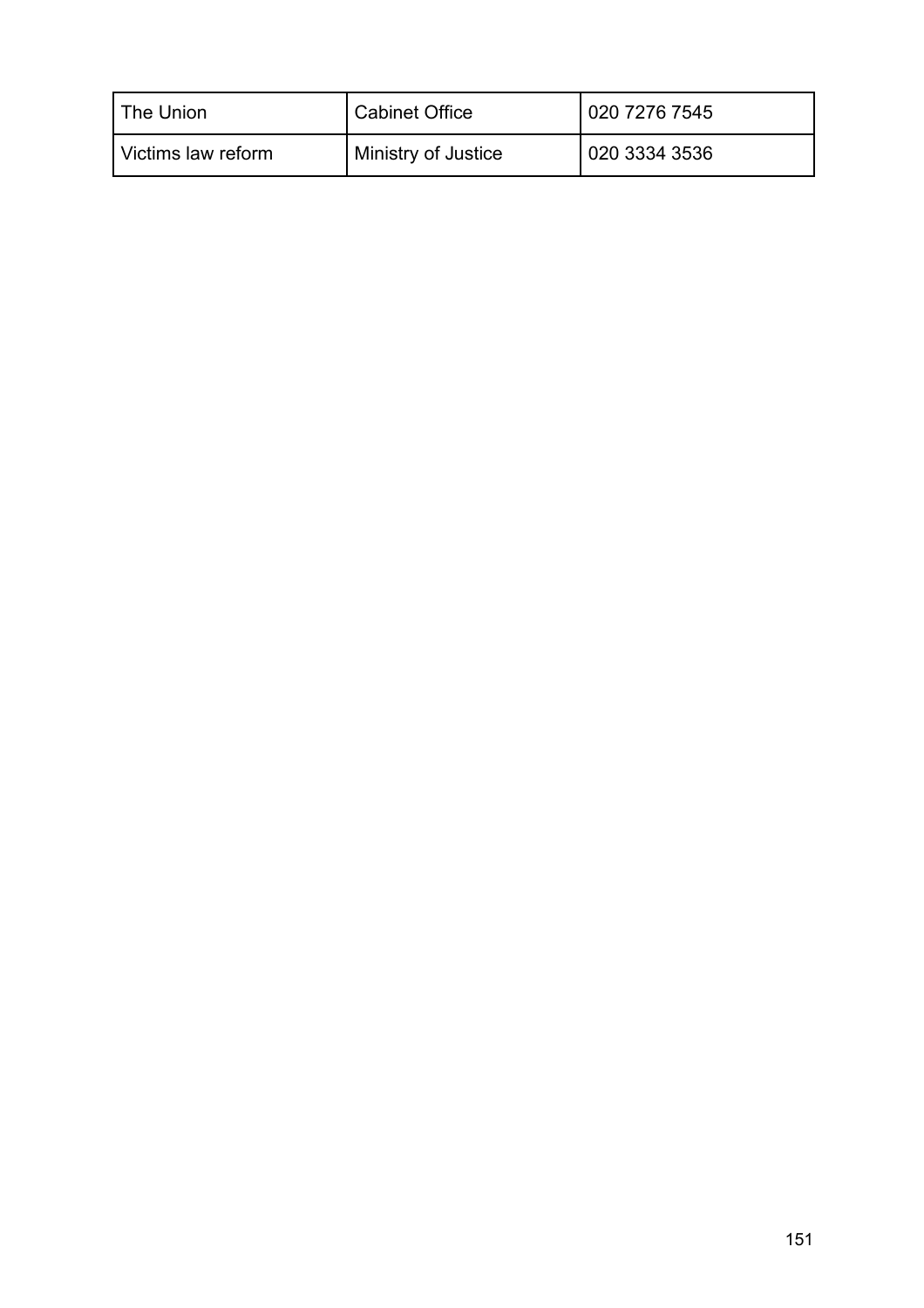| | | |
|---|---|---|
| The Union | Cabinet Office | 020 7276 7545 |
| Victims law reform | Ministry of Justice | 020 3334 3536 |